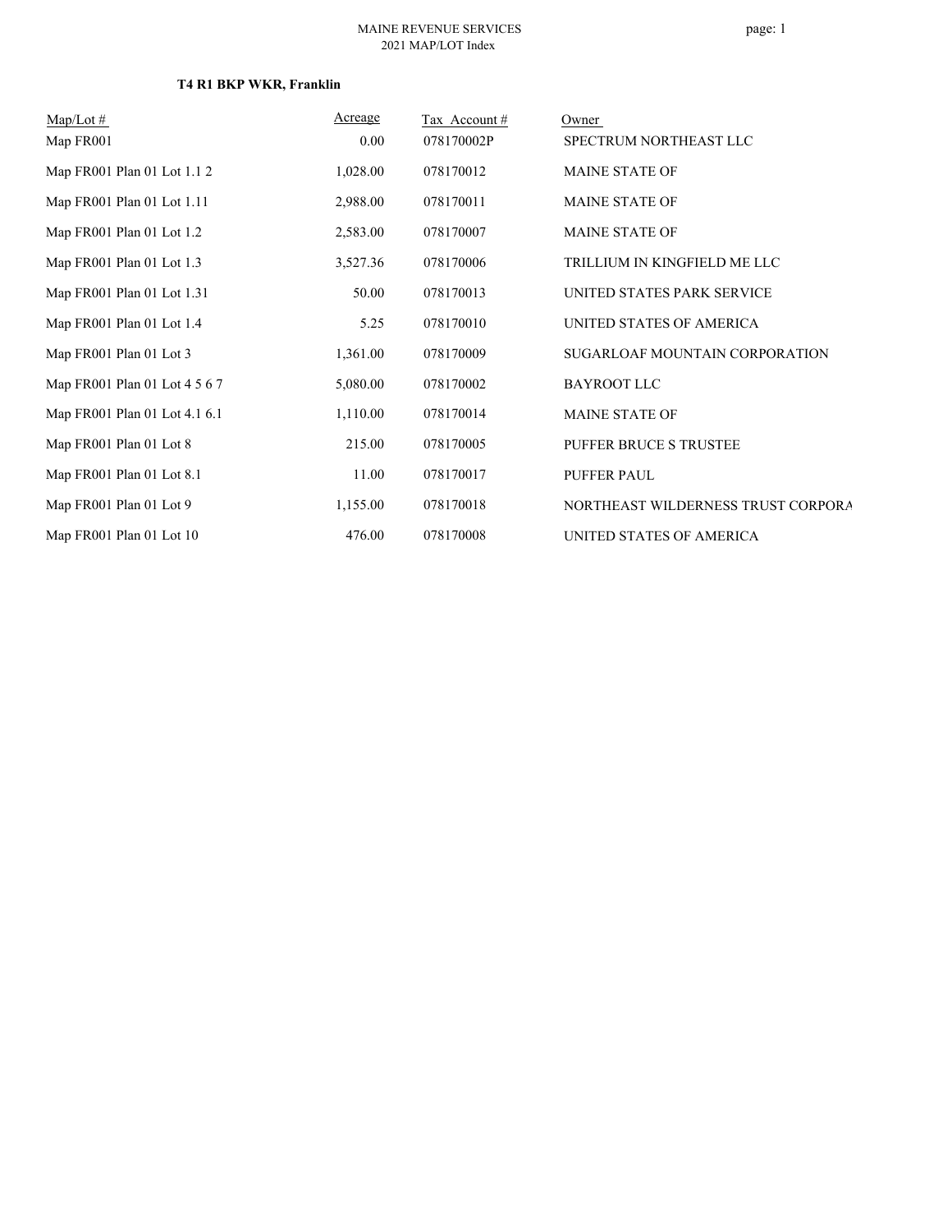MAINE REVENUE SERVICES
2021 MAP/LOT Index

**T4 R1 BKP WKR, Franklin**

| Map/Lot # | Acreage | Tax Account # | Owner |
|---|---|---|---|
| Map FR001 | 0.00 | 078170002P | SPECTRUM NORTHEAST LLC |
| Map FR001 Plan 01 Lot 1.1 2 | 1,028.00 | 078170012 | MAINE STATE OF |
| Map FR001 Plan 01 Lot 1.11 | 2,988.00 | 078170011 | MAINE STATE OF |
| Map FR001 Plan 01 Lot 1.2 | 2,583.00 | 078170007 | MAINE STATE OF |
| Map FR001 Plan 01 Lot 1.3 | 3,527.36 | 078170006 | TRILLIUM IN KINGFIELD ME LLC |
| Map FR001 Plan 01 Lot 1.31 | 50.00 | 078170013 | UNITED STATES PARK SERVICE |
| Map FR001 Plan 01 Lot 1.4 | 5.25 | 078170010 | UNITED STATES OF AMERICA |
| Map FR001 Plan 01 Lot 3 | 1,361.00 | 078170009 | SUGARLOAF MOUNTAIN CORPORATION |
| Map FR001 Plan 01 Lot 4 5 6 7 | 5,080.00 | 078170002 | BAYROOT LLC |
| Map FR001 Plan 01 Lot 4.1 6.1 | 1,110.00 | 078170014 | MAINE STATE OF |
| Map FR001 Plan 01 Lot 8 | 215.00 | 078170005 | PUFFER BRUCE S TRUSTEE |
| Map FR001 Plan 01 Lot 8.1 | 11.00 | 078170017 | PUFFER PAUL |
| Map FR001 Plan 01 Lot 9 | 1,155.00 | 078170018 | NORTHEAST WILDERNESS TRUST CORPORA |
| Map FR001 Plan 01 Lot 10 | 476.00 | 078170008 | UNITED STATES OF AMERICA |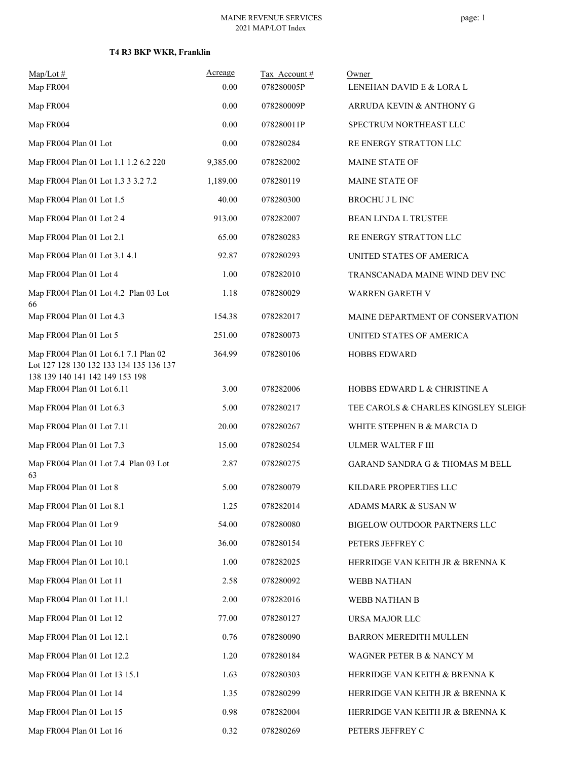MAINE REVENUE SERVICES
2021 MAP/LOT Index

**T4 R3 BKP WKR, Franklin**

| Map/Lot # | Acreage | Tax Account # | Owner |
| --- | --- | --- | --- |
| Map FR004 | 0.00 | 078280005P | LENEHAN DAVID E & LORA L |
| Map FR004 | 0.00 | 078280009P | ARRUDA KEVIN & ANTHONY G |
| Map FR004 | 0.00 | 078280011P | SPECTRUM NORTHEAST LLC |
| Map FR004 Plan 01 Lot | 0.00 | 078280284 | RE ENERGY STRATTON LLC |
| Map FR004 Plan 01 Lot 1.1 1.2 6.2 220 | 9,385.00 | 078282002 | MAINE STATE OF |
| Map FR004 Plan 01 Lot 1.3 3 3.2 7.2 | 1,189.00 | 078280119 | MAINE STATE OF |
| Map FR004 Plan 01 Lot 1.5 | 40.00 | 078280300 | BROCHU J L INC |
| Map FR004 Plan 01 Lot 2 4 | 913.00 | 078282007 | BEAN LINDA L TRUSTEE |
| Map FR004 Plan 01 Lot 2.1 | 65.00 | 078280283 | RE ENERGY STRATTON LLC |
| Map FR004 Plan 01 Lot 3.1 4.1 | 92.87 | 078280293 | UNITED STATES OF AMERICA |
| Map FR004 Plan 01 Lot 4 | 1.00 | 078282010 | TRANSCANADA MAINE WIND DEV INC |
| Map FR004 Plan 01 Lot 4.2 Plan 03 Lot 66 | 1.18 | 078280029 | WARREN GARETH V |
| Map FR004 Plan 01 Lot 4.3 | 154.38 | 078282017 | MAINE DEPARTMENT OF CONSERVATION |
| Map FR004 Plan 01 Lot 5 | 251.00 | 078280073 | UNITED STATES OF AMERICA |
| Map FR004 Plan 01 Lot 6.1 7.1 Plan 02 Lot 127 128 130 132 133 134 135 136 137 138 139 140 141 142 149 153 198 | 364.99 | 078280106 | HOBBS EDWARD |
| Map FR004 Plan 01 Lot 6.11 | 3.00 | 078282006 | HOBBS EDWARD L & CHRISTINE A |
| Map FR004 Plan 01 Lot 6.3 | 5.00 | 078280217 | TEE CAROLS & CHARLES KINGSLEY SLEIGH |
| Map FR004 Plan 01 Lot 7.11 | 20.00 | 078280267 | WHITE STEPHEN B & MARCIA D |
| Map FR004 Plan 01 Lot 7.3 | 15.00 | 078280254 | ULMER WALTER F III |
| Map FR004 Plan 01 Lot 7.4 Plan 03 Lot 63 | 2.87 | 078280275 | GARAND SANDRA G & THOMAS M BELL |
| Map FR004 Plan 01 Lot 8 | 5.00 | 078280079 | KILDARE PROPERTIES LLC |
| Map FR004 Plan 01 Lot 8.1 | 1.25 | 078282014 | ADAMS MARK & SUSAN W |
| Map FR004 Plan 01 Lot 9 | 54.00 | 078280080 | BIGELOW OUTDOOR PARTNERS LLC |
| Map FR004 Plan 01 Lot 10 | 36.00 | 078280154 | PETERS JEFFREY C |
| Map FR004 Plan 01 Lot 10.1 | 1.00 | 078282025 | HERRIDGE VAN KEITH JR & BRENNA K |
| Map FR004 Plan 01 Lot 11 | 2.58 | 078280092 | WEBB NATHAN |
| Map FR004 Plan 01 Lot 11.1 | 2.00 | 078282016 | WEBB NATHAN B |
| Map FR004 Plan 01 Lot 12 | 77.00 | 078280127 | URSA MAJOR LLC |
| Map FR004 Plan 01 Lot 12.1 | 0.76 | 078280090 | BARRON MEREDITH MULLEN |
| Map FR004 Plan 01 Lot 12.2 | 1.20 | 078280184 | WAGNER PETER B & NANCY M |
| Map FR004 Plan 01 Lot 13 15.1 | 1.63 | 078280303 | HERRIDGE VAN KEITH & BRENNA K |
| Map FR004 Plan 01 Lot 14 | 1.35 | 078280299 | HERRIDGE VAN KEITH JR & BRENNA K |
| Map FR004 Plan 01 Lot 15 | 0.98 | 078282004 | HERRIDGE VAN KEITH JR & BRENNA K |
| Map FR004 Plan 01 Lot 16 | 0.32 | 078280269 | PETERS JEFFREY C |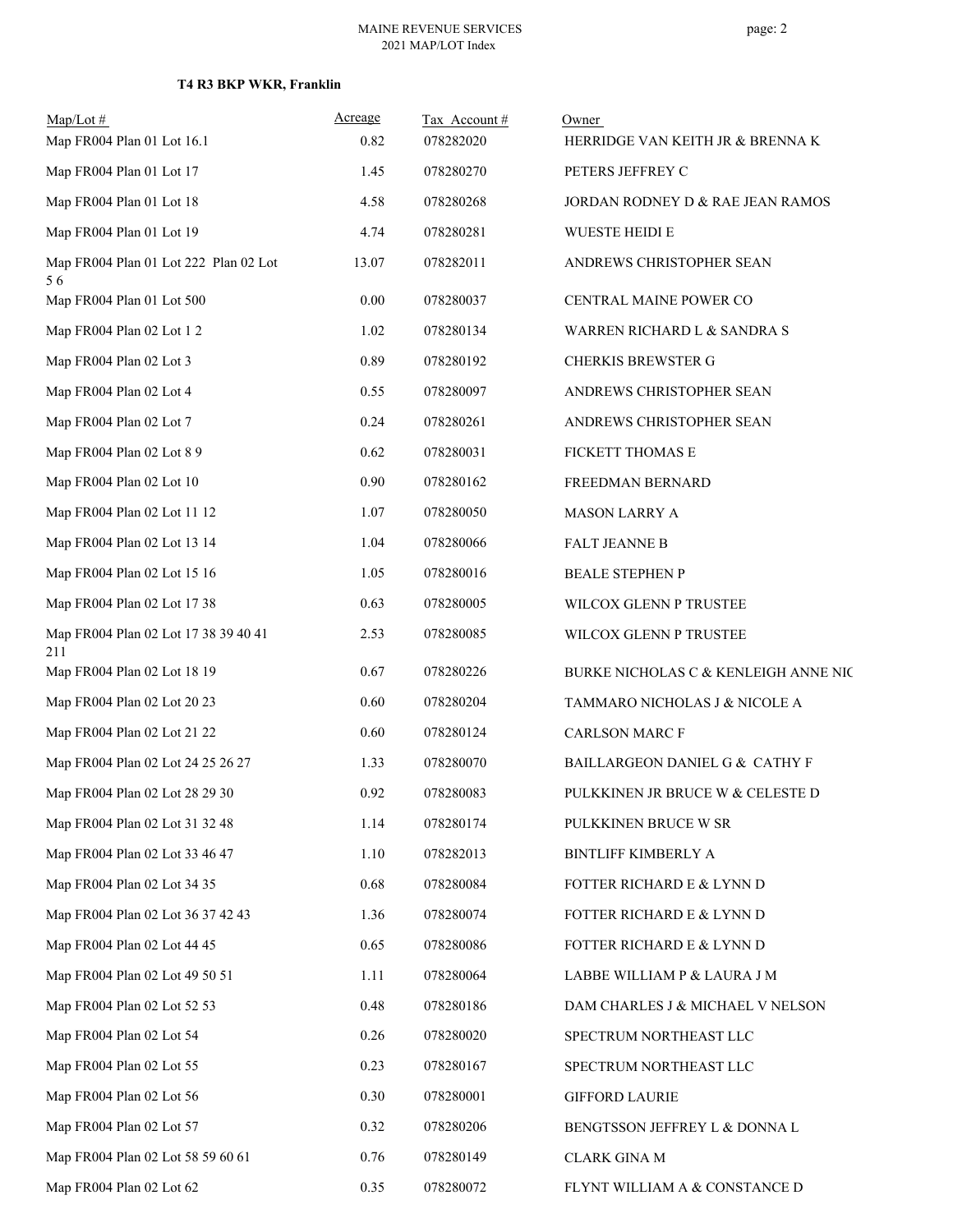**T4 R3 BKP WKR, Franklin**

| Map/Lot # | Acreage | Tax Account # | Owner |
|---|---|---|---|
| Map FR004 Plan 01 Lot 16.1 | 0.82 | 078282020 | HERRIDGE VAN KEITH JR & BRENNA K |
| Map FR004 Plan 01 Lot 17 | 1.45 | 078280270 | PETERS JEFFREY C |
| Map FR004 Plan 01 Lot 18 | 4.58 | 078280268 | JORDAN RODNEY D & RAE JEAN RAMOS |
| Map FR004 Plan 01 Lot 19 | 4.74 | 078280281 | WUESTE HEIDI E |
| Map FR004 Plan 01 Lot 222 Plan 02 Lot 5 6 | 13.07 | 078282011 | ANDREWS CHRISTOPHER SEAN |
| Map FR004 Plan 01 Lot 500 | 0.00 | 078280037 | CENTRAL MAINE POWER CO |
| Map FR004 Plan 02 Lot 1 2 | 1.02 | 078280134 | WARREN RICHARD L & SANDRA S |
| Map FR004 Plan 02 Lot 3 | 0.89 | 078280192 | CHERKIS BREWSTER G |
| Map FR004 Plan 02 Lot 4 | 0.55 | 078280097 | ANDREWS CHRISTOPHER SEAN |
| Map FR004 Plan 02 Lot 7 | 0.24 | 078280261 | ANDREWS CHRISTOPHER SEAN |
| Map FR004 Plan 02 Lot 8 9 | 0.62 | 078280031 | FICKETT THOMAS E |
| Map FR004 Plan 02 Lot 10 | 0.90 | 078280162 | FREEDMAN BERNARD |
| Map FR004 Plan 02 Lot 11 12 | 1.07 | 078280050 | MASON LARRY A |
| Map FR004 Plan 02 Lot 13 14 | 1.04 | 078280066 | FALT JEANNE B |
| Map FR004 Plan 02 Lot 15 16 | 1.05 | 078280016 | BEALE STEPHEN P |
| Map FR004 Plan 02 Lot 17 38 | 0.63 | 078280005 | WILCOX GLENN P TRUSTEE |
| Map FR004 Plan 02 Lot 17 38 39 40 41 211 | 2.53 | 078280085 | WILCOX GLENN P TRUSTEE |
| Map FR004 Plan 02 Lot 18 19 | 0.67 | 078280226 | BURKE NICHOLAS C & KENLEIGH ANNE NIC |
| Map FR004 Plan 02 Lot 20 23 | 0.60 | 078280204 | TAMMARO NICHOLAS J & NICOLE A |
| Map FR004 Plan 02 Lot 21 22 | 0.60 | 078280124 | CARLSON MARC F |
| Map FR004 Plan 02 Lot 24 25 26 27 | 1.33 | 078280070 | BAILLARGEON DANIEL G & CATHY F |
| Map FR004 Plan 02 Lot 28 29 30 | 0.92 | 078280083 | PULKKINEN JR BRUCE W & CELESTE D |
| Map FR004 Plan 02 Lot 31 32 48 | 1.14 | 078280174 | PULKKINEN BRUCE W SR |
| Map FR004 Plan 02 Lot 33 46 47 | 1.10 | 078282013 | BINTLIFF KIMBERLY A |
| Map FR004 Plan 02 Lot 34 35 | 0.68 | 078280084 | FOTTER RICHARD E & LYNN D |
| Map FR004 Plan 02 Lot 36 37 42 43 | 1.36 | 078280074 | FOTTER RICHARD E & LYNN D |
| Map FR004 Plan 02 Lot 44 45 | 0.65 | 078280086 | FOTTER RICHARD E & LYNN D |
| Map FR004 Plan 02 Lot 49 50 51 | 1.11 | 078280064 | LABBE WILLIAM P & LAURA J M |
| Map FR004 Plan 02 Lot 52 53 | 0.48 | 078280186 | DAM CHARLES J & MICHAEL V NELSON |
| Map FR004 Plan 02 Lot 54 | 0.26 | 078280020 | SPECTRUM NORTHEAST LLC |
| Map FR004 Plan 02 Lot 55 | 0.23 | 078280167 | SPECTRUM NORTHEAST LLC |
| Map FR004 Plan 02 Lot 56 | 0.30 | 078280001 | GIFFORD LAURIE |
| Map FR004 Plan 02 Lot 57 | 0.32 | 078280206 | BENGTSSON JEFFREY L & DONNA L |
| Map FR004 Plan 02 Lot 58 59 60 61 | 0.76 | 078280149 | CLARK GINA M |
| Map FR004 Plan 02 Lot 62 | 0.35 | 078280072 | FLYNT WILLIAM A & CONSTANCE D |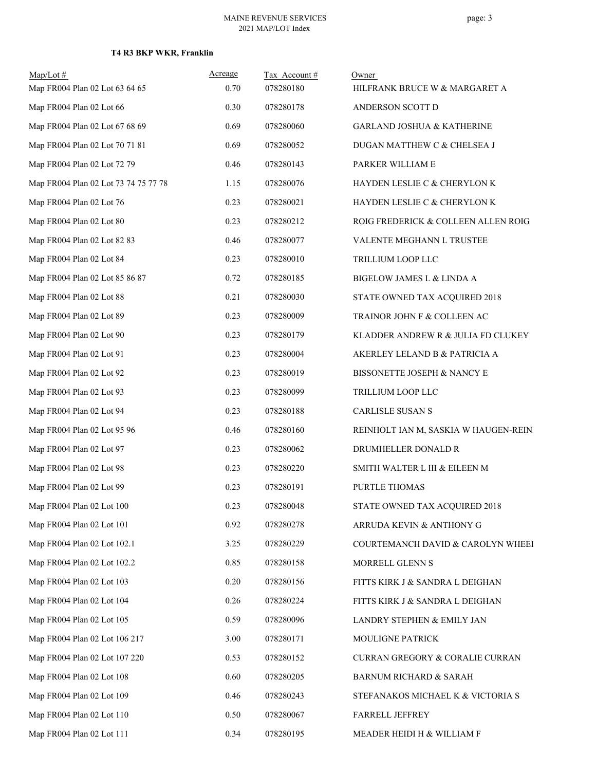**T4 R3 BKP WKR, Franklin**

| Map/Lot # | Acreage | Tax Account # | Owner |
|---|---|---|---|
| Map FR004 Plan 02 Lot 63 64 65 | 0.70 | 078280180 | HILFRANK BRUCE W & MARGARET A |
| Map FR004 Plan 02 Lot 66 | 0.30 | 078280178 | ANDERSON SCOTT D |
| Map FR004 Plan 02 Lot 67 68 69 | 0.69 | 078280060 | GARLAND JOSHUA & KATHERINE |
| Map FR004 Plan 02 Lot 70 71 81 | 0.69 | 078280052 | DUGAN MATTHEW C & CHELSEA J |
| Map FR004 Plan 02 Lot 72 79 | 0.46 | 078280143 | PARKER WILLIAM E |
| Map FR004 Plan 02 Lot 73 74 75 77 78 | 1.15 | 078280076 | HAYDEN LESLIE C & CHERYLON K |
| Map FR004 Plan 02 Lot 76 | 0.23 | 078280021 | HAYDEN LESLIE C & CHERYLON K |
| Map FR004 Plan 02 Lot 80 | 0.23 | 078280212 | ROIG FREDERICK & COLLEEN ALLEN ROIG |
| Map FR004 Plan 02 Lot 82 83 | 0.46 | 078280077 | VALENTE MEGHANN L TRUSTEE |
| Map FR004 Plan 02 Lot 84 | 0.23 | 078280010 | TRILLIUM LOOP LLC |
| Map FR004 Plan 02 Lot 85 86 87 | 0.72 | 078280185 | BIGELOW JAMES L & LINDA A |
| Map FR004 Plan 02 Lot 88 | 0.21 | 078280030 | STATE OWNED TAX ACQUIRED 2018 |
| Map FR004 Plan 02 Lot 89 | 0.23 | 078280009 | TRAINOR JOHN F & COLLEEN AC |
| Map FR004 Plan 02 Lot 90 | 0.23 | 078280179 | KLADDER ANDREW R & JULIA FD CLUKEY |
| Map FR004 Plan 02 Lot 91 | 0.23 | 078280004 | AKERLEY LELAND B & PATRICIA A |
| Map FR004 Plan 02 Lot 92 | 0.23 | 078280019 | BISSONETTE JOSEPH & NANCY E |
| Map FR004 Plan 02 Lot 93 | 0.23 | 078280099 | TRILLIUM LOOP LLC |
| Map FR004 Plan 02 Lot 94 | 0.23 | 078280188 | CARLISLE SUSAN S |
| Map FR004 Plan 02 Lot 95 96 | 0.46 | 078280160 | REINHOLT IAN M, SASKIA W HAUGEN-REIN |
| Map FR004 Plan 02 Lot 97 | 0.23 | 078280062 | DRUMHELLER DONALD R |
| Map FR004 Plan 02 Lot 98 | 0.23 | 078280220 | SMITH WALTER L III & EILEEN M |
| Map FR004 Plan 02 Lot 99 | 0.23 | 078280191 | PURTLE THOMAS |
| Map FR004 Plan 02 Lot 100 | 0.23 | 078280048 | STATE OWNED TAX ACQUIRED 2018 |
| Map FR004 Plan 02 Lot 101 | 0.92 | 078280278 | ARRUDA KEVIN & ANTHONY G |
| Map FR004 Plan 02 Lot 102.1 | 3.25 | 078280229 | COURTEMANCH DAVID & CAROLYN WHEEI |
| Map FR004 Plan 02 Lot 102.2 | 0.85 | 078280158 | MORRELL GLENN S |
| Map FR004 Plan 02 Lot 103 | 0.20 | 078280156 | FITTS KIRK J & SANDRA L DEIGHAN |
| Map FR004 Plan 02 Lot 104 | 0.26 | 078280224 | FITTS KIRK J & SANDRA L DEIGHAN |
| Map FR004 Plan 02 Lot 105 | 0.59 | 078280096 | LANDRY STEPHEN & EMILY JAN |
| Map FR004 Plan 02 Lot 106 217 | 3.00 | 078280171 | MOULIGNE PATRICK |
| Map FR004 Plan 02 Lot 107 220 | 0.53 | 078280152 | CURRAN GREGORY & CORALIE CURRAN |
| Map FR004 Plan 02 Lot 108 | 0.60 | 078280205 | BARNUM RICHARD & SARAH |
| Map FR004 Plan 02 Lot 109 | 0.46 | 078280243 | STEFANAKOS MICHAEL K & VICTORIA S |
| Map FR004 Plan 02 Lot 110 | 0.50 | 078280067 | FARRELL JEFFREY |
| Map FR004 Plan 02 Lot 111 | 0.34 | 078280195 | MEADER HEIDI H & WILLIAM F |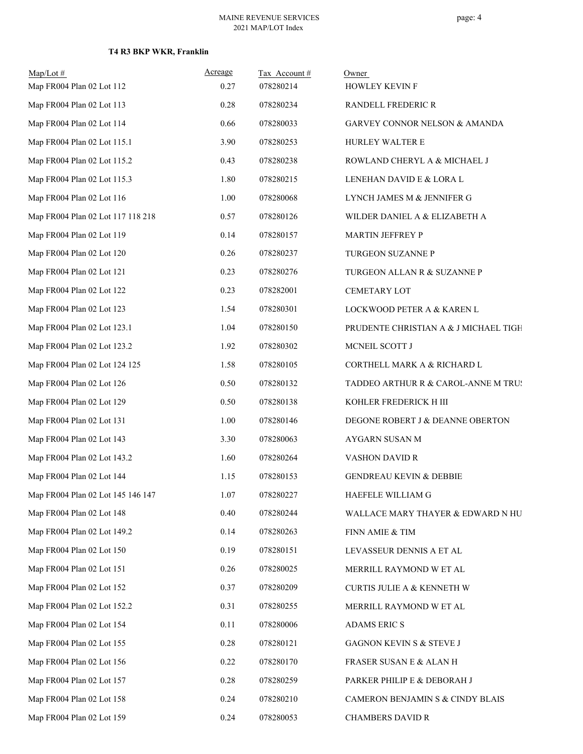**T4 R3 BKP WKR, Franklin**

| Map/Lot # | Acreage | Tax Account # | Owner |
|---|---|---|---|
| Map FR004 Plan 02 Lot 112 | 0.27 | 078280214 | HOWLEY KEVIN F |
| Map FR004 Plan 02 Lot 113 | 0.28 | 078280234 | RANDELL FREDERIC R |
| Map FR004 Plan 02 Lot 114 | 0.66 | 078280033 | GARVEY CONNOR NELSON & AMANDA |
| Map FR004 Plan 02 Lot 115.1 | 3.90 | 078280253 | HURLEY WALTER E |
| Map FR004 Plan 02 Lot 115.2 | 0.43 | 078280238 | ROWLAND CHERYL A & MICHAEL J |
| Map FR004 Plan 02 Lot 115.3 | 1.80 | 078280215 | LENEHAN DAVID E & LORA L |
| Map FR004 Plan 02 Lot 116 | 1.00 | 078280068 | LYNCH JAMES M & JENNIFER G |
| Map FR004 Plan 02 Lot 117 118 218 | 0.57 | 078280126 | WILDER DANIEL A & ELIZABETH A |
| Map FR004 Plan 02 Lot 119 | 0.14 | 078280157 | MARTIN JEFFREY P |
| Map FR004 Plan 02 Lot 120 | 0.26 | 078280237 | TURGEON SUZANNE P |
| Map FR004 Plan 02 Lot 121 | 0.23 | 078280276 | TURGEON ALLAN R & SUZANNE P |
| Map FR004 Plan 02 Lot 122 | 0.23 | 078282001 | CEMETARY LOT |
| Map FR004 Plan 02 Lot 123 | 1.54 | 078280301 | LOCKWOOD PETER A & KAREN L |
| Map FR004 Plan 02 Lot 123.1 | 1.04 | 078280150 | PRUDENTE CHRISTIAN A & J MICHAEL TIGH |
| Map FR004 Plan 02 Lot 123.2 | 1.92 | 078280302 | MCNEIL SCOTT J |
| Map FR004 Plan 02 Lot 124 125 | 1.58 | 078280105 | CORTHELL MARK A & RICHARD L |
| Map FR004 Plan 02 Lot 126 | 0.50 | 078280132 | TADDEO ARTHUR R & CAROL-ANNE M TRU! |
| Map FR004 Plan 02 Lot 129 | 0.50 | 078280138 | KOHLER FREDERICK H III |
| Map FR004 Plan 02 Lot 131 | 1.00 | 078280146 | DEGONE ROBERT J & DEANNE OBERTON |
| Map FR004 Plan 02 Lot 143 | 3.30 | 078280063 | AYGARN SUSAN M |
| Map FR004 Plan 02 Lot 143.2 | 1.60 | 078280264 | VASHON DAVID R |
| Map FR004 Plan 02 Lot 144 | 1.15 | 078280153 | GENDREAU KEVIN & DEBBIE |
| Map FR004 Plan 02 Lot 145 146 147 | 1.07 | 078280227 | HAEFELE WILLIAM G |
| Map FR004 Plan 02 Lot 148 | 0.40 | 078280244 | WALLACE MARY THAYER & EDWARD N HU |
| Map FR004 Plan 02 Lot 149.2 | 0.14 | 078280263 | FINN AMIE & TIM |
| Map FR004 Plan 02 Lot 150 | 0.19 | 078280151 | LEVASSEUR DENNIS A ET AL |
| Map FR004 Plan 02 Lot 151 | 0.26 | 078280025 | MERRILL RAYMOND W ET AL |
| Map FR004 Plan 02 Lot 152 | 0.37 | 078280209 | CURTIS JULIE A & KENNETH W |
| Map FR004 Plan 02 Lot 152.2 | 0.31 | 078280255 | MERRILL RAYMOND W ET AL |
| Map FR004 Plan 02 Lot 154 | 0.11 | 078280006 | ADAMS ERIC S |
| Map FR004 Plan 02 Lot 155 | 0.28 | 078280121 | GAGNON KEVIN S & STEVE J |
| Map FR004 Plan 02 Lot 156 | 0.22 | 078280170 | FRASER SUSAN E & ALAN H |
| Map FR004 Plan 02 Lot 157 | 0.28 | 078280259 | PARKER PHILIP E & DEBORAH J |
| Map FR004 Plan 02 Lot 158 | 0.24 | 078280210 | CAMERON BENJAMIN S & CINDY BLAIS |
| Map FR004 Plan 02 Lot 159 | 0.24 | 078280053 | CHAMBERS DAVID R |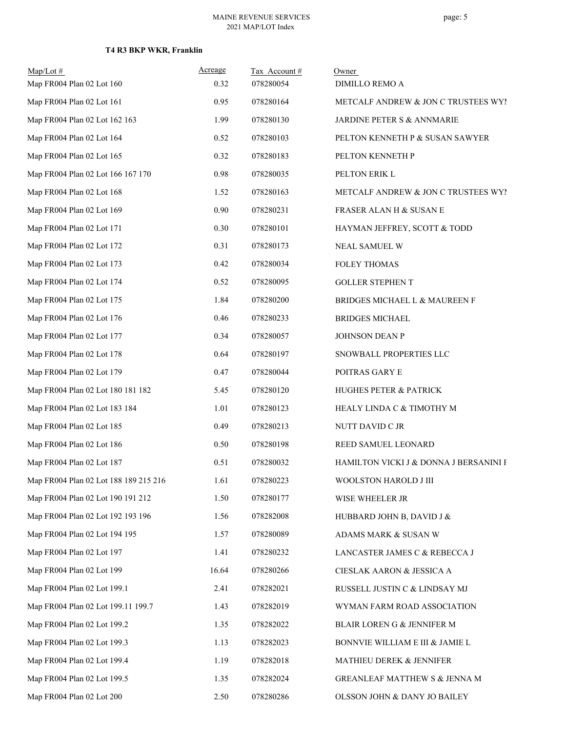**T4 R3 BKP WKR, Franklin**

| Map/Lot # | Acreage | Tax Account # | Owner |
|---|---|---|---|
| Map FR004 Plan 02 Lot 160 | 0.32 | 078280054 | DIMILLO REMO A |
| Map FR004 Plan 02 Lot 161 | 0.95 | 078280164 | METCALF ANDREW & JON C TRUSTEES WYI |
| Map FR004 Plan 02 Lot 162 163 | 1.99 | 078280130 | JARDINE PETER S & ANNMARIE |
| Map FR004 Plan 02 Lot 164 | 0.52 | 078280103 | PELTON KENNETH P & SUSAN SAWYER |
| Map FR004 Plan 02 Lot 165 | 0.32 | 078280183 | PELTON KENNETH P |
| Map FR004 Plan 02 Lot 166 167 170 | 0.98 | 078280035 | PELTON ERIK L |
| Map FR004 Plan 02 Lot 168 | 1.52 | 078280163 | METCALF ANDREW & JON C TRUSTEES WYI |
| Map FR004 Plan 02 Lot 169 | 0.90 | 078280231 | FRASER ALAN H & SUSAN E |
| Map FR004 Plan 02 Lot 171 | 0.30 | 078280101 | HAYMAN JEFFREY, SCOTT & TODD |
| Map FR004 Plan 02 Lot 172 | 0.31 | 078280173 | NEAL SAMUEL W |
| Map FR004 Plan 02 Lot 173 | 0.42 | 078280034 | FOLEY THOMAS |
| Map FR004 Plan 02 Lot 174 | 0.52 | 078280095 | GOLLER STEPHEN T |
| Map FR004 Plan 02 Lot 175 | 1.84 | 078280200 | BRIDGES MICHAEL L & MAUREEN F |
| Map FR004 Plan 02 Lot 176 | 0.46 | 078280233 | BRIDGES MICHAEL |
| Map FR004 Plan 02 Lot 177 | 0.34 | 078280057 | JOHNSON DEAN P |
| Map FR004 Plan 02 Lot 178 | 0.64 | 078280197 | SNOWBALL PROPERTIES LLC |
| Map FR004 Plan 02 Lot 179 | 0.47 | 078280044 | POITRAS GARY E |
| Map FR004 Plan 02 Lot 180 181 182 | 5.45 | 078280120 | HUGHES PETER & PATRICK |
| Map FR004 Plan 02 Lot 183 184 | 1.01 | 078280123 | HEALY LINDA C & TIMOTHY M |
| Map FR004 Plan 02 Lot 185 | 0.49 | 078280213 | NUTT DAVID C JR |
| Map FR004 Plan 02 Lot 186 | 0.50 | 078280198 | REED SAMUEL LEONARD |
| Map FR004 Plan 02 Lot 187 | 0.51 | 078280032 | HAMILTON VICKI J & DONNA J BERSANINI F |
| Map FR004 Plan 02 Lot 188 189 215 216 | 1.61 | 078280223 | WOOLSTON HAROLD J III |
| Map FR004 Plan 02 Lot 190 191 212 | 1.50 | 078280177 | WISE WHEELER JR |
| Map FR004 Plan 02 Lot 192 193 196 | 1.56 | 078282008 | HUBBARD JOHN B, DAVID J & |
| Map FR004 Plan 02 Lot 194 195 | 1.57 | 078280089 | ADAMS MARK & SUSAN W |
| Map FR004 Plan 02 Lot 197 | 1.41 | 078280232 | LANCASTER JAMES C & REBECCA J |
| Map FR004 Plan 02 Lot 199 | 16.64 | 078280266 | CIESLAK AARON & JESSICA A |
| Map FR004 Plan 02 Lot 199.1 | 2.41 | 078282021 | RUSSELL JUSTIN C & LINDSAY MJ |
| Map FR004 Plan 02 Lot 199.11 199.7 | 1.43 | 078282019 | WYMAN FARM ROAD ASSOCIATION |
| Map FR004 Plan 02 Lot 199.2 | 1.35 | 078282022 | BLAIR LOREN G & JENNIFER M |
| Map FR004 Plan 02 Lot 199.3 | 1.13 | 078282023 | BONNVIE WILLIAM E III & JAMIE L |
| Map FR004 Plan 02 Lot 199.4 | 1.19 | 078282018 | MATHIEU DEREK & JENNIFER |
| Map FR004 Plan 02 Lot 199.5 | 1.35 | 078282024 | GREANLEAF MATTHEW S & JENNA M |
| Map FR004 Plan 02 Lot 200 | 2.50 | 078280286 | OLSSON JOHN & DANY JO BAILEY |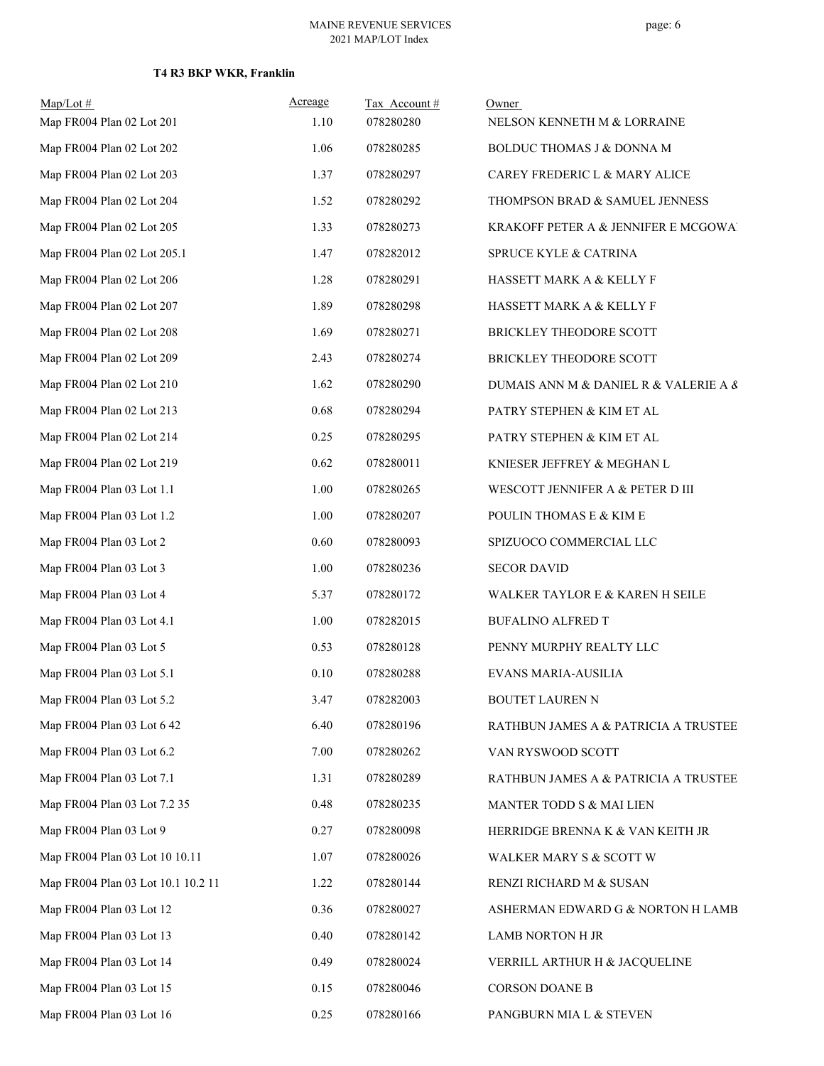**T4 R3 BKP WKR, Franklin**

| Map/Lot # | Acreage | Tax Account # | Owner |
|---|---|---|---|
| Map FR004 Plan 02 Lot 201 | 1.10 | 078280280 | NELSON KENNETH M & LORRAINE |
| Map FR004 Plan 02 Lot 202 | 1.06 | 078280285 | BOLDUC THOMAS J & DONNA M |
| Map FR004 Plan 02 Lot 203 | 1.37 | 078280297 | CAREY FREDERIC L & MARY ALICE |
| Map FR004 Plan 02 Lot 204 | 1.52 | 078280292 | THOMPSON BRAD & SAMUEL JENNESS |
| Map FR004 Plan 02 Lot 205 | 1.33 | 078280273 | KRAKOFF PETER A & JENNIFER E MCGOWA |
| Map FR004 Plan 02 Lot 205.1 | 1.47 | 078282012 | SPRUCE KYLE & CATRINA |
| Map FR004 Plan 02 Lot 206 | 1.28 | 078280291 | HASSETT MARK A & KELLY F |
| Map FR004 Plan 02 Lot 207 | 1.89 | 078280298 | HASSETT MARK A & KELLY F |
| Map FR004 Plan 02 Lot 208 | 1.69 | 078280271 | BRICKLEY THEODORE SCOTT |
| Map FR004 Plan 02 Lot 209 | 2.43 | 078280274 | BRICKLEY THEODORE SCOTT |
| Map FR004 Plan 02 Lot 210 | 1.62 | 078280290 | DUMAIS ANN M & DANIEL R & VALERIE A & |
| Map FR004 Plan 02 Lot 213 | 0.68 | 078280294 | PATRY STEPHEN & KIM ET AL |
| Map FR004 Plan 02 Lot 214 | 0.25 | 078280295 | PATRY STEPHEN & KIM ET AL |
| Map FR004 Plan 02 Lot 219 | 0.62 | 078280011 | KNIESER JEFFREY & MEGHAN L |
| Map FR004 Plan 03 Lot 1.1 | 1.00 | 078280265 | WESCOTT JENNIFER A & PETER D III |
| Map FR004 Plan 03 Lot 1.2 | 1.00 | 078280207 | POULIN THOMAS E & KIM E |
| Map FR004 Plan 03 Lot 2 | 0.60 | 078280093 | SPIZUOCO COMMERCIAL LLC |
| Map FR004 Plan 03 Lot 3 | 1.00 | 078280236 | SECOR DAVID |
| Map FR004 Plan 03 Lot 4 | 5.37 | 078280172 | WALKER TAYLOR E & KAREN H SEILE |
| Map FR004 Plan 03 Lot 4.1 | 1.00 | 078282015 | BUFALINO ALFRED T |
| Map FR004 Plan 03 Lot 5 | 0.53 | 078280128 | PENNY MURPHY REALTY LLC |
| Map FR004 Plan 03 Lot 5.1 | 0.10 | 078280288 | EVANS MARIA-AUSILIA |
| Map FR004 Plan 03 Lot 5.2 | 3.47 | 078282003 | BOUTET LAUREN N |
| Map FR004 Plan 03 Lot 6 42 | 6.40 | 078280196 | RATHBUN JAMES A & PATRICIA A TRUSTEE |
| Map FR004 Plan 03 Lot 6.2 | 7.00 | 078280262 | VAN RYSWOOD SCOTT |
| Map FR004 Plan 03 Lot 7.1 | 1.31 | 078280289 | RATHBUN JAMES A & PATRICIA A TRUSTEE |
| Map FR004 Plan 03 Lot 7.2 35 | 0.48 | 078280235 | MANTER TODD S & MAI LIEN |
| Map FR004 Plan 03 Lot 9 | 0.27 | 078280098 | HERRIDGE BRENNA K & VAN KEITH JR |
| Map FR004 Plan 03 Lot 10 10.11 | 1.07 | 078280026 | WALKER MARY S & SCOTT W |
| Map FR004 Plan 03 Lot 10.1 10.2 11 | 1.22 | 078280144 | RENZI RICHARD M & SUSAN |
| Map FR004 Plan 03 Lot 12 | 0.36 | 078280027 | ASHERMAN EDWARD G & NORTON H LAMB |
| Map FR004 Plan 03 Lot 13 | 0.40 | 078280142 | LAMB NORTON H JR |
| Map FR004 Plan 03 Lot 14 | 0.49 | 078280024 | VERRILL ARTHUR H & JACQUELINE |
| Map FR004 Plan 03 Lot 15 | 0.15 | 078280046 | CORSON DOANE B |
| Map FR004 Plan 03 Lot 16 | 0.25 | 078280166 | PANGBURN MIA L & STEVEN |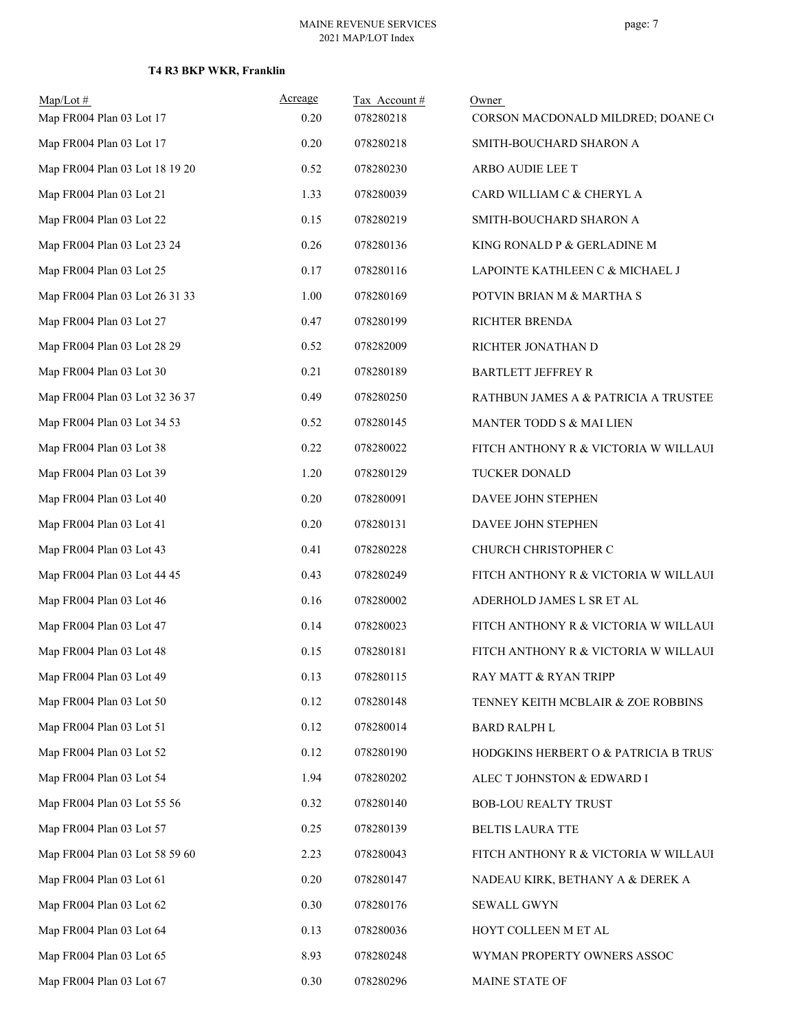### T4 R3 BKP WKR, Franklin

| Map/Lot # | Acreage | Tax Account # | Owner |
|---|---|---|---|
| Map FR004 Plan 03 Lot 17 | 0.20 | 078280218 | CORSON MACDONALD MILDRED; DOANE C( |
| Map FR004 Plan 03 Lot 17 | 0.20 | 078280218 | SMITH-BOUCHARD SHARON A |
| Map FR004 Plan 03 Lot 18 19 20 | 0.52 | 078280230 | ARBO AUDIE LEE T |
| Map FR004 Plan 03 Lot 21 | 1.33 | 078280039 | CARD WILLIAM C & CHERYL A |
| Map FR004 Plan 03 Lot 22 | 0.15 | 078280219 | SMITH-BOUCHARD SHARON A |
| Map FR004 Plan 03 Lot 23 24 | 0.26 | 078280136 | KING RONALD P & GERLADINE M |
| Map FR004 Plan 03 Lot 25 | 0.17 | 078280116 | LAPOINTE KATHLEEN C & MICHAEL J |
| Map FR004 Plan 03 Lot 26 31 33 | 1.00 | 078280169 | POTVIN BRIAN M & MARTHA S |
| Map FR004 Plan 03 Lot 27 | 0.47 | 078280199 | RICHTER BRENDA |
| Map FR004 Plan 03 Lot 28 29 | 0.52 | 078282009 | RICHTER JONATHAN D |
| Map FR004 Plan 03 Lot 30 | 0.21 | 078280189 | BARTLETT JEFFREY R |
| Map FR004 Plan 03 Lot 32 36 37 | 0.49 | 078280250 | RATHBUN JAMES A & PATRICIA A TRUSTEE |
| Map FR004 Plan 03 Lot 34 53 | 0.52 | 078280145 | MANTER TODD S & MAI LIEN |
| Map FR004 Plan 03 Lot 38 | 0.22 | 078280022 | FITCH ANTHONY R & VICTORIA W WILLAUI |
| Map FR004 Plan 03 Lot 39 | 1.20 | 078280129 | TUCKER DONALD |
| Map FR004 Plan 03 Lot 40 | 0.20 | 078280091 | DAVEE JOHN STEPHEN |
| Map FR004 Plan 03 Lot 41 | 0.20 | 078280131 | DAVEE JOHN STEPHEN |
| Map FR004 Plan 03 Lot 43 | 0.41 | 078280228 | CHURCH CHRISTOPHER C |
| Map FR004 Plan 03 Lot 44 45 | 0.43 | 078280249 | FITCH ANTHONY R & VICTORIA W WILLAUI |
| Map FR004 Plan 03 Lot 46 | 0.16 | 078280002 | ADERHOLD JAMES L SR ET AL |
| Map FR004 Plan 03 Lot 47 | 0.14 | 078280023 | FITCH ANTHONY R & VICTORIA W WILLAUI |
| Map FR004 Plan 03 Lot 48 | 0.15 | 078280181 | FITCH ANTHONY R & VICTORIA W WILLAUI |
| Map FR004 Plan 03 Lot 49 | 0.13 | 078280115 | RAY MATT & RYAN TRIPP |
| Map FR004 Plan 03 Lot 50 | 0.12 | 078280148 | TENNEY KEITH MCBLAIR & ZOE ROBBINS |
| Map FR004 Plan 03 Lot 51 | 0.12 | 078280014 | BARD RALPH L |
| Map FR004 Plan 03 Lot 52 | 0.12 | 078280190 | HODGKINS HERBERT O & PATRICIA B TRUS' |
| Map FR004 Plan 03 Lot 54 | 1.94 | 078280202 | ALEC T JOHNSTON & EDWARD I |
| Map FR004 Plan 03 Lot 55 56 | 0.32 | 078280140 | BOB-LOU REALTY TRUST |
| Map FR004 Plan 03 Lot 57 | 0.25 | 078280139 | BELTIS LAURA TTE |
| Map FR004 Plan 03 Lot 58 59 60 | 2.23 | 078280043 | FITCH ANTHONY R & VICTORIA W WILLAUI |
| Map FR004 Plan 03 Lot 61 | 0.20 | 078280147 | NADEAU KIRK, BETHANY A & DEREK A |
| Map FR004 Plan 03 Lot 62 | 0.30 | 078280176 | SEWALL GWYN |
| Map FR004 Plan 03 Lot 64 | 0.13 | 078280036 | HOYT COLLEEN M ET AL |
| Map FR004 Plan 03 Lot 65 | 8.93 | 078280248 | WYMAN PROPERTY OWNERS ASSOC |
| Map FR004 Plan 03 Lot 67 | 0.30 | 078280296 | MAINE STATE OF |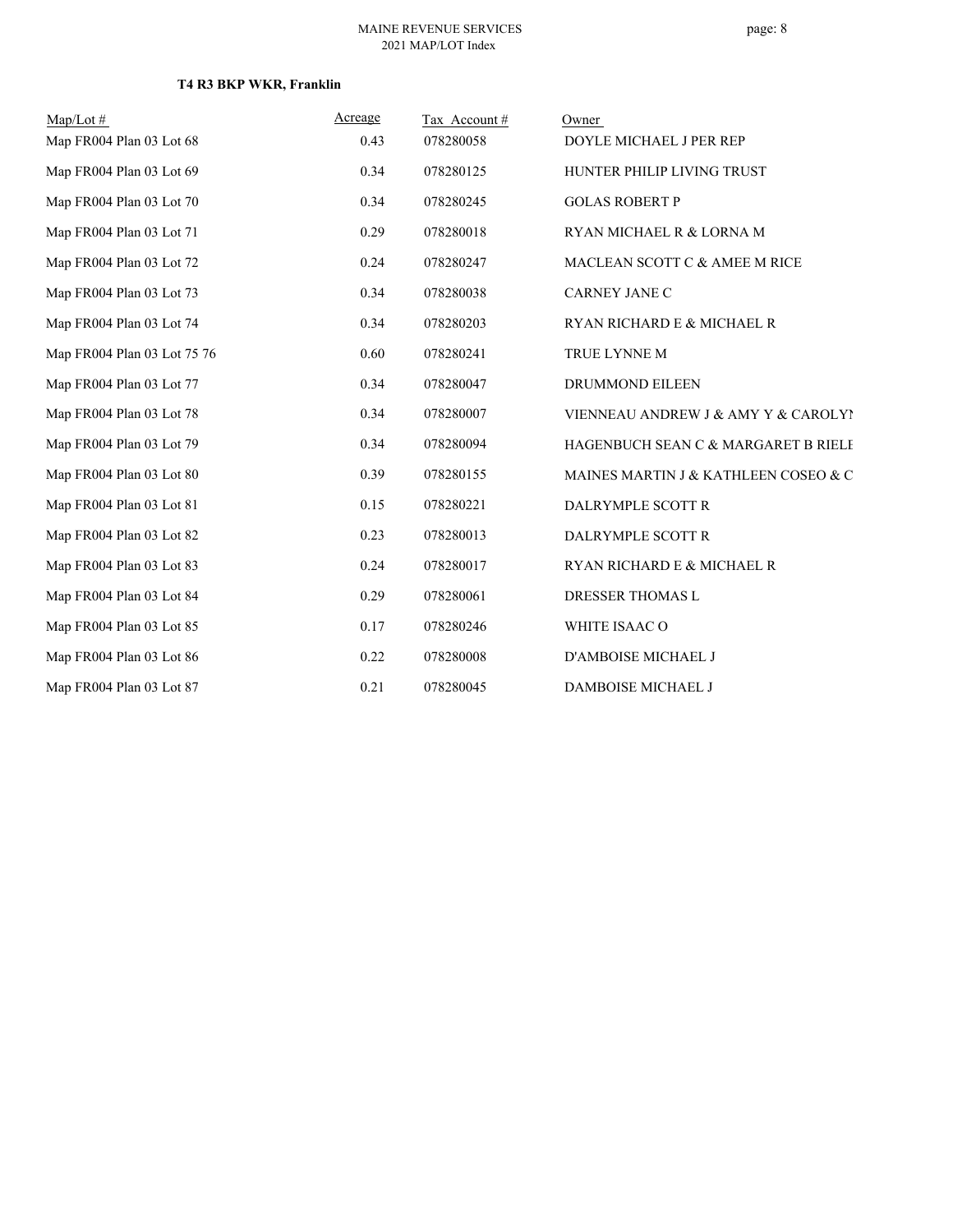**T4 R3 BKP WKR, Franklin**

| Map/Lot # | Acreage | Tax Account # | Owner |
|---|---|---|---|
| Map FR004 Plan 03 Lot 68 | 0.43 | 078280058 | DOYLE MICHAEL J PER REP |
| Map FR004 Plan 03 Lot 69 | 0.34 | 078280125 | HUNTER PHILIP LIVING TRUST |
| Map FR004 Plan 03 Lot 70 | 0.34 | 078280245 | GOLAS ROBERT P |
| Map FR004 Plan 03 Lot 71 | 0.29 | 078280018 | RYAN MICHAEL R & LORNA M |
| Map FR004 Plan 03 Lot 72 | 0.24 | 078280247 | MACLEAN SCOTT C & AMEE M RICE |
| Map FR004 Plan 03 Lot 73 | 0.34 | 078280038 | CARNEY JANE C |
| Map FR004 Plan 03 Lot 74 | 0.34 | 078280203 | RYAN RICHARD E & MICHAEL R |
| Map FR004 Plan 03 Lot 75 76 | 0.60 | 078280241 | TRUE LYNNE M |
| Map FR004 Plan 03 Lot 77 | 0.34 | 078280047 | DRUMMOND EILEEN |
| Map FR004 Plan 03 Lot 78 | 0.34 | 078280007 | VIENNEAU ANDREW J & AMY Y & CAROLYN |
| Map FR004 Plan 03 Lot 79 | 0.34 | 078280094 | HAGENBUCH SEAN C & MARGARET B RIELE |
| Map FR004 Plan 03 Lot 80 | 0.39 | 078280155 | MAINES MARTIN J & KATHLEEN COSEO & C |
| Map FR004 Plan 03 Lot 81 | 0.15 | 078280221 | DALRYMPLE SCOTT R |
| Map FR004 Plan 03 Lot 82 | 0.23 | 078280013 | DALRYMPLE SCOTT R |
| Map FR004 Plan 03 Lot 83 | 0.24 | 078280017 | RYAN RICHARD E & MICHAEL R |
| Map FR004 Plan 03 Lot 84 | 0.29 | 078280061 | DRESSER THOMAS L |
| Map FR004 Plan 03 Lot 85 | 0.17 | 078280246 | WHITE ISAAC O |
| Map FR004 Plan 03 Lot 86 | 0.22 | 078280008 | D'AMBOISE MICHAEL J |
| Map FR004 Plan 03 Lot 87 | 0.21 | 078280045 | DAMBOISE MICHAEL J |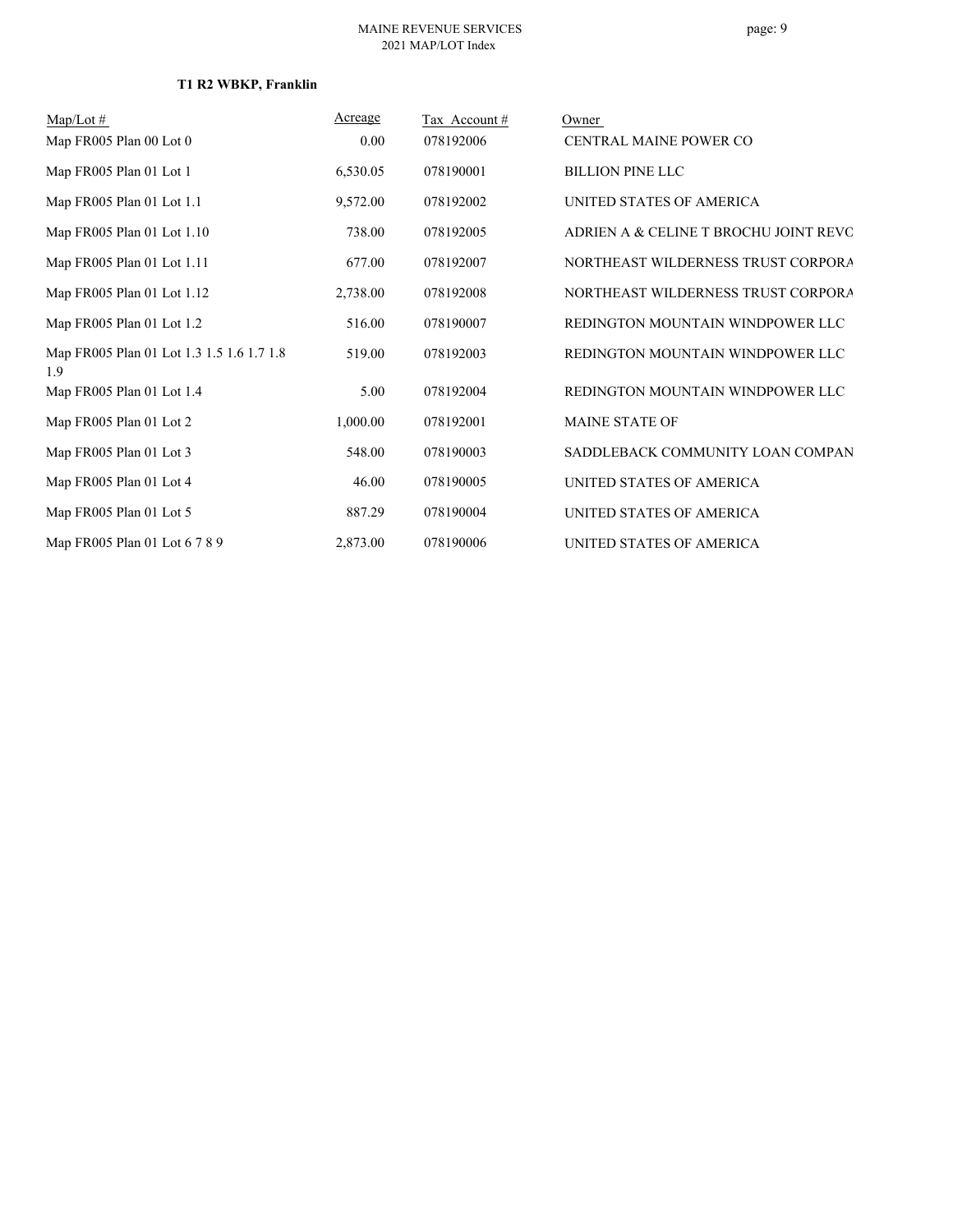**T1 R2 WBKP, Franklin**

| Map/Lot # | Acreage | Tax Account # | Owner |
|---|---|---|---|
| Map FR005 Plan 00 Lot 0 | 0.00 | 078192006 | CENTRAL MAINE POWER CO |
| Map FR005 Plan 01 Lot 1 | 6,530.05 | 078190001 | BILLION PINE LLC |
| Map FR005 Plan 01 Lot 1.1 | 9,572.00 | 078192002 | UNITED STATES OF AMERICA |
| Map FR005 Plan 01 Lot 1.10 | 738.00 | 078192005 | ADRIEN A & CELINE T BROCHU JOINT REVC |
| Map FR005 Plan 01 Lot 1.11 | 677.00 | 078192007 | NORTHEAST WILDERNESS TRUST CORPORA |
| Map FR005 Plan 01 Lot 1.12 | 2,738.00 | 078192008 | NORTHEAST WILDERNESS TRUST CORPORA |
| Map FR005 Plan 01 Lot 1.2 | 516.00 | 078190007 | REDINGTON MOUNTAIN WINDPOWER LLC |
| Map FR005 Plan 01 Lot 1.3 1.5 1.6 1.7 1.8 1.9 | 519.00 | 078192003 | REDINGTON MOUNTAIN WINDPOWER LLC |
| Map FR005 Plan 01 Lot 1.4 | 5.00 | 078192004 | REDINGTON MOUNTAIN WINDPOWER LLC |
| Map FR005 Plan 01 Lot 2 | 1,000.00 | 078192001 | MAINE STATE OF |
| Map FR005 Plan 01 Lot 3 | 548.00 | 078190003 | SADDLEBACK COMMUNITY LOAN COMPAN |
| Map FR005 Plan 01 Lot 4 | 46.00 | 078190005 | UNITED STATES OF AMERICA |
| Map FR005 Plan 01 Lot 5 | 887.29 | 078190004 | UNITED STATES OF AMERICA |
| Map FR005 Plan 01 Lot 6 7 8 9 | 2,873.00 | 078190006 | UNITED STATES OF AMERICA |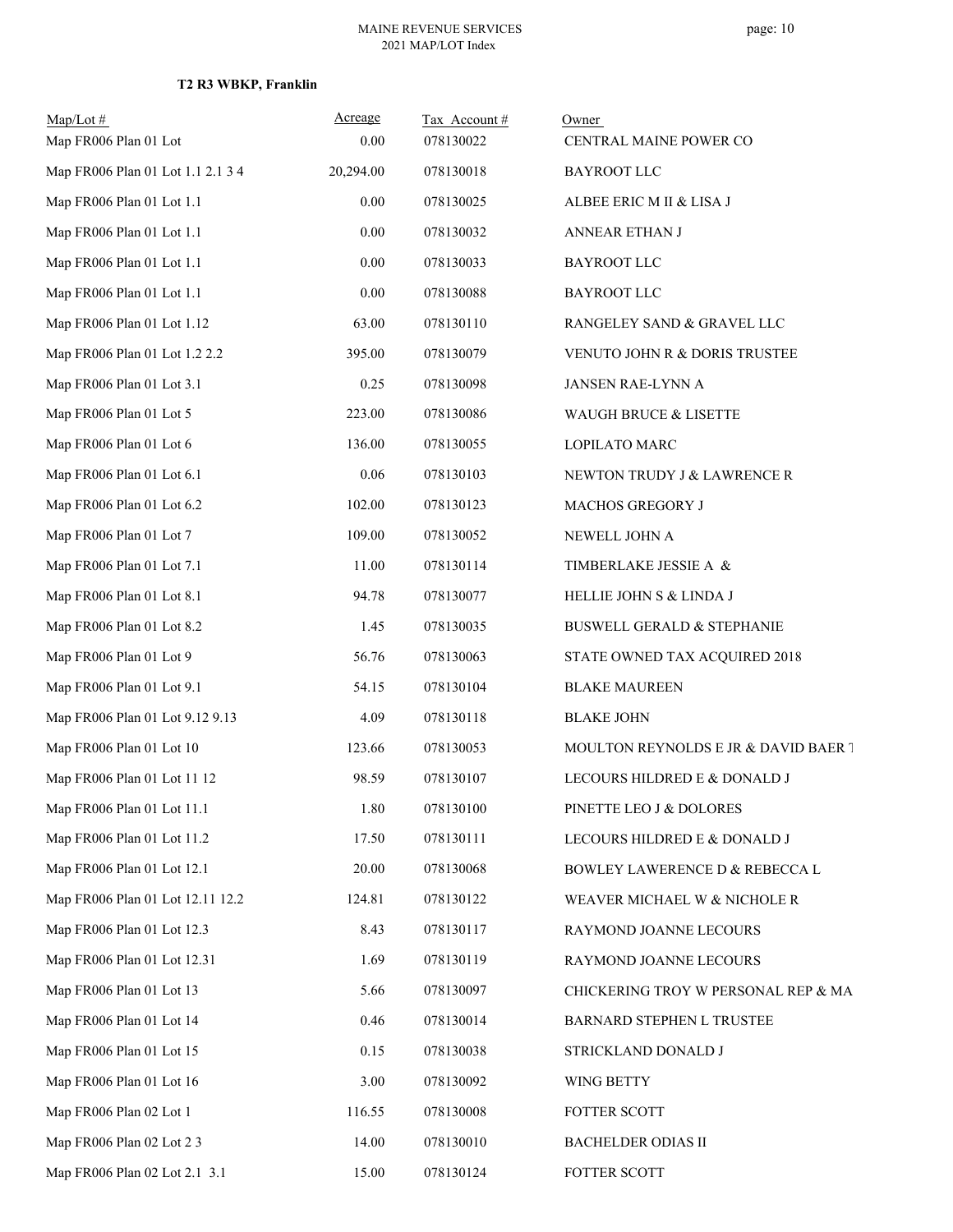**T2 R3 WBKP, Franklin**

| Map/Lot # | Acreage | Tax Account # | Owner |
|---|---|---|---|
| Map FR006 Plan 01 Lot | 0.00 | 078130022 | CENTRAL MAINE POWER CO |
| Map FR006 Plan 01 Lot 1.1 2.1 3 4 | 20,294.00 | 078130018 | BAYROOT LLC |
| Map FR006 Plan 01 Lot 1.1 | 0.00 | 078130025 | ALBEE ERIC M II & LISA J |
| Map FR006 Plan 01 Lot 1.1 | 0.00 | 078130032 | ANNEAR ETHAN J |
| Map FR006 Plan 01 Lot 1.1 | 0.00 | 078130033 | BAYROOT LLC |
| Map FR006 Plan 01 Lot 1.1 | 0.00 | 078130088 | BAYROOT LLC |
| Map FR006 Plan 01 Lot 1.12 | 63.00 | 078130110 | RANGELEY SAND & GRAVEL LLC |
| Map FR006 Plan 01 Lot 1.2 2.2 | 395.00 | 078130079 | VENUTO JOHN R & DORIS TRUSTEE |
| Map FR006 Plan 01 Lot 3.1 | 0.25 | 078130098 | JANSEN RAE-LYNN A |
| Map FR006 Plan 01 Lot 5 | 223.00 | 078130086 | WAUGH BRUCE & LISETTE |
| Map FR006 Plan 01 Lot 6 | 136.00 | 078130055 | LOPILATO MARC |
| Map FR006 Plan 01 Lot 6.1 | 0.06 | 078130103 | NEWTON TRUDY J & LAWRENCE R |
| Map FR006 Plan 01 Lot 6.2 | 102.00 | 078130123 | MACHOS GREGORY J |
| Map FR006 Plan 01 Lot 7 | 109.00 | 078130052 | NEWELL JOHN A |
| Map FR006 Plan 01 Lot 7.1 | 11.00 | 078130114 | TIMBERLAKE JESSIE A & |
| Map FR006 Plan 01 Lot 8.1 | 94.78 | 078130077 | HELLIE JOHN S & LINDA J |
| Map FR006 Plan 01 Lot 8.2 | 1.45 | 078130035 | BUSWELL GERALD & STEPHANIE |
| Map FR006 Plan 01 Lot 9 | 56.76 | 078130063 | STATE OWNED TAX ACQUIRED 2018 |
| Map FR006 Plan 01 Lot 9.1 | 54.15 | 078130104 | BLAKE MAUREEN |
| Map FR006 Plan 01 Lot 9.12 9.13 | 4.09 | 078130118 | BLAKE JOHN |
| Map FR006 Plan 01 Lot 10 | 123.66 | 078130053 | MOULTON REYNOLDS E JR & DAVID BAER T |
| Map FR006 Plan 01 Lot 11 12 | 98.59 | 078130107 | LECOURS HILDRED E & DONALD J |
| Map FR006 Plan 01 Lot 11.1 | 1.80 | 078130100 | PINETTE LEO J & DOLORES |
| Map FR006 Plan 01 Lot 11.2 | 17.50 | 078130111 | LECOURS HILDRED E & DONALD J |
| Map FR006 Plan 01 Lot 12.1 | 20.00 | 078130068 | BOWLEY LAWERENCE D & REBECCA L |
| Map FR006 Plan 01 Lot 12.11 12.2 | 124.81 | 078130122 | WEAVER MICHAEL W & NICHOLE R |
| Map FR006 Plan 01 Lot 12.3 | 8.43 | 078130117 | RAYMOND JOANNE LECOURS |
| Map FR006 Plan 01 Lot 12.31 | 1.69 | 078130119 | RAYMOND JOANNE LECOURS |
| Map FR006 Plan 01 Lot 13 | 5.66 | 078130097 | CHICKERING TROY W PERSONAL REP & MA |
| Map FR006 Plan 01 Lot 14 | 0.46 | 078130014 | BARNARD STEPHEN L TRUSTEE |
| Map FR006 Plan 01 Lot 15 | 0.15 | 078130038 | STRICKLAND DONALD J |
| Map FR006 Plan 01 Lot 16 | 3.00 | 078130092 | WING BETTY |
| Map FR006 Plan 02 Lot 1 | 116.55 | 078130008 | FOTTER SCOTT |
| Map FR006 Plan 02 Lot 2 3 | 14.00 | 078130010 | BACHELDER ODIAS II |
| Map FR006 Plan 02 Lot 2.1 3.1 | 15.00 | 078130124 | FOTTER SCOTT |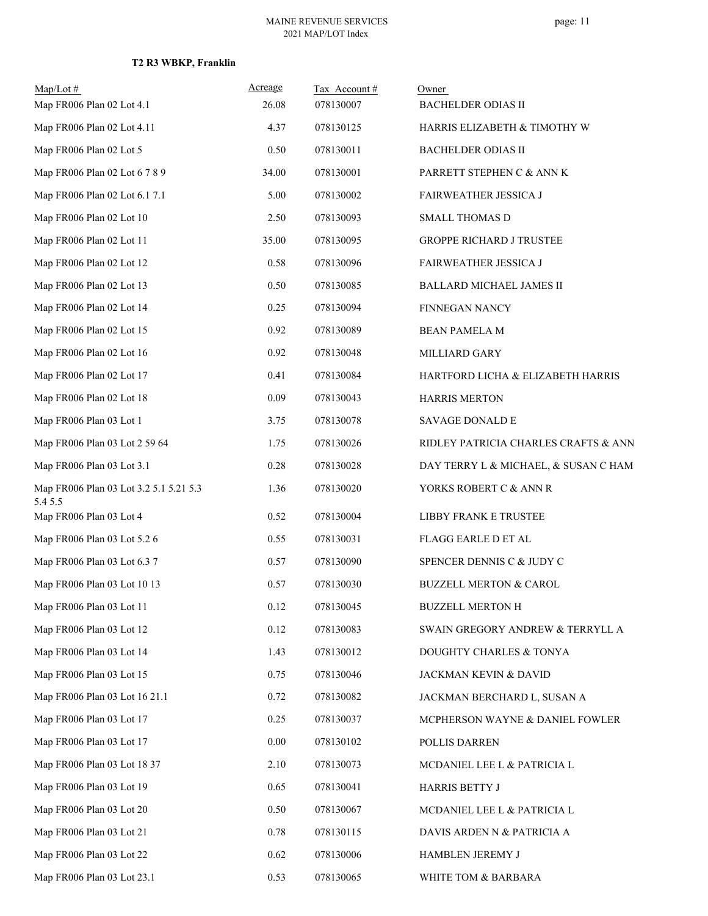**T2 R3 WBKP, Franklin**

| Map/Lot # | Acreage | Tax Account # | Owner |
|---|---|---|---|
| Map FR006 Plan 02 Lot 4.1 | 26.08 | 078130007 | BACHELDER ODIAS II |
| Map FR006 Plan 02 Lot 4.11 | 4.37 | 078130125 | HARRIS ELIZABETH & TIMOTHY W |
| Map FR006 Plan 02 Lot 5 | 0.50 | 078130011 | BACHELDER ODIAS II |
| Map FR006 Plan 02 Lot 6 7 8 9 | 34.00 | 078130001 | PARRETT STEPHEN C & ANN K |
| Map FR006 Plan 02 Lot 6.1 7.1 | 5.00 | 078130002 | FAIRWEATHER JESSICA J |
| Map FR006 Plan 02 Lot 10 | 2.50 | 078130093 | SMALL THOMAS D |
| Map FR006 Plan 02 Lot 11 | 35.00 | 078130095 | GROPPE RICHARD J TRUSTEE |
| Map FR006 Plan 02 Lot 12 | 0.58 | 078130096 | FAIRWEATHER JESSICA J |
| Map FR006 Plan 02 Lot 13 | 0.50 | 078130085 | BALLARD MICHAEL JAMES II |
| Map FR006 Plan 02 Lot 14 | 0.25 | 078130094 | FINNEGAN NANCY |
| Map FR006 Plan 02 Lot 15 | 0.92 | 078130089 | BEAN PAMELA M |
| Map FR006 Plan 02 Lot 16 | 0.92 | 078130048 | MILLIARD GARY |
| Map FR006 Plan 02 Lot 17 | 0.41 | 078130084 | HARTFORD LICHA & ELIZABETH HARRIS |
| Map FR006 Plan 02 Lot 18 | 0.09 | 078130043 | HARRIS MERTON |
| Map FR006 Plan 03 Lot 1 | 3.75 | 078130078 | SAVAGE DONALD E |
| Map FR006 Plan 03 Lot 2 59 64 | 1.75 | 078130026 | RIDLEY PATRICIA CHARLES CRAFTS & ANN |
| Map FR006 Plan 03 Lot 3.1 | 0.28 | 078130028 | DAY TERRY L & MICHAEL, & SUSAN C HAM |
| Map FR006 Plan 03 Lot 3.2 5.1 5.21 5.3 5.4 5.5 | 1.36 | 078130020 | YORKS ROBERT C & ANN R |
| Map FR006 Plan 03 Lot 4 | 0.52 | 078130004 | LIBBY FRANK E TRUSTEE |
| Map FR006 Plan 03 Lot 5.2 6 | 0.55 | 078130031 | FLAGG EARLE D ET AL |
| Map FR006 Plan 03 Lot 6.3 7 | 0.57 | 078130090 | SPENCER DENNIS C & JUDY C |
| Map FR006 Plan 03 Lot 10 13 | 0.57 | 078130030 | BUZZELL MERTON & CAROL |
| Map FR006 Plan 03 Lot 11 | 0.12 | 078130045 | BUZZELL MERTON H |
| Map FR006 Plan 03 Lot 12 | 0.12 | 078130083 | SWAIN GREGORY ANDREW & TERRYLL A |
| Map FR006 Plan 03 Lot 14 | 1.43 | 078130012 | DOUGHTY CHARLES & TONYA |
| Map FR006 Plan 03 Lot 15 | 0.75 | 078130046 | JACKMAN KEVIN & DAVID |
| Map FR006 Plan 03 Lot 16 21.1 | 0.72 | 078130082 | JACKMAN BERCHARD L, SUSAN A |
| Map FR006 Plan 03 Lot 17 | 0.25 | 078130037 | MCPHERSON WAYNE & DANIEL FOWLER |
| Map FR006 Plan 03 Lot 17 | 0.00 | 078130102 | POLLIS DARREN |
| Map FR006 Plan 03 Lot 18 37 | 2.10 | 078130073 | MCDANIEL LEE L & PATRICIA L |
| Map FR006 Plan 03 Lot 19 | 0.65 | 078130041 | HARRIS BETTY J |
| Map FR006 Plan 03 Lot 20 | 0.50 | 078130067 | MCDANIEL LEE L & PATRICIA L |
| Map FR006 Plan 03 Lot 21 | 0.78 | 078130115 | DAVIS ARDEN N & PATRICIA A |
| Map FR006 Plan 03 Lot 22 | 0.62 | 078130006 | HAMBLEN JEREMY J |
| Map FR006 Plan 03 Lot 23.1 | 0.53 | 078130065 | WHITE TOM & BARBARA |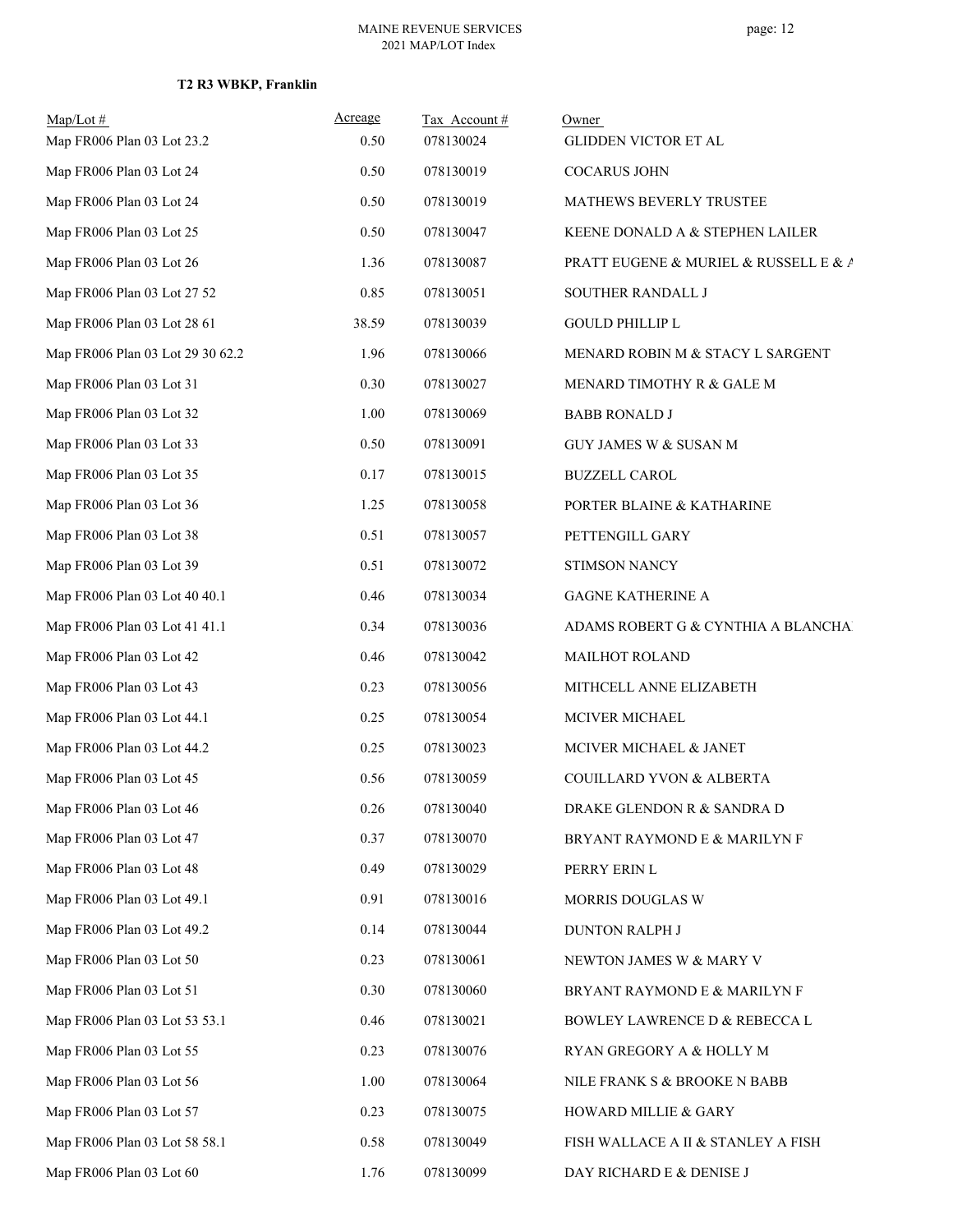**T2 R3 WBKP, Franklin**

| Map/Lot # | Acreage | Tax Account # | Owner |
|---|---|---|---|
| Map FR006 Plan 03 Lot 23.2 | 0.50 | 078130024 | GLIDDEN VICTOR ET AL |
| Map FR006 Plan 03 Lot 24 | 0.50 | 078130019 | COCARUS JOHN |
| Map FR006 Plan 03 Lot 24 | 0.50 | 078130019 | MATHEWS BEVERLY TRUSTEE |
| Map FR006 Plan 03 Lot 25 | 0.50 | 078130047 | KEENE DONALD A & STEPHEN LAILER |
| Map FR006 Plan 03 Lot 26 | 1.36 | 078130087 | PRATT EUGENE & MURIEL & RUSSELL E & A |
| Map FR006 Plan 03 Lot 27 52 | 0.85 | 078130051 | SOUTHER RANDALL J |
| Map FR006 Plan 03 Lot 28 61 | 38.59 | 078130039 | GOULD PHILLIP L |
| Map FR006 Plan 03 Lot 29 30 62.2 | 1.96 | 078130066 | MENARD ROBIN M & STACY L SARGENT |
| Map FR006 Plan 03 Lot 31 | 0.30 | 078130027 | MENARD TIMOTHY R & GALE M |
| Map FR006 Plan 03 Lot 32 | 1.00 | 078130069 | BABB RONALD J |
| Map FR006 Plan 03 Lot 33 | 0.50 | 078130091 | GUY JAMES W & SUSAN M |
| Map FR006 Plan 03 Lot 35 | 0.17 | 078130015 | BUZZELL CAROL |
| Map FR006 Plan 03 Lot 36 | 1.25 | 078130058 | PORTER BLAINE & KATHARINE |
| Map FR006 Plan 03 Lot 38 | 0.51 | 078130057 | PETTENGILL GARY |
| Map FR006 Plan 03 Lot 39 | 0.51 | 078130072 | STIMSON NANCY |
| Map FR006 Plan 03 Lot 40 40.1 | 0.46 | 078130034 | GAGNE KATHERINE A |
| Map FR006 Plan 03 Lot 41 41.1 | 0.34 | 078130036 | ADAMS ROBERT G & CYNTHIA A BLANCHA |
| Map FR006 Plan 03 Lot 42 | 0.46 | 078130042 | MAILHOT ROLAND |
| Map FR006 Plan 03 Lot 43 | 0.23 | 078130056 | MITHCELL ANNE ELIZABETH |
| Map FR006 Plan 03 Lot 44.1 | 0.25 | 078130054 | MCIVER MICHAEL |
| Map FR006 Plan 03 Lot 44.2 | 0.25 | 078130023 | MCIVER MICHAEL & JANET |
| Map FR006 Plan 03 Lot 45 | 0.56 | 078130059 | COUILLARD YVON & ALBERTA |
| Map FR006 Plan 03 Lot 46 | 0.26 | 078130040 | DRAKE GLENDON R & SANDRA D |
| Map FR006 Plan 03 Lot 47 | 0.37 | 078130070 | BRYANT RAYMOND E & MARILYN F |
| Map FR006 Plan 03 Lot 48 | 0.49 | 078130029 | PERRY ERIN L |
| Map FR006 Plan 03 Lot 49.1 | 0.91 | 078130016 | MORRIS DOUGLAS W |
| Map FR006 Plan 03 Lot 49.2 | 0.14 | 078130044 | DUNTON RALPH J |
| Map FR006 Plan 03 Lot 50 | 0.23 | 078130061 | NEWTON JAMES W & MARY V |
| Map FR006 Plan 03 Lot 51 | 0.30 | 078130060 | BRYANT RAYMOND E & MARILYN F |
| Map FR006 Plan 03 Lot 53 53.1 | 0.46 | 078130021 | BOWLEY LAWRENCE D & REBECCA L |
| Map FR006 Plan 03 Lot 55 | 0.23 | 078130076 | RYAN GREGORY A & HOLLY M |
| Map FR006 Plan 03 Lot 56 | 1.00 | 078130064 | NILE FRANK S & BROOKE N BABB |
| Map FR006 Plan 03 Lot 57 | 0.23 | 078130075 | HOWARD MILLIE & GARY |
| Map FR006 Plan 03 Lot 58 58.1 | 0.58 | 078130049 | FISH WALLACE A II & STANLEY A FISH |
| Map FR006 Plan 03 Lot 60 | 1.76 | 078130099 | DAY RICHARD E & DENISE J |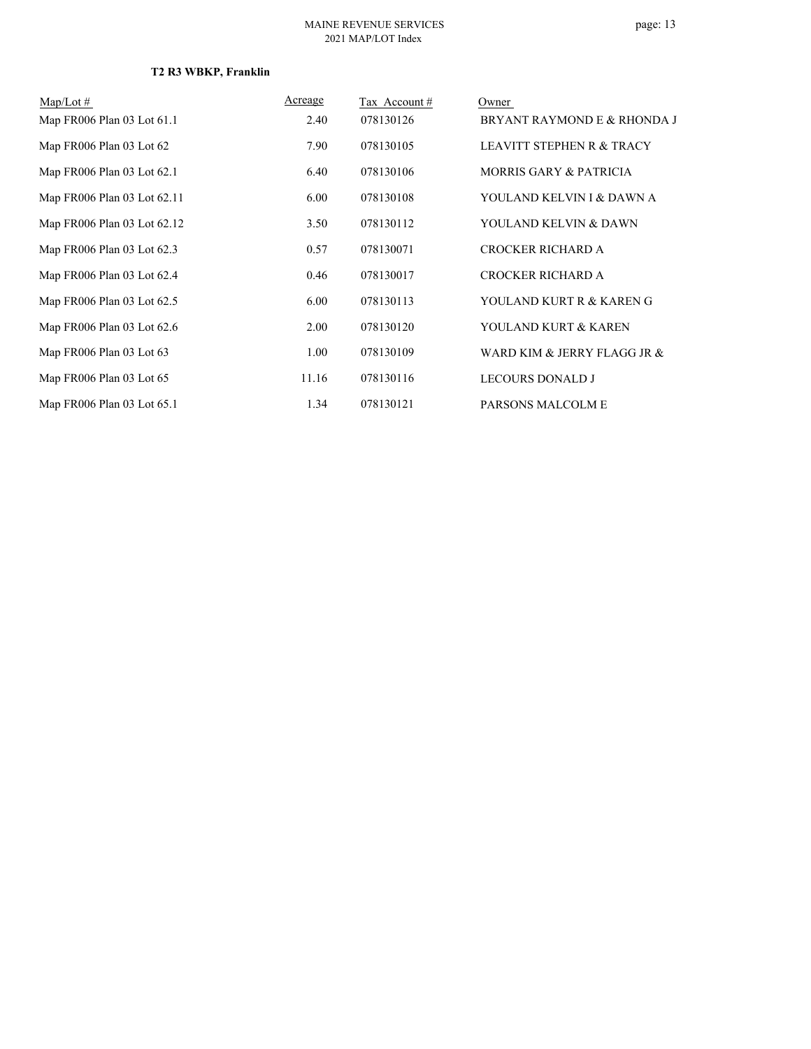**T2 R3 WBKP, Franklin**

| Map/Lot # | Acreage | Tax Account # | Owner |
|---|---|---|---|
| Map FR006 Plan 03 Lot 61.1 | 2.40 | 078130126 | BRYANT RAYMOND E & RHONDA J |
| Map FR006 Plan 03 Lot 62 | 7.90 | 078130105 | LEAVITT STEPHEN R & TRACY |
| Map FR006 Plan 03 Lot 62.1 | 6.40 | 078130106 | MORRIS GARY & PATRICIA |
| Map FR006 Plan 03 Lot 62.11 | 6.00 | 078130108 | YOULAND KELVIN I & DAWN A |
| Map FR006 Plan 03 Lot 62.12 | 3.50 | 078130112 | YOULAND KELVIN & DAWN |
| Map FR006 Plan 03 Lot 62.3 | 0.57 | 078130071 | CROCKER RICHARD A |
| Map FR006 Plan 03 Lot 62.4 | 0.46 | 078130017 | CROCKER RICHARD A |
| Map FR006 Plan 03 Lot 62.5 | 6.00 | 078130113 | YOULAND KURT R & KAREN G |
| Map FR006 Plan 03 Lot 62.6 | 2.00 | 078130120 | YOULAND KURT & KAREN |
| Map FR006 Plan 03 Lot 63 | 1.00 | 078130109 | WARD KIM & JERRY FLAGG JR & |
| Map FR006 Plan 03 Lot 65 | 11.16 | 078130116 | LECOURS DONALD J |
| Map FR006 Plan 03 Lot 65.1 | 1.34 | 078130121 | PARSONS MALCOLM E |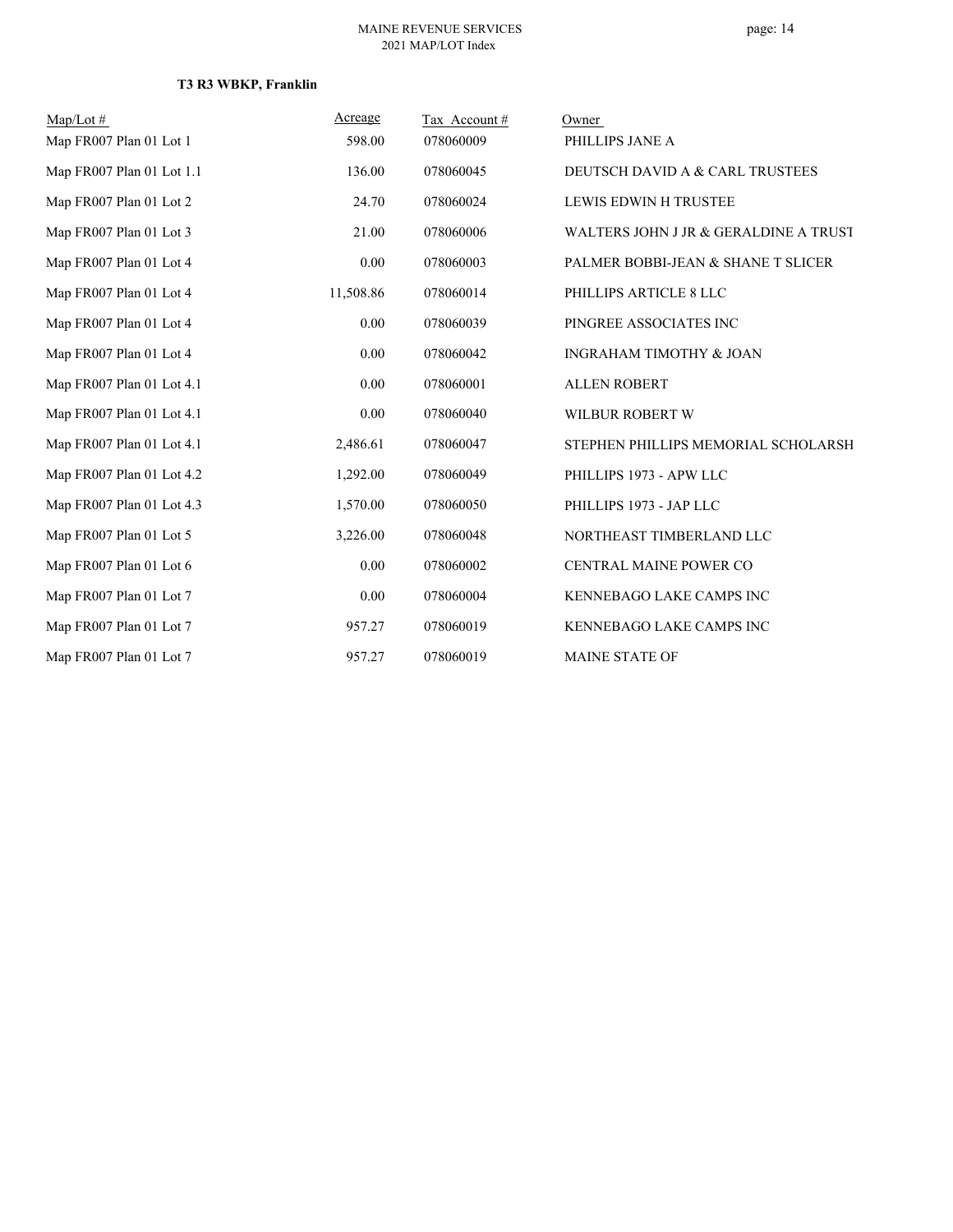**T3 R3 WBKP, Franklin**

| Map/Lot # | Acreage | Tax Account # | Owner |
|---|---|---|---|
| Map FR007 Plan 01 Lot 1 | 598.00 | 078060009 | PHILLIPS JANE A |
| Map FR007 Plan 01 Lot 1.1 | 136.00 | 078060045 | DEUTSCH DAVID A & CARL TRUSTEES |
| Map FR007 Plan 01 Lot 2 | 24.70 | 078060024 | LEWIS EDWIN H TRUSTEE |
| Map FR007 Plan 01 Lot 3 | 21.00 | 078060006 | WALTERS JOHN J JR & GERALDINE A TRUST |
| Map FR007 Plan 01 Lot 4 | 0.00 | 078060003 | PALMER BOBBI-JEAN & SHANE T SLICER |
| Map FR007 Plan 01 Lot 4 | 11,508.86 | 078060014 | PHILLIPS ARTICLE 8 LLC |
| Map FR007 Plan 01 Lot 4 | 0.00 | 078060039 | PINGREE ASSOCIATES INC |
| Map FR007 Plan 01 Lot 4 | 0.00 | 078060042 | INGRAHAM TIMOTHY & JOAN |
| Map FR007 Plan 01 Lot 4.1 | 0.00 | 078060001 | ALLEN ROBERT |
| Map FR007 Plan 01 Lot 4.1 | 0.00 | 078060040 | WILBUR ROBERT W |
| Map FR007 Plan 01 Lot 4.1 | 2,486.61 | 078060047 | STEPHEN PHILLIPS MEMORIAL SCHOLARSH |
| Map FR007 Plan 01 Lot 4.2 | 1,292.00 | 078060049 | PHILLIPS 1973 - APW LLC |
| Map FR007 Plan 01 Lot 4.3 | 1,570.00 | 078060050 | PHILLIPS 1973 - JAP LLC |
| Map FR007 Plan 01 Lot 5 | 3,226.00 | 078060048 | NORTHEAST TIMBERLAND LLC |
| Map FR007 Plan 01 Lot 6 | 0.00 | 078060002 | CENTRAL MAINE POWER CO |
| Map FR007 Plan 01 Lot 7 | 0.00 | 078060004 | KENNEBAGO LAKE CAMPS INC |
| Map FR007 Plan 01 Lot 7 | 957.27 | 078060019 | KENNEBAGO LAKE CAMPS INC |
| Map FR007 Plan 01 Lot 7 | 957.27 | 078060019 | MAINE STATE OF |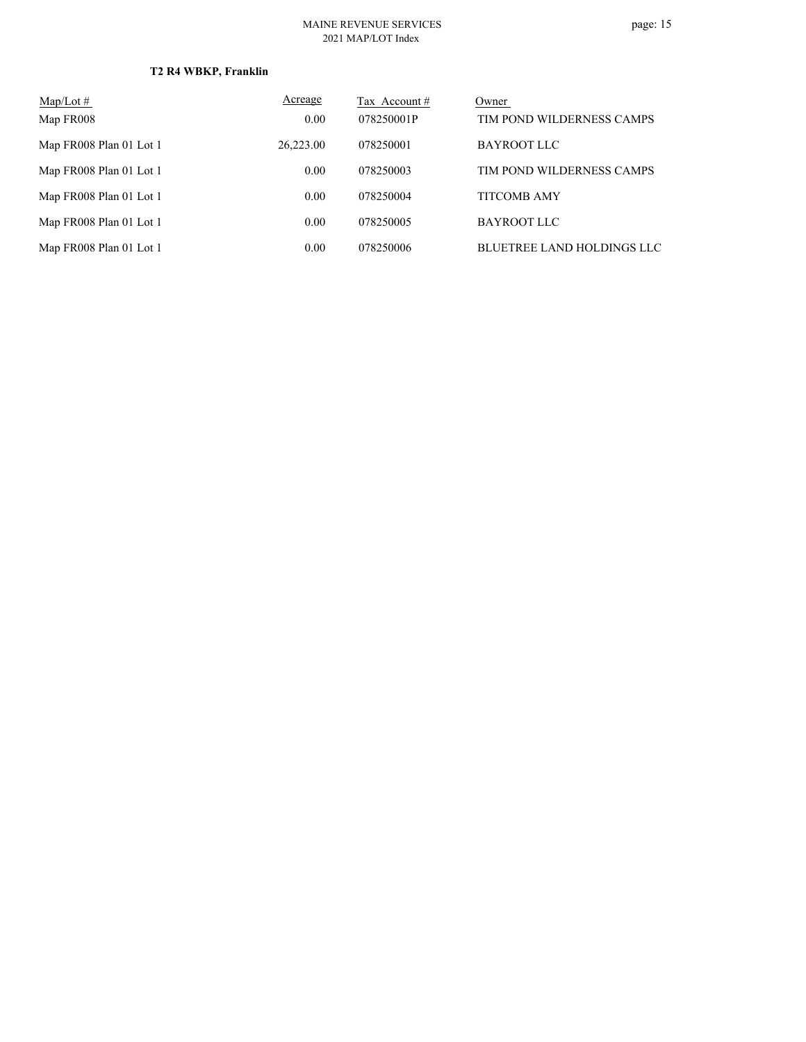**T2 R4 WBKP, Franklin**

| Map/Lot # | Acreage | Tax Account # | Owner |
| --- | --- | --- | --- |
| Map FR008 | 0.00 | 078250001P | TIM POND WILDERNESS CAMPS |
| Map FR008 Plan 01 Lot 1 | 26,223.00 | 078250001 | BAYROOT LLC |
| Map FR008 Plan 01 Lot 1 | 0.00 | 078250003 | TIM POND WILDERNESS CAMPS |
| Map FR008 Plan 01 Lot 1 | 0.00 | 078250004 | TITCOMB AMY |
| Map FR008 Plan 01 Lot 1 | 0.00 | 078250005 | BAYROOT LLC |
| Map FR008 Plan 01 Lot 1 | 0.00 | 078250006 | BLUETREE LAND HOLDINGS LLC |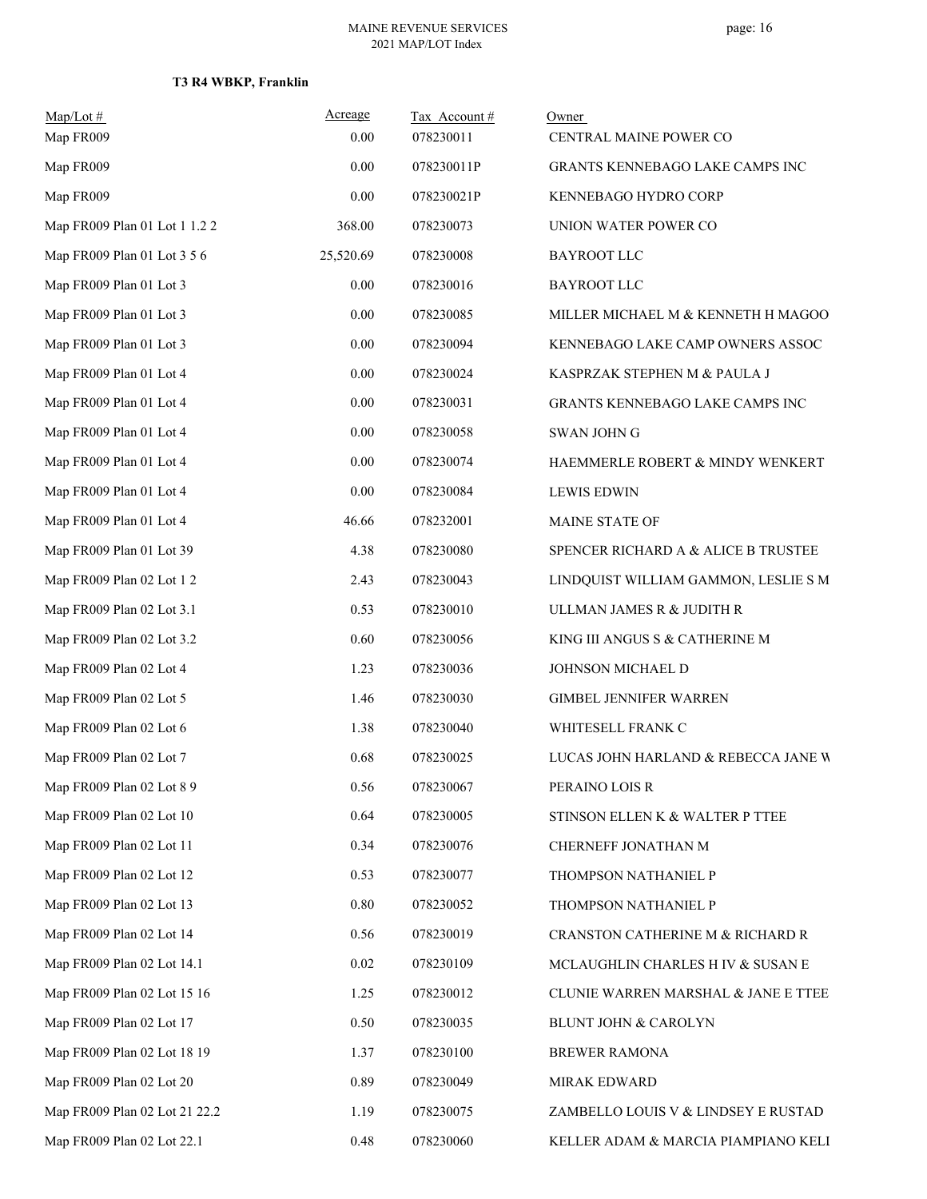**T3 R4 WBKP, Franklin**

| Map/Lot # | Acreage | Tax Account # | Owner |
|---|---|---|---|
| Map FR009 | 0.00 | 078230011 | CENTRAL MAINE POWER CO |
| Map FR009 | 0.00 | 078230011P | GRANTS KENNEBAGO LAKE CAMPS INC |
| Map FR009 | 0.00 | 078230021P | KENNEBAGO HYDRO CORP |
| Map FR009 Plan 01 Lot 1 1.2 2 | 368.00 | 078230073 | UNION WATER POWER CO |
| Map FR009 Plan 01 Lot 3 5 6 | 25,520.69 | 078230008 | BAYROOT LLC |
| Map FR009 Plan 01 Lot 3 | 0.00 | 078230016 | BAYROOT LLC |
| Map FR009 Plan 01 Lot 3 | 0.00 | 078230085 | MILLER MICHAEL M & KENNETH H MAGOO |
| Map FR009 Plan 01 Lot 3 | 0.00 | 078230094 | KENNEBAGO LAKE CAMP OWNERS ASSOC |
| Map FR009 Plan 01 Lot 4 | 0.00 | 078230024 | KASPRZAK STEPHEN M & PAULA J |
| Map FR009 Plan 01 Lot 4 | 0.00 | 078230031 | GRANTS KENNEBAGO LAKE CAMPS INC |
| Map FR009 Plan 01 Lot 4 | 0.00 | 078230058 | SWAN JOHN G |
| Map FR009 Plan 01 Lot 4 | 0.00 | 078230074 | HAEMMERLE ROBERT & MINDY WENKERT |
| Map FR009 Plan 01 Lot 4 | 0.00 | 078230084 | LEWIS EDWIN |
| Map FR009 Plan 01 Lot 4 | 46.66 | 078232001 | MAINE STATE OF |
| Map FR009 Plan 01 Lot 39 | 4.38 | 078230080 | SPENCER RICHARD A & ALICE B TRUSTEE |
| Map FR009 Plan 02 Lot 1 2 | 2.43 | 078230043 | LINDQUIST WILLIAM GAMMON, LESLIE S M |
| Map FR009 Plan 02 Lot 3.1 | 0.53 | 078230010 | ULLMAN JAMES R & JUDITH R |
| Map FR009 Plan 02 Lot 3.2 | 0.60 | 078230056 | KING III ANGUS S & CATHERINE M |
| Map FR009 Plan 02 Lot 4 | 1.23 | 078230036 | JOHNSON MICHAEL D |
| Map FR009 Plan 02 Lot 5 | 1.46 | 078230030 | GIMBEL JENNIFER WARREN |
| Map FR009 Plan 02 Lot 6 | 1.38 | 078230040 | WHITESELL FRANK C |
| Map FR009 Plan 02 Lot 7 | 0.68 | 078230025 | LUCAS JOHN HARLAND & REBECCA JANE W |
| Map FR009 Plan 02 Lot 8 9 | 0.56 | 078230067 | PERAINO LOIS R |
| Map FR009 Plan 02 Lot 10 | 0.64 | 078230005 | STINSON ELLEN K & WALTER P TTEE |
| Map FR009 Plan 02 Lot 11 | 0.34 | 078230076 | CHERNEFF JONATHAN M |
| Map FR009 Plan 02 Lot 12 | 0.53 | 078230077 | THOMPSON NATHANIEL P |
| Map FR009 Plan 02 Lot 13 | 0.80 | 078230052 | THOMPSON NATHANIEL P |
| Map FR009 Plan 02 Lot 14 | 0.56 | 078230019 | CRANSTON CATHERINE M & RICHARD R |
| Map FR009 Plan 02 Lot 14.1 | 0.02 | 078230109 | MCLAUGHLIN CHARLES H IV & SUSAN E |
| Map FR009 Plan 02 Lot 15 16 | 1.25 | 078230012 | CLUNIE WARREN MARSHAL & JANE E TTEE |
| Map FR009 Plan 02 Lot 17 | 0.50 | 078230035 | BLUNT JOHN & CAROLYN |
| Map FR009 Plan 02 Lot 18 19 | 1.37 | 078230100 | BREWER RAMONA |
| Map FR009 Plan 02 Lot 20 | 0.89 | 078230049 | MIRAK EDWARD |
| Map FR009 Plan 02 Lot 21 22.2 | 1.19 | 078230075 | ZAMBELLO LOUIS V & LINDSEY E RUSTAD |
| Map FR009 Plan 02 Lot 22.1 | 0.48 | 078230060 | KELLER ADAM & MARCIA PIAMPIANO KELI |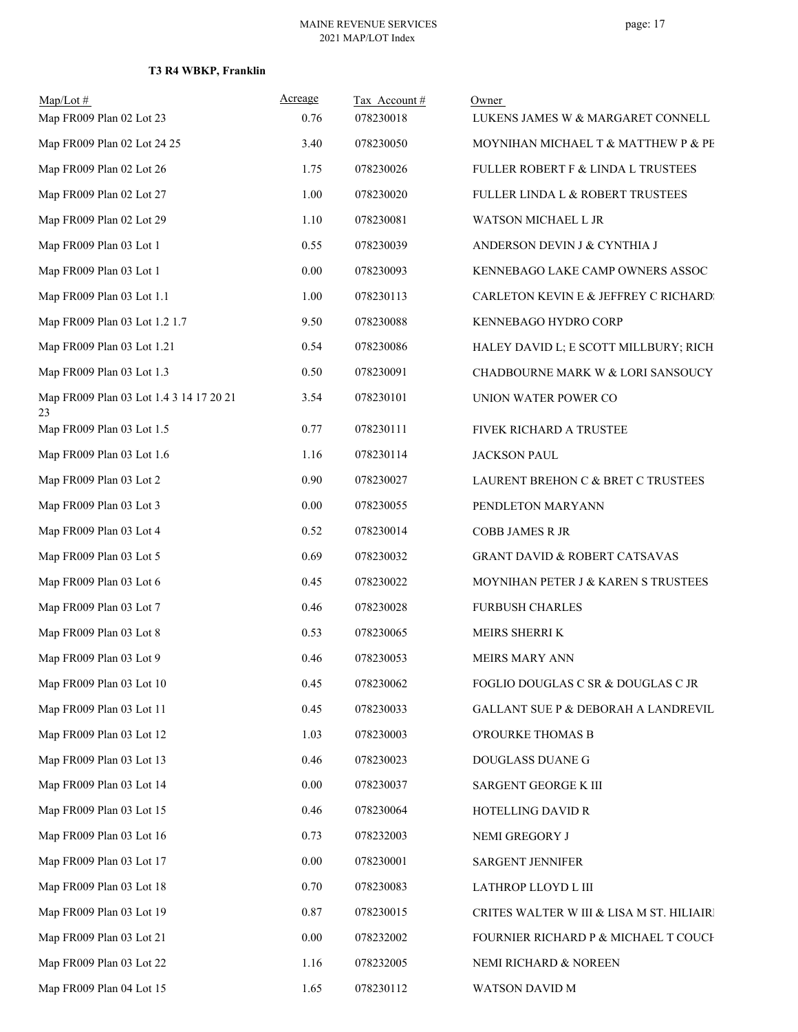**T3 R4 WBKP, Franklin**

| Map/Lot # | Acreage | Tax Account # | Owner |
|---|---|---|---|
| Map FR009 Plan 02 Lot 23 | 0.76 | 078230018 | LUKENS JAMES W & MARGARET CONNELL |
| Map FR009 Plan 02 Lot 24 25 | 3.40 | 078230050 | MOYNIHAN MICHAEL T & MATTHEW P & PE |
| Map FR009 Plan 02 Lot 26 | 1.75 | 078230026 | FULLER ROBERT F & LINDA L TRUSTEES |
| Map FR009 Plan 02 Lot 27 | 1.00 | 078230020 | FULLER LINDA L & ROBERT TRUSTEES |
| Map FR009 Plan 02 Lot 29 | 1.10 | 078230081 | WATSON MICHAEL L JR |
| Map FR009 Plan 03 Lot 1 | 0.55 | 078230039 | ANDERSON DEVIN J & CYNTHIA J |
| Map FR009 Plan 03 Lot 1 | 0.00 | 078230093 | KENNEBAGO LAKE CAMP OWNERS ASSOC |
| Map FR009 Plan 03 Lot 1.1 | 1.00 | 078230113 | CARLETON KEVIN E & JEFFREY C RICHARD |
| Map FR009 Plan 03 Lot 1.2 1.7 | 9.50 | 078230088 | KENNEBAGO HYDRO CORP |
| Map FR009 Plan 03 Lot 1.21 | 0.54 | 078230086 | HALEY DAVID L; E SCOTT MILLBURY; RICH |
| Map FR009 Plan 03 Lot 1.3 | 0.50 | 078230091 | CHADBOURNE MARK W & LORI SANSOUCY |
| Map FR009 Plan 03 Lot 1.4 3 14 17 20 21 23 | 3.54 | 078230101 | UNION WATER POWER CO |
| Map FR009 Plan 03 Lot 1.5 | 0.77 | 078230111 | FIVEK RICHARD A TRUSTEE |
| Map FR009 Plan 03 Lot 1.6 | 1.16 | 078230114 | JACKSON PAUL |
| Map FR009 Plan 03 Lot 2 | 0.90 | 078230027 | LAURENT BREHON C & BRET C TRUSTEES |
| Map FR009 Plan 03 Lot 3 | 0.00 | 078230055 | PENDLETON MARYANN |
| Map FR009 Plan 03 Lot 4 | 0.52 | 078230014 | COBB JAMES R JR |
| Map FR009 Plan 03 Lot 5 | 0.69 | 078230032 | GRANT DAVID & ROBERT CATSAVAS |
| Map FR009 Plan 03 Lot 6 | 0.45 | 078230022 | MOYNIHAN PETER J & KAREN S TRUSTEES |
| Map FR009 Plan 03 Lot 7 | 0.46 | 078230028 | FURBUSH CHARLES |
| Map FR009 Plan 03 Lot 8 | 0.53 | 078230065 | MEIRS SHERRI K |
| Map FR009 Plan 03 Lot 9 | 0.46 | 078230053 | MEIRS MARY ANN |
| Map FR009 Plan 03 Lot 10 | 0.45 | 078230062 | FOGLIO DOUGLAS C SR & DOUGLAS C JR |
| Map FR009 Plan 03 Lot 11 | 0.45 | 078230033 | GALLANT SUE P & DEBORAH A LANDREVIL |
| Map FR009 Plan 03 Lot 12 | 1.03 | 078230003 | O'ROURKE THOMAS B |
| Map FR009 Plan 03 Lot 13 | 0.46 | 078230023 | DOUGLASS DUANE G |
| Map FR009 Plan 03 Lot 14 | 0.00 | 078230037 | SARGENT GEORGE K III |
| Map FR009 Plan 03 Lot 15 | 0.46 | 078230064 | HOTELLING DAVID R |
| Map FR009 Plan 03 Lot 16 | 0.73 | 078232003 | NEMI GREGORY J |
| Map FR009 Plan 03 Lot 17 | 0.00 | 078230001 | SARGENT JENNIFER |
| Map FR009 Plan 03 Lot 18 | 0.70 | 078230083 | LATHROP LLOYD L III |
| Map FR009 Plan 03 Lot 19 | 0.87 | 078230015 | CRITES WALTER W III & LISA M ST. HILIAIR |
| Map FR009 Plan 03 Lot 21 | 0.00 | 078232002 | FOURNIER RICHARD P & MICHAEL T COUCH |
| Map FR009 Plan 03 Lot 22 | 1.16 | 078232005 | NEMI RICHARD & NOREEN |
| Map FR009 Plan 04 Lot 15 | 1.65 | 078230112 | WATSON DAVID M |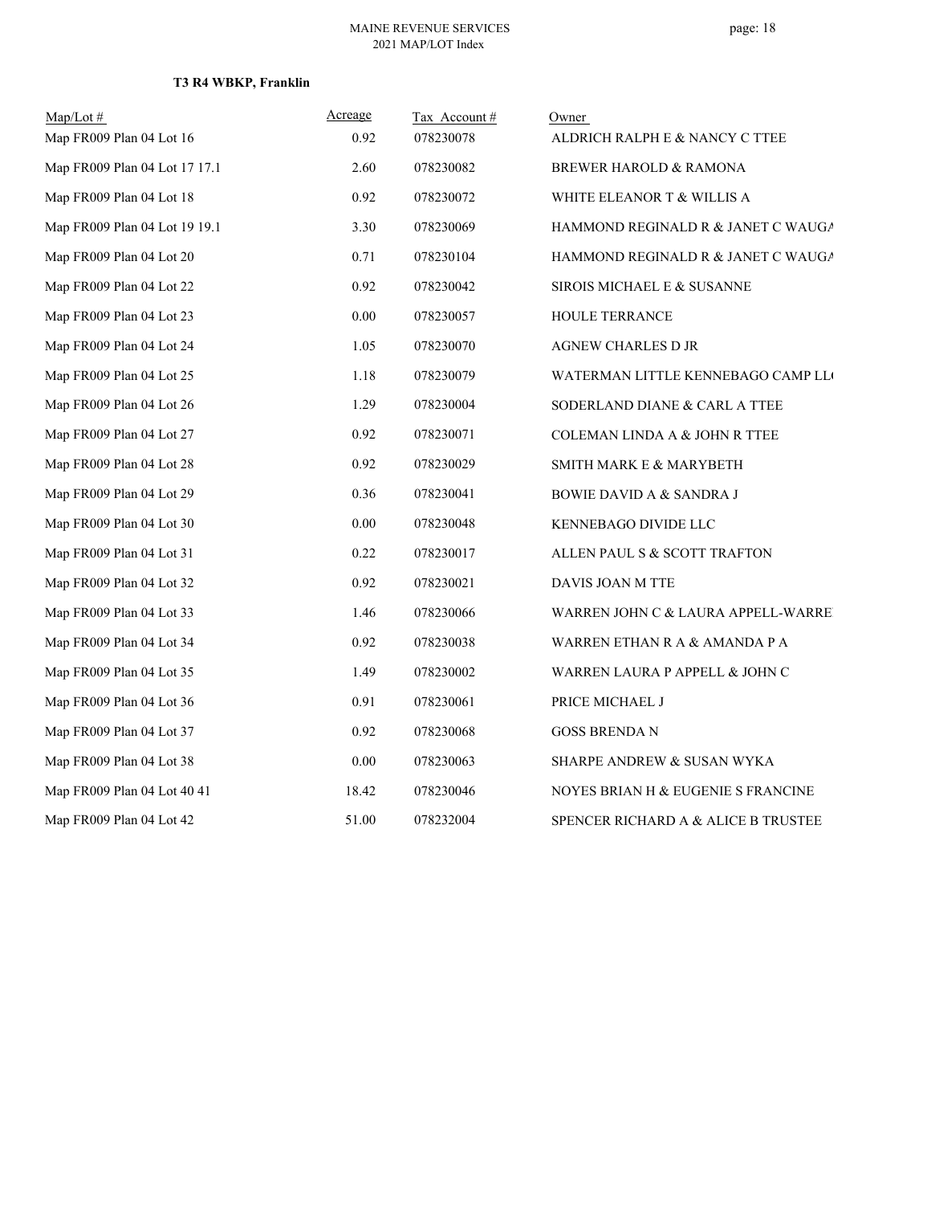**T3 R4 WBKP, Franklin**

| Map/Lot # | Acreage | Tax Account # | Owner |
|---|---|---|---|
| Map FR009 Plan 04 Lot 16 | 0.92 | 078230078 | ALDRICH RALPH E & NANCY C TTEE |
| Map FR009 Plan 04 Lot 17 17.1 | 2.60 | 078230082 | BREWER HAROLD & RAMONA |
| Map FR009 Plan 04 Lot 18 | 0.92 | 078230072 | WHITE ELEANOR T & WILLIS A |
| Map FR009 Plan 04 Lot 19 19.1 | 3.30 | 078230069 | HAMMOND REGINALD R & JANET C WAUGA |
| Map FR009 Plan 04 Lot 20 | 0.71 | 078230104 | HAMMOND REGINALD R & JANET C WAUGA |
| Map FR009 Plan 04 Lot 22 | 0.92 | 078230042 | SIROIS MICHAEL E & SUSANNE |
| Map FR009 Plan 04 Lot 23 | 0.00 | 078230057 | HOULE TERRANCE |
| Map FR009 Plan 04 Lot 24 | 1.05 | 078230070 | AGNEW CHARLES D JR |
| Map FR009 Plan 04 Lot 25 | 1.18 | 078230079 | WATERMAN LITTLE KENNEBAGO CAMP LL |
| Map FR009 Plan 04 Lot 26 | 1.29 | 078230004 | SODERLAND DIANE & CARL A TTEE |
| Map FR009 Plan 04 Lot 27 | 0.92 | 078230071 | COLEMAN LINDA A & JOHN R TTEE |
| Map FR009 Plan 04 Lot 28 | 0.92 | 078230029 | SMITH MARK E & MARYBETH |
| Map FR009 Plan 04 Lot 29 | 0.36 | 078230041 | BOWIE DAVID A & SANDRA J |
| Map FR009 Plan 04 Lot 30 | 0.00 | 078230048 | KENNEBAGO DIVIDE LLC |
| Map FR009 Plan 04 Lot 31 | 0.22 | 078230017 | ALLEN PAUL S & SCOTT TRAFTON |
| Map FR009 Plan 04 Lot 32 | 0.92 | 078230021 | DAVIS JOAN M TTE |
| Map FR009 Plan 04 Lot 33 | 1.46 | 078230066 | WARREN JOHN C & LAURA APPELL-WARRE |
| Map FR009 Plan 04 Lot 34 | 0.92 | 078230038 | WARREN ETHAN R A & AMANDA P A |
| Map FR009 Plan 04 Lot 35 | 1.49 | 078230002 | WARREN LAURA P APPELL & JOHN C |
| Map FR009 Plan 04 Lot 36 | 0.91 | 078230061 | PRICE MICHAEL J |
| Map FR009 Plan 04 Lot 37 | 0.92 | 078230068 | GOSS BRENDA N |
| Map FR009 Plan 04 Lot 38 | 0.00 | 078230063 | SHARPE ANDREW & SUSAN WYKA |
| Map FR009 Plan 04 Lot 40 41 | 18.42 | 078230046 | NOYES BRIAN H & EUGENIE S FRANCINE |
| Map FR009 Plan 04 Lot 42 | 51.00 | 078232004 | SPENCER RICHARD A & ALICE B TRUSTEE |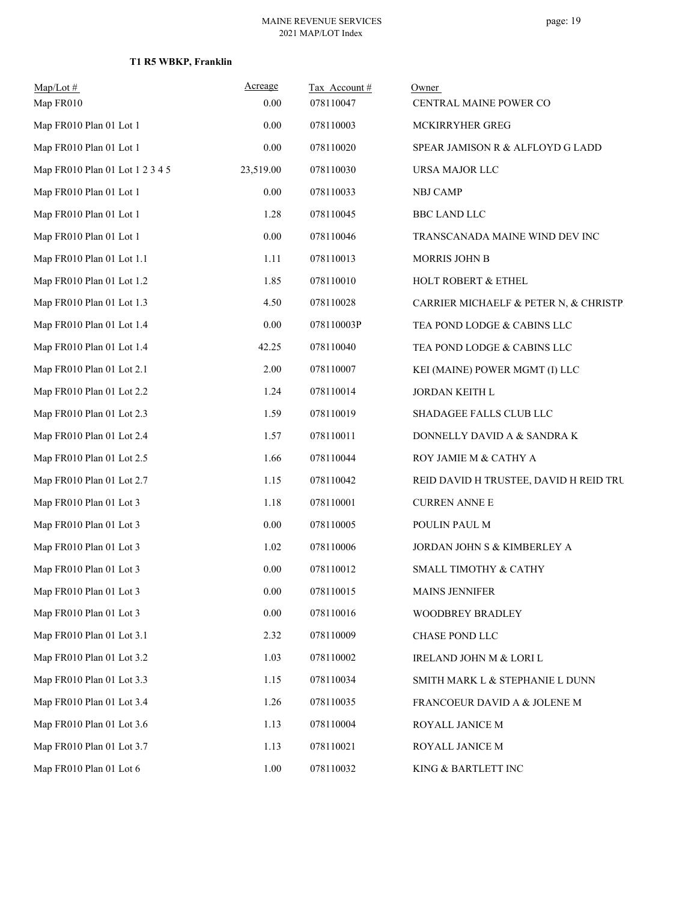**T1 R5 WBKP, Franklin**

| Map/Lot # | Acreage | Tax Account # | Owner |
|---|---|---|---|
| Map FR010 | 0.00 | 078110047 | CENTRAL MAINE POWER CO |
| Map FR010 Plan 01 Lot 1 | 0.00 | 078110003 | MCKIRRYHER GREG |
| Map FR010 Plan 01 Lot 1 | 0.00 | 078110020 | SPEAR JAMISON R & ALFLOYD G LADD |
| Map FR010 Plan 01 Lot 1 2 3 4 5 | 23,519.00 | 078110030 | URSA MAJOR LLC |
| Map FR010 Plan 01 Lot 1 | 0.00 | 078110033 | NBJ CAMP |
| Map FR010 Plan 01 Lot 1 | 1.28 | 078110045 | BBC LAND LLC |
| Map FR010 Plan 01 Lot 1 | 0.00 | 078110046 | TRANSCANADA MAINE WIND DEV INC |
| Map FR010 Plan 01 Lot 1.1 | 1.11 | 078110013 | MORRIS JOHN B |
| Map FR010 Plan 01 Lot 1.2 | 1.85 | 078110010 | HOLT ROBERT & ETHEL |
| Map FR010 Plan 01 Lot 1.3 | 4.50 | 078110028 | CARRIER MICHAELF & PETER N, & CHRISTP |
| Map FR010 Plan 01 Lot 1.4 | 0.00 | 078110003P | TEA POND LODGE & CABINS LLC |
| Map FR010 Plan 01 Lot 1.4 | 42.25 | 078110040 | TEA POND LODGE & CABINS LLC |
| Map FR010 Plan 01 Lot 2.1 | 2.00 | 078110007 | KEI (MAINE) POWER MGMT (I) LLC |
| Map FR010 Plan 01 Lot 2.2 | 1.24 | 078110014 | JORDAN KEITH L |
| Map FR010 Plan 01 Lot 2.3 | 1.59 | 078110019 | SHADAGEE FALLS CLUB LLC |
| Map FR010 Plan 01 Lot 2.4 | 1.57 | 078110011 | DONNELLY DAVID A & SANDRA K |
| Map FR010 Plan 01 Lot 2.5 | 1.66 | 078110044 | ROY JAMIE M & CATHY A |
| Map FR010 Plan 01 Lot 2.7 | 1.15 | 078110042 | REID DAVID H TRUSTEE, DAVID H REID TRU |
| Map FR010 Plan 01 Lot 3 | 1.18 | 078110001 | CURREN ANNE E |
| Map FR010 Plan 01 Lot 3 | 0.00 | 078110005 | POULIN PAUL M |
| Map FR010 Plan 01 Lot 3 | 1.02 | 078110006 | JORDAN JOHN S & KIMBERLEY A |
| Map FR010 Plan 01 Lot 3 | 0.00 | 078110012 | SMALL TIMOTHY & CATHY |
| Map FR010 Plan 01 Lot 3 | 0.00 | 078110015 | MAINS JENNIFER |
| Map FR010 Plan 01 Lot 3 | 0.00 | 078110016 | WOODBREY BRADLEY |
| Map FR010 Plan 01 Lot 3.1 | 2.32 | 078110009 | CHASE POND LLC |
| Map FR010 Plan 01 Lot 3.2 | 1.03 | 078110002 | IRELAND JOHN M & LORI L |
| Map FR010 Plan 01 Lot 3.3 | 1.15 | 078110034 | SMITH MARK L & STEPHANIE L DUNN |
| Map FR010 Plan 01 Lot 3.4 | 1.26 | 078110035 | FRANCOEUR DAVID A & JOLENE M |
| Map FR010 Plan 01 Lot 3.6 | 1.13 | 078110004 | ROYALL JANICE M |
| Map FR010 Plan 01 Lot 3.7 | 1.13 | 078110021 | ROYALL JANICE M |
| Map FR010 Plan 01 Lot 6 | 1.00 | 078110032 | KING & BARTLETT INC |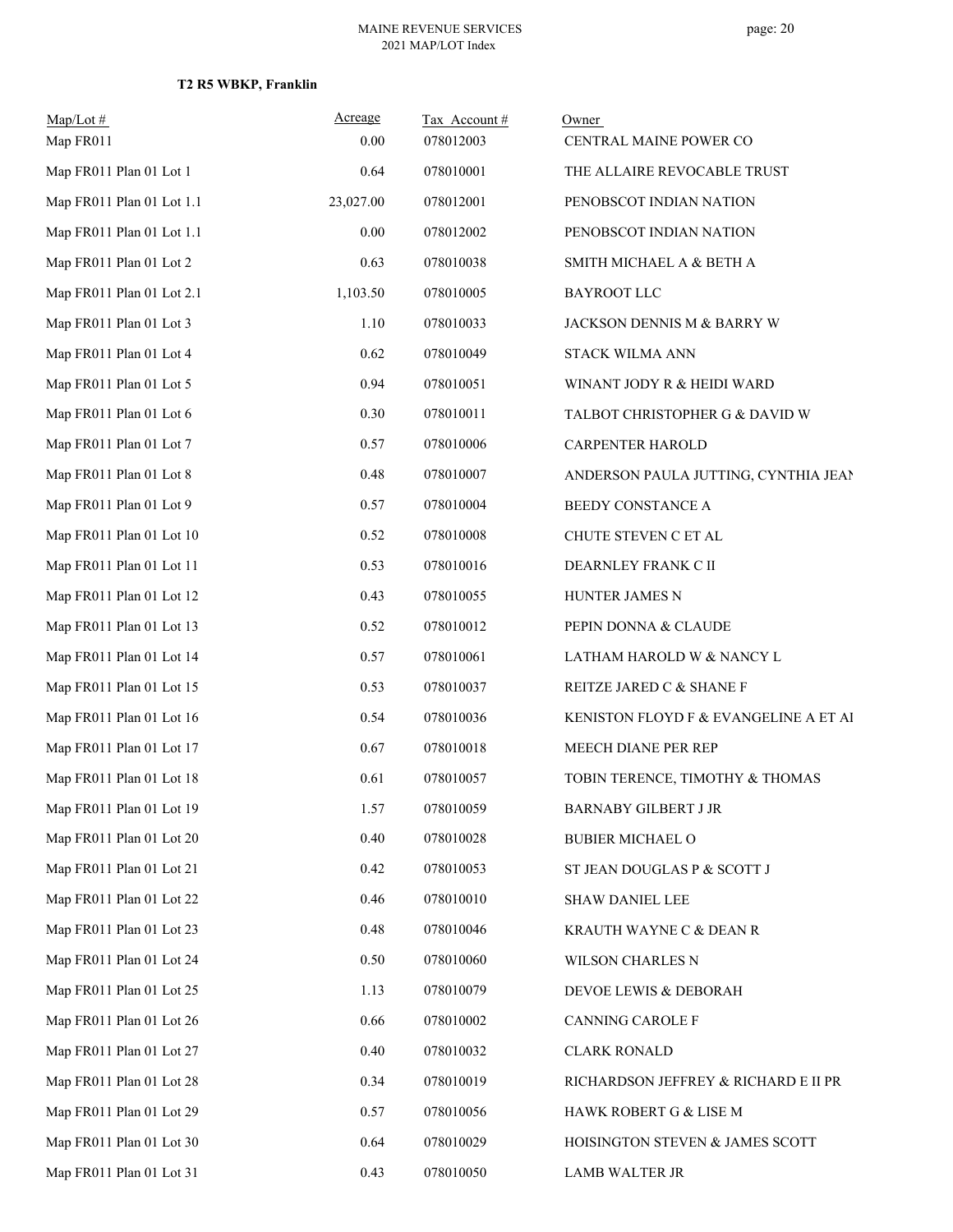### T2 R5 WBKP, Franklin

| Map/Lot # | Acreage | Tax Account # | Owner |
|---|---|---|---|
| Map FR011 | 0.00 | 078012003 | CENTRAL MAINE POWER CO |
| Map FR011 Plan 01 Lot 1 | 0.64 | 078010001 | THE ALLAIRE REVOCABLE TRUST |
| Map FR011 Plan 01 Lot 1.1 | 23,027.00 | 078012001 | PENOBSCOT INDIAN NATION |
| Map FR011 Plan 01 Lot 1.1 | 0.00 | 078012002 | PENOBSCOT INDIAN NATION |
| Map FR011 Plan 01 Lot 2 | 0.63 | 078010038 | SMITH MICHAEL A & BETH A |
| Map FR011 Plan 01 Lot 2.1 | 1,103.50 | 078010005 | BAYROOT LLC |
| Map FR011 Plan 01 Lot 3 | 1.10 | 078010033 | JACKSON DENNIS M & BARRY W |
| Map FR011 Plan 01 Lot 4 | 0.62 | 078010049 | STACK WILMA ANN |
| Map FR011 Plan 01 Lot 5 | 0.94 | 078010051 | WINANT JODY R & HEIDI WARD |
| Map FR011 Plan 01 Lot 6 | 0.30 | 078010011 | TALBOT CHRISTOPHER G & DAVID W |
| Map FR011 Plan 01 Lot 7 | 0.57 | 078010006 | CARPENTER HAROLD |
| Map FR011 Plan 01 Lot 8 | 0.48 | 078010007 | ANDERSON PAULA JUTTING, CYNTHIA JEAN |
| Map FR011 Plan 01 Lot 9 | 0.57 | 078010004 | BEEDY CONSTANCE A |
| Map FR011 Plan 01 Lot 10 | 0.52 | 078010008 | CHUTE STEVEN C ET AL |
| Map FR011 Plan 01 Lot 11 | 0.53 | 078010016 | DEARNLEY FRANK C II |
| Map FR011 Plan 01 Lot 12 | 0.43 | 078010055 | HUNTER JAMES N |
| Map FR011 Plan 01 Lot 13 | 0.52 | 078010012 | PEPIN DONNA & CLAUDE |
| Map FR011 Plan 01 Lot 14 | 0.57 | 078010061 | LATHAM HAROLD W & NANCY L |
| Map FR011 Plan 01 Lot 15 | 0.53 | 078010037 | REITZE JARED C & SHANE F |
| Map FR011 Plan 01 Lot 16 | 0.54 | 078010036 | KENISTON FLOYD F & EVANGELINE A ET AL |
| Map FR011 Plan 01 Lot 17 | 0.67 | 078010018 | MEECH DIANE PER REP |
| Map FR011 Plan 01 Lot 18 | 0.61 | 078010057 | TOBIN TERENCE, TIMOTHY & THOMAS |
| Map FR011 Plan 01 Lot 19 | 1.57 | 078010059 | BARNABY GILBERT J JR |
| Map FR011 Plan 01 Lot 20 | 0.40 | 078010028 | BUBIER MICHAEL O |
| Map FR011 Plan 01 Lot 21 | 0.42 | 078010053 | ST JEAN DOUGLAS P & SCOTT J |
| Map FR011 Plan 01 Lot 22 | 0.46 | 078010010 | SHAW DANIEL LEE |
| Map FR011 Plan 01 Lot 23 | 0.48 | 078010046 | KRAUTH WAYNE C & DEAN R |
| Map FR011 Plan 01 Lot 24 | 0.50 | 078010060 | WILSON CHARLES N |
| Map FR011 Plan 01 Lot 25 | 1.13 | 078010079 | DEVOE LEWIS & DEBORAH |
| Map FR011 Plan 01 Lot 26 | 0.66 | 078010002 | CANNING CAROLE F |
| Map FR011 Plan 01 Lot 27 | 0.40 | 078010032 | CLARK RONALD |
| Map FR011 Plan 01 Lot 28 | 0.34 | 078010019 | RICHARDSON JEFFREY & RICHARD E II PR |
| Map FR011 Plan 01 Lot 29 | 0.57 | 078010056 | HAWK ROBERT G & LISE M |
| Map FR011 Plan 01 Lot 30 | 0.64 | 078010029 | HOISINGTON STEVEN & JAMES SCOTT |
| Map FR011 Plan 01 Lot 31 | 0.43 | 078010050 | LAMB WALTER JR |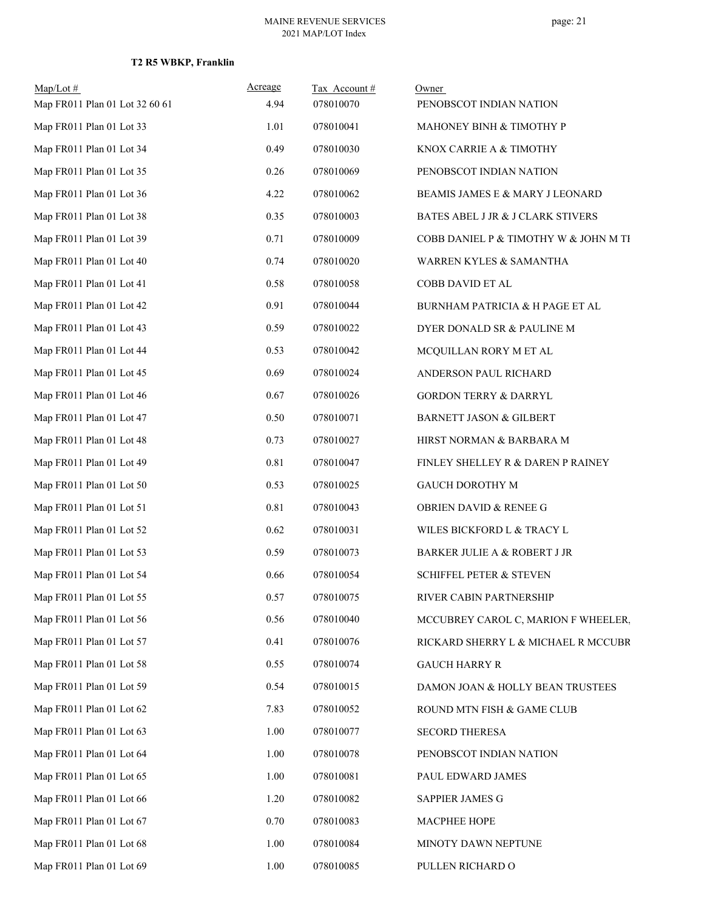**T2 R5 WBKP, Franklin**

| Map/Lot # | Acreage | Tax Account # | Owner |
|---|---|---|---|
| Map FR011 Plan 01 Lot 32 60 61 | 4.94 | 078010070 | PENOBSCOT INDIAN NATION |
| Map FR011 Plan 01 Lot 33 | 1.01 | 078010041 | MAHONEY BINH & TIMOTHY P |
| Map FR011 Plan 01 Lot 34 | 0.49 | 078010030 | KNOX CARRIE A & TIMOTHY |
| Map FR011 Plan 01 Lot 35 | 0.26 | 078010069 | PENOBSCOT INDIAN NATION |
| Map FR011 Plan 01 Lot 36 | 4.22 | 078010062 | BEAMIS JAMES E & MARY J LEONARD |
| Map FR011 Plan 01 Lot 38 | 0.35 | 078010003 | BATES ABEL J JR & J CLARK STIVERS |
| Map FR011 Plan 01 Lot 39 | 0.71 | 078010009 | COBB DANIEL P & TIMOTHY W & JOHN M TI |
| Map FR011 Plan 01 Lot 40 | 0.74 | 078010020 | WARREN KYLES & SAMANTHA |
| Map FR011 Plan 01 Lot 41 | 0.58 | 078010058 | COBB DAVID ET AL |
| Map FR011 Plan 01 Lot 42 | 0.91 | 078010044 | BURNHAM PATRICIA & H PAGE ET AL |
| Map FR011 Plan 01 Lot 43 | 0.59 | 078010022 | DYER DONALD SR & PAULINE M |
| Map FR011 Plan 01 Lot 44 | 0.53 | 078010042 | MCQUILLAN RORY M ET AL |
| Map FR011 Plan 01 Lot 45 | 0.69 | 078010024 | ANDERSON PAUL RICHARD |
| Map FR011 Plan 01 Lot 46 | 0.67 | 078010026 | GORDON TERRY & DARRYL |
| Map FR011 Plan 01 Lot 47 | 0.50 | 078010071 | BARNETT JASON & GILBERT |
| Map FR011 Plan 01 Lot 48 | 0.73 | 078010027 | HIRST NORMAN & BARBARA M |
| Map FR011 Plan 01 Lot 49 | 0.81 | 078010047 | FINLEY SHELLEY R & DAREN P RAINEY |
| Map FR011 Plan 01 Lot 50 | 0.53 | 078010025 | GAUCH DOROTHY M |
| Map FR011 Plan 01 Lot 51 | 0.81 | 078010043 | OBRIEN DAVID & RENEE G |
| Map FR011 Plan 01 Lot 52 | 0.62 | 078010031 | WILES BICKFORD L & TRACY L |
| Map FR011 Plan 01 Lot 53 | 0.59 | 078010073 | BARKER JULIE A & ROBERT J JR |
| Map FR011 Plan 01 Lot 54 | 0.66 | 078010054 | SCHIFFEL PETER & STEVEN |
| Map FR011 Plan 01 Lot 55 | 0.57 | 078010075 | RIVER CABIN PARTNERSHIP |
| Map FR011 Plan 01 Lot 56 | 0.56 | 078010040 | MCCUBREY CAROL C, MARION F WHEELER, |
| Map FR011 Plan 01 Lot 57 | 0.41 | 078010076 | RICKARD SHERRY L & MICHAEL R MCCUBR |
| Map FR011 Plan 01 Lot 58 | 0.55 | 078010074 | GAUCH HARRY R |
| Map FR011 Plan 01 Lot 59 | 0.54 | 078010015 | DAMON JOAN & HOLLY BEAN TRUSTEES |
| Map FR011 Plan 01 Lot 62 | 7.83 | 078010052 | ROUND MTN FISH & GAME CLUB |
| Map FR011 Plan 01 Lot 63 | 1.00 | 078010077 | SECORD THERESA |
| Map FR011 Plan 01 Lot 64 | 1.00 | 078010078 | PENOBSCOT INDIAN NATION |
| Map FR011 Plan 01 Lot 65 | 1.00 | 078010081 | PAUL EDWARD JAMES |
| Map FR011 Plan 01 Lot 66 | 1.20 | 078010082 | SAPPIER JAMES G |
| Map FR011 Plan 01 Lot 67 | 0.70 | 078010083 | MACPHEE HOPE |
| Map FR011 Plan 01 Lot 68 | 1.00 | 078010084 | MINOTY DAWN NEPTUNE |
| Map FR011 Plan 01 Lot 69 | 1.00 | 078010085 | PULLEN RICHARD O |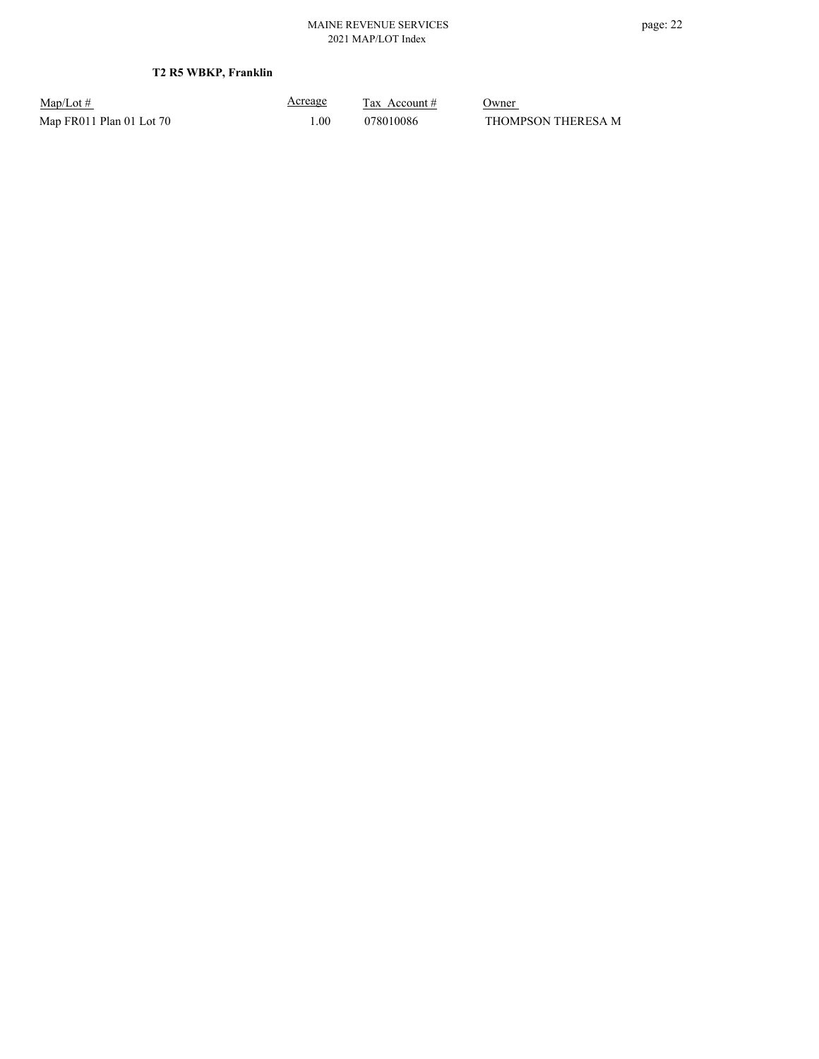**T2 R5 WBKP, Franklin**

| Map/Lot # | Acreage | Tax Account # | Owner |
| --- | --- | --- | --- |
| Map FR011 Plan 01 Lot 70 | 1.00 | 078010086 | THOMPSON THERESA M |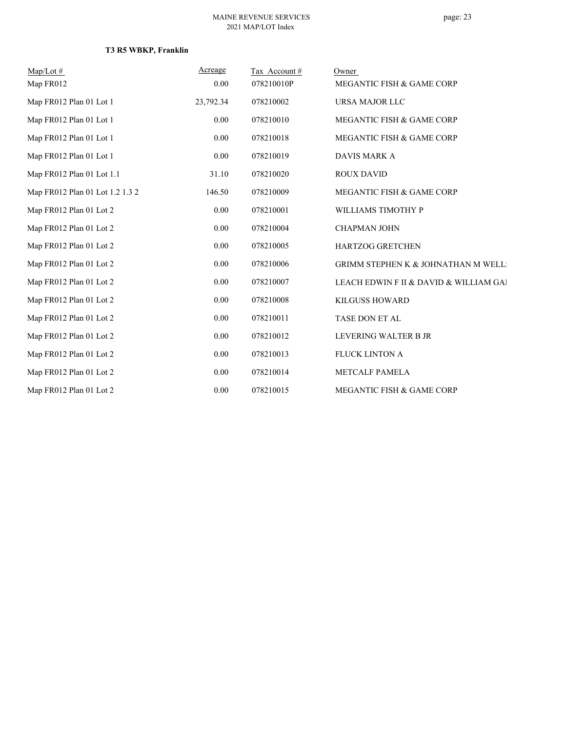**T3 R5 WBKP, Franklin**

| Map/Lot # | Acreage | Tax Account # | Owner |
|---|---|---|---|
| Map FR012 | 0.00 | 078210010P | MEGANTIC FISH & GAME CORP |
| Map FR012 Plan 01 Lot 1 | 23,792.34 | 078210002 | URSA MAJOR LLC |
| Map FR012 Plan 01 Lot 1 | 0.00 | 078210010 | MEGANTIC FISH & GAME CORP |
| Map FR012 Plan 01 Lot 1 | 0.00 | 078210018 | MEGANTIC FISH & GAME CORP |
| Map FR012 Plan 01 Lot 1 | 0.00 | 078210019 | DAVIS MARK A |
| Map FR012 Plan 01 Lot 1.1 | 31.10 | 078210020 | ROUX DAVID |
| Map FR012 Plan 01 Lot 1.2 1.3 2 | 146.50 | 078210009 | MEGANTIC FISH & GAME CORP |
| Map FR012 Plan 01 Lot 2 | 0.00 | 078210001 | WILLIAMS TIMOTHY P |
| Map FR012 Plan 01 Lot 2 | 0.00 | 078210004 | CHAPMAN JOHN |
| Map FR012 Plan 01 Lot 2 | 0.00 | 078210005 | HARTZOG GRETCHEN |
| Map FR012 Plan 01 Lot 2 | 0.00 | 078210006 | GRIMM STEPHEN K & JOHNATHAN M WELL |
| Map FR012 Plan 01 Lot 2 | 0.00 | 078210007 | LEACH EDWIN F II & DAVID & WILLIAM GA |
| Map FR012 Plan 01 Lot 2 | 0.00 | 078210008 | KILGUSS HOWARD |
| Map FR012 Plan 01 Lot 2 | 0.00 | 078210011 | TASE DON ET AL |
| Map FR012 Plan 01 Lot 2 | 0.00 | 078210012 | LEVERING WALTER B JR |
| Map FR012 Plan 01 Lot 2 | 0.00 | 078210013 | FLUCK LINTON A |
| Map FR012 Plan 01 Lot 2 | 0.00 | 078210014 | METCALF PAMELA |
| Map FR012 Plan 01 Lot 2 | 0.00 | 078210015 | MEGANTIC FISH & GAME CORP |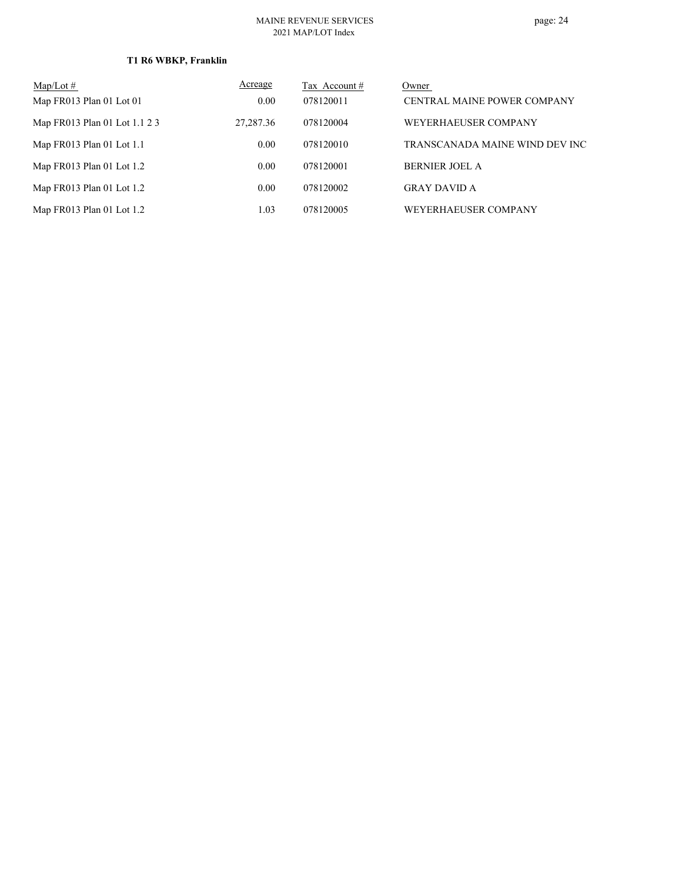**T1 R6 WBKP, Franklin**

| Map/Lot # | Acreage | Tax Account # | Owner |
|---|---|---|---|
| Map FR013 Plan 01 Lot 01 | 0.00 | 078120011 | CENTRAL MAINE POWER COMPANY |
| Map FR013 Plan 01 Lot 1.1 2 3 | 27,287.36 | 078120004 | WEYERHAEUSER COMPANY |
| Map FR013 Plan 01 Lot 1.1 | 0.00 | 078120010 | TRANSCANADA MAINE WIND DEV INC |
| Map FR013 Plan 01 Lot 1.2 | 0.00 | 078120001 | BERNIER JOEL A |
| Map FR013 Plan 01 Lot 1.2 | 0.00 | 078120002 | GRAY DAVID A |
| Map FR013 Plan 01 Lot 1.2 | 1.03 | 078120005 | WEYERHAEUSER COMPANY |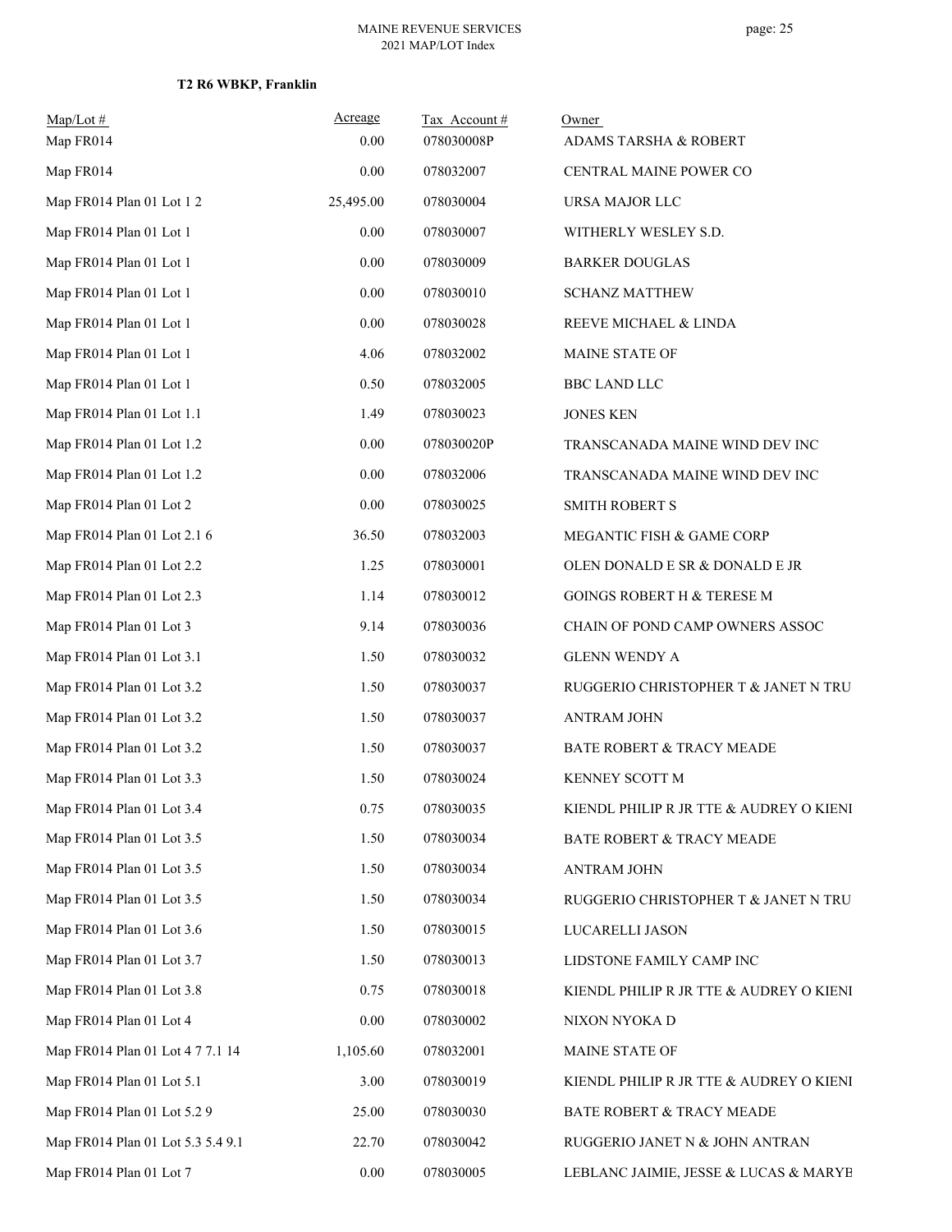**T2 R6 WBKP, Franklin**

| Map/Lot # | Acreage | Tax Account # | Owner |
|---|---|---|---|
| Map FR014 | 0.00 | 078030008P | ADAMS TARSHA & ROBERT |
| Map FR014 | 0.00 | 078032007 | CENTRAL MAINE POWER CO |
| Map FR014 Plan 01 Lot 1 2 | 25,495.00 | 078030004 | URSA MAJOR LLC |
| Map FR014 Plan 01 Lot 1 | 0.00 | 078030007 | WITHERLY WESLEY S.D. |
| Map FR014 Plan 01 Lot 1 | 0.00 | 078030009 | BARKER DOUGLAS |
| Map FR014 Plan 01 Lot 1 | 0.00 | 078030010 | SCHANZ MATTHEW |
| Map FR014 Plan 01 Lot 1 | 0.00 | 078030028 | REEVE MICHAEL & LINDA |
| Map FR014 Plan 01 Lot 1 | 4.06 | 078032002 | MAINE STATE OF |
| Map FR014 Plan 01 Lot 1 | 0.50 | 078032005 | BBC LAND LLC |
| Map FR014 Plan 01 Lot 1.1 | 1.49 | 078030023 | JONES KEN |
| Map FR014 Plan 01 Lot 1.2 | 0.00 | 078030020P | TRANSCANADA MAINE WIND DEV INC |
| Map FR014 Plan 01 Lot 1.2 | 0.00 | 078032006 | TRANSCANADA MAINE WIND DEV INC |
| Map FR014 Plan 01 Lot 2 | 0.00 | 078030025 | SMITH ROBERT S |
| Map FR014 Plan 01 Lot 2.1 6 | 36.50 | 078032003 | MEGANTIC FISH & GAME CORP |
| Map FR014 Plan 01 Lot 2.2 | 1.25 | 078030001 | OLEN DONALD E SR & DONALD E JR |
| Map FR014 Plan 01 Lot 2.3 | 1.14 | 078030012 | GOINGS ROBERT H & TERESE M |
| Map FR014 Plan 01 Lot 3 | 9.14 | 078030036 | CHAIN OF POND CAMP OWNERS ASSOC |
| Map FR014 Plan 01 Lot 3.1 | 1.50 | 078030032 | GLENN WENDY A |
| Map FR014 Plan 01 Lot 3.2 | 1.50 | 078030037 | RUGGERIO CHRISTOPHER T & JANET N TRU |
| Map FR014 Plan 01 Lot 3.2 | 1.50 | 078030037 | ANTRAM JOHN |
| Map FR014 Plan 01 Lot 3.2 | 1.50 | 078030037 | BATE ROBERT & TRACY MEADE |
| Map FR014 Plan 01 Lot 3.3 | 1.50 | 078030024 | KENNEY SCOTT M |
| Map FR014 Plan 01 Lot 3.4 | 0.75 | 078030035 | KIENDL PHILIP R JR TTE & AUDREY O KIENI |
| Map FR014 Plan 01 Lot 3.5 | 1.50 | 078030034 | BATE ROBERT & TRACY MEADE |
| Map FR014 Plan 01 Lot 3.5 | 1.50 | 078030034 | ANTRAM JOHN |
| Map FR014 Plan 01 Lot 3.5 | 1.50 | 078030034 | RUGGERIO CHRISTOPHER T & JANET N TRU |
| Map FR014 Plan 01 Lot 3.6 | 1.50 | 078030015 | LUCARELLI JASON |
| Map FR014 Plan 01 Lot 3.7 | 1.50 | 078030013 | LIDSTONE FAMILY CAMP INC |
| Map FR014 Plan 01 Lot 3.8 | 0.75 | 078030018 | KIENDL PHILIP R JR TTE & AUDREY O KIENI |
| Map FR014 Plan 01 Lot 4 | 0.00 | 078030002 | NIXON NYOKA D |
| Map FR014 Plan 01 Lot 4 7 7.1 14 | 1,105.60 | 078032001 | MAINE STATE OF |
| Map FR014 Plan 01 Lot 5.1 | 3.00 | 078030019 | KIENDL PHILIP R JR TTE & AUDREY O KIENI |
| Map FR014 Plan 01 Lot 5.2 9 | 25.00 | 078030030 | BATE ROBERT & TRACY MEADE |
| Map FR014 Plan 01 Lot 5.3 5.4 9.1 | 22.70 | 078030042 | RUGGERIO JANET N & JOHN ANTRAN |
| Map FR014 Plan 01 Lot 7 | 0.00 | 078030005 | LEBLANC JAIMIE, JESSE & LUCAS & MARYE |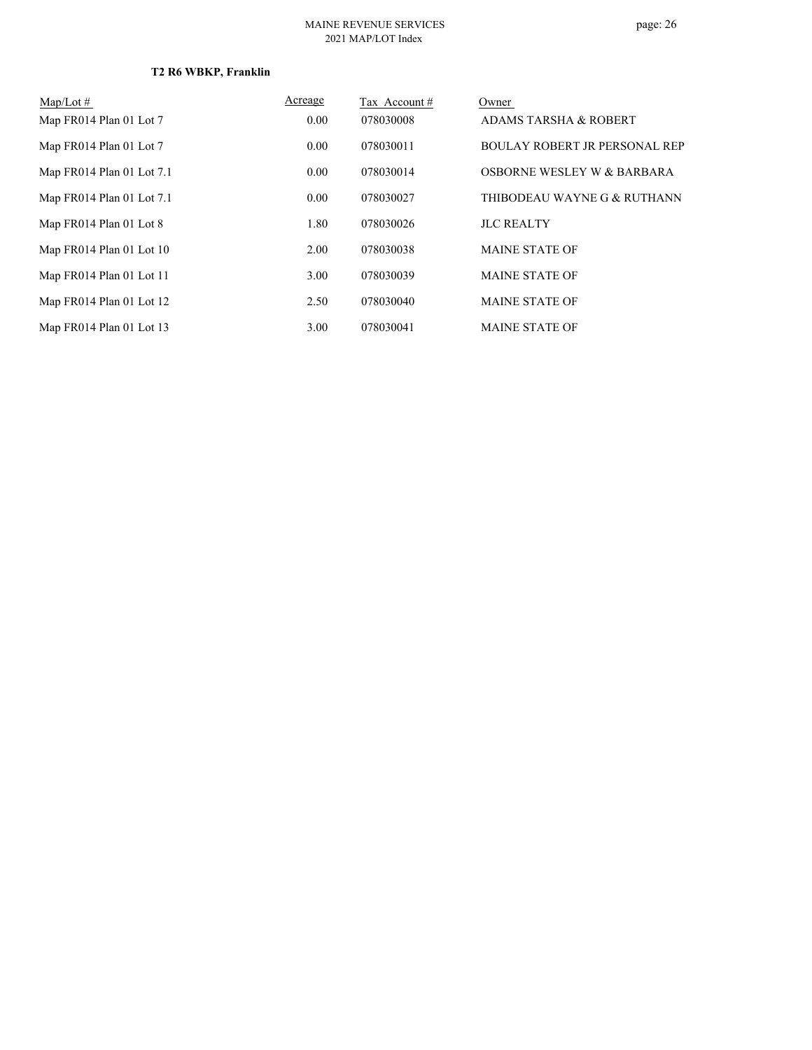**T2 R6 WBKP, Franklin**

| Map/Lot # | Acreage | Tax Account # | Owner |
|---|---|---|---|
| Map FR014 Plan 01 Lot 7 | 0.00 | 078030008 | ADAMS TARSHA & ROBERT |
| Map FR014 Plan 01 Lot 7 | 0.00 | 078030011 | BOULAY ROBERT JR PERSONAL REP |
| Map FR014 Plan 01 Lot 7.1 | 0.00 | 078030014 | OSBORNE WESLEY W & BARBARA |
| Map FR014 Plan 01 Lot 7.1 | 0.00 | 078030027 | THIBODEAU WAYNE G & RUTHANN |
| Map FR014 Plan 01 Lot 8 | 1.80 | 078030026 | JLC REALTY |
| Map FR014 Plan 01 Lot 10 | 2.00 | 078030038 | MAINE STATE OF |
| Map FR014 Plan 01 Lot 11 | 3.00 | 078030039 | MAINE STATE OF |
| Map FR014 Plan 01 Lot 12 | 2.50 | 078030040 | MAINE STATE OF |
| Map FR014 Plan 01 Lot 13 | 3.00 | 078030041 | MAINE STATE OF |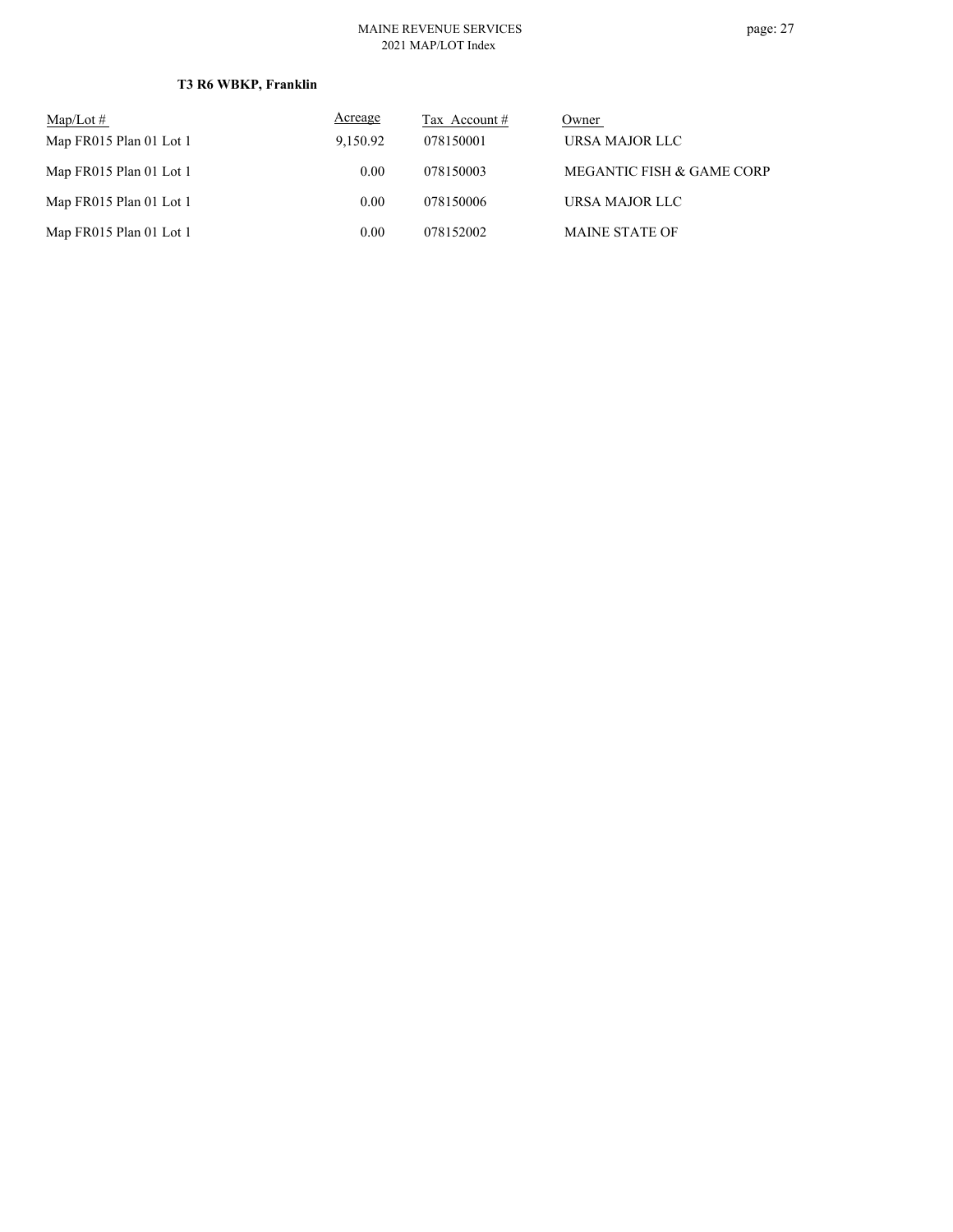### T3 R6 WBKP, Franklin

| Map/Lot # | Acreage | Tax Account # | Owner |
|---|---|---|---|
| Map FR015 Plan 01 Lot 1 | 9,150.92 | 078150001 | URSA MAJOR LLC |
| Map FR015 Plan 01 Lot 1 | 0.00 | 078150003 | MEGANTIC FISH & GAME CORP |
| Map FR015 Plan 01 Lot 1 | 0.00 | 078150006 | URSA MAJOR LLC |
| Map FR015 Plan 01 Lot 1 | 0.00 | 078152002 | MAINE STATE OF |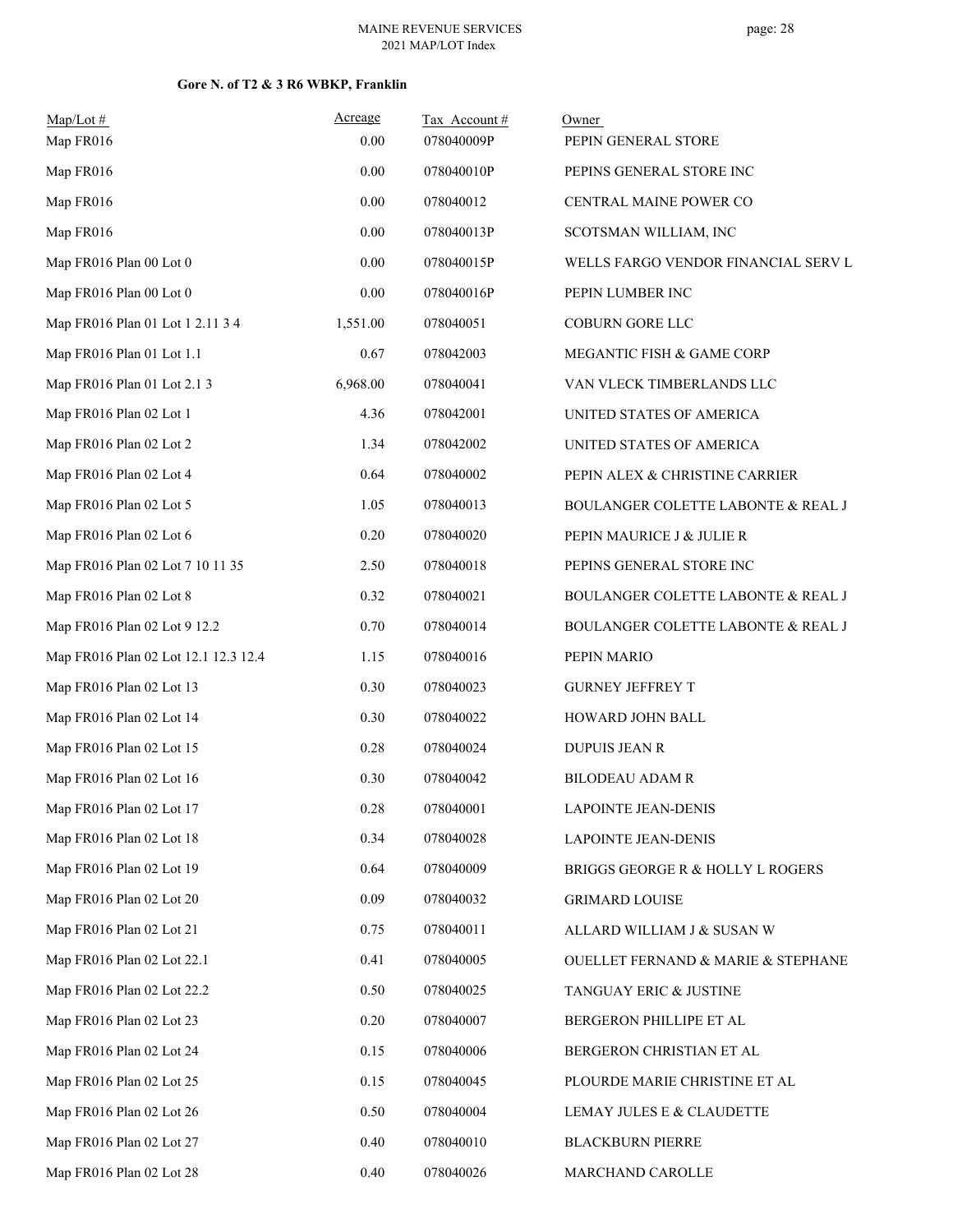## Gore N. of T2 & 3 R6 WBKP, Franklin

| Map/Lot # | Acreage | Tax Account # | Owner |
|---|---|---|---|
| Map FR016 | 0.00 | 078040009P | PEPIN GENERAL STORE |
| Map FR016 | 0.00 | 078040010P | PEPINS GENERAL STORE INC |
| Map FR016 | 0.00 | 078040012 | CENTRAL MAINE POWER CO |
| Map FR016 | 0.00 | 078040013P | SCOTSMAN WILLIAM, INC |
| Map FR016 Plan 00 Lot 0 | 0.00 | 078040015P | WELLS FARGO VENDOR FINANCIAL SERV L |
| Map FR016 Plan 00 Lot 0 | 0.00 | 078040016P | PEPIN LUMBER INC |
| Map FR016 Plan 01 Lot 1 2.11 3 4 | 1,551.00 | 078040051 | COBURN GORE LLC |
| Map FR016 Plan 01 Lot 1.1 | 0.67 | 078042003 | MEGANTIC FISH & GAME CORP |
| Map FR016 Plan 01 Lot 2.1 3 | 6,968.00 | 078040041 | VAN VLECK TIMBERLANDS LLC |
| Map FR016 Plan 02 Lot 1 | 4.36 | 078042001 | UNITED STATES OF AMERICA |
| Map FR016 Plan 02 Lot 2 | 1.34 | 078042002 | UNITED STATES OF AMERICA |
| Map FR016 Plan 02 Lot 4 | 0.64 | 078040002 | PEPIN ALEX & CHRISTINE CARRIER |
| Map FR016 Plan 02 Lot 5 | 1.05 | 078040013 | BOULANGER COLETTE LABONTE & REAL J |
| Map FR016 Plan 02 Lot 6 | 0.20 | 078040020 | PEPIN MAURICE J & JULIE R |
| Map FR016 Plan 02 Lot 7 10 11 35 | 2.50 | 078040018 | PEPINS GENERAL STORE INC |
| Map FR016 Plan 02 Lot 8 | 0.32 | 078040021 | BOULANGER COLETTE LABONTE & REAL J |
| Map FR016 Plan 02 Lot 9 12.2 | 0.70 | 078040014 | BOULANGER COLETTE LABONTE & REAL J |
| Map FR016 Plan 02 Lot 12.1 12.3 12.4 | 1.15 | 078040016 | PEPIN MARIO |
| Map FR016 Plan 02 Lot 13 | 0.30 | 078040023 | GURNEY JEFFREY T |
| Map FR016 Plan 02 Lot 14 | 0.30 | 078040022 | HOWARD JOHN BALL |
| Map FR016 Plan 02 Lot 15 | 0.28 | 078040024 | DUPUIS JEAN R |
| Map FR016 Plan 02 Lot 16 | 0.30 | 078040042 | BILODEAU ADAM R |
| Map FR016 Plan 02 Lot 17 | 0.28 | 078040001 | LAPOINTE JEAN-DENIS |
| Map FR016 Plan 02 Lot 18 | 0.34 | 078040028 | LAPOINTE JEAN-DENIS |
| Map FR016 Plan 02 Lot 19 | 0.64 | 078040009 | BRIGGS GEORGE R & HOLLY L ROGERS |
| Map FR016 Plan 02 Lot 20 | 0.09 | 078040032 | GRIMARD LOUISE |
| Map FR016 Plan 02 Lot 21 | 0.75 | 078040011 | ALLARD WILLIAM J & SUSAN W |
| Map FR016 Plan 02 Lot 22.1 | 0.41 | 078040005 | OUELLET FERNAND & MARIE & STEPHANE |
| Map FR016 Plan 02 Lot 22.2 | 0.50 | 078040025 | TANGUAY ERIC & JUSTINE |
| Map FR016 Plan 02 Lot 23 | 0.20 | 078040007 | BERGERON PHILLIPE ET AL |
| Map FR016 Plan 02 Lot 24 | 0.15 | 078040006 | BERGERON CHRISTIAN ET AL |
| Map FR016 Plan 02 Lot 25 | 0.15 | 078040045 | PLOURDE MARIE CHRISTINE ET AL |
| Map FR016 Plan 02 Lot 26 | 0.50 | 078040004 | LEMAY JULES E & CLAUDETTE |
| Map FR016 Plan 02 Lot 27 | 0.40 | 078040010 | BLACKBURN PIERRE |
| Map FR016 Plan 02 Lot 28 | 0.40 | 078040026 | MARCHAND CAROLLE |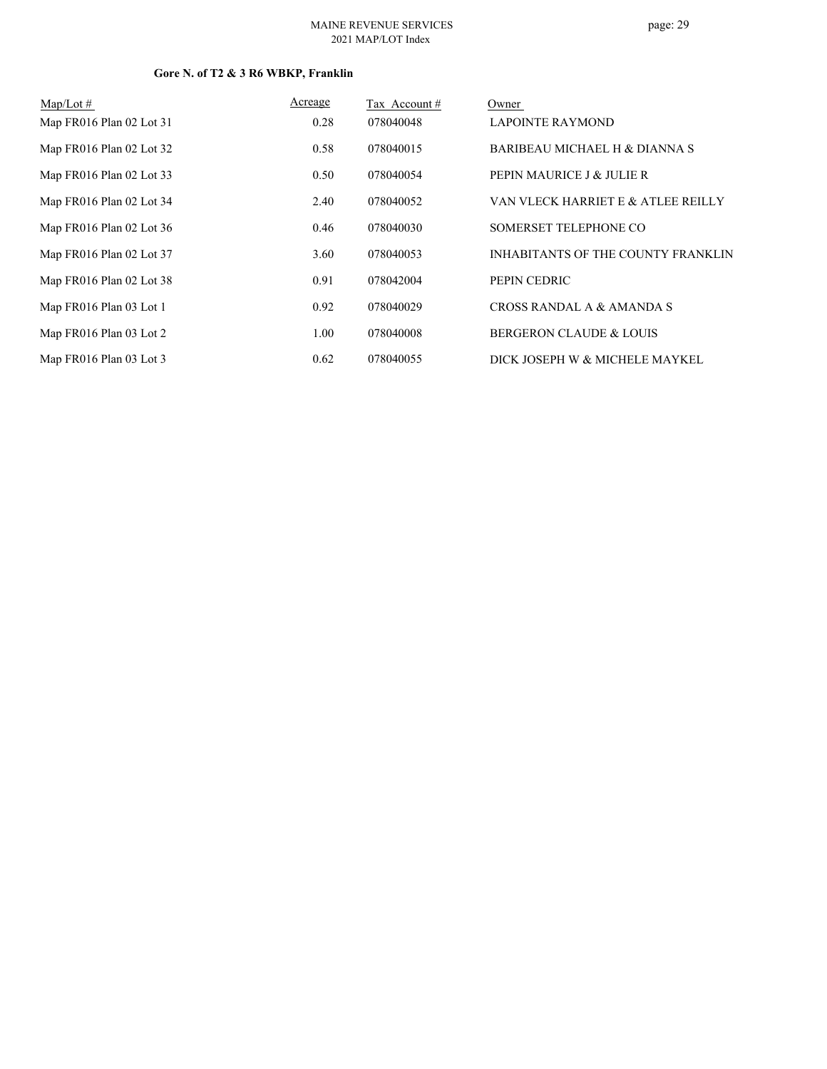**Gore N. of T2 & 3 R6 WBKP, Franklin**

| Map/Lot # | Acreage | Tax Account # | Owner |
|---|---|---|---|
| Map FR016 Plan 02 Lot 31 | 0.28 | 078040048 | LAPOINTE RAYMOND |
| Map FR016 Plan 02 Lot 32 | 0.58 | 078040015 | BARIBEAU MICHAEL H & DIANNA S |
| Map FR016 Plan 02 Lot 33 | 0.50 | 078040054 | PEPIN MAURICE J & JULIE R |
| Map FR016 Plan 02 Lot 34 | 2.40 | 078040052 | VAN VLECK HARRIET E & ATLEE REILLY |
| Map FR016 Plan 02 Lot 36 | 0.46 | 078040030 | SOMERSET TELEPHONE CO |
| Map FR016 Plan 02 Lot 37 | 3.60 | 078040053 | INHABITANTS OF THE COUNTY FRANKLIN |
| Map FR016 Plan 02 Lot 38 | 0.91 | 078042004 | PEPIN CEDRIC |
| Map FR016 Plan 03 Lot 1 | 0.92 | 078040029 | CROSS RANDAL A & AMANDA S |
| Map FR016 Plan 03 Lot 2 | 1.00 | 078040008 | BERGERON CLAUDE & LOUIS |
| Map FR016 Plan 03 Lot 3 | 0.62 | 078040055 | DICK JOSEPH W & MICHELE MAYKEL |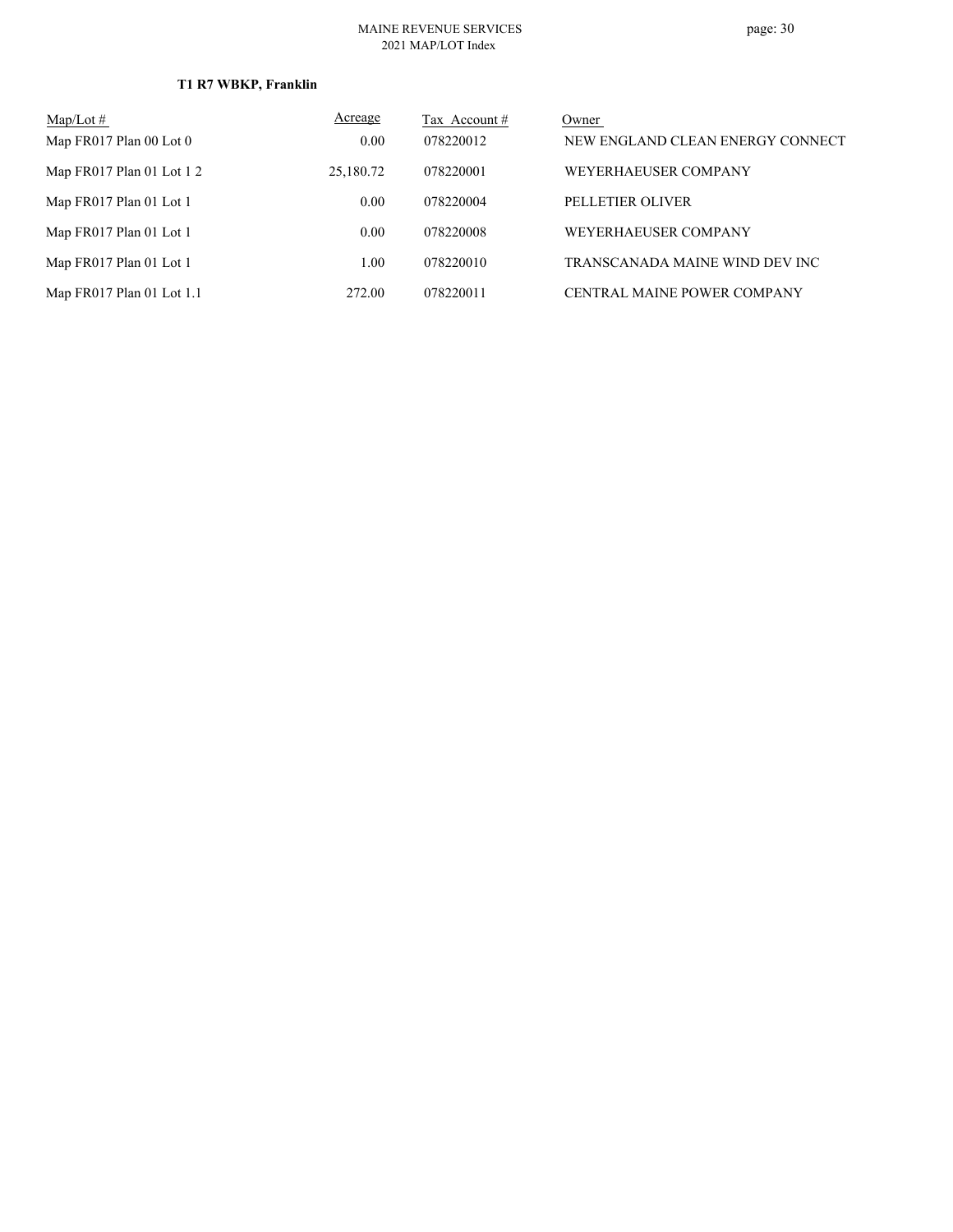**T1 R7 WBKP, Franklin**

| Map/Lot # | Acreage | Tax Account # | Owner |
|---|---|---|---|
| Map FR017 Plan 00 Lot 0 | 0.00 | 078220012 | NEW ENGLAND CLEAN ENERGY CONNECT |
| Map FR017 Plan 01 Lot 1 2 | 25,180.72 | 078220001 | WEYERHAEUSER COMPANY |
| Map FR017 Plan 01 Lot 1 | 0.00 | 078220004 | PELLETIER OLIVER |
| Map FR017 Plan 01 Lot 1 | 0.00 | 078220008 | WEYERHAEUSER COMPANY |
| Map FR017 Plan 01 Lot 1 | 1.00 | 078220010 | TRANSCANADA MAINE WIND DEV INC |
| Map FR017 Plan 01 Lot 1.1 | 272.00 | 078220011 | CENTRAL MAINE POWER COMPANY |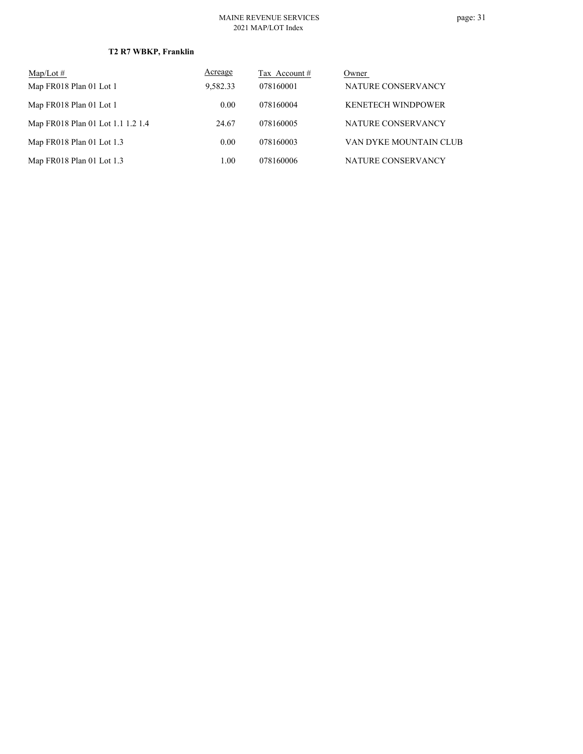**T2 R7 WBKP, Franklin**

| Map/Lot # | Acreage | Tax Account # | Owner |
| --- | --- | --- | --- |
| Map FR018 Plan 01 Lot 1 | 9,582.33 | 078160001 | NATURE CONSERVANCY |
| Map FR018 Plan 01 Lot 1 | 0.00 | 078160004 | KENETECH WINDPOWER |
| Map FR018 Plan 01 Lot 1.1 1.2 1.4 | 24.67 | 078160005 | NATURE CONSERVANCY |
| Map FR018 Plan 01 Lot 1.3 | 0.00 | 078160003 | VAN DYKE MOUNTAIN CLUB |
| Map FR018 Plan 01 Lot 1.3 | 1.00 | 078160006 | NATURE CONSERVANCY |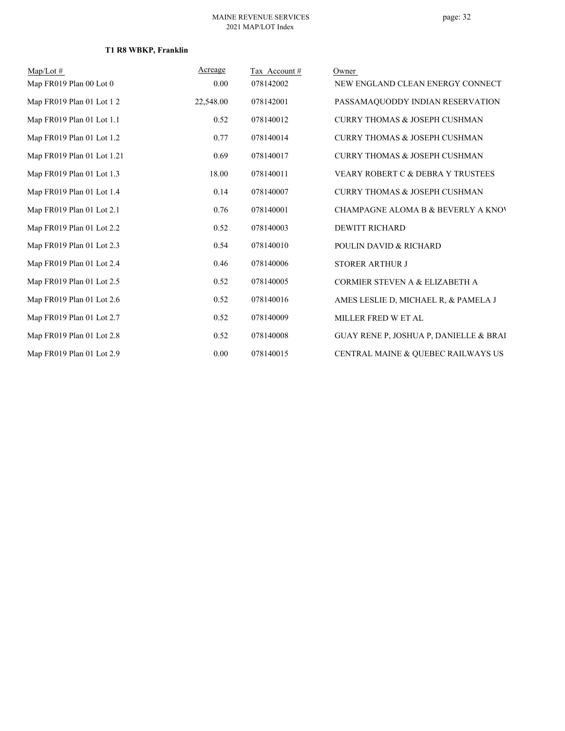**T1 R8 WBKP, Franklin**

| Map/Lot # | Acreage | Tax Account # | Owner |
|---|---|---|---|
| Map FR019 Plan 00 Lot 0 | 0.00 | 078142002 | NEW ENGLAND CLEAN ENERGY CONNECT |
| Map FR019 Plan 01 Lot 1 2 | 22,548.00 | 078142001 | PASSAMAQUODDY INDIAN RESERVATION |
| Map FR019 Plan 01 Lot 1.1 | 0.52 | 078140012 | CURRY THOMAS & JOSEPH CUSHMAN |
| Map FR019 Plan 01 Lot 1.2 | 0.77 | 078140014 | CURRY THOMAS & JOSEPH CUSHMAN |
| Map FR019 Plan 01 Lot 1.21 | 0.69 | 078140017 | CURRY THOMAS & JOSEPH CUSHMAN |
| Map FR019 Plan 01 Lot 1.3 | 18.00 | 078140011 | VEARY ROBERT C & DEBRA Y TRUSTEES |
| Map FR019 Plan 01 Lot 1.4 | 0.14 | 078140007 | CURRY THOMAS & JOSEPH CUSHMAN |
| Map FR019 Plan 01 Lot 2.1 | 0.76 | 078140001 | CHAMPAGNE ALOMA B & BEVERLY A KNO |
| Map FR019 Plan 01 Lot 2.2 | 0.52 | 078140003 | DEWITT RICHARD |
| Map FR019 Plan 01 Lot 2.3 | 0.54 | 078140010 | POULIN DAVID & RICHARD |
| Map FR019 Plan 01 Lot 2.4 | 0.46 | 078140006 | STORER ARTHUR J |
| Map FR019 Plan 01 Lot 2.5 | 0.52 | 078140005 | CORMIER STEVEN A & ELIZABETH A |
| Map FR019 Plan 01 Lot 2.6 | 0.52 | 078140016 | AMES LESLIE D, MICHAEL R, & PAMELA J |
| Map FR019 Plan 01 Lot 2.7 | 0.52 | 078140009 | MILLER FRED W ET AL |
| Map FR019 Plan 01 Lot 2.8 | 0.52 | 078140008 | GUAY RENE P, JOSHUA P, DANIELLE & BRAI |
| Map FR019 Plan 01 Lot 2.9 | 0.00 | 078140015 | CENTRAL MAINE & QUEBEC RAILWAYS US |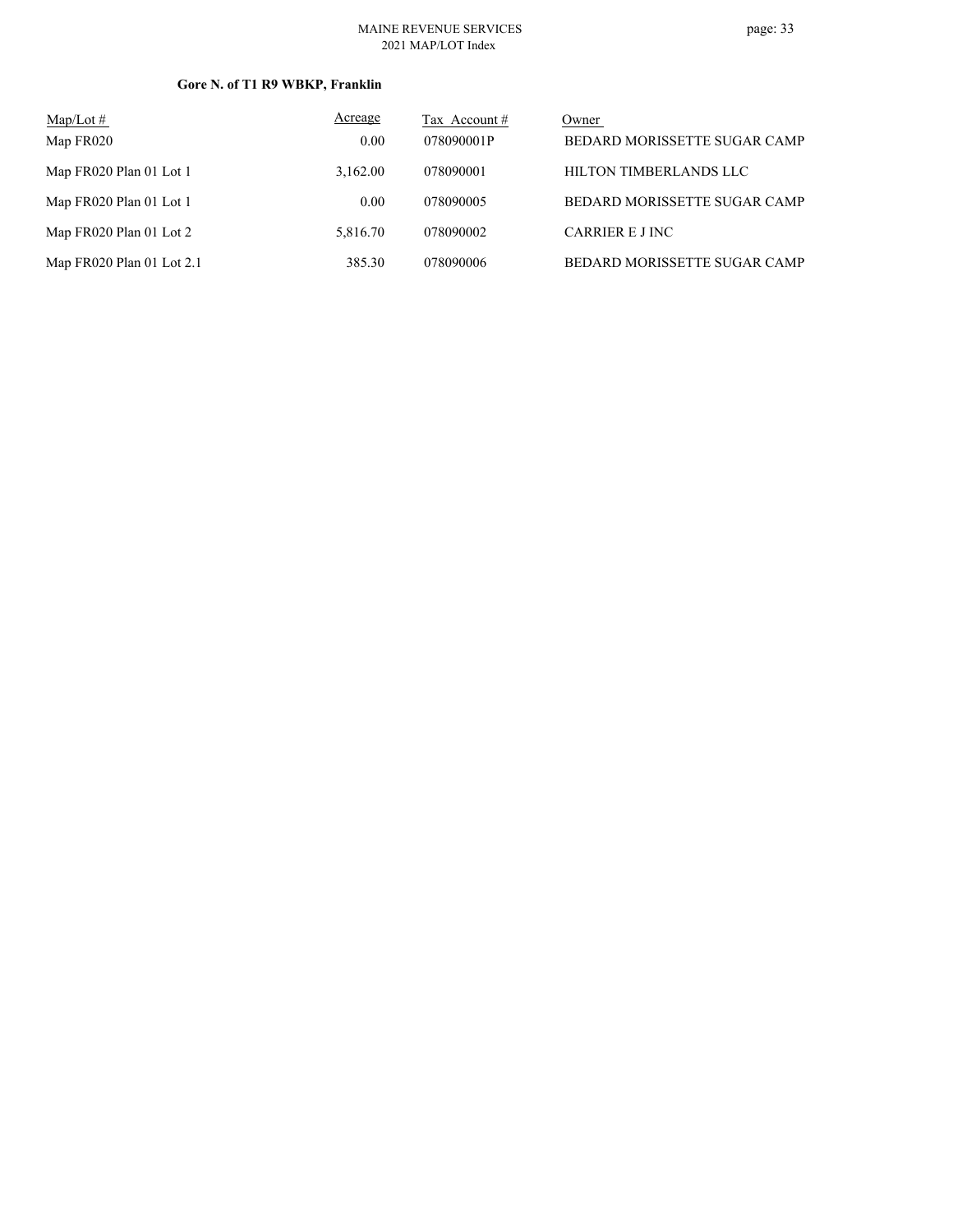**Gore N. of T1 R9 WBKP, Franklin**

| Map/Lot # | Acreage | Tax Account # | Owner |
|---|---|---|---|
| Map FR020 | 0.00 | 078090001P | BEDARD MORISSETTE SUGAR CAMP |
| Map FR020 Plan 01 Lot 1 | 3,162.00 | 078090001 | HILTON TIMBERLANDS LLC |
| Map FR020 Plan 01 Lot 1 | 0.00 | 078090005 | BEDARD MORISSETTE SUGAR CAMP |
| Map FR020 Plan 01 Lot 2 | 5,816.70 | 078090002 | CARRIER E J INC |
| Map FR020 Plan 01 Lot 2.1 | 385.30 | 078090006 | BEDARD MORISSETTE SUGAR CAMP |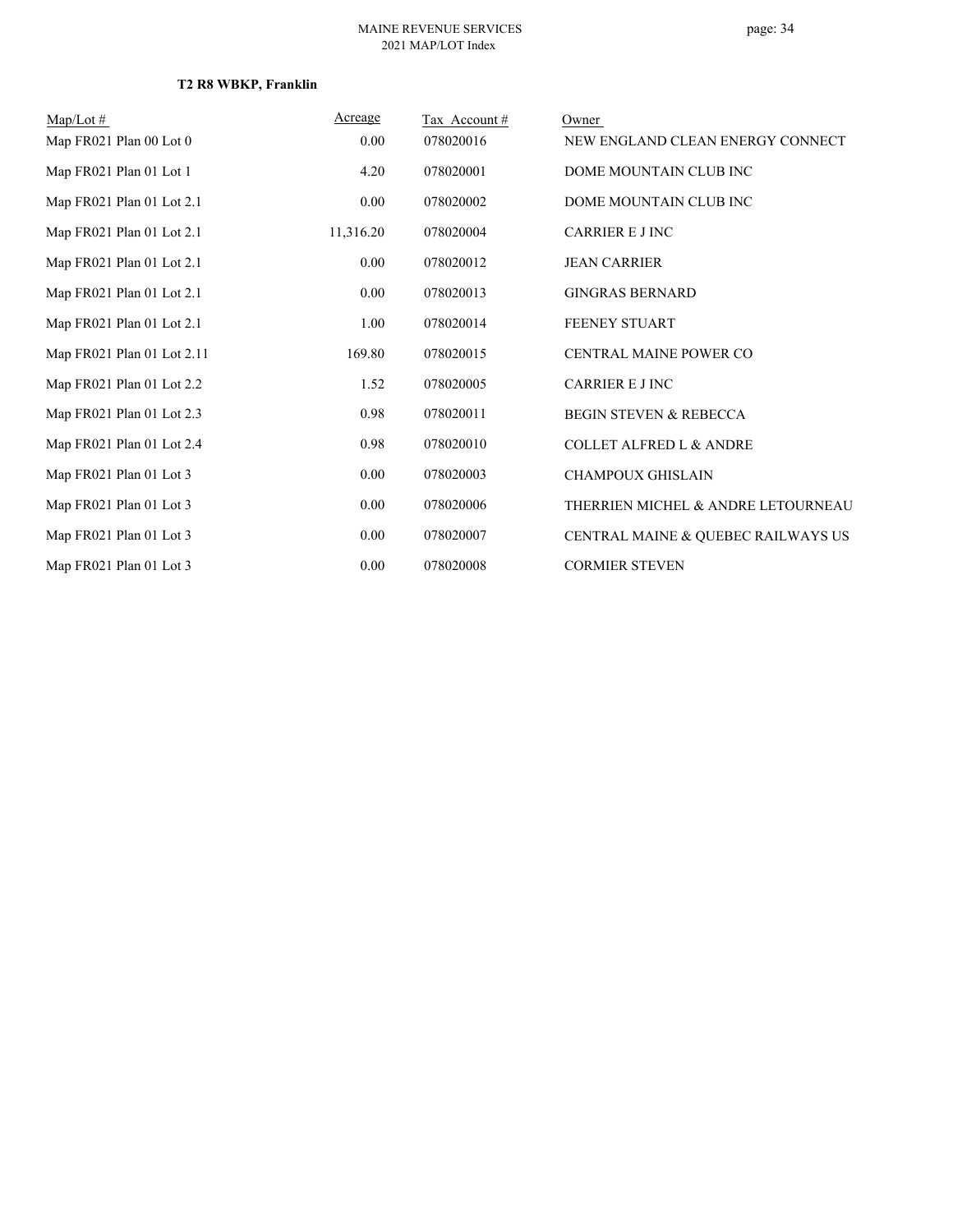**T2 R8 WBKP, Franklin**

| Map/Lot # | Acreage | Tax Account # | Owner |
|---|---|---|---|
| Map FR021 Plan 00 Lot 0 | 0.00 | 078020016 | NEW ENGLAND CLEAN ENERGY CONNECT |
| Map FR021 Plan 01 Lot 1 | 4.20 | 078020001 | DOME MOUNTAIN CLUB INC |
| Map FR021 Plan 01 Lot 2.1 | 0.00 | 078020002 | DOME MOUNTAIN CLUB INC |
| Map FR021 Plan 01 Lot 2.1 | 11,316.20 | 078020004 | CARRIER E J INC |
| Map FR021 Plan 01 Lot 2.1 | 0.00 | 078020012 | JEAN CARRIER |
| Map FR021 Plan 01 Lot 2.1 | 0.00 | 078020013 | GINGRAS BERNARD |
| Map FR021 Plan 01 Lot 2.1 | 1.00 | 078020014 | FEENEY STUART |
| Map FR021 Plan 01 Lot 2.11 | 169.80 | 078020015 | CENTRAL MAINE POWER CO |
| Map FR021 Plan 01 Lot 2.2 | 1.52 | 078020005 | CARRIER E J INC |
| Map FR021 Plan 01 Lot 2.3 | 0.98 | 078020011 | BEGIN STEVEN & REBECCA |
| Map FR021 Plan 01 Lot 2.4 | 0.98 | 078020010 | COLLET ALFRED L & ANDRE |
| Map FR021 Plan 01 Lot 3 | 0.00 | 078020003 | CHAMPOUX GHISLAIN |
| Map FR021 Plan 01 Lot 3 | 0.00 | 078020006 | THERRIEN MICHEL & ANDRE LETOURNEAU |
| Map FR021 Plan 01 Lot 3 | 0.00 | 078020007 | CENTRAL MAINE & QUEBEC RAILWAYS US |
| Map FR021 Plan 01 Lot 3 | 0.00 | 078020008 | CORMIER STEVEN |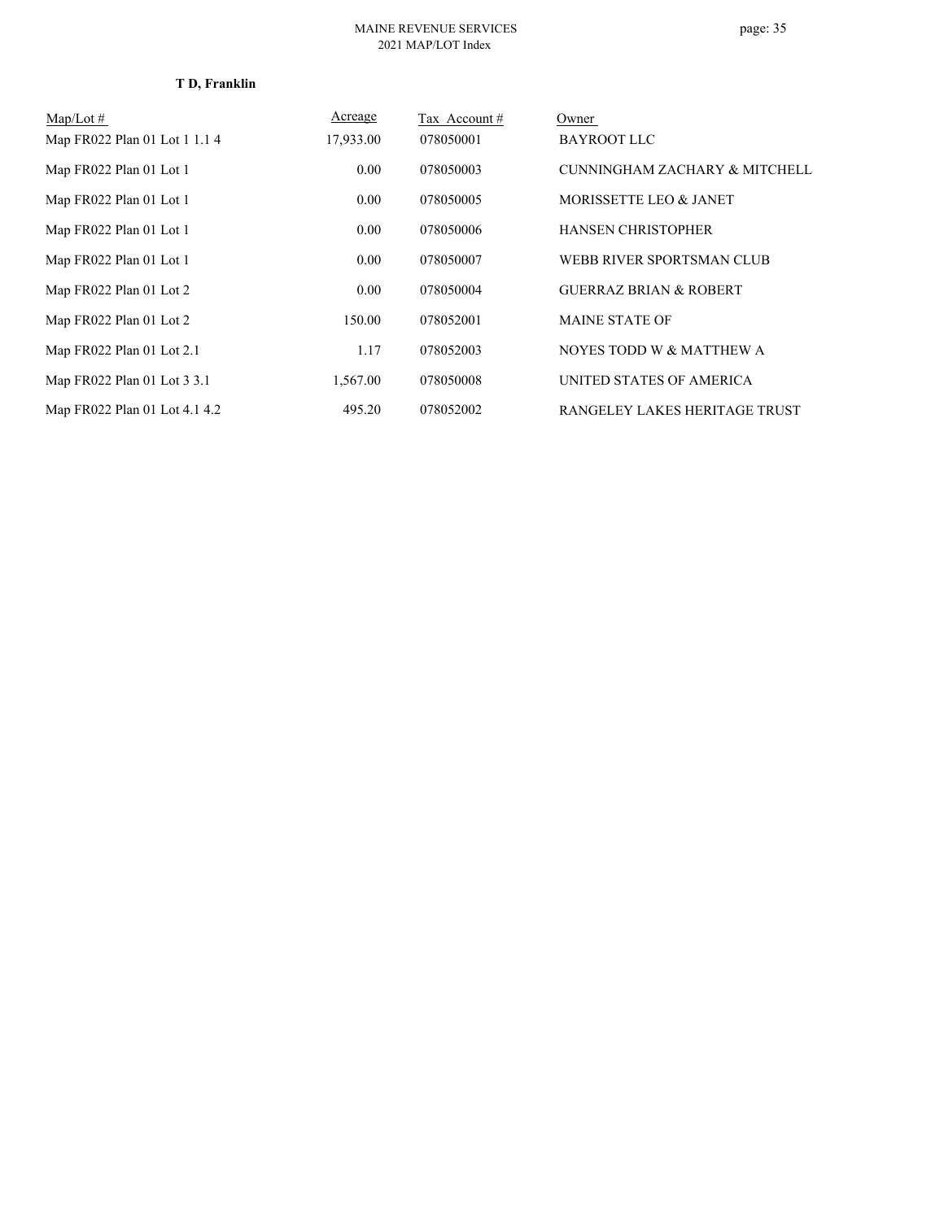**T D, Franklin**

| Map/Lot # | Acreage | Tax Account # | Owner |
|---|---|---|---|
| Map FR022 Plan 01 Lot 1 1.1 4 | 17,933.00 | 078050001 | BAYROOT LLC |
| Map FR022 Plan 01 Lot 1 | 0.00 | 078050003 | CUNNINGHAM ZACHARY & MITCHELL |
| Map FR022 Plan 01 Lot 1 | 0.00 | 078050005 | MORISSETTE LEO & JANET |
| Map FR022 Plan 01 Lot 1 | 0.00 | 078050006 | HANSEN CHRISTOPHER |
| Map FR022 Plan 01 Lot 1 | 0.00 | 078050007 | WEBB RIVER SPORTSMAN CLUB |
| Map FR022 Plan 01 Lot 2 | 0.00 | 078050004 | GUERRAZ BRIAN & ROBERT |
| Map FR022 Plan 01 Lot 2 | 150.00 | 078052001 | MAINE STATE OF |
| Map FR022 Plan 01 Lot 2.1 | 1.17 | 078052003 | NOYES TODD W & MATTHEW A |
| Map FR022 Plan 01 Lot 3 3.1 | 1,567.00 | 078050008 | UNITED STATES OF AMERICA |
| Map FR022 Plan 01 Lot 4.1 4.2 | 495.20 | 078052002 | RANGELEY LAKES HERITAGE TRUST |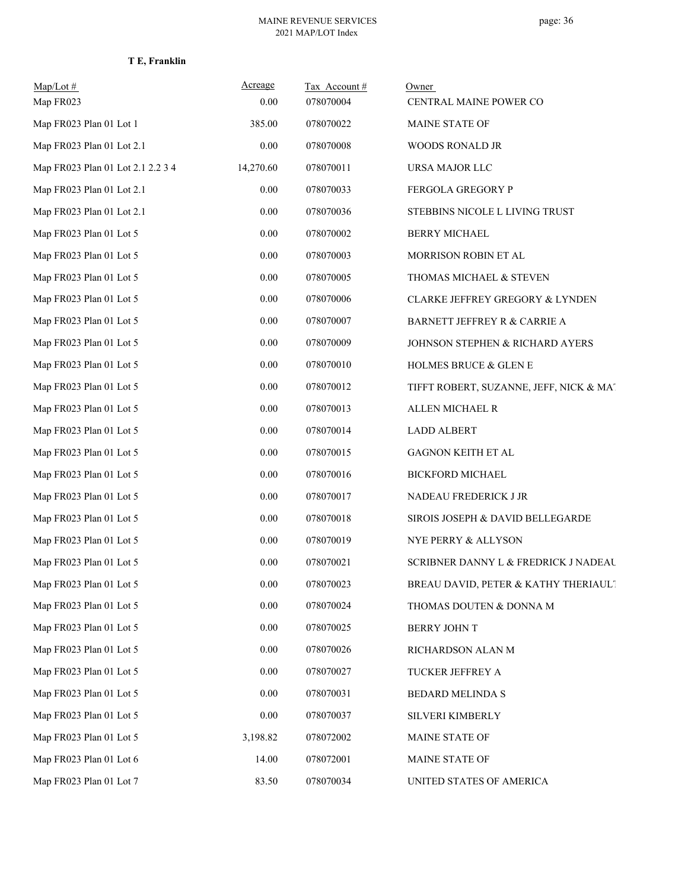**T E, Franklin**

| Map/Lot # | Acreage | Tax Account # | Owner |
|---|---|---|---|
| Map FR023 | 0.00 | 078070004 | CENTRAL MAINE POWER CO |
| Map FR023 Plan 01 Lot 1 | 385.00 | 078070022 | MAINE STATE OF |
| Map FR023 Plan 01 Lot 2.1 | 0.00 | 078070008 | WOODS RONALD JR |
| Map FR023 Plan 01 Lot 2.1 2.2 3 4 | 14,270.60 | 078070011 | URSA MAJOR LLC |
| Map FR023 Plan 01 Lot 2.1 | 0.00 | 078070033 | FERGOLA GREGORY P |
| Map FR023 Plan 01 Lot 2.1 | 0.00 | 078070036 | STEBBINS NICOLE L LIVING TRUST |
| Map FR023 Plan 01 Lot 5 | 0.00 | 078070002 | BERRY MICHAEL |
| Map FR023 Plan 01 Lot 5 | 0.00 | 078070003 | MORRISON ROBIN ET AL |
| Map FR023 Plan 01 Lot 5 | 0.00 | 078070005 | THOMAS MICHAEL & STEVEN |
| Map FR023 Plan 01 Lot 5 | 0.00 | 078070006 | CLARKE JEFFREY GREGORY & LYNDEN |
| Map FR023 Plan 01 Lot 5 | 0.00 | 078070007 | BARNETT JEFFREY R & CARRIE A |
| Map FR023 Plan 01 Lot 5 | 0.00 | 078070009 | JOHNSON STEPHEN & RICHARD AYERS |
| Map FR023 Plan 01 Lot 5 | 0.00 | 078070010 | HOLMES BRUCE & GLEN E |
| Map FR023 Plan 01 Lot 5 | 0.00 | 078070012 | TIFFT ROBERT, SUZANNE, JEFF, NICK & MAT |
| Map FR023 Plan 01 Lot 5 | 0.00 | 078070013 | ALLEN MICHAEL R |
| Map FR023 Plan 01 Lot 5 | 0.00 | 078070014 | LADD ALBERT |
| Map FR023 Plan 01 Lot 5 | 0.00 | 078070015 | GAGNON KEITH ET AL |
| Map FR023 Plan 01 Lot 5 | 0.00 | 078070016 | BICKFORD MICHAEL |
| Map FR023 Plan 01 Lot 5 | 0.00 | 078070017 | NADEAU FREDERICK J JR |
| Map FR023 Plan 01 Lot 5 | 0.00 | 078070018 | SIROIS JOSEPH & DAVID BELLEGARDE |
| Map FR023 Plan 01 Lot 5 | 0.00 | 078070019 | NYE PERRY & ALLYSON |
| Map FR023 Plan 01 Lot 5 | 0.00 | 078070021 | SCRIBNER DANNY L & FREDRICK J NADEAU |
| Map FR023 Plan 01 Lot 5 | 0.00 | 078070023 | BREAU DAVID, PETER & KATHY THERIAULT |
| Map FR023 Plan 01 Lot 5 | 0.00 | 078070024 | THOMAS DOUTEN & DONNA M |
| Map FR023 Plan 01 Lot 5 | 0.00 | 078070025 | BERRY JOHN T |
| Map FR023 Plan 01 Lot 5 | 0.00 | 078070026 | RICHARDSON ALAN M |
| Map FR023 Plan 01 Lot 5 | 0.00 | 078070027 | TUCKER JEFFREY A |
| Map FR023 Plan 01 Lot 5 | 0.00 | 078070031 | BEDARD MELINDA S |
| Map FR023 Plan 01 Lot 5 | 0.00 | 078070037 | SILVERI KIMBERLY |
| Map FR023 Plan 01 Lot 5 | 3,198.82 | 078072002 | MAINE STATE OF |
| Map FR023 Plan 01 Lot 6 | 14.00 | 078072001 | MAINE STATE OF |
| Map FR023 Plan 01 Lot 7 | 83.50 | 078070034 | UNITED STATES OF AMERICA |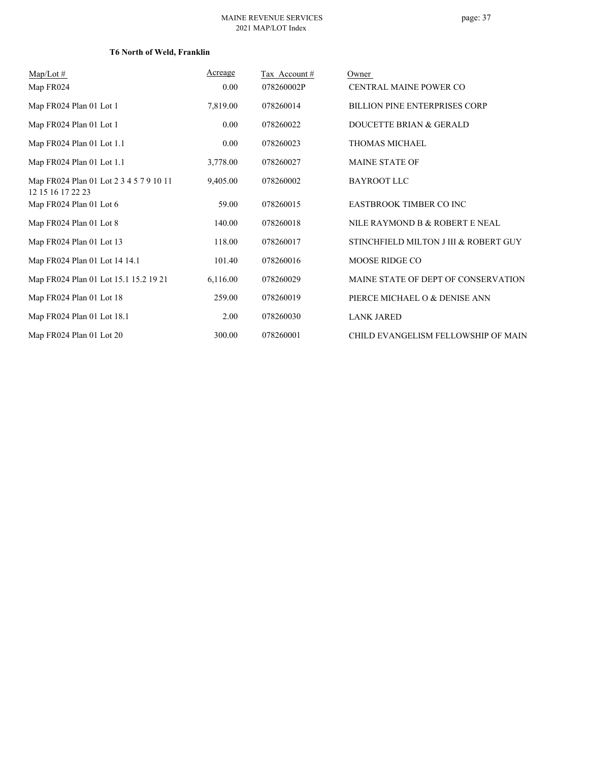**T6 North of Weld, Franklin**

| Map/Lot # | Acreage | Tax Account # | Owner |
|---|---|---|---|
| Map FR024 | 0.00 | 078260002P | CENTRAL MAINE POWER CO |
| Map FR024 Plan 01 Lot 1 | 7,819.00 | 078260014 | BILLION PINE ENTERPRISES CORP |
| Map FR024 Plan 01 Lot 1 | 0.00 | 078260022 | DOUCETTE BRIAN & GERALD |
| Map FR024 Plan 01 Lot 1.1 | 0.00 | 078260023 | THOMAS MICHAEL |
| Map FR024 Plan 01 Lot 1.1 | 3,778.00 | 078260027 | MAINE STATE OF |
| Map FR024 Plan 01 Lot 2 3 4 5 7 9 10 11 12 15 16 17 22 23 | 9,405.00 | 078260002 | BAYROOT LLC |
| Map FR024 Plan 01 Lot 6 | 59.00 | 078260015 | EASTBROOK TIMBER CO INC |
| Map FR024 Plan 01 Lot 8 | 140.00 | 078260018 | NILE RAYMOND B & ROBERT E NEAL |
| Map FR024 Plan 01 Lot 13 | 118.00 | 078260017 | STINCHFIELD MILTON J III & ROBERT GUY |
| Map FR024 Plan 01 Lot 14 14.1 | 101.40 | 078260016 | MOOSE RIDGE CO |
| Map FR024 Plan 01 Lot 15.1 15.2 19 21 | 6,116.00 | 078260029 | MAINE STATE OF DEPT OF CONSERVATION |
| Map FR024 Plan 01 Lot 18 | 259.00 | 078260019 | PIERCE MICHAEL O & DENISE ANN |
| Map FR024 Plan 01 Lot 18.1 | 2.00 | 078260030 | LANK JARED |
| Map FR024 Plan 01 Lot 20 | 300.00 | 078260001 | CHILD EVANGELISM FELLOWSHIP OF MAIN |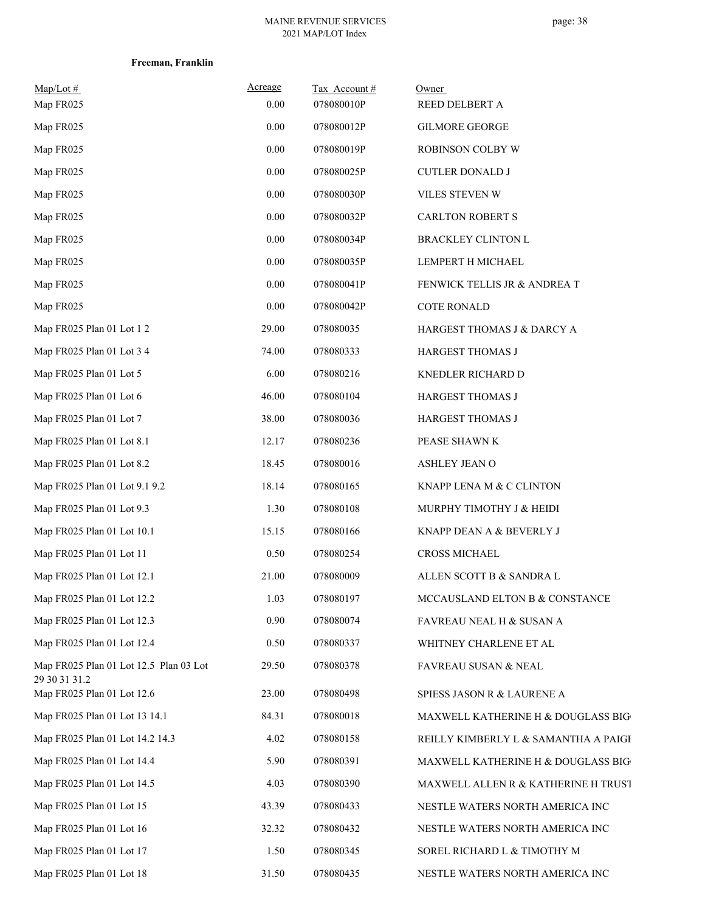**Freeman, Franklin**

| Map/Lot # | Acreage | Tax Account # | Owner |
|---|---|---|---|
| Map FR025 | 0.00 | 078080010P | REED DELBERT A |
| Map FR025 | 0.00 | 078080012P | GILMORE GEORGE |
| Map FR025 | 0.00 | 078080019P | ROBINSON COLBY W |
| Map FR025 | 0.00 | 078080025P | CUTLER DONALD J |
| Map FR025 | 0.00 | 078080030P | VILES STEVEN W |
| Map FR025 | 0.00 | 078080032P | CARLTON ROBERT S |
| Map FR025 | 0.00 | 078080034P | BRACKLEY CLINTON L |
| Map FR025 | 0.00 | 078080035P | LEMPERT H MICHAEL |
| Map FR025 | 0.00 | 078080041P | FENWICK TELLIS JR & ANDREA T |
| Map FR025 | 0.00 | 078080042P | COTE RONALD |
| Map FR025 Plan 01 Lot 1 2 | 29.00 | 078080035 | HARGEST THOMAS J & DARCY A |
| Map FR025 Plan 01 Lot 3 4 | 74.00 | 078080333 | HARGEST THOMAS J |
| Map FR025 Plan 01 Lot 5 | 6.00 | 078080216 | KNEDLER RICHARD D |
| Map FR025 Plan 01 Lot 6 | 46.00 | 078080104 | HARGEST THOMAS J |
| Map FR025 Plan 01 Lot 7 | 38.00 | 078080036 | HARGEST THOMAS J |
| Map FR025 Plan 01 Lot 8.1 | 12.17 | 078080236 | PEASE SHAWN K |
| Map FR025 Plan 01 Lot 8.2 | 18.45 | 078080016 | ASHLEY JEAN O |
| Map FR025 Plan 01 Lot 9.1 9.2 | 18.14 | 078080165 | KNAPP LENA M & C CLINTON |
| Map FR025 Plan 01 Lot 9.3 | 1.30 | 078080108 | MURPHY TIMOTHY J & HEIDI |
| Map FR025 Plan 01 Lot 10.1 | 15.15 | 078080166 | KNAPP DEAN A & BEVERLY J |
| Map FR025 Plan 01 Lot 11 | 0.50 | 078080254 | CROSS MICHAEL |
| Map FR025 Plan 01 Lot 12.1 | 21.00 | 078080009 | ALLEN SCOTT B & SANDRA L |
| Map FR025 Plan 01 Lot 12.2 | 1.03 | 078080197 | MCCAUSLAND ELTON B & CONSTANCE |
| Map FR025 Plan 01 Lot 12.3 | 0.90 | 078080074 | FAVREAU NEAL H & SUSAN A |
| Map FR025 Plan 01 Lot 12.4 | 0.50 | 078080337 | WHITNEY CHARLENE ET AL |
| Map FR025 Plan 01 Lot 12.5 Plan 03 Lot 29 30 31 31.2 | 29.50 | 078080378 | FAVREAU SUSAN & NEAL |
| Map FR025 Plan 01 Lot 12.6 | 23.00 | 078080498 | SPIESS JASON R & LAURENE A |
| Map FR025 Plan 01 Lot 13 14.1 | 84.31 | 078080018 | MAXWELL KATHERINE H & DOUGLASS BIG |
| Map FR025 Plan 01 Lot 14.2 14.3 | 4.02 | 078080158 | REILLY KIMBERLY L & SAMANTHA A PAIGE |
| Map FR025 Plan 01 Lot 14.4 | 5.90 | 078080391 | MAXWELL KATHERINE H & DOUGLASS BIG |
| Map FR025 Plan 01 Lot 14.5 | 4.03 | 078080390 | MAXWELL ALLEN R & KATHERINE H TRUST |
| Map FR025 Plan 01 Lot 15 | 43.39 | 078080433 | NESTLE WATERS NORTH AMERICA INC |
| Map FR025 Plan 01 Lot 16 | 32.32 | 078080432 | NESTLE WATERS NORTH AMERICA INC |
| Map FR025 Plan 01 Lot 17 | 1.50 | 078080345 | SOREL RICHARD L & TIMOTHY M |
| Map FR025 Plan 01 Lot 18 | 31.50 | 078080435 | NESTLE WATERS NORTH AMERICA INC |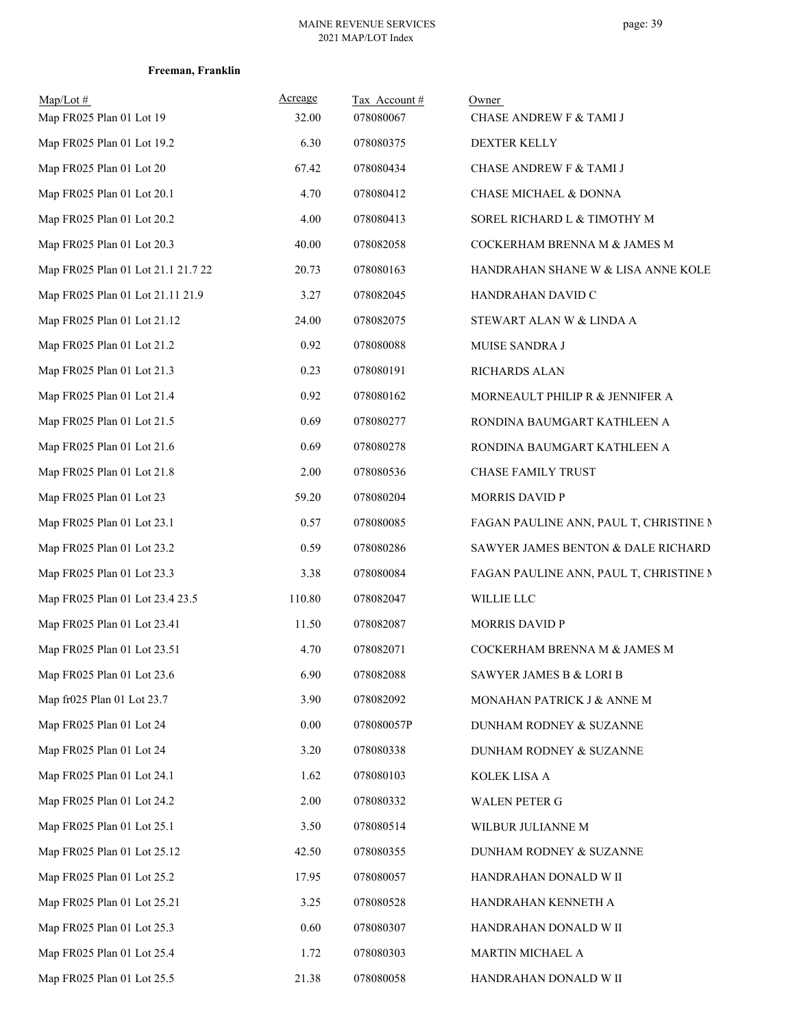**Freeman, Franklin**

| Map/Lot # | Acreage | Tax Account # | Owner |
|---|---|---|---|
| Map FR025 Plan 01 Lot 19 | 32.00 | 078080067 | CHASE ANDREW F & TAMI J |
| Map FR025 Plan 01 Lot 19.2 | 6.30 | 078080375 | DEXTER KELLY |
| Map FR025 Plan 01 Lot 20 | 67.42 | 078080434 | CHASE ANDREW F & TAMI J |
| Map FR025 Plan 01 Lot 20.1 | 4.70 | 078080412 | CHASE MICHAEL & DONNA |
| Map FR025 Plan 01 Lot 20.2 | 4.00 | 078080413 | SOREL RICHARD L & TIMOTHY M |
| Map FR025 Plan 01 Lot 20.3 | 40.00 | 078082058 | COCKERHAM BRENNA M & JAMES M |
| Map FR025 Plan 01 Lot 21.1 21.7 22 | 20.73 | 078080163 | HANDRAHAN SHANE W & LISA ANNE KOLE |
| Map FR025 Plan 01 Lot 21.11 21.9 | 3.27 | 078082045 | HANDRAHAN DAVID C |
| Map FR025 Plan 01 Lot 21.12 | 24.00 | 078082075 | STEWART ALAN W & LINDA A |
| Map FR025 Plan 01 Lot 21.2 | 0.92 | 078080088 | MUISE SANDRA J |
| Map FR025 Plan 01 Lot 21.3 | 0.23 | 078080191 | RICHARDS ALAN |
| Map FR025 Plan 01 Lot 21.4 | 0.92 | 078080162 | MORNEAULT PHILIP R & JENNIFER A |
| Map FR025 Plan 01 Lot 21.5 | 0.69 | 078080277 | RONDINA BAUMGART KATHLEEN A |
| Map FR025 Plan 01 Lot 21.6 | 0.69 | 078080278 | RONDINA BAUMGART KATHLEEN A |
| Map FR025 Plan 01 Lot 21.8 | 2.00 | 078080536 | CHASE FAMILY TRUST |
| Map FR025 Plan 01 Lot 23 | 59.20 | 078080204 | MORRIS DAVID P |
| Map FR025 Plan 01 Lot 23.1 | 0.57 | 078080085 | FAGAN PAULINE ANN, PAUL T, CHRISTINE M |
| Map FR025 Plan 01 Lot 23.2 | 0.59 | 078080286 | SAWYER JAMES BENTON & DALE RICHARD |
| Map FR025 Plan 01 Lot 23.3 | 3.38 | 078080084 | FAGAN PAULINE ANN, PAUL T, CHRISTINE M |
| Map FR025 Plan 01 Lot 23.4 23.5 | 110.80 | 078082047 | WILLIE LLC |
| Map FR025 Plan 01 Lot 23.41 | 11.50 | 078082087 | MORRIS DAVID P |
| Map FR025 Plan 01 Lot 23.51 | 4.70 | 078082071 | COCKERHAM BRENNA M & JAMES M |
| Map FR025 Plan 01 Lot 23.6 | 6.90 | 078082088 | SAWYER JAMES B & LORI B |
| Map fr025 Plan 01 Lot 23.7 | 3.90 | 078082092 | MONAHAN PATRICK J & ANNE M |
| Map FR025 Plan 01 Lot 24 | 0.00 | 078080057P | DUNHAM RODNEY & SUZANNE |
| Map FR025 Plan 01 Lot 24 | 3.20 | 078080338 | DUNHAM RODNEY & SUZANNE |
| Map FR025 Plan 01 Lot 24.1 | 1.62 | 078080103 | KOLEK LISA A |
| Map FR025 Plan 01 Lot 24.2 | 2.00 | 078080332 | WALEN PETER G |
| Map FR025 Plan 01 Lot 25.1 | 3.50 | 078080514 | WILBUR JULIANNE M |
| Map FR025 Plan 01 Lot 25.12 | 42.50 | 078080355 | DUNHAM RODNEY & SUZANNE |
| Map FR025 Plan 01 Lot 25.2 | 17.95 | 078080057 | HANDRAHAN DONALD W II |
| Map FR025 Plan 01 Lot 25.21 | 3.25 | 078080528 | HANDRAHAN KENNETH A |
| Map FR025 Plan 01 Lot 25.3 | 0.60 | 078080307 | HANDRAHAN DONALD W II |
| Map FR025 Plan 01 Lot 25.4 | 1.72 | 078080303 | MARTIN MICHAEL A |
| Map FR025 Plan 01 Lot 25.5 | 21.38 | 078080058 | HANDRAHAN DONALD W II |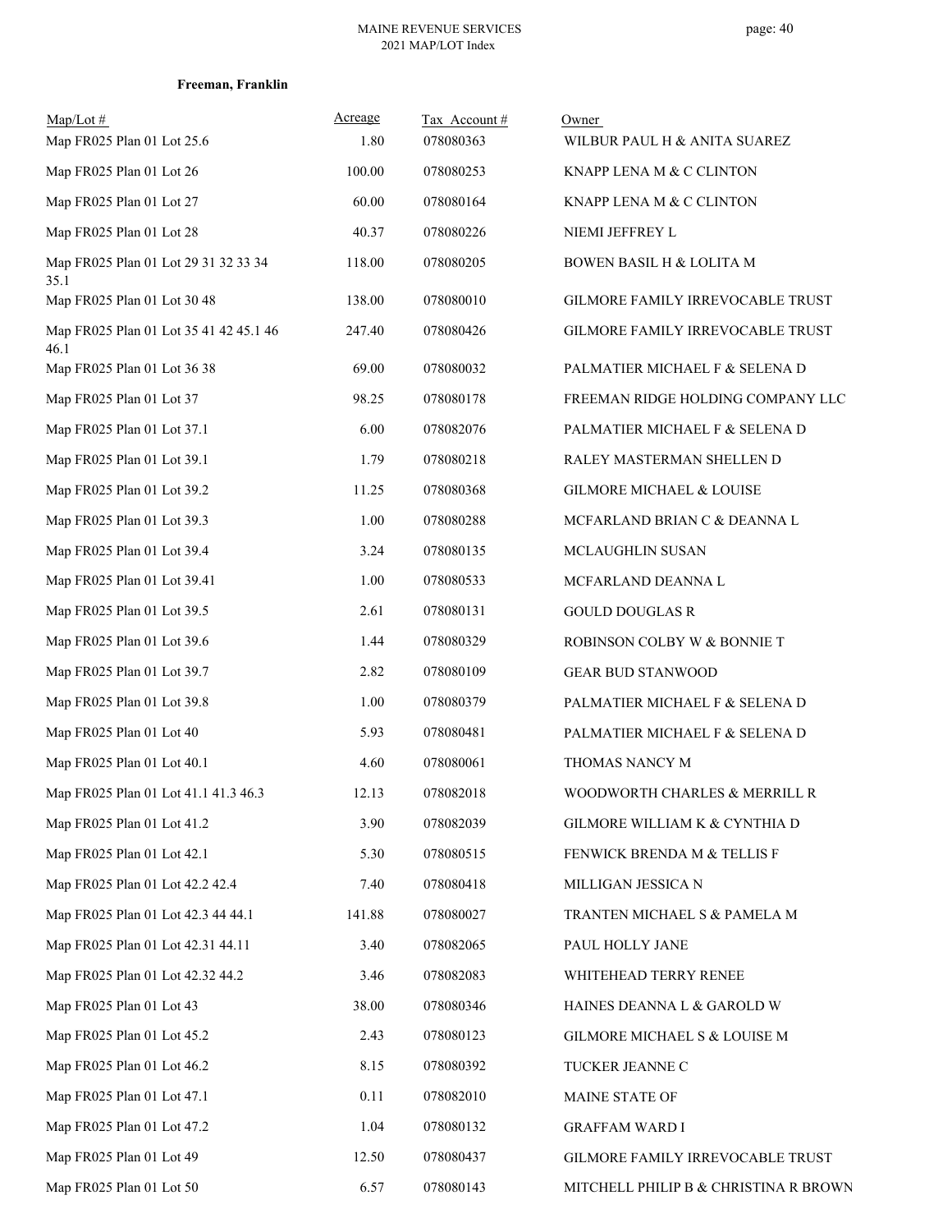**Freeman, Franklin**

| Map/Lot # | Acreage | Tax Account # | Owner |
|---|---|---|---|
| Map FR025 Plan 01 Lot 25.6 | 1.80 | 078080363 | WILBUR PAUL H & ANITA SUAREZ |
| Map FR025 Plan 01 Lot 26 | 100.00 | 078080253 | KNAPP LENA M & C CLINTON |
| Map FR025 Plan 01 Lot 27 | 60.00 | 078080164 | KNAPP LENA M & C CLINTON |
| Map FR025 Plan 01 Lot 28 | 40.37 | 078080226 | NIEMI JEFFREY L |
| Map FR025 Plan 01 Lot 29 31 32 33 34 35.1 | 118.00 | 078080205 | BOWEN BASIL H & LOLITA M |
| Map FR025 Plan 01 Lot 30 48 | 138.00 | 078080010 | GILMORE FAMILY IRREVOCABLE TRUST |
| Map FR025 Plan 01 Lot 35 41 42 45.1 46 46.1 | 247.40 | 078080426 | GILMORE FAMILY IRREVOCABLE TRUST |
| Map FR025 Plan 01 Lot 36 38 | 69.00 | 078080032 | PALMATIER MICHAEL F & SELENA D |
| Map FR025 Plan 01 Lot 37 | 98.25 | 078080178 | FREEMAN RIDGE HOLDING COMPANY LLC |
| Map FR025 Plan 01 Lot 37.1 | 6.00 | 078082076 | PALMATIER MICHAEL F & SELENA D |
| Map FR025 Plan 01 Lot 39.1 | 1.79 | 078080218 | RALEY MASTERMAN SHELLEN D |
| Map FR025 Plan 01 Lot 39.2 | 11.25 | 078080368 | GILMORE MICHAEL & LOUISE |
| Map FR025 Plan 01 Lot 39.3 | 1.00 | 078080288 | MCFARLAND BRIAN C & DEANNA L |
| Map FR025 Plan 01 Lot 39.4 | 3.24 | 078080135 | MCLAUGHLIN SUSAN |
| Map FR025 Plan 01 Lot 39.41 | 1.00 | 078080533 | MCFARLAND DEANNA L |
| Map FR025 Plan 01 Lot 39.5 | 2.61 | 078080131 | GOULD DOUGLAS R |
| Map FR025 Plan 01 Lot 39.6 | 1.44 | 078080329 | ROBINSON COLBY W & BONNIE T |
| Map FR025 Plan 01 Lot 39.7 | 2.82 | 078080109 | GEAR BUD STANWOOD |
| Map FR025 Plan 01 Lot 39.8 | 1.00 | 078080379 | PALMATIER MICHAEL F & SELENA D |
| Map FR025 Plan 01 Lot 40 | 5.93 | 078080481 | PALMATIER MICHAEL F & SELENA D |
| Map FR025 Plan 01 Lot 40.1 | 4.60 | 078080061 | THOMAS NANCY M |
| Map FR025 Plan 01 Lot 41.1 41.3 46.3 | 12.13 | 078082018 | WOODWORTH CHARLES & MERRILL R |
| Map FR025 Plan 01 Lot 41.2 | 3.90 | 078082039 | GILMORE WILLIAM K & CYNTHIA D |
| Map FR025 Plan 01 Lot 42.1 | 5.30 | 078080515 | FENWICK BRENDA M & TELLIS F |
| Map FR025 Plan 01 Lot 42.2 42.4 | 7.40 | 078080418 | MILLIGAN JESSICA N |
| Map FR025 Plan 01 Lot 42.3 44 44.1 | 141.88 | 078080027 | TRANTEN MICHAEL S & PAMELA M |
| Map FR025 Plan 01 Lot 42.31 44.11 | 3.40 | 078082065 | PAUL HOLLY JANE |
| Map FR025 Plan 01 Lot 42.32 44.2 | 3.46 | 078082083 | WHITEHEAD TERRY RENEE |
| Map FR025 Plan 01 Lot 43 | 38.00 | 078080346 | HAINES DEANNA L & GAROLD W |
| Map FR025 Plan 01 Lot 45.2 | 2.43 | 078080123 | GILMORE MICHAEL S & LOUISE M |
| Map FR025 Plan 01 Lot 46.2 | 8.15 | 078080392 | TUCKER JEANNE C |
| Map FR025 Plan 01 Lot 47.1 | 0.11 | 078082010 | MAINE STATE OF |
| Map FR025 Plan 01 Lot 47.2 | 1.04 | 078080132 | GRAFFAM WARD I |
| Map FR025 Plan 01 Lot 49 | 12.50 | 078080437 | GILMORE FAMILY IRREVOCABLE TRUST |
| Map FR025 Plan 01 Lot 50 | 6.57 | 078080143 | MITCHELL PHILIP B & CHRISTINA R BROWN |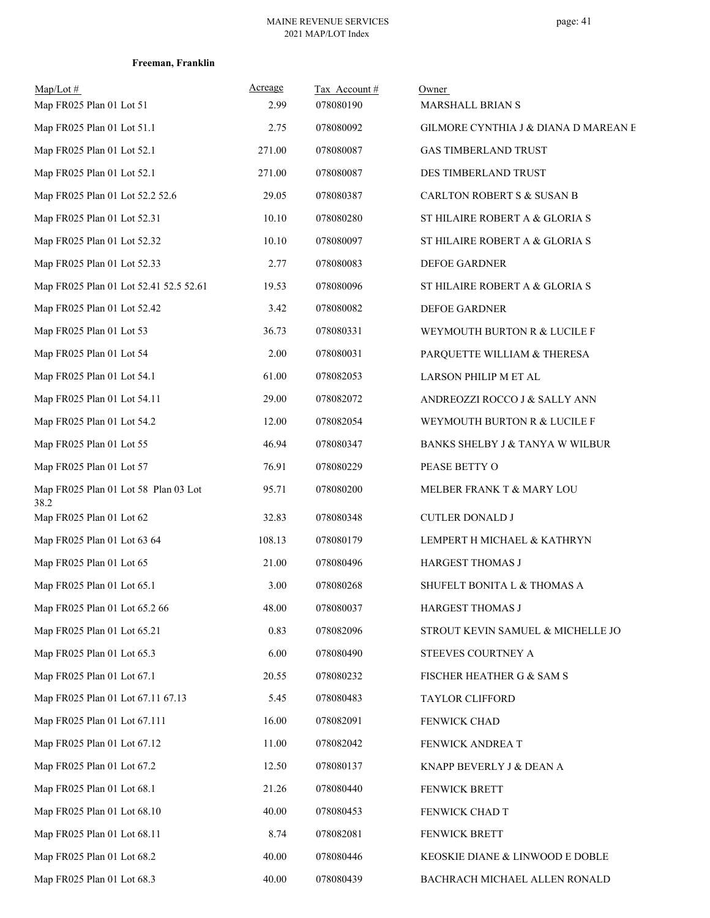**Freeman, Franklin**

| Map/Lot # | Acreage | Tax Account # | Owner |
|---|---|---|---|
| Map FR025 Plan 01 Lot 51 | 2.99 | 078080190 | MARSHALL BRIAN S |
| Map FR025 Plan 01 Lot 51.1 | 2.75 | 078080092 | GILMORE CYNTHIA J & DIANA D MAREAN E |
| Map FR025 Plan 01 Lot 52.1 | 271.00 | 078080087 | GAS TIMBERLAND TRUST |
| Map FR025 Plan 01 Lot 52.1 | 271.00 | 078080087 | DES TIMBERLAND TRUST |
| Map FR025 Plan 01 Lot 52.2 52.6 | 29.05 | 078080387 | CARLTON ROBERT S & SUSAN B |
| Map FR025 Plan 01 Lot 52.31 | 10.10 | 078080280 | ST HILAIRE ROBERT A & GLORIA S |
| Map FR025 Plan 01 Lot 52.32 | 10.10 | 078080097 | ST HILAIRE ROBERT A & GLORIA S |
| Map FR025 Plan 01 Lot 52.33 | 2.77 | 078080083 | DEFOE GARDNER |
| Map FR025 Plan 01 Lot 52.41 52.5 52.61 | 19.53 | 078080096 | ST HILAIRE ROBERT A & GLORIA S |
| Map FR025 Plan 01 Lot 52.42 | 3.42 | 078080082 | DEFOE GARDNER |
| Map FR025 Plan 01 Lot 53 | 36.73 | 078080331 | WEYMOUTH BURTON R & LUCILE F |
| Map FR025 Plan 01 Lot 54 | 2.00 | 078080031 | PARQUETTE WILLIAM & THERESA |
| Map FR025 Plan 01 Lot 54.1 | 61.00 | 078082053 | LARSON PHILIP M ET AL |
| Map FR025 Plan 01 Lot 54.11 | 29.00 | 078082072 | ANDREOZZI ROCCO J & SALLY ANN |
| Map FR025 Plan 01 Lot 54.2 | 12.00 | 078082054 | WEYMOUTH BURTON R & LUCILE F |
| Map FR025 Plan 01 Lot 55 | 46.94 | 078080347 | BANKS SHELBY J & TANYA W WILBUR |
| Map FR025 Plan 01 Lot 57 | 76.91 | 078080229 | PEASE BETTY O |
| Map FR025 Plan 01 Lot 58 Plan 03 Lot 38.2 | 95.71 | 078080200 | MELBER FRANK T & MARY LOU |
| Map FR025 Plan 01 Lot 62 | 32.83 | 078080348 | CUTLER DONALD J |
| Map FR025 Plan 01 Lot 63 64 | 108.13 | 078080179 | LEMPERT H MICHAEL & KATHRYN |
| Map FR025 Plan 01 Lot 65 | 21.00 | 078080496 | HARGEST THOMAS J |
| Map FR025 Plan 01 Lot 65.1 | 3.00 | 078080268 | SHUFELT BONITA L & THOMAS A |
| Map FR025 Plan 01 Lot 65.2 66 | 48.00 | 078080037 | HARGEST THOMAS J |
| Map FR025 Plan 01 Lot 65.21 | 0.83 | 078082096 | STROUT KEVIN SAMUEL & MICHELLE JO |
| Map FR025 Plan 01 Lot 65.3 | 6.00 | 078080490 | STEEVES COURTNEY A |
| Map FR025 Plan 01 Lot 67.1 | 20.55 | 078080232 | FISCHER HEATHER G & SAM S |
| Map FR025 Plan 01 Lot 67.11 67.13 | 5.45 | 078080483 | TAYLOR CLIFFORD |
| Map FR025 Plan 01 Lot 67.111 | 16.00 | 078082091 | FENWICK CHAD |
| Map FR025 Plan 01 Lot 67.12 | 11.00 | 078082042 | FENWICK ANDREA T |
| Map FR025 Plan 01 Lot 67.2 | 12.50 | 078080137 | KNAPP BEVERLY J & DEAN A |
| Map FR025 Plan 01 Lot 68.1 | 21.26 | 078080440 | FENWICK BRETT |
| Map FR025 Plan 01 Lot 68.10 | 40.00 | 078080453 | FENWICK CHAD T |
| Map FR025 Plan 01 Lot 68.11 | 8.74 | 078082081 | FENWICK BRETT |
| Map FR025 Plan 01 Lot 68.2 | 40.00 | 078080446 | KEOSKIE DIANE & LINWOOD E DOBLE |
| Map FR025 Plan 01 Lot 68.3 | 40.00 | 078080439 | BACHRACH MICHAEL ALLEN RONALD |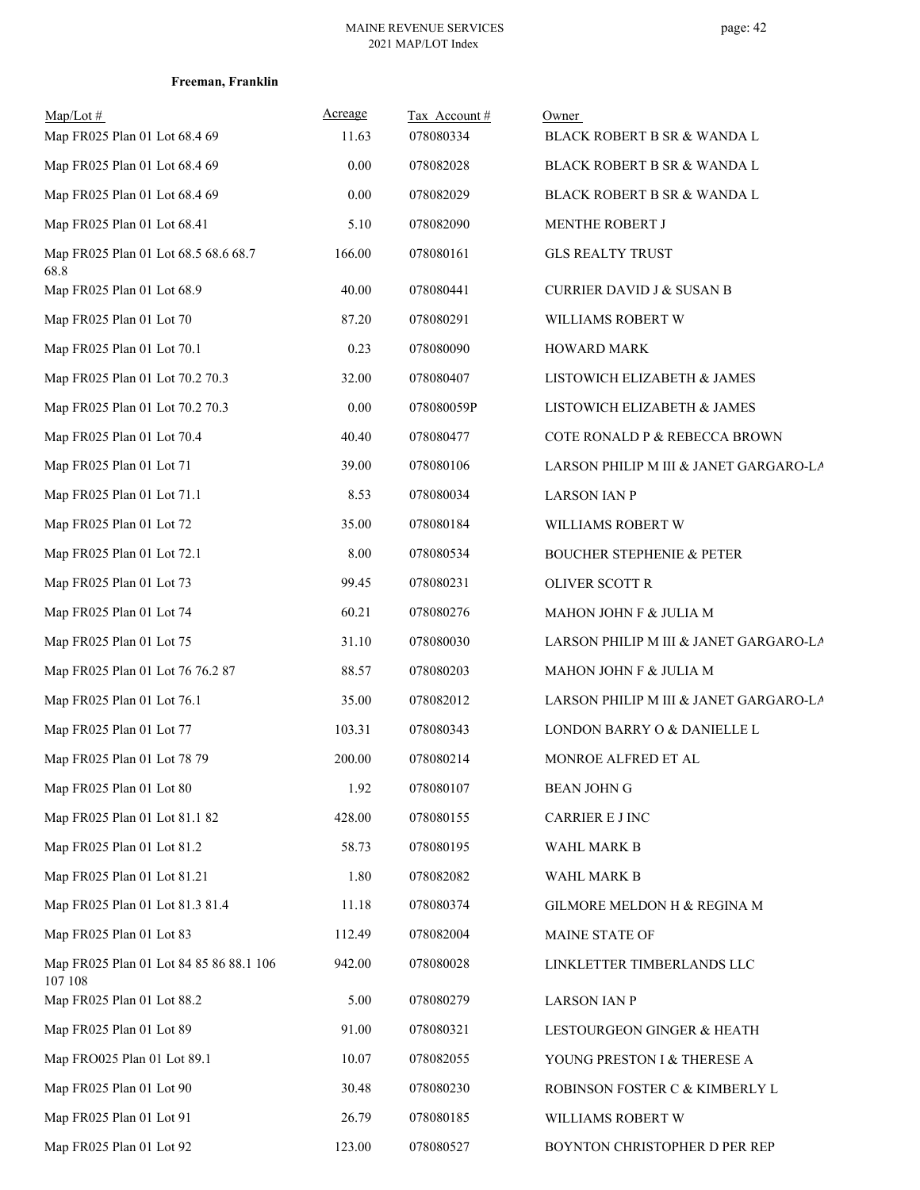**Freeman, Franklin**

| Map/Lot # | Acreage | Tax Account # | Owner |
|---|---|---|---|
| Map FR025 Plan 01 Lot 68.4 69 | 11.63 | 078080334 | BLACK ROBERT B SR & WANDA L |
| Map FR025 Plan 01 Lot 68.4 69 | 0.00 | 078082028 | BLACK ROBERT B SR & WANDA L |
| Map FR025 Plan 01 Lot 68.4 69 | 0.00 | 078082029 | BLACK ROBERT B SR & WANDA L |
| Map FR025 Plan 01 Lot 68.41 | 5.10 | 078082090 | MENTHE ROBERT J |
| Map FR025 Plan 01 Lot 68.5 68.6 68.7 68.8 | 166.00 | 078080161 | GLS REALTY TRUST |
| Map FR025 Plan 01 Lot 68.9 | 40.00 | 078080441 | CURRIER DAVID J & SUSAN B |
| Map FR025 Plan 01 Lot 70 | 87.20 | 078080291 | WILLIAMS ROBERT W |
| Map FR025 Plan 01 Lot 70.1 | 0.23 | 078080090 | HOWARD MARK |
| Map FR025 Plan 01 Lot 70.2 70.3 | 32.00 | 078080407 | LISTOWICH ELIZABETH & JAMES |
| Map FR025 Plan 01 Lot 70.2 70.3 | 0.00 | 078080059P | LISTOWICH ELIZABETH & JAMES |
| Map FR025 Plan 01 Lot 70.4 | 40.40 | 078080477 | COTE RONALD P & REBECCA BROWN |
| Map FR025 Plan 01 Lot 71 | 39.00 | 078080106 | LARSON PHILIP M III & JANET GARGARO-LA |
| Map FR025 Plan 01 Lot 71.1 | 8.53 | 078080034 | LARSON IAN P |
| Map FR025 Plan 01 Lot 72 | 35.00 | 078080184 | WILLIAMS ROBERT W |
| Map FR025 Plan 01 Lot 72.1 | 8.00 | 078080534 | BOUCHER STEPHENIE & PETER |
| Map FR025 Plan 01 Lot 73 | 99.45 | 078080231 | OLIVER SCOTT R |
| Map FR025 Plan 01 Lot 74 | 60.21 | 078080276 | MAHON JOHN F & JULIA M |
| Map FR025 Plan 01 Lot 75 | 31.10 | 078080030 | LARSON PHILIP M III & JANET GARGARO-LA |
| Map FR025 Plan 01 Lot 76 76.2 87 | 88.57 | 078080203 | MAHON JOHN F & JULIA M |
| Map FR025 Plan 01 Lot 76.1 | 35.00 | 078082012 | LARSON PHILIP M III & JANET GARGARO-LA |
| Map FR025 Plan 01 Lot 77 | 103.31 | 078080343 | LONDON BARRY O & DANIELLE L |
| Map FR025 Plan 01 Lot 78 79 | 200.00 | 078080214 | MONROE ALFRED ET AL |
| Map FR025 Plan 01 Lot 80 | 1.92 | 078080107 | BEAN JOHN G |
| Map FR025 Plan 01 Lot 81.1 82 | 428.00 | 078080155 | CARRIER E J INC |
| Map FR025 Plan 01 Lot 81.2 | 58.73 | 078080195 | WAHL MARK B |
| Map FR025 Plan 01 Lot 81.21 | 1.80 | 078082082 | WAHL MARK B |
| Map FR025 Plan 01 Lot 81.3 81.4 | 11.18 | 078080374 | GILMORE MELDON H & REGINA M |
| Map FR025 Plan 01 Lot 83 | 112.49 | 078082004 | MAINE STATE OF |
| Map FR025 Plan 01 Lot 84 85 86 88.1 106 107 108 | 942.00 | 078080028 | LINKLETTER TIMBERLANDS LLC |
| Map FR025 Plan 01 Lot 88.2 | 5.00 | 078080279 | LARSON IAN P |
| Map FR025 Plan 01 Lot 89 | 91.00 | 078080321 | LESTOURGEON GINGER & HEATH |
| Map FRO025 Plan 01 Lot 89.1 | 10.07 | 078082055 | YOUNG PRESTON I & THERESE A |
| Map FR025 Plan 01 Lot 90 | 30.48 | 078080230 | ROBINSON FOSTER C & KIMBERLY L |
| Map FR025 Plan 01 Lot 91 | 26.79 | 078080185 | WILLIAMS ROBERT W |
| Map FR025 Plan 01 Lot 92 | 123.00 | 078080527 | BOYNTON CHRISTOPHER D PER REP |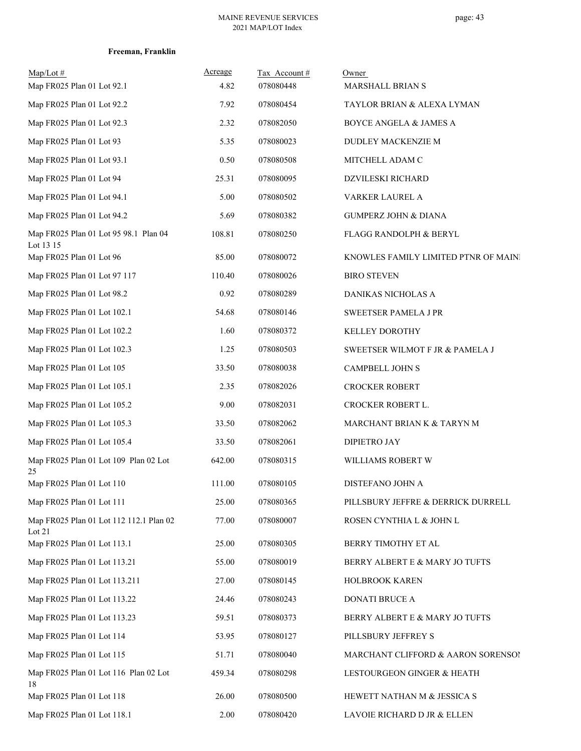**Freeman, Franklin**

| Map/Lot # | Acreage | Tax Account # | Owner |
|---|---|---|---|
| Map FR025 Plan 01 Lot 92.1 | 4.82 | 078080448 | MARSHALL BRIAN S |
| Map FR025 Plan 01 Lot 92.2 | 7.92 | 078080454 | TAYLOR BRIAN & ALEXA LYMAN |
| Map FR025 Plan 01 Lot 92.3 | 2.32 | 078082050 | BOYCE ANGELA & JAMES A |
| Map FR025 Plan 01 Lot 93 | 5.35 | 078080023 | DUDLEY MACKENZIE M |
| Map FR025 Plan 01 Lot 93.1 | 0.50 | 078080508 | MITCHELL ADAM C |
| Map FR025 Plan 01 Lot 94 | 25.31 | 078080095 | DZVILESKI RICHARD |
| Map FR025 Plan 01 Lot 94.1 | 5.00 | 078080502 | VARKER LAUREL A |
| Map FR025 Plan 01 Lot 94.2 | 5.69 | 078080382 | GUMPERZ JOHN & DIANA |
| Map FR025 Plan 01 Lot 95 98.1 Plan 04 Lot 13 15 | 108.81 | 078080250 | FLAGG RANDOLPH & BERYL |
| Map FR025 Plan 01 Lot 96 | 85.00 | 078080072 | KNOWLES FAMILY LIMITED PTNR OF MAINE |
| Map FR025 Plan 01 Lot 97 117 | 110.40 | 078080026 | BIRO STEVEN |
| Map FR025 Plan 01 Lot 98.2 | 0.92 | 078080289 | DANIKAS NICHOLAS A |
| Map FR025 Plan 01 Lot 102.1 | 54.68 | 078080146 | SWEETSER PAMELA J PR |
| Map FR025 Plan 01 Lot 102.2 | 1.60 | 078080372 | KELLEY DOROTHY |
| Map FR025 Plan 01 Lot 102.3 | 1.25 | 078080503 | SWEETSER WILMOT F JR & PAMELA J |
| Map FR025 Plan 01 Lot 105 | 33.50 | 078080038 | CAMPBELL JOHN S |
| Map FR025 Plan 01 Lot 105.1 | 2.35 | 078082026 | CROCKER ROBERT |
| Map FR025 Plan 01 Lot 105.2 | 9.00 | 078082031 | CROCKER ROBERT L. |
| Map FR025 Plan 01 Lot 105.3 | 33.50 | 078082062 | MARCHANT BRIAN K & TARYN M |
| Map FR025 Plan 01 Lot 105.4 | 33.50 | 078082061 | DIPIETRO JAY |
| Map FR025 Plan 01 Lot 109 Plan 02 Lot 25 | 642.00 | 078080315 | WILLIAMS ROBERT W |
| Map FR025 Plan 01 Lot 110 | 111.00 | 078080105 | DISTEFANO JOHN A |
| Map FR025 Plan 01 Lot 111 | 25.00 | 078080365 | PILLSBURY JEFFRE & DERRICK DURRELL |
| Map FR025 Plan 01 Lot 112 112.1 Plan 02 Lot 21 | 77.00 | 078080007 | ROSEN CYNTHIA L & JOHN L |
| Map FR025 Plan 01 Lot 113.1 | 25.00 | 078080305 | BERRY TIMOTHY ET AL |
| Map FR025 Plan 01 Lot 113.21 | 55.00 | 078080019 | BERRY ALBERT E & MARY JO TUFTS |
| Map FR025 Plan 01 Lot 113.211 | 27.00 | 078080145 | HOLBROOK KAREN |
| Map FR025 Plan 01 Lot 113.22 | 24.46 | 078080243 | DONATI BRUCE A |
| Map FR025 Plan 01 Lot 113.23 | 59.51 | 078080373 | BERRY ALBERT E & MARY JO TUFTS |
| Map FR025 Plan 01 Lot 114 | 53.95 | 078080127 | PILLSBURY JEFFREY S |
| Map FR025 Plan 01 Lot 115 | 51.71 | 078080040 | MARCHANT CLIFFORD & AARON SORENSON |
| Map FR025 Plan 01 Lot 116 Plan 02 Lot 18 | 459.34 | 078080298 | LESTOURGEON GINGER & HEATH |
| Map FR025 Plan 01 Lot 118 | 26.00 | 078080500 | HEWETT NATHAN M & JESSICA S |
| Map FR025 Plan 01 Lot 118.1 | 2.00 | 078080420 | LAVOIE RICHARD D JR & ELLEN |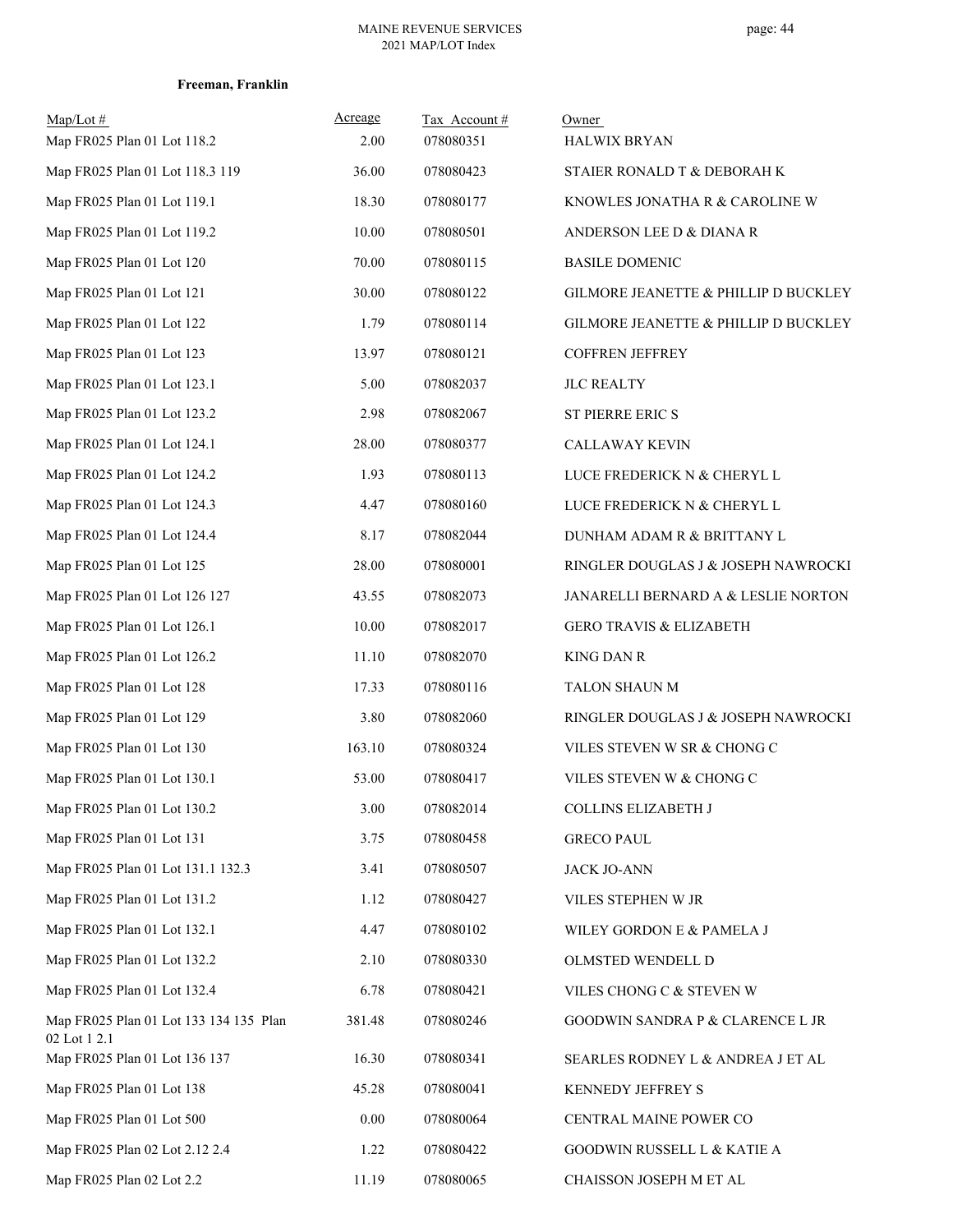**Freeman, Franklin**

| Map/Lot # | Acreage | Tax Account # | Owner |
|---|---|---|---|
| Map FR025 Plan 01 Lot 118.2 | 2.00 | 078080351 | HALWIX BRYAN |
| Map FR025 Plan 01 Lot 118.3 119 | 36.00 | 078080423 | STAIER RONALD T & DEBORAH K |
| Map FR025 Plan 01 Lot 119.1 | 18.30 | 078080177 | KNOWLES JONATHA R & CAROLINE W |
| Map FR025 Plan 01 Lot 119.2 | 10.00 | 078080501 | ANDERSON LEE D & DIANA R |
| Map FR025 Plan 01 Lot 120 | 70.00 | 078080115 | BASILE DOMENIC |
| Map FR025 Plan 01 Lot 121 | 30.00 | 078080122 | GILMORE JEANETTE & PHILLIP D BUCKLEY |
| Map FR025 Plan 01 Lot 122 | 1.79 | 078080114 | GILMORE JEANETTE & PHILLIP D BUCKLEY |
| Map FR025 Plan 01 Lot 123 | 13.97 | 078080121 | COFFREN JEFFREY |
| Map FR025 Plan 01 Lot 123.1 | 5.00 | 078082037 | JLC REALTY |
| Map FR025 Plan 01 Lot 123.2 | 2.98 | 078082067 | ST PIERRE ERIC S |
| Map FR025 Plan 01 Lot 124.1 | 28.00 | 078080377 | CALLAWAY KEVIN |
| Map FR025 Plan 01 Lot 124.2 | 1.93 | 078080113 | LUCE FREDERICK N & CHERYL L |
| Map FR025 Plan 01 Lot 124.3 | 4.47 | 078080160 | LUCE FREDERICK N & CHERYL L |
| Map FR025 Plan 01 Lot 124.4 | 8.17 | 078082044 | DUNHAM ADAM R & BRITTANY L |
| Map FR025 Plan 01 Lot 125 | 28.00 | 078080001 | RINGLER DOUGLAS J & JOSEPH NAWROCKI |
| Map FR025 Plan 01 Lot 126 127 | 43.55 | 078082073 | JANARELLI BERNARD A & LESLIE NORTON |
| Map FR025 Plan 01 Lot 126.1 | 10.00 | 078082017 | GERO TRAVIS & ELIZABETH |
| Map FR025 Plan 01 Lot 126.2 | 11.10 | 078082070 | KING DAN R |
| Map FR025 Plan 01 Lot 128 | 17.33 | 078080116 | TALON SHAUN M |
| Map FR025 Plan 01 Lot 129 | 3.80 | 078082060 | RINGLER DOUGLAS J & JOSEPH NAWROCKI |
| Map FR025 Plan 01 Lot 130 | 163.10 | 078080324 | VILES STEVEN W SR & CHONG C |
| Map FR025 Plan 01 Lot 130.1 | 53.00 | 078080417 | VILES STEVEN W & CHONG C |
| Map FR025 Plan 01 Lot 130.2 | 3.00 | 078082014 | COLLINS ELIZABETH J |
| Map FR025 Plan 01 Lot 131 | 3.75 | 078080458 | GRECO PAUL |
| Map FR025 Plan 01 Lot 131.1 132.3 | 3.41 | 078080507 | JACK JO-ANN |
| Map FR025 Plan 01 Lot 131.2 | 1.12 | 078080427 | VILES STEPHEN W JR |
| Map FR025 Plan 01 Lot 132.1 | 4.47 | 078080102 | WILEY GORDON E & PAMELA J |
| Map FR025 Plan 01 Lot 132.2 | 2.10 | 078080330 | OLMSTED WENDELL D |
| Map FR025 Plan 01 Lot 132.4 | 6.78 | 078080421 | VILES CHONG C & STEVEN W |
| Map FR025 Plan 01 Lot 133 134 135 Plan 02 Lot 1 2.1 | 381.48 | 078080246 | GOODWIN SANDRA P & CLARENCE L JR |
| Map FR025 Plan 01 Lot 136 137 | 16.30 | 078080341 | SEARLES RODNEY L & ANDREA J ET AL |
| Map FR025 Plan 01 Lot 138 | 45.28 | 078080041 | KENNEDY JEFFREY S |
| Map FR025 Plan 01 Lot 500 | 0.00 | 078080064 | CENTRAL MAINE POWER CO |
| Map FR025 Plan 02 Lot 2.12 2.4 | 1.22 | 078080422 | GOODWIN RUSSELL L & KATIE A |
| Map FR025 Plan 02 Lot 2.2 | 11.19 | 078080065 | CHAISSON JOSEPH M ET AL |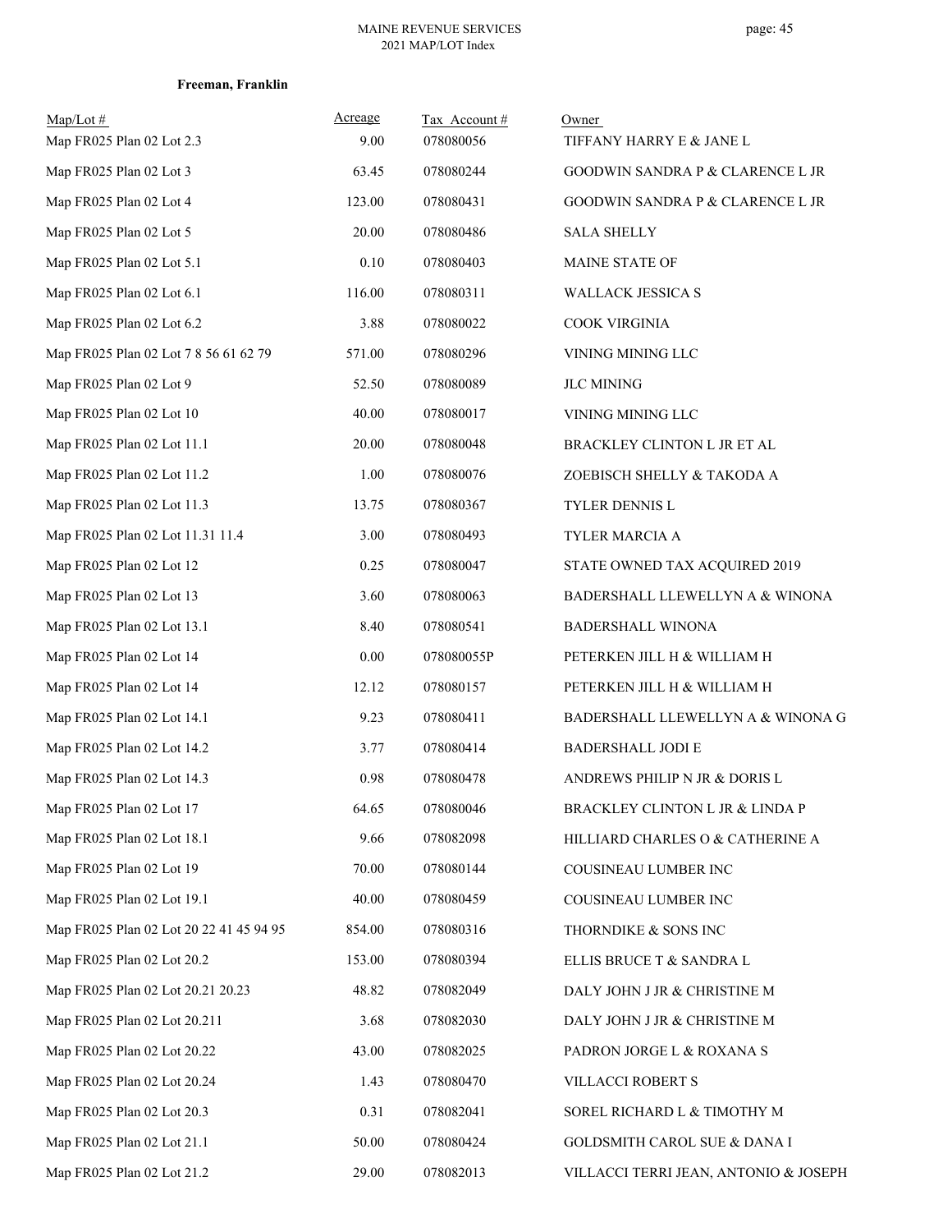**Freeman, Franklin**

| Map/Lot # | Acreage | Tax Account # | Owner |
|---|---|---|---|
| Map FR025 Plan 02 Lot 2.3 | 9.00 | 078080056 | TIFFANY HARRY E & JANE L |
| Map FR025 Plan 02 Lot 3 | 63.45 | 078080244 | GOODWIN SANDRA P & CLARENCE L JR |
| Map FR025 Plan 02 Lot 4 | 123.00 | 078080431 | GOODWIN SANDRA P & CLARENCE L JR |
| Map FR025 Plan 02 Lot 5 | 20.00 | 078080486 | SALA SHELLY |
| Map FR025 Plan 02 Lot 5.1 | 0.10 | 078080403 | MAINE STATE OF |
| Map FR025 Plan 02 Lot 6.1 | 116.00 | 078080311 | WALLACK JESSICA S |
| Map FR025 Plan 02 Lot 6.2 | 3.88 | 078080022 | COOK VIRGINIA |
| Map FR025 Plan 02 Lot 7 8 56 61 62 79 | 571.00 | 078080296 | VINING MINING LLC |
| Map FR025 Plan 02 Lot 9 | 52.50 | 078080089 | JLC MINING |
| Map FR025 Plan 02 Lot 10 | 40.00 | 078080017 | VINING MINING LLC |
| Map FR025 Plan 02 Lot 11.1 | 20.00 | 078080048 | BRACKLEY CLINTON L JR ET AL |
| Map FR025 Plan 02 Lot 11.2 | 1.00 | 078080076 | ZOEBISCH SHELLY & TAKODA A |
| Map FR025 Plan 02 Lot 11.3 | 13.75 | 078080367 | TYLER DENNIS L |
| Map FR025 Plan 02 Lot 11.31 11.4 | 3.00 | 078080493 | TYLER MARCIA A |
| Map FR025 Plan 02 Lot 12 | 0.25 | 078080047 | STATE OWNED TAX ACQUIRED 2019 |
| Map FR025 Plan 02 Lot 13 | 3.60 | 078080063 | BADERSHALL LLEWELLYN A & WINONA |
| Map FR025 Plan 02 Lot 13.1 | 8.40 | 078080541 | BADERSHALL WINONA |
| Map FR025 Plan 02 Lot 14 | 0.00 | 078080055P | PETERKEN JILL H & WILLIAM H |
| Map FR025 Plan 02 Lot 14 | 12.12 | 078080157 | PETERKEN JILL H & WILLIAM H |
| Map FR025 Plan 02 Lot 14.1 | 9.23 | 078080411 | BADERSHALL LLEWELLYN A & WINONA G |
| Map FR025 Plan 02 Lot 14.2 | 3.77 | 078080414 | BADERSHALL JODI E |
| Map FR025 Plan 02 Lot 14.3 | 0.98 | 078080478 | ANDREWS PHILIP N JR & DORIS L |
| Map FR025 Plan 02 Lot 17 | 64.65 | 078080046 | BRACKLEY CLINTON L JR & LINDA P |
| Map FR025 Plan 02 Lot 18.1 | 9.66 | 078082098 | HILLIARD CHARLES O & CATHERINE A |
| Map FR025 Plan 02 Lot 19 | 70.00 | 078080144 | COUSINEAU LUMBER INC |
| Map FR025 Plan 02 Lot 19.1 | 40.00 | 078080459 | COUSINEAU LUMBER INC |
| Map FR025 Plan 02 Lot 20 22 41 45 94 95 | 854.00 | 078080316 | THORNDIKE & SONS INC |
| Map FR025 Plan 02 Lot 20.2 | 153.00 | 078080394 | ELLIS BRUCE T & SANDRA L |
| Map FR025 Plan 02 Lot 20.21 20.23 | 48.82 | 078082049 | DALY JOHN J JR & CHRISTINE M |
| Map FR025 Plan 02 Lot 20.211 | 3.68 | 078082030 | DALY JOHN J JR & CHRISTINE M |
| Map FR025 Plan 02 Lot 20.22 | 43.00 | 078082025 | PADRON JORGE L & ROXANA S |
| Map FR025 Plan 02 Lot 20.24 | 1.43 | 078080470 | VILLACCI ROBERT S |
| Map FR025 Plan 02 Lot 20.3 | 0.31 | 078082041 | SOREL RICHARD L & TIMOTHY M |
| Map FR025 Plan 02 Lot 21.1 | 50.00 | 078080424 | GOLDSMITH CAROL SUE & DANA I |
| Map FR025 Plan 02 Lot 21.2 | 29.00 | 078082013 | VILLACCI TERRI JEAN, ANTONIO & JOSEPH |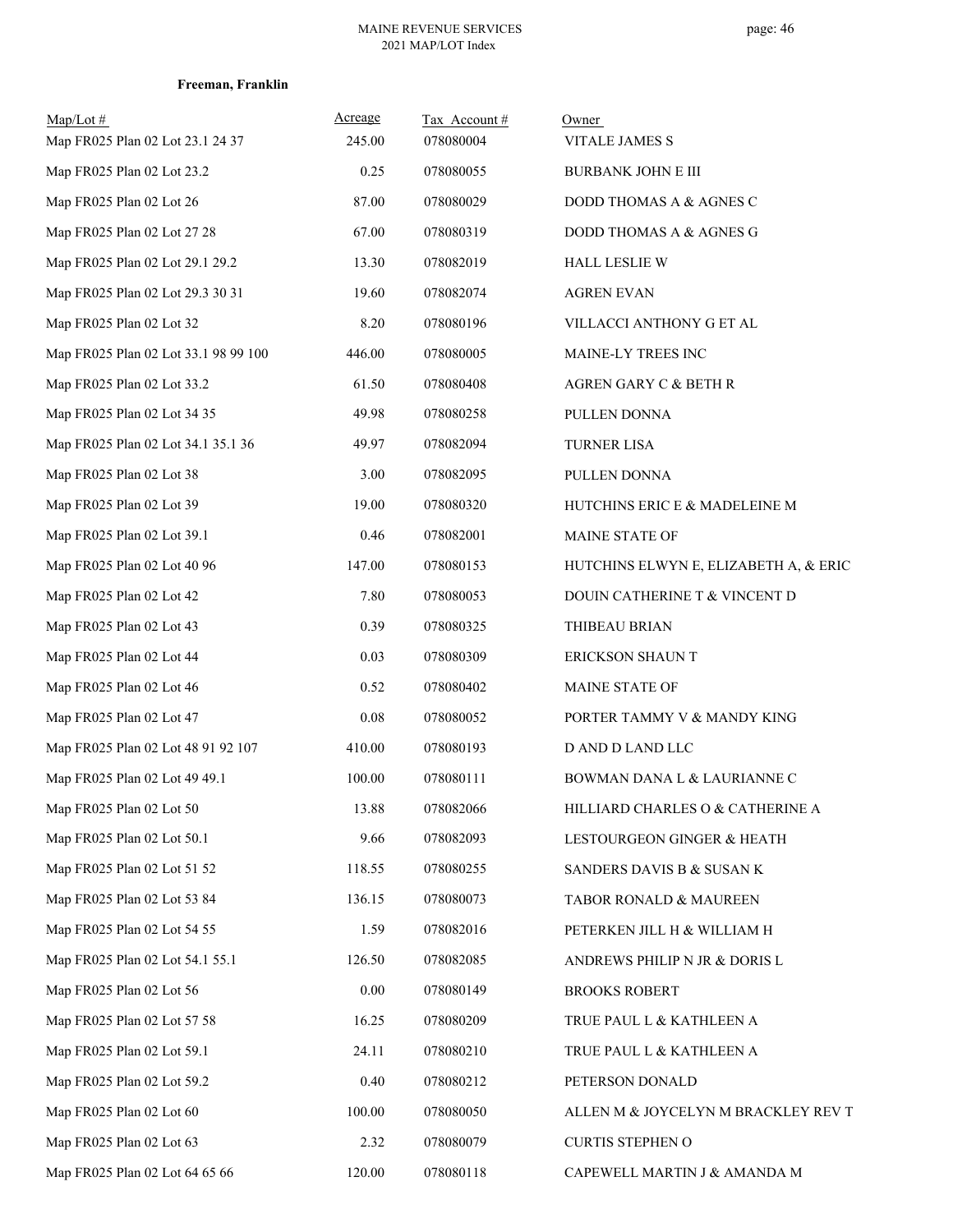**Freeman, Franklin**

| Map/Lot # | Acreage | Tax Account # | Owner |
|---|---|---|---|
| Map FR025 Plan 02 Lot 23.1 24 37 | 245.00 | 078080004 | VITALE JAMES S |
| Map FR025 Plan 02 Lot 23.2 | 0.25 | 078080055 | BURBANK JOHN E III |
| Map FR025 Plan 02 Lot 26 | 87.00 | 078080029 | DODD THOMAS A & AGNES C |
| Map FR025 Plan 02 Lot 27 28 | 67.00 | 078080319 | DODD THOMAS A & AGNES G |
| Map FR025 Plan 02 Lot 29.1 29.2 | 13.30 | 078082019 | HALL LESLIE W |
| Map FR025 Plan 02 Lot 29.3 30 31 | 19.60 | 078082074 | AGREN EVAN |
| Map FR025 Plan 02 Lot 32 | 8.20 | 078080196 | VILLACCI ANTHONY G ET AL |
| Map FR025 Plan 02 Lot 33.1 98 99 100 | 446.00 | 078080005 | MAINE-LY TREES INC |
| Map FR025 Plan 02 Lot 33.2 | 61.50 | 078080408 | AGREN GARY C & BETH R |
| Map FR025 Plan 02 Lot 34 35 | 49.98 | 078080258 | PULLEN DONNA |
| Map FR025 Plan 02 Lot 34.1 35.1 36 | 49.97 | 078082094 | TURNER LISA |
| Map FR025 Plan 02 Lot 38 | 3.00 | 078082095 | PULLEN DONNA |
| Map FR025 Plan 02 Lot 39 | 19.00 | 078080320 | HUTCHINS ERIC E & MADELEINE M |
| Map FR025 Plan 02 Lot 39.1 | 0.46 | 078082001 | MAINE STATE OF |
| Map FR025 Plan 02 Lot 40 96 | 147.00 | 078080153 | HUTCHINS ELWYN E, ELIZABETH A, & ERIC |
| Map FR025 Plan 02 Lot 42 | 7.80 | 078080053 | DOUIN CATHERINE T & VINCENT D |
| Map FR025 Plan 02 Lot 43 | 0.39 | 078080325 | THIBEAU BRIAN |
| Map FR025 Plan 02 Lot 44 | 0.03 | 078080309 | ERICKSON SHAUN T |
| Map FR025 Plan 02 Lot 46 | 0.52 | 078080402 | MAINE STATE OF |
| Map FR025 Plan 02 Lot 47 | 0.08 | 078080052 | PORTER TAMMY V & MANDY KING |
| Map FR025 Plan 02 Lot 48 91 92 107 | 410.00 | 078080193 | D AND D LAND LLC |
| Map FR025 Plan 02 Lot 49 49.1 | 100.00 | 078080111 | BOWMAN DANA L & LAURIANNE C |
| Map FR025 Plan 02 Lot 50 | 13.88 | 078082066 | HILLIARD CHARLES O & CATHERINE A |
| Map FR025 Plan 02 Lot 50.1 | 9.66 | 078082093 | LESTOURGEON GINGER & HEATH |
| Map FR025 Plan 02 Lot 51 52 | 118.55 | 078080255 | SANDERS DAVIS B & SUSAN K |
| Map FR025 Plan 02 Lot 53 84 | 136.15 | 078080073 | TABOR RONALD & MAUREEN |
| Map FR025 Plan 02 Lot 54 55 | 1.59 | 078082016 | PETERKEN JILL H & WILLIAM H |
| Map FR025 Plan 02 Lot 54.1 55.1 | 126.50 | 078082085 | ANDREWS PHILIP N JR & DORIS L |
| Map FR025 Plan 02 Lot 56 | 0.00 | 078080149 | BROOKS ROBERT |
| Map FR025 Plan 02 Lot 57 58 | 16.25 | 078080209 | TRUE PAUL L & KATHLEEN A |
| Map FR025 Plan 02 Lot 59.1 | 24.11 | 078080210 | TRUE PAUL L & KATHLEEN A |
| Map FR025 Plan 02 Lot 59.2 | 0.40 | 078080212 | PETERSON DONALD |
| Map FR025 Plan 02 Lot 60 | 100.00 | 078080050 | ALLEN M & JOYCELYN M BRACKLEY REV T |
| Map FR025 Plan 02 Lot 63 | 2.32 | 078080079 | CURTIS STEPHEN O |
| Map FR025 Plan 02 Lot 64 65 66 | 120.00 | 078080118 | CAPEWELL MARTIN J & AMANDA M |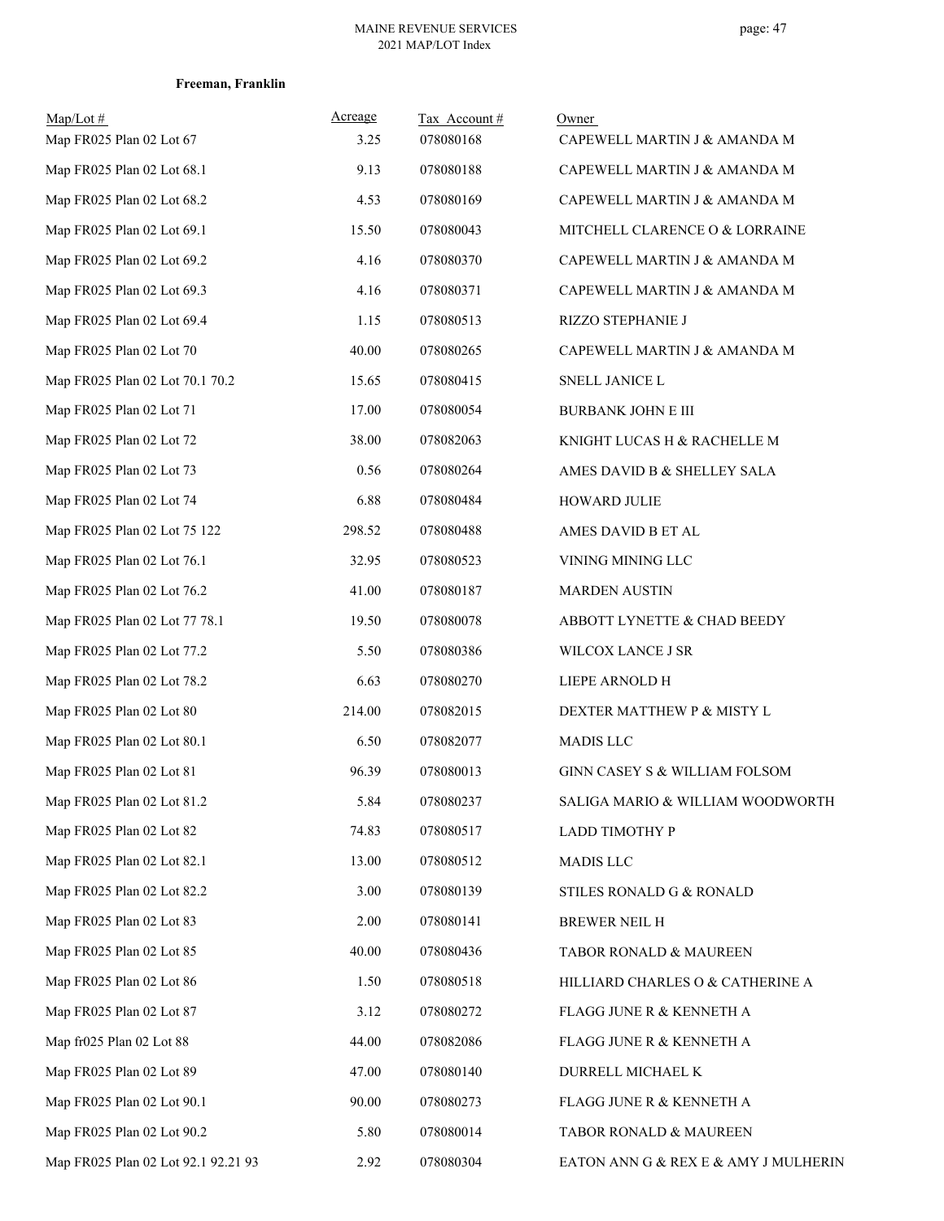**Freeman, Franklin**

| Map/Lot # | Acreage | Tax Account # | Owner |
|---|---|---|---|
| Map FR025 Plan 02 Lot 67 | 3.25 | 078080168 | CAPEWELL MARTIN J & AMANDA M |
| Map FR025 Plan 02 Lot 68.1 | 9.13 | 078080188 | CAPEWELL MARTIN J & AMANDA M |
| Map FR025 Plan 02 Lot 68.2 | 4.53 | 078080169 | CAPEWELL MARTIN J & AMANDA M |
| Map FR025 Plan 02 Lot 69.1 | 15.50 | 078080043 | MITCHELL CLARENCE O & LORRAINE |
| Map FR025 Plan 02 Lot 69.2 | 4.16 | 078080370 | CAPEWELL MARTIN J & AMANDA M |
| Map FR025 Plan 02 Lot 69.3 | 4.16 | 078080371 | CAPEWELL MARTIN J & AMANDA M |
| Map FR025 Plan 02 Lot 69.4 | 1.15 | 078080513 | RIZZO STEPHANIE J |
| Map FR025 Plan 02 Lot 70 | 40.00 | 078080265 | CAPEWELL MARTIN J & AMANDA M |
| Map FR025 Plan 02 Lot 70.1 70.2 | 15.65 | 078080415 | SNELL JANICE L |
| Map FR025 Plan 02 Lot 71 | 17.00 | 078080054 | BURBANK JOHN E III |
| Map FR025 Plan 02 Lot 72 | 38.00 | 078082063 | KNIGHT LUCAS H & RACHELLE M |
| Map FR025 Plan 02 Lot 73 | 0.56 | 078080264 | AMES DAVID B & SHELLEY SALA |
| Map FR025 Plan 02 Lot 74 | 6.88 | 078080484 | HOWARD JULIE |
| Map FR025 Plan 02 Lot 75 122 | 298.52 | 078080488 | AMES DAVID B ET AL |
| Map FR025 Plan 02 Lot 76.1 | 32.95 | 078080523 | VINING MINING LLC |
| Map FR025 Plan 02 Lot 76.2 | 41.00 | 078080187 | MARDEN AUSTIN |
| Map FR025 Plan 02 Lot 77 78.1 | 19.50 | 078080078 | ABBOTT LYNETTE & CHAD BEEDY |
| Map FR025 Plan 02 Lot 77.2 | 5.50 | 078080386 | WILCOX LANCE J SR |
| Map FR025 Plan 02 Lot 78.2 | 6.63 | 078080270 | LIEPE ARNOLD H |
| Map FR025 Plan 02 Lot 80 | 214.00 | 078082015 | DEXTER MATTHEW P & MISTY L |
| Map FR025 Plan 02 Lot 80.1 | 6.50 | 078082077 | MADIS LLC |
| Map FR025 Plan 02 Lot 81 | 96.39 | 078080013 | GINN CASEY S & WILLIAM FOLSOM |
| Map FR025 Plan 02 Lot 81.2 | 5.84 | 078080237 | SALIGA MARIO & WILLIAM WOODWORTH |
| Map FR025 Plan 02 Lot 82 | 74.83 | 078080517 | LADD TIMOTHY P |
| Map FR025 Plan 02 Lot 82.1 | 13.00 | 078080512 | MADIS LLC |
| Map FR025 Plan 02 Lot 82.2 | 3.00 | 078080139 | STILES RONALD G & RONALD |
| Map FR025 Plan 02 Lot 83 | 2.00 | 078080141 | BREWER NEIL H |
| Map FR025 Plan 02 Lot 85 | 40.00 | 078080436 | TABOR RONALD & MAUREEN |
| Map FR025 Plan 02 Lot 86 | 1.50 | 078080518 | HILLIARD CHARLES O & CATHERINE A |
| Map FR025 Plan 02 Lot 87 | 3.12 | 078080272 | FLAGG JUNE R & KENNETH A |
| Map fr025 Plan 02 Lot 88 | 44.00 | 078082086 | FLAGG JUNE R & KENNETH A |
| Map FR025 Plan 02 Lot 89 | 47.00 | 078080140 | DURRELL MICHAEL K |
| Map FR025 Plan 02 Lot 90.1 | 90.00 | 078080273 | FLAGG JUNE R & KENNETH A |
| Map FR025 Plan 02 Lot 90.2 | 5.80 | 078080014 | TABOR RONALD & MAUREEN |
| Map FR025 Plan 02 Lot 92.1 92.21 93 | 2.92 | 078080304 | EATON ANN G & REX E & AMY J MULHERIN |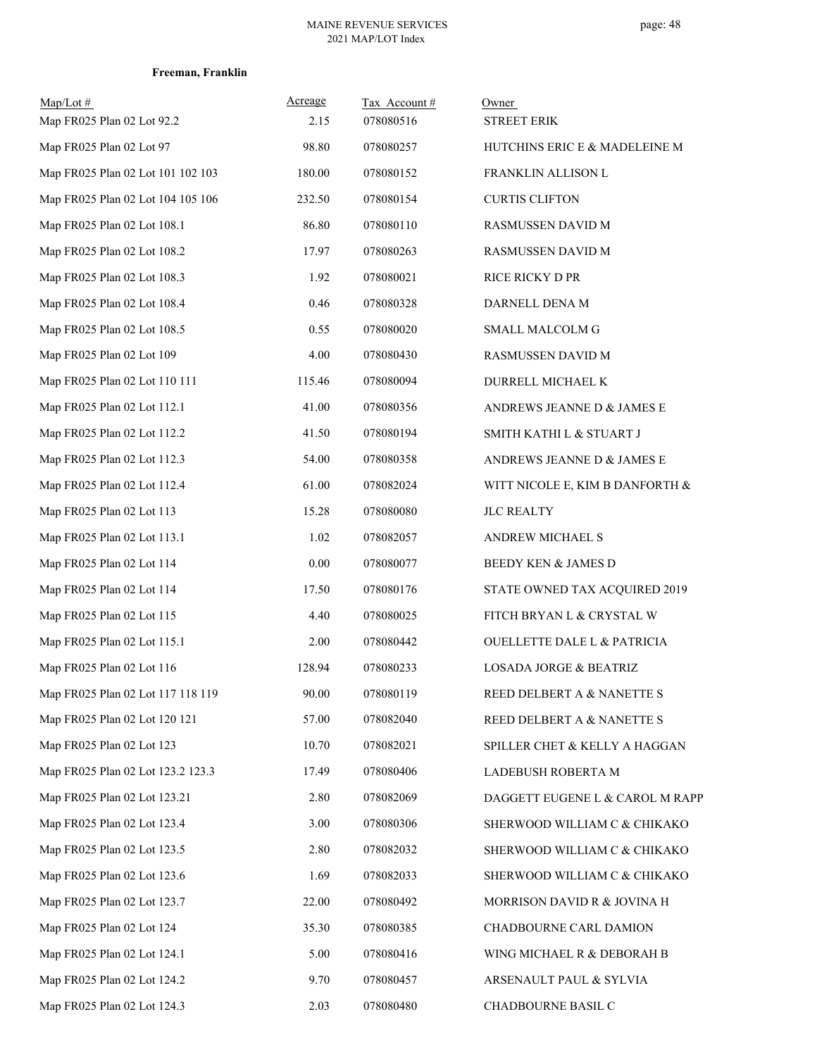**Freeman, Franklin**

| Map/Lot # | Acreage | Tax Account # | Owner |
|---|---|---|---|
| Map FR025 Plan 02 Lot 92.2 | 2.15 | 078080516 | STREET ERIK |
| Map FR025 Plan 02 Lot 97 | 98.80 | 078080257 | HUTCHINS ERIC E & MADELEINE M |
| Map FR025 Plan 02 Lot 101 102 103 | 180.00 | 078080152 | FRANKLIN ALLISON L |
| Map FR025 Plan 02 Lot 104 105 106 | 232.50 | 078080154 | CURTIS CLIFTON |
| Map FR025 Plan 02 Lot 108.1 | 86.80 | 078080110 | RASMUSSEN DAVID M |
| Map FR025 Plan 02 Lot 108.2 | 17.97 | 078080263 | RASMUSSEN DAVID M |
| Map FR025 Plan 02 Lot 108.3 | 1.92 | 078080021 | RICE RICKY D PR |
| Map FR025 Plan 02 Lot 108.4 | 0.46 | 078080328 | DARNELL DENA M |
| Map FR025 Plan 02 Lot 108.5 | 0.55 | 078080020 | SMALL MALCOLM G |
| Map FR025 Plan 02 Lot 109 | 4.00 | 078080430 | RASMUSSEN DAVID M |
| Map FR025 Plan 02 Lot 110 111 | 115.46 | 078080094 | DURRELL MICHAEL K |
| Map FR025 Plan 02 Lot 112.1 | 41.00 | 078080356 | ANDREWS JEANNE D & JAMES E |
| Map FR025 Plan 02 Lot 112.2 | 41.50 | 078080194 | SMITH KATHI L & STUART J |
| Map FR025 Plan 02 Lot 112.3 | 54.00 | 078080358 | ANDREWS JEANNE D & JAMES E |
| Map FR025 Plan 02 Lot 112.4 | 61.00 | 078082024 | WITT NICOLE E, KIM B DANFORTH & |
| Map FR025 Plan 02 Lot 113 | 15.28 | 078080080 | JLC REALTY |
| Map FR025 Plan 02 Lot 113.1 | 1.02 | 078082057 | ANDREW MICHAEL S |
| Map FR025 Plan 02 Lot 114 | 0.00 | 078080077 | BEEDY KEN & JAMES D |
| Map FR025 Plan 02 Lot 114 | 17.50 | 078080176 | STATE OWNED TAX ACQUIRED 2019 |
| Map FR025 Plan 02 Lot 115 | 4.40 | 078080025 | FITCH BRYAN L & CRYSTAL W |
| Map FR025 Plan 02 Lot 115.1 | 2.00 | 078080442 | OUELLETTE DALE L & PATRICIA |
| Map FR025 Plan 02 Lot 116 | 128.94 | 078080233 | LOSADA JORGE & BEATRIZ |
| Map FR025 Plan 02 Lot 117 118 119 | 90.00 | 078080119 | REED DELBERT A & NANETTE S |
| Map FR025 Plan 02 Lot 120 121 | 57.00 | 078082040 | REED DELBERT A & NANETTE S |
| Map FR025 Plan 02 Lot 123 | 10.70 | 078082021 | SPILLER CHET & KELLY A HAGGAN |
| Map FR025 Plan 02 Lot 123.2 123.3 | 17.49 | 078080406 | LADEBUSH ROBERTA M |
| Map FR025 Plan 02 Lot 123.21 | 2.80 | 078082069 | DAGGETT EUGENE L & CAROL M RAPP |
| Map FR025 Plan 02 Lot 123.4 | 3.00 | 078080306 | SHERWOOD WILLIAM C & CHIKAKO |
| Map FR025 Plan 02 Lot 123.5 | 2.80 | 078082032 | SHERWOOD WILLIAM C & CHIKAKO |
| Map FR025 Plan 02 Lot 123.6 | 1.69 | 078082033 | SHERWOOD WILLIAM C & CHIKAKO |
| Map FR025 Plan 02 Lot 123.7 | 22.00 | 078080492 | MORRISON DAVID R & JOVINA H |
| Map FR025 Plan 02 Lot 124 | 35.30 | 078080385 | CHADBOURNE CARL DAMION |
| Map FR025 Plan 02 Lot 124.1 | 5.00 | 078080416 | WING MICHAEL R & DEBORAH B |
| Map FR025 Plan 02 Lot 124.2 | 9.70 | 078080457 | ARSENAULT PAUL & SYLVIA |
| Map FR025 Plan 02 Lot 124.3 | 2.03 | 078080480 | CHADBOURNE BASIL C |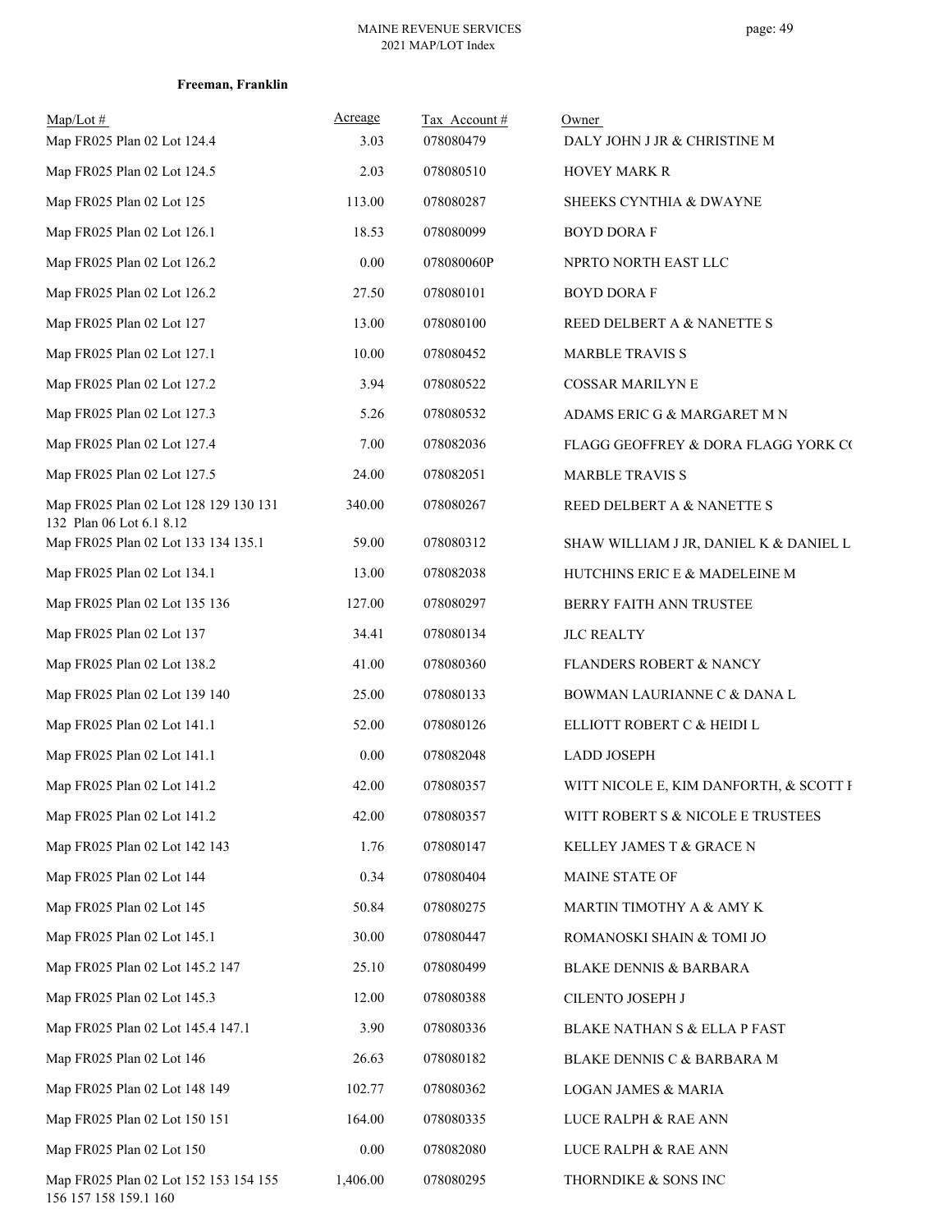**Freeman, Franklin**

| Map/Lot # | Acreage | Tax Account # | Owner |
|---|---|---|---|
| Map FR025 Plan 02 Lot 124.4 | 3.03 | 078080479 | DALY JOHN J JR & CHRISTINE M |
| Map FR025 Plan 02 Lot 124.5 | 2.03 | 078080510 | HOVEY MARK R |
| Map FR025 Plan 02 Lot 125 | 113.00 | 078080287 | SHEEKS CYNTHIA & DWAYNE |
| Map FR025 Plan 02 Lot 126.1 | 18.53 | 078080099 | BOYD DORA F |
| Map FR025 Plan 02 Lot 126.2 | 0.00 | 078080060P | NPRTO NORTH EAST LLC |
| Map FR025 Plan 02 Lot 126.2 | 27.50 | 078080101 | BOYD DORA F |
| Map FR025 Plan 02 Lot 127 | 13.00 | 078080100 | REED DELBERT A & NANETTE S |
| Map FR025 Plan 02 Lot 127.1 | 10.00 | 078080452 | MARBLE TRAVIS S |
| Map FR025 Plan 02 Lot 127.2 | 3.94 | 078080522 | COSSAR MARILYN E |
| Map FR025 Plan 02 Lot 127.3 | 5.26 | 078080532 | ADAMS ERIC G & MARGARET M N |
| Map FR025 Plan 02 Lot 127.4 | 7.00 | 078082036 | FLAGG GEOFFREY & DORA FLAGG YORK CO |
| Map FR025 Plan 02 Lot 127.5 | 24.00 | 078082051 | MARBLE TRAVIS S |
| Map FR025 Plan 02 Lot 128 129 130 131 132 Plan 06 Lot 6.1 8.12 | 340.00 | 078080267 | REED DELBERT A & NANETTE S |
| Map FR025 Plan 02 Lot 133 134 135.1 | 59.00 | 078080312 | SHAW WILLIAM J JR, DANIEL K & DANIEL L |
| Map FR025 Plan 02 Lot 134.1 | 13.00 | 078082038 | HUTCHINS ERIC E & MADELEINE M |
| Map FR025 Plan 02 Lot 135 136 | 127.00 | 078080297 | BERRY FAITH ANN TRUSTEE |
| Map FR025 Plan 02 Lot 137 | 34.41 | 078080134 | JLC REALTY |
| Map FR025 Plan 02 Lot 138.2 | 41.00 | 078080360 | FLANDERS ROBERT & NANCY |
| Map FR025 Plan 02 Lot 139 140 | 25.00 | 078080133 | BOWMAN LAURIANNE C & DANA L |
| Map FR025 Plan 02 Lot 141.1 | 52.00 | 078080126 | ELLIOTT ROBERT C & HEIDI L |
| Map FR025 Plan 02 Lot 141.1 | 0.00 | 078082048 | LADD JOSEPH |
| Map FR025 Plan 02 Lot 141.2 | 42.00 | 078080357 | WITT NICOLE E, KIM DANFORTH, & SCOTT F |
| Map FR025 Plan 02 Lot 141.2 | 42.00 | 078080357 | WITT ROBERT S & NICOLE E TRUSTEES |
| Map FR025 Plan 02 Lot 142 143 | 1.76 | 078080147 | KELLEY JAMES T & GRACE N |
| Map FR025 Plan 02 Lot 144 | 0.34 | 078080404 | MAINE STATE OF |
| Map FR025 Plan 02 Lot 145 | 50.84 | 078080275 | MARTIN TIMOTHY A & AMY K |
| Map FR025 Plan 02 Lot 145.1 | 30.00 | 078080447 | ROMANOSKI SHAIN & TOMI JO |
| Map FR025 Plan 02 Lot 145.2 147 | 25.10 | 078080499 | BLAKE DENNIS & BARBARA |
| Map FR025 Plan 02 Lot 145.3 | 12.00 | 078080388 | CILENTO JOSEPH J |
| Map FR025 Plan 02 Lot 145.4 147.1 | 3.90 | 078080336 | BLAKE NATHAN S & ELLA P FAST |
| Map FR025 Plan 02 Lot 146 | 26.63 | 078080182 | BLAKE DENNIS C & BARBARA M |
| Map FR025 Plan 02 Lot 148 149 | 102.77 | 078080362 | LOGAN JAMES & MARIA |
| Map FR025 Plan 02 Lot 150 151 | 164.00 | 078080335 | LUCE RALPH & RAE ANN |
| Map FR025 Plan 02 Lot 150 | 0.00 | 078082080 | LUCE RALPH & RAE ANN |
| Map FR025 Plan 02 Lot 152 153 154 155 156 157 158 159.1 160 | 1,406.00 | 078080295 | THORNDIKE & SONS INC |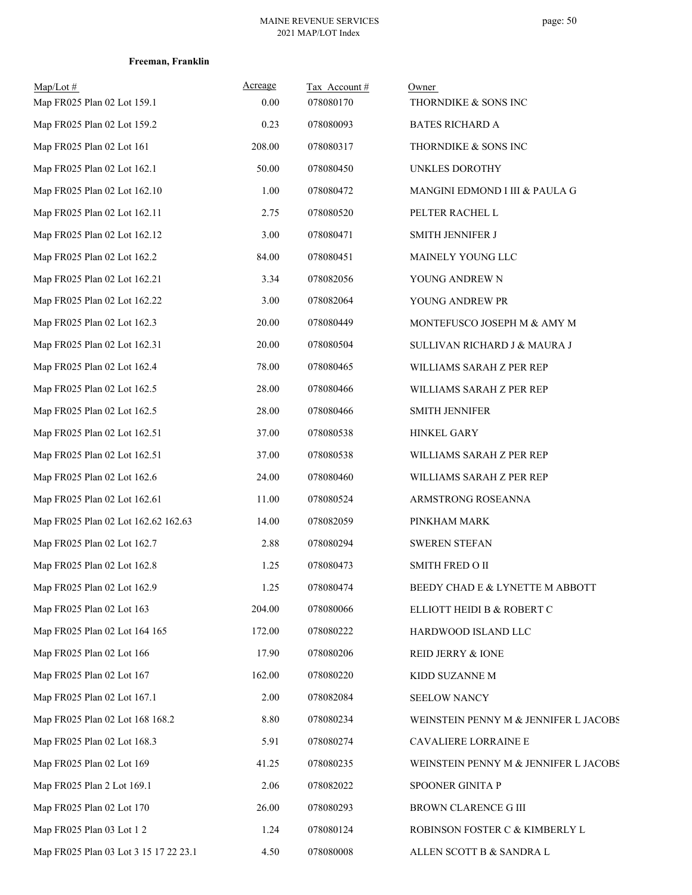**Freeman, Franklin**

| Map/Lot # | Acreage | Tax Account # | Owner |
|---|---|---|---|
| Map FR025 Plan 02 Lot 159.1 | 0.00 | 078080170 | THORNDIKE & SONS INC |
| Map FR025 Plan 02 Lot 159.2 | 0.23 | 078080093 | BATES RICHARD A |
| Map FR025 Plan 02 Lot 161 | 208.00 | 078080317 | THORNDIKE & SONS INC |
| Map FR025 Plan 02 Lot 162.1 | 50.00 | 078080450 | UNKLES DOROTHY |
| Map FR025 Plan 02 Lot 162.10 | 1.00 | 078080472 | MANGINI EDMOND I III & PAULA G |
| Map FR025 Plan 02 Lot 162.11 | 2.75 | 078080520 | PELTER RACHEL L |
| Map FR025 Plan 02 Lot 162.12 | 3.00 | 078080471 | SMITH JENNIFER J |
| Map FR025 Plan 02 Lot 162.2 | 84.00 | 078080451 | MAINELY YOUNG LLC |
| Map FR025 Plan 02 Lot 162.21 | 3.34 | 078082056 | YOUNG ANDREW N |
| Map FR025 Plan 02 Lot 162.22 | 3.00 | 078082064 | YOUNG ANDREW PR |
| Map FR025 Plan 02 Lot 162.3 | 20.00 | 078080449 | MONTEFUSCO JOSEPH M & AMY M |
| Map FR025 Plan 02 Lot 162.31 | 20.00 | 078080504 | SULLIVAN RICHARD J & MAURA J |
| Map FR025 Plan 02 Lot 162.4 | 78.00 | 078080465 | WILLIAMS SARAH Z PER REP |
| Map FR025 Plan 02 Lot 162.5 | 28.00 | 078080466 | WILLIAMS SARAH Z PER REP |
| Map FR025 Plan 02 Lot 162.5 | 28.00 | 078080466 | SMITH JENNIFER |
| Map FR025 Plan 02 Lot 162.51 | 37.00 | 078080538 | HINKEL GARY |
| Map FR025 Plan 02 Lot 162.51 | 37.00 | 078080538 | WILLIAMS SARAH Z PER REP |
| Map FR025 Plan 02 Lot 162.6 | 24.00 | 078080460 | WILLIAMS SARAH Z PER REP |
| Map FR025 Plan 02 Lot 162.61 | 11.00 | 078080524 | ARMSTRONG ROSEANNA |
| Map FR025 Plan 02 Lot 162.62 162.63 | 14.00 | 078082059 | PINKHAM MARK |
| Map FR025 Plan 02 Lot 162.7 | 2.88 | 078080294 | SWEREN STEFAN |
| Map FR025 Plan 02 Lot 162.8 | 1.25 | 078080473 | SMITH FRED O II |
| Map FR025 Plan 02 Lot 162.9 | 1.25 | 078080474 | BEEDY CHAD E & LYNETTE M ABBOTT |
| Map FR025 Plan 02 Lot 163 | 204.00 | 078080066 | ELLIOTT HEIDI B & ROBERT C |
| Map FR025 Plan 02 Lot 164 165 | 172.00 | 078080222 | HARDWOOD ISLAND LLC |
| Map FR025 Plan 02 Lot 166 | 17.90 | 078080206 | REID JERRY & IONE |
| Map FR025 Plan 02 Lot 167 | 162.00 | 078080220 | KIDD SUZANNE M |
| Map FR025 Plan 02 Lot 167.1 | 2.00 | 078082084 | SEELOW NANCY |
| Map FR025 Plan 02 Lot 168 168.2 | 8.80 | 078080234 | WEINSTEIN PENNY M & JENNIFER L JACOBS |
| Map FR025 Plan 02 Lot 168.3 | 5.91 | 078080274 | CAVALIERE LORRAINE E |
| Map FR025 Plan 02 Lot 169 | 41.25 | 078080235 | WEINSTEIN PENNY M & JENNIFER L JACOBS |
| Map FR025 Plan 2 Lot 169.1 | 2.06 | 078082022 | SPOONER GINITA P |
| Map FR025 Plan 02 Lot 170 | 26.00 | 078080293 | BROWN CLARENCE G III |
| Map FR025 Plan 03 Lot 1 2 | 1.24 | 078080124 | ROBINSON FOSTER C & KIMBERLY L |
| Map FR025 Plan 03 Lot 3 15 17 22 23.1 | 4.50 | 078080008 | ALLEN SCOTT B & SANDRA L |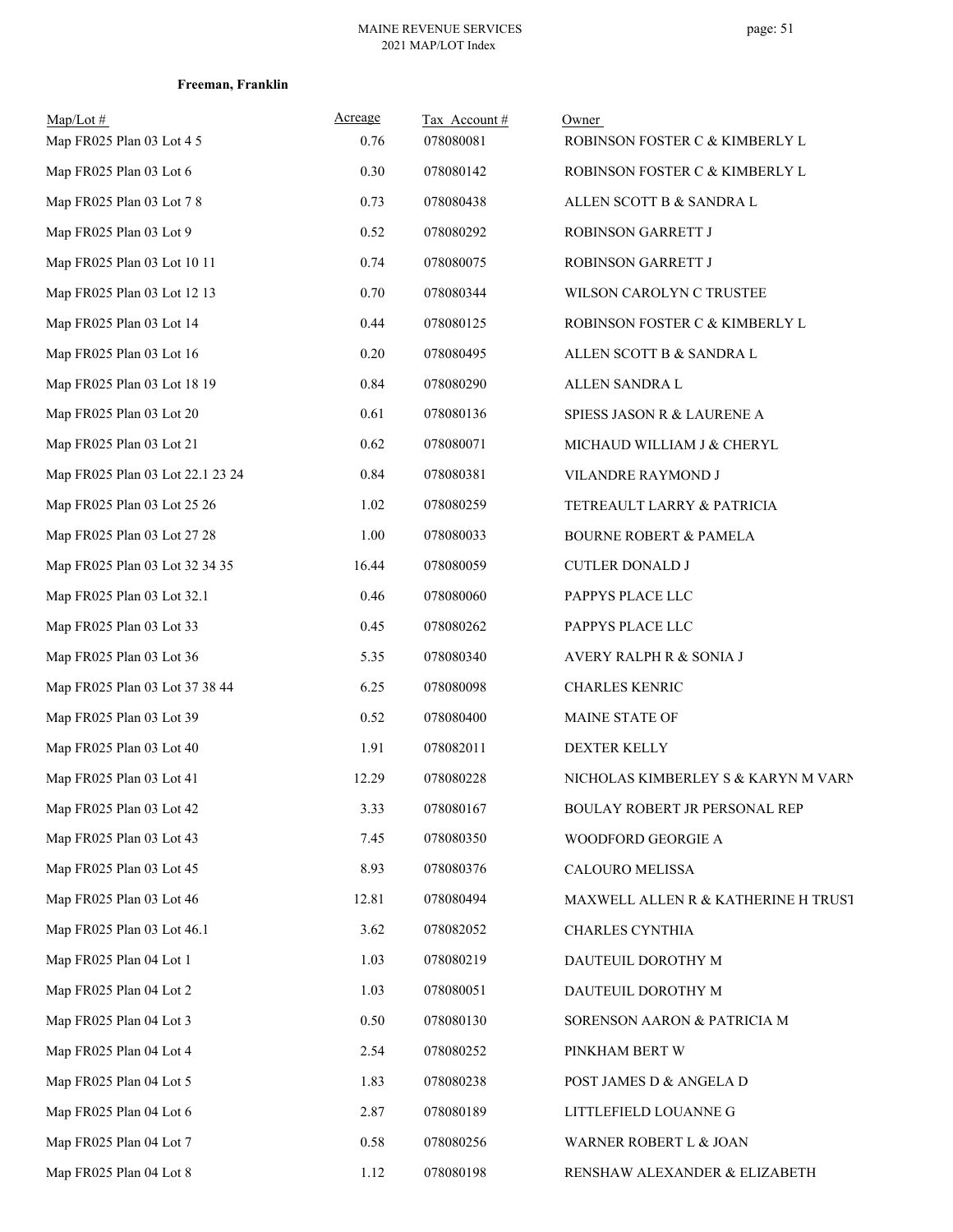**Freeman, Franklin**

| Map/Lot # | Acreage | Tax Account # | Owner |
|---|---|---|---|
| Map FR025 Plan 03 Lot 4 5 | 0.76 | 078080081 | ROBINSON FOSTER C & KIMBERLY L |
| Map FR025 Plan 03 Lot 6 | 0.30 | 078080142 | ROBINSON FOSTER C & KIMBERLY L |
| Map FR025 Plan 03 Lot 7 8 | 0.73 | 078080438 | ALLEN SCOTT B & SANDRA L |
| Map FR025 Plan 03 Lot 9 | 0.52 | 078080292 | ROBINSON GARRETT J |
| Map FR025 Plan 03 Lot 10 11 | 0.74 | 078080075 | ROBINSON GARRETT J |
| Map FR025 Plan 03 Lot 12 13 | 0.70 | 078080344 | WILSON CAROLYN C TRUSTEE |
| Map FR025 Plan 03 Lot 14 | 0.44 | 078080125 | ROBINSON FOSTER C & KIMBERLY L |
| Map FR025 Plan 03 Lot 16 | 0.20 | 078080495 | ALLEN SCOTT B & SANDRA L |
| Map FR025 Plan 03 Lot 18 19 | 0.84 | 078080290 | ALLEN SANDRA L |
| Map FR025 Plan 03 Lot 20 | 0.61 | 078080136 | SPIESS JASON R & LAURENE A |
| Map FR025 Plan 03 Lot 21 | 0.62 | 078080071 | MICHAUD WILLIAM J & CHERYL |
| Map FR025 Plan 03 Lot 22.1 23 24 | 0.84 | 078080381 | VILANDRE RAYMOND J |
| Map FR025 Plan 03 Lot 25 26 | 1.02 | 078080259 | TETREAULT LARRY & PATRICIA |
| Map FR025 Plan 03 Lot 27 28 | 1.00 | 078080033 | BOURNE ROBERT & PAMELA |
| Map FR025 Plan 03 Lot 32 34 35 | 16.44 | 078080059 | CUTLER DONALD J |
| Map FR025 Plan 03 Lot 32.1 | 0.46 | 078080060 | PAPPYS PLACE LLC |
| Map FR025 Plan 03 Lot 33 | 0.45 | 078080262 | PAPPYS PLACE LLC |
| Map FR025 Plan 03 Lot 36 | 5.35 | 078080340 | AVERY RALPH R & SONIA J |
| Map FR025 Plan 03 Lot 37 38 44 | 6.25 | 078080098 | CHARLES KENRIC |
| Map FR025 Plan 03 Lot 39 | 0.52 | 078080400 | MAINE STATE OF |
| Map FR025 Plan 03 Lot 40 | 1.91 | 078082011 | DEXTER KELLY |
| Map FR025 Plan 03 Lot 41 | 12.29 | 078080228 | NICHOLAS KIMBERLEY S & KARYN M VARN |
| Map FR025 Plan 03 Lot 42 | 3.33 | 078080167 | BOULAY ROBERT JR PERSONAL REP |
| Map FR025 Plan 03 Lot 43 | 7.45 | 078080350 | WOODFORD GEORGIE A |
| Map FR025 Plan 03 Lot 45 | 8.93 | 078080376 | CALOURO MELISSA |
| Map FR025 Plan 03 Lot 46 | 12.81 | 078080494 | MAXWELL ALLEN R & KATHERINE H TRUST |
| Map FR025 Plan 03 Lot 46.1 | 3.62 | 078082052 | CHARLES CYNTHIA |
| Map FR025 Plan 04 Lot 1 | 1.03 | 078080219 | DAUTEUIL DOROTHY M |
| Map FR025 Plan 04 Lot 2 | 1.03 | 078080051 | DAUTEUIL DOROTHY M |
| Map FR025 Plan 04 Lot 3 | 0.50 | 078080130 | SORENSON AARON & PATRICIA M |
| Map FR025 Plan 04 Lot 4 | 2.54 | 078080252 | PINKHAM BERT W |
| Map FR025 Plan 04 Lot 5 | 1.83 | 078080238 | POST JAMES D & ANGELA D |
| Map FR025 Plan 04 Lot 6 | 2.87 | 078080189 | LITTLEFIELD LOUANNE G |
| Map FR025 Plan 04 Lot 7 | 0.58 | 078080256 | WARNER ROBERT L & JOAN |
| Map FR025 Plan 04 Lot 8 | 1.12 | 078080198 | RENSHAW ALEXANDER & ELIZABETH |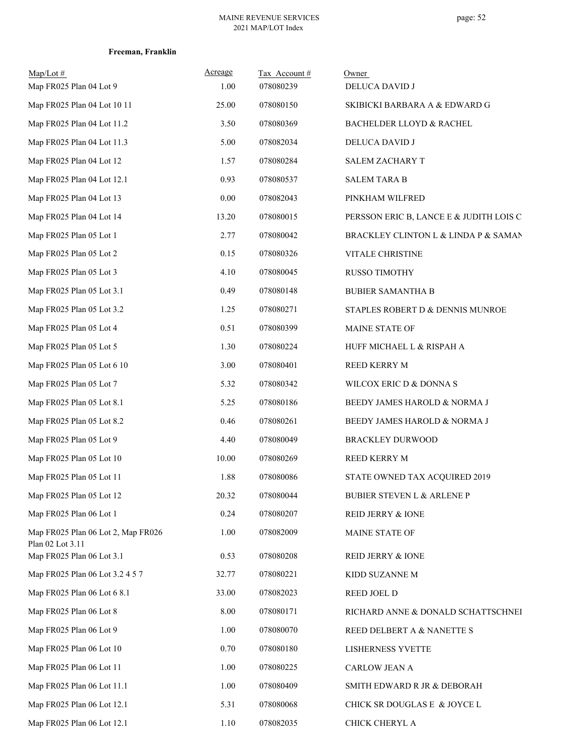**Freeman, Franklin**

| Map/Lot # | Acreage | Tax Account # | Owner |
|---|---|---|---|
| Map FR025 Plan 04 Lot 9 | 1.00 | 078080239 | DELUCA DAVID J |
| Map FR025 Plan 04 Lot 10 11 | 25.00 | 078080150 | SKIBICKI BARBARA A & EDWARD G |
| Map FR025 Plan 04 Lot 11.2 | 3.50 | 078080369 | BACHELDER LLOYD & RACHEL |
| Map FR025 Plan 04 Lot 11.3 | 5.00 | 078082034 | DELUCA DAVID J |
| Map FR025 Plan 04 Lot 12 | 1.57 | 078080284 | SALEM ZACHARY T |
| Map FR025 Plan 04 Lot 12.1 | 0.93 | 078080537 | SALEM TARA B |
| Map FR025 Plan 04 Lot 13 | 0.00 | 078082043 | PINKHAM WILFRED |
| Map FR025 Plan 04 Lot 14 | 13.20 | 078080015 | PERSSON ERIC B, LANCE E & JUDITH LOIS C |
| Map FR025 Plan 05 Lot 1 | 2.77 | 078080042 | BRACKLEY CLINTON L & LINDA P & SAMAN |
| Map FR025 Plan 05 Lot 2 | 0.15 | 078080326 | VITALE CHRISTINE |
| Map FR025 Plan 05 Lot 3 | 4.10 | 078080045 | RUSSO TIMOTHY |
| Map FR025 Plan 05 Lot 3.1 | 0.49 | 078080148 | BUBIER SAMANTHA B |
| Map FR025 Plan 05 Lot 3.2 | 1.25 | 078080271 | STAPLES ROBERT D & DENNIS MUNROE |
| Map FR025 Plan 05 Lot 4 | 0.51 | 078080399 | MAINE STATE OF |
| Map FR025 Plan 05 Lot 5 | 1.30 | 078080224 | HUFF MICHAEL L & RISPAH A |
| Map FR025 Plan 05 Lot 6 10 | 3.00 | 078080401 | REED KERRY M |
| Map FR025 Plan 05 Lot 7 | 5.32 | 078080342 | WILCOX ERIC D & DONNA S |
| Map FR025 Plan 05 Lot 8.1 | 5.25 | 078080186 | BEEDY JAMES HAROLD & NORMA J |
| Map FR025 Plan 05 Lot 8.2 | 0.46 | 078080261 | BEEDY JAMES HAROLD & NORMA J |
| Map FR025 Plan 05 Lot 9 | 4.40 | 078080049 | BRACKLEY DURWOOD |
| Map FR025 Plan 05 Lot 10 | 10.00 | 078080269 | REED KERRY M |
| Map FR025 Plan 05 Lot 11 | 1.88 | 078080086 | STATE OWNED TAX ACQUIRED 2019 |
| Map FR025 Plan 05 Lot 12 | 20.32 | 078080044 | BUBIER STEVEN L & ARLENE P |
| Map FR025 Plan 06 Lot 1 | 0.24 | 078080207 | REID JERRY & IONE |
| Map FR025 Plan 06 Lot 2, Map FR026 Plan 02 Lot 3.11 | 1.00 | 078082009 | MAINE STATE OF |
| Map FR025 Plan 06 Lot 3.1 | 0.53 | 078080208 | REID JERRY & IONE |
| Map FR025 Plan 06 Lot 3.2 4 5 7 | 32.77 | 078080221 | KIDD SUZANNE M |
| Map FR025 Plan 06 Lot 6 8.1 | 33.00 | 078082023 | REED JOEL D |
| Map FR025 Plan 06 Lot 8 | 8.00 | 078080171 | RICHARD ANNE & DONALD SCHATTSCHNEI |
| Map FR025 Plan 06 Lot 9 | 1.00 | 078080070 | REED DELBERT A & NANETTE S |
| Map FR025 Plan 06 Lot 10 | 0.70 | 078080180 | LISHERNESS YVETTE |
| Map FR025 Plan 06 Lot 11 | 1.00 | 078080225 | CARLOW JEAN A |
| Map FR025 Plan 06 Lot 11.1 | 1.00 | 078080409 | SMITH EDWARD R JR & DEBORAH |
| Map FR025 Plan 06 Lot 12.1 | 5.31 | 078080068 | CHICK SR DOUGLAS E & JOYCE L |
| Map FR025 Plan 06 Lot 12.1 | 1.10 | 078082035 | CHICK CHERYL A |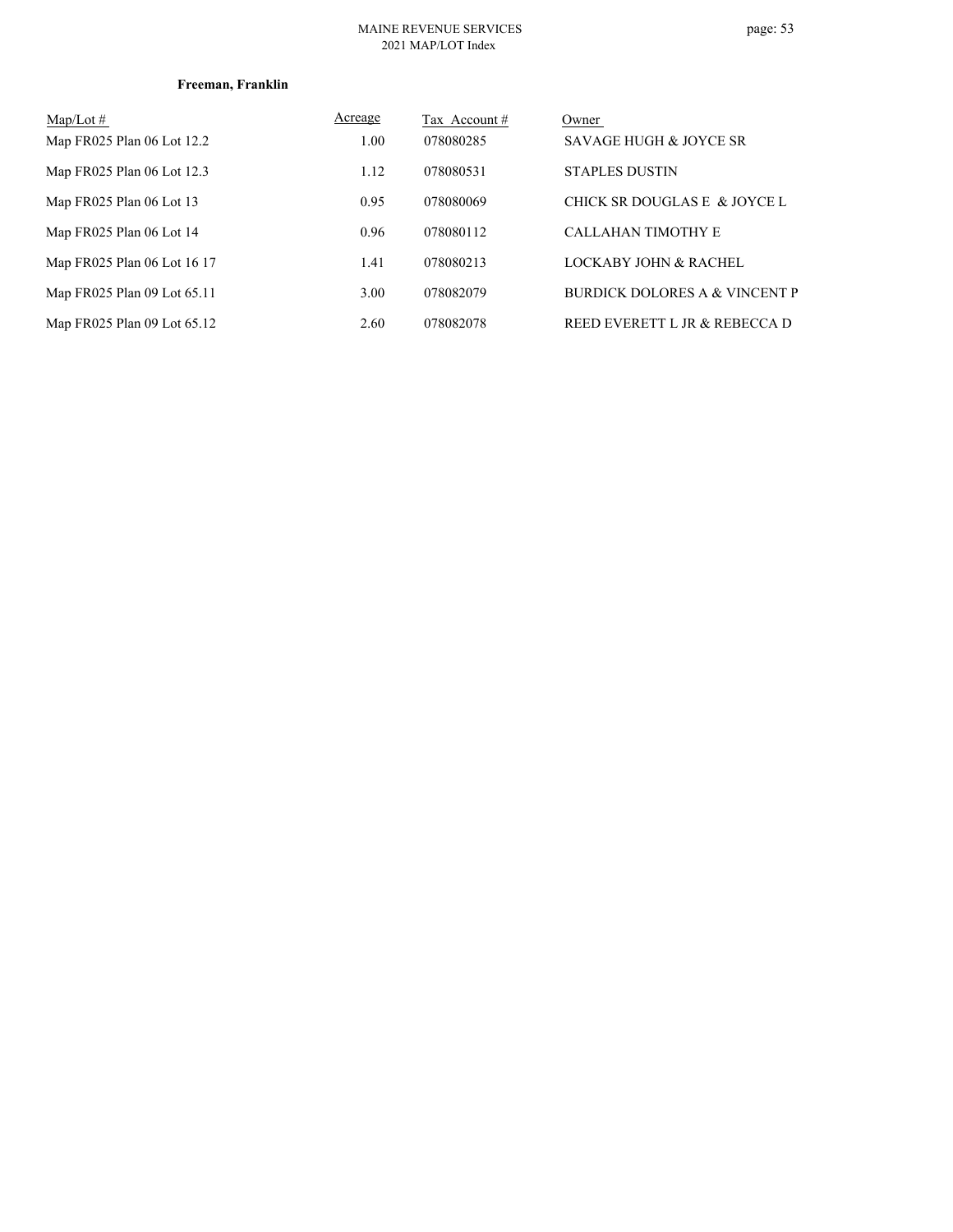**Freeman, Franklin**

| Map/Lot # | Acreage | Tax Account # | Owner |
|---|---|---|---|
| Map FR025 Plan 06 Lot 12.2 | 1.00 | 078080285 | SAVAGE HUGH & JOYCE SR |
| Map FR025 Plan 06 Lot 12.3 | 1.12 | 078080531 | STAPLES DUSTIN |
| Map FR025 Plan 06 Lot 13 | 0.95 | 078080069 | CHICK SR DOUGLAS E & JOYCE L |
| Map FR025 Plan 06 Lot 14 | 0.96 | 078080112 | CALLAHAN TIMOTHY E |
| Map FR025 Plan 06 Lot 16 17 | 1.41 | 078080213 | LOCKABY JOHN & RACHEL |
| Map FR025 Plan 09 Lot 65.11 | 3.00 | 078082079 | BURDICK DOLORES A & VINCENT P |
| Map FR025 Plan 09 Lot 65.12 | 2.60 | 078082078 | REED EVERETT L JR & REBECCA D |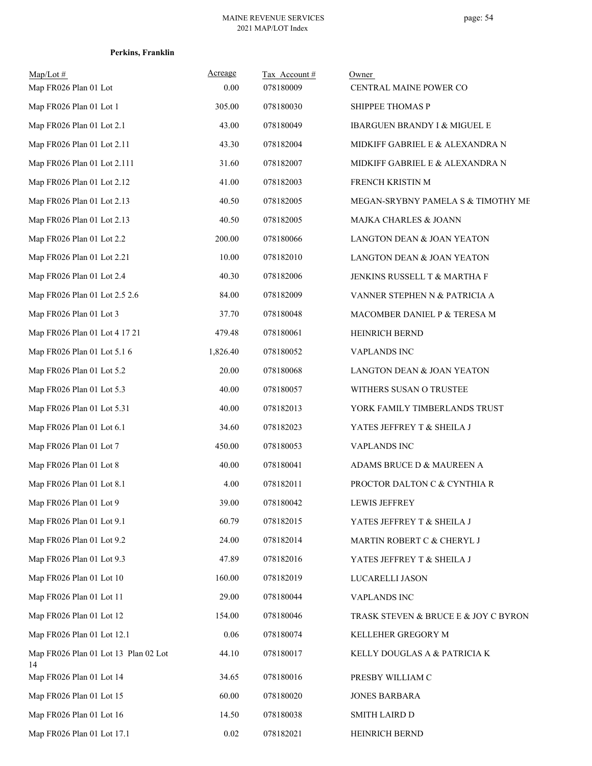**Perkins, Franklin**

| Map/Lot # | Acreage | Tax Account # | Owner |
|---|---|---|---|
| Map FR026 Plan 01 Lot | 0.00 | 078180009 | CENTRAL MAINE POWER CO |
| Map FR026 Plan 01 Lot 1 | 305.00 | 078180030 | SHIPPEE THOMAS P |
| Map FR026 Plan 01 Lot 2.1 | 43.00 | 078180049 | IBARGUEN BRANDY I & MIGUEL E |
| Map FR026 Plan 01 Lot 2.11 | 43.30 | 078182004 | MIDKIFF GABRIEL E & ALEXANDRA N |
| Map FR026 Plan 01 Lot 2.111 | 31.60 | 078182007 | MIDKIFF GABRIEL E & ALEXANDRA N |
| Map FR026 Plan 01 Lot 2.12 | 41.00 | 078182003 | FRENCH KRISTIN M |
| Map FR026 Plan 01 Lot 2.13 | 40.50 | 078182005 | MEGAN-SRYBNY PAMELA S & TIMOTHY ME |
| Map FR026 Plan 01 Lot 2.13 | 40.50 | 078182005 | MAJKA CHARLES & JOANN |
| Map FR026 Plan 01 Lot 2.2 | 200.00 | 078180066 | LANGTON DEAN & JOAN YEATON |
| Map FR026 Plan 01 Lot 2.21 | 10.00 | 078182010 | LANGTON DEAN & JOAN YEATON |
| Map FR026 Plan 01 Lot 2.4 | 40.30 | 078182006 | JENKINS RUSSELL T & MARTHA F |
| Map FR026 Plan 01 Lot 2.5 2.6 | 84.00 | 078182009 | VANNER STEPHEN N & PATRICIA A |
| Map FR026 Plan 01 Lot 3 | 37.70 | 078180048 | MACOMBER DANIEL P & TERESA M |
| Map FR026 Plan 01 Lot 4 17 21 | 479.48 | 078180061 | HEINRICH BERND |
| Map FR026 Plan 01 Lot 5.1 6 | 1,826.40 | 078180052 | VAPLANDS INC |
| Map FR026 Plan 01 Lot 5.2 | 20.00 | 078180068 | LANGTON DEAN & JOAN YEATON |
| Map FR026 Plan 01 Lot 5.3 | 40.00 | 078180057 | WITHERS SUSAN O TRUSTEE |
| Map FR026 Plan 01 Lot 5.31 | 40.00 | 078182013 | YORK FAMILY TIMBERLANDS TRUST |
| Map FR026 Plan 01 Lot 6.1 | 34.60 | 078182023 | YATES JEFFREY T & SHEILA J |
| Map FR026 Plan 01 Lot 7 | 450.00 | 078180053 | VAPLANDS INC |
| Map FR026 Plan 01 Lot 8 | 40.00 | 078180041 | ADAMS BRUCE D & MAUREEN A |
| Map FR026 Plan 01 Lot 8.1 | 4.00 | 078182011 | PROCTOR DALTON C & CYNTHIA R |
| Map FR026 Plan 01 Lot 9 | 39.00 | 078180042 | LEWIS JEFFREY |
| Map FR026 Plan 01 Lot 9.1 | 60.79 | 078182015 | YATES JEFFREY T & SHEILA J |
| Map FR026 Plan 01 Lot 9.2 | 24.00 | 078182014 | MARTIN ROBERT C & CHERYL J |
| Map FR026 Plan 01 Lot 9.3 | 47.89 | 078182016 | YATES JEFFREY T & SHEILA J |
| Map FR026 Plan 01 Lot 10 | 160.00 | 078182019 | LUCARELLI JASON |
| Map FR026 Plan 01 Lot 11 | 29.00 | 078180044 | VAPLANDS INC |
| Map FR026 Plan 01 Lot 12 | 154.00 | 078180046 | TRASK STEVEN & BRUCE E & JOY C BYRON |
| Map FR026 Plan 01 Lot 12.1 | 0.06 | 078180074 | KELLEHER GREGORY M |
| Map FR026 Plan 01 Lot 13 Plan 02 Lot 14 | 44.10 | 078180017 | KELLY DOUGLAS A & PATRICIA K |
| Map FR026 Plan 01 Lot 14 | 34.65 | 078180016 | PRESBY WILLIAM C |
| Map FR026 Plan 01 Lot 15 | 60.00 | 078180020 | JONES BARBARA |
| Map FR026 Plan 01 Lot 16 | 14.50 | 078180038 | SMITH LAIRD D |
| Map FR026 Plan 01 Lot 17.1 | 0.02 | 078182021 | HEINRICH BERND |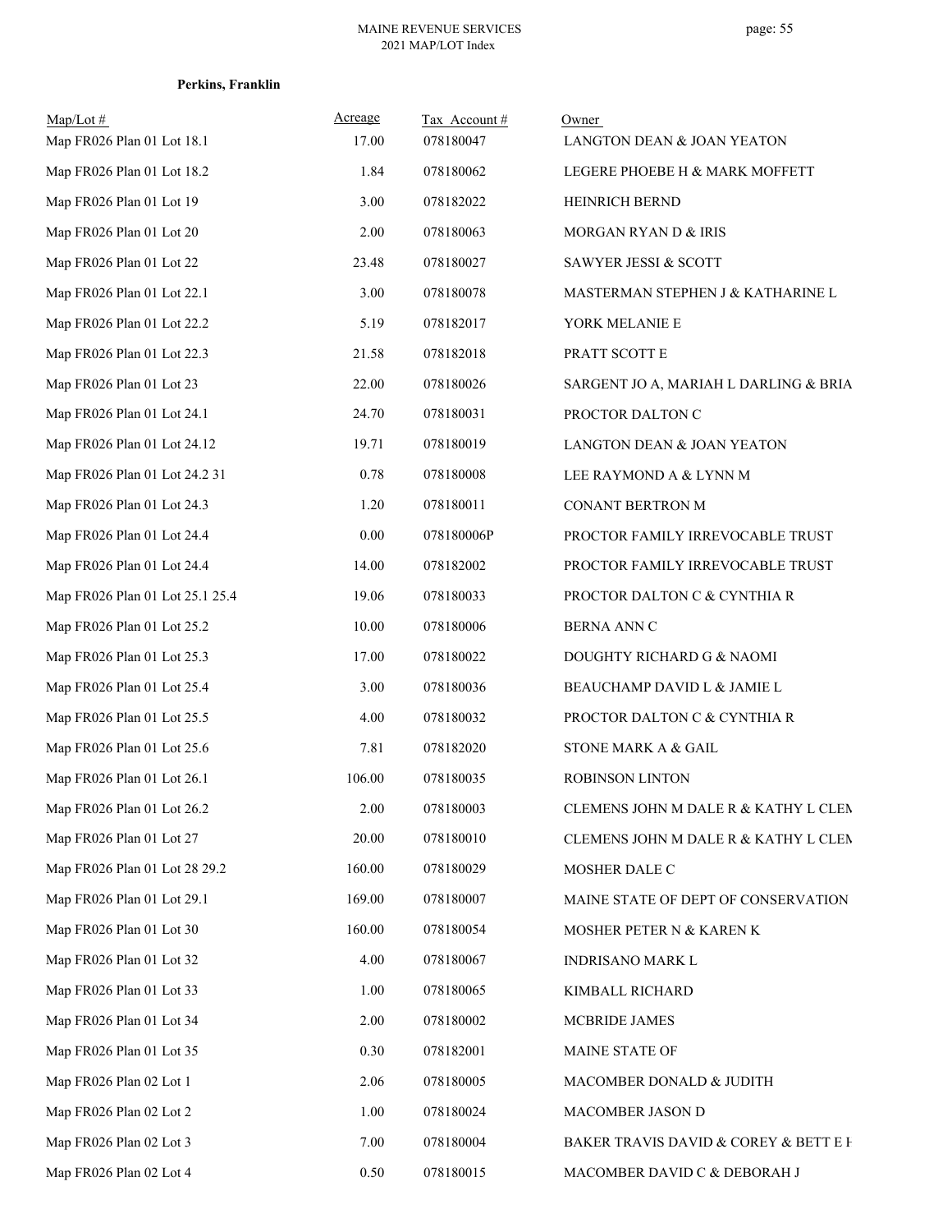**Perkins, Franklin**

| Map/Lot # | Acreage | Tax Account # | Owner |
|---|---|---|---|
| Map FR026 Plan 01 Lot 18.1 | 17.00 | 078180047 | LANGTON DEAN & JOAN YEATON |
| Map FR026 Plan 01 Lot 18.2 | 1.84 | 078180062 | LEGERE PHOEBE H & MARK MOFFETT |
| Map FR026 Plan 01 Lot 19 | 3.00 | 078182022 | HEINRICH BERND |
| Map FR026 Plan 01 Lot 20 | 2.00 | 078180063 | MORGAN RYAN D & IRIS |
| Map FR026 Plan 01 Lot 22 | 23.48 | 078180027 | SAWYER JESSI & SCOTT |
| Map FR026 Plan 01 Lot 22.1 | 3.00 | 078180078 | MASTERMAN STEPHEN J & KATHARINE L |
| Map FR026 Plan 01 Lot 22.2 | 5.19 | 078182017 | YORK MELANIE E |
| Map FR026 Plan 01 Lot 22.3 | 21.58 | 078182018 | PRATT SCOTT E |
| Map FR026 Plan 01 Lot 23 | 22.00 | 078180026 | SARGENT JO A, MARIAH L DARLING & BRIA |
| Map FR026 Plan 01 Lot 24.1 | 24.70 | 078180031 | PROCTOR DALTON C |
| Map FR026 Plan 01 Lot 24.12 | 19.71 | 078180019 | LANGTON DEAN & JOAN YEATON |
| Map FR026 Plan 01 Lot 24.2 31 | 0.78 | 078180008 | LEE RAYMOND A & LYNN M |
| Map FR026 Plan 01 Lot 24.3 | 1.20 | 078180011 | CONANT BERTRON M |
| Map FR026 Plan 01 Lot 24.4 | 0.00 | 078180006P | PROCTOR FAMILY IRREVOCABLE TRUST |
| Map FR026 Plan 01 Lot 24.4 | 14.00 | 078182002 | PROCTOR FAMILY IRREVOCABLE TRUST |
| Map FR026 Plan 01 Lot 25.1 25.4 | 19.06 | 078180033 | PROCTOR DALTON C & CYNTHIA R |
| Map FR026 Plan 01 Lot 25.2 | 10.00 | 078180006 | BERNA ANN C |
| Map FR026 Plan 01 Lot 25.3 | 17.00 | 078180022 | DOUGHTY RICHARD G & NAOMI |
| Map FR026 Plan 01 Lot 25.4 | 3.00 | 078180036 | BEAUCHAMP DAVID L & JAMIE L |
| Map FR026 Plan 01 Lot 25.5 | 4.00 | 078180032 | PROCTOR DALTON C & CYNTHIA R |
| Map FR026 Plan 01 Lot 25.6 | 7.81 | 078182020 | STONE MARK A & GAIL |
| Map FR026 Plan 01 Lot 26.1 | 106.00 | 078180035 | ROBINSON LINTON |
| Map FR026 Plan 01 Lot 26.2 | 2.00 | 078180003 | CLEMENS JOHN M DALE R & KATHY L CLEM |
| Map FR026 Plan 01 Lot 27 | 20.00 | 078180010 | CLEMENS JOHN M DALE R & KATHY L CLEM |
| Map FR026 Plan 01 Lot 28 29.2 | 160.00 | 078180029 | MOSHER DALE C |
| Map FR026 Plan 01 Lot 29.1 | 169.00 | 078180007 | MAINE STATE OF DEPT OF CONSERVATION |
| Map FR026 Plan 01 Lot 30 | 160.00 | 078180054 | MOSHER PETER N & KAREN K |
| Map FR026 Plan 01 Lot 32 | 4.00 | 078180067 | INDRISANO MARK L |
| Map FR026 Plan 01 Lot 33 | 1.00 | 078180065 | KIMBALL RICHARD |
| Map FR026 Plan 01 Lot 34 | 2.00 | 078180002 | MCBRIDE JAMES |
| Map FR026 Plan 01 Lot 35 | 0.30 | 078182001 | MAINE STATE OF |
| Map FR026 Plan 02 Lot 1 | 2.06 | 078180005 | MACOMBER DONALD & JUDITH |
| Map FR026 Plan 02 Lot 2 | 1.00 | 078180024 | MACOMBER JASON D |
| Map FR026 Plan 02 Lot 3 | 7.00 | 078180004 | BAKER TRAVIS DAVID & COREY & BETT E H |
| Map FR026 Plan 02 Lot 4 | 0.50 | 078180015 | MACOMBER DAVID C & DEBORAH J |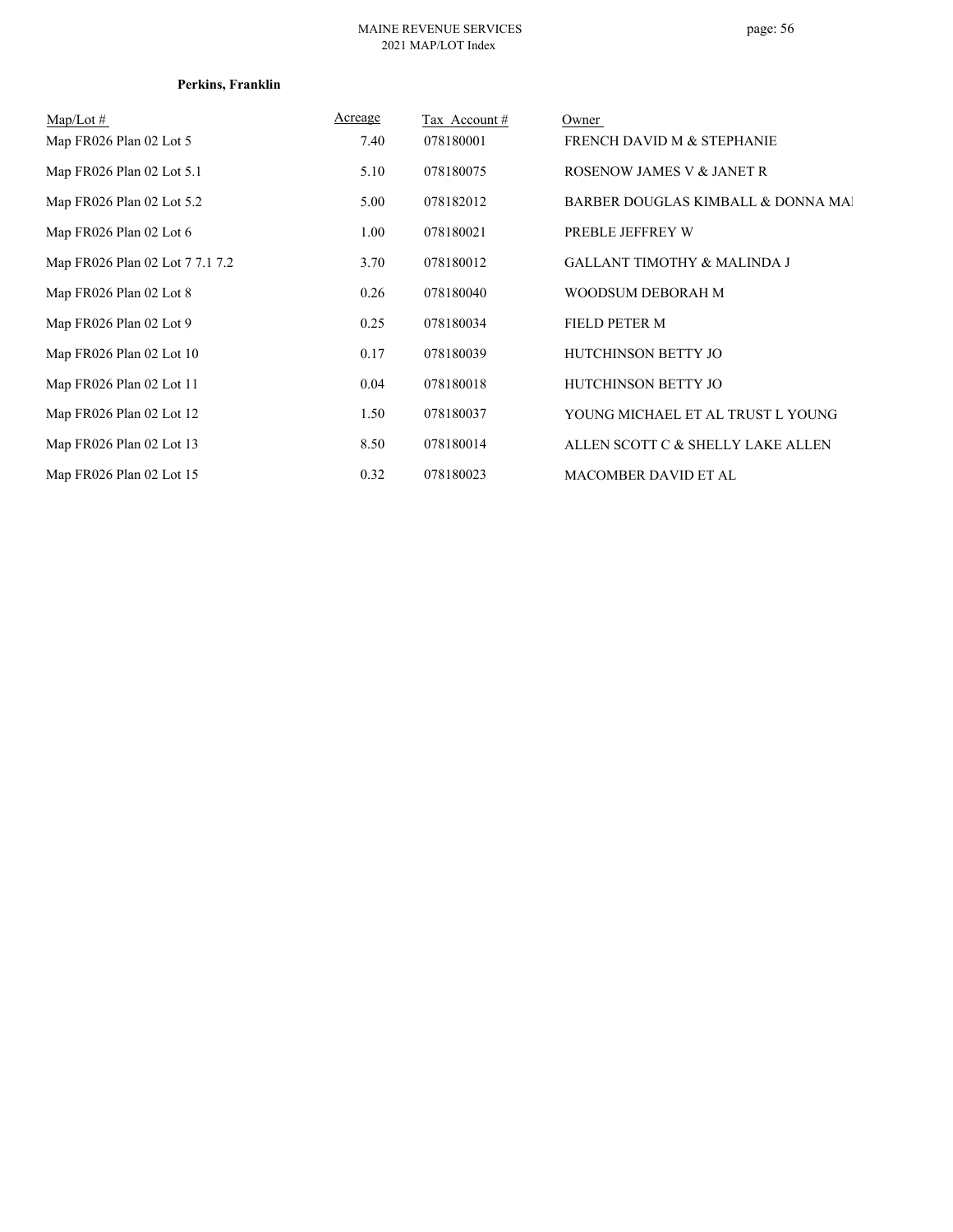**Perkins, Franklin**

| Map/Lot # | Acreage | Tax Account # | Owner |
|---|---|---|---|
| Map FR026 Plan 02 Lot 5 | 7.40 | 078180001 | FRENCH DAVID M & STEPHANIE |
| Map FR026 Plan 02 Lot 5.1 | 5.10 | 078180075 | ROSENOW JAMES V & JANET R |
| Map FR026 Plan 02 Lot 5.2 | 5.00 | 078182012 | BARBER DOUGLAS KIMBALL & DONNA MAI |
| Map FR026 Plan 02 Lot 6 | 1.00 | 078180021 | PREBLE JEFFREY W |
| Map FR026 Plan 02 Lot 7 7.1 7.2 | 3.70 | 078180012 | GALLANT TIMOTHY & MALINDA J |
| Map FR026 Plan 02 Lot 8 | 0.26 | 078180040 | WOODSUM DEBORAH M |
| Map FR026 Plan 02 Lot 9 | 0.25 | 078180034 | FIELD PETER M |
| Map FR026 Plan 02 Lot 10 | 0.17 | 078180039 | HUTCHINSON BETTY JO |
| Map FR026 Plan 02 Lot 11 | 0.04 | 078180018 | HUTCHINSON BETTY JO |
| Map FR026 Plan 02 Lot 12 | 1.50 | 078180037 | YOUNG MICHAEL ET AL TRUST L YOUNG |
| Map FR026 Plan 02 Lot 13 | 8.50 | 078180014 | ALLEN SCOTT C & SHELLY LAKE ALLEN |
| Map FR026 Plan 02 Lot 15 | 0.32 | 078180023 | MACOMBER DAVID ET AL |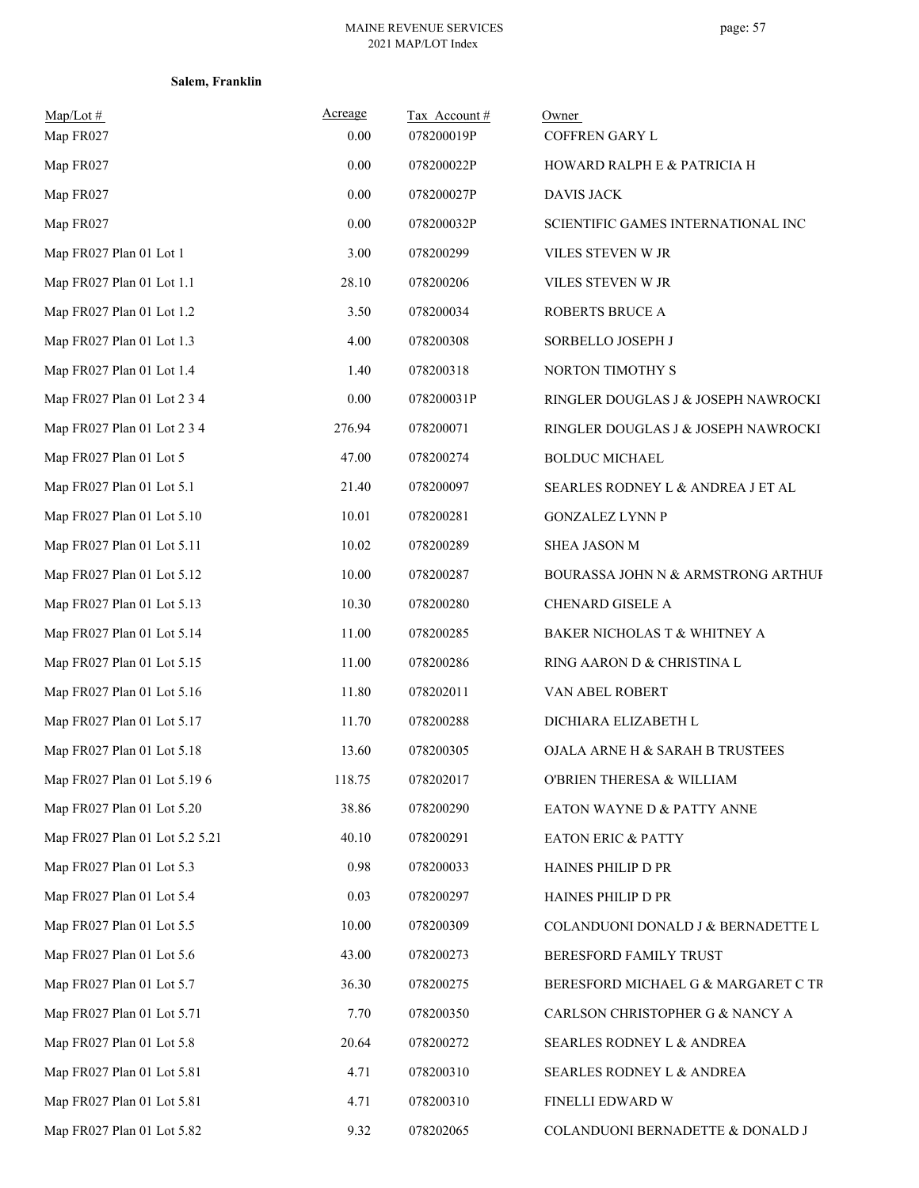**Salem, Franklin**

| Map/Lot # | Acreage | Tax Account # | Owner |
|---|---|---|---|
| Map FR027 | 0.00 | 078200019P | COFFREN GARY L |
| Map FR027 | 0.00 | 078200022P | HOWARD RALPH E & PATRICIA H |
| Map FR027 | 0.00 | 078200027P | DAVIS JACK |
| Map FR027 | 0.00 | 078200032P | SCIENTIFIC GAMES INTERNATIONAL INC |
| Map FR027 Plan 01 Lot 1 | 3.00 | 078200299 | VILES STEVEN W JR |
| Map FR027 Plan 01 Lot 1.1 | 28.10 | 078200206 | VILES STEVEN W JR |
| Map FR027 Plan 01 Lot 1.2 | 3.50 | 078200034 | ROBERTS BRUCE A |
| Map FR027 Plan 01 Lot 1.3 | 4.00 | 078200308 | SORBELLO JOSEPH J |
| Map FR027 Plan 01 Lot 1.4 | 1.40 | 078200318 | NORTON TIMOTHY S |
| Map FR027 Plan 01 Lot 2 3 4 | 0.00 | 078200031P | RINGLER DOUGLAS J & JOSEPH NAWROCKI |
| Map FR027 Plan 01 Lot 2 3 4 | 276.94 | 078200071 | RINGLER DOUGLAS J & JOSEPH NAWROCKI |
| Map FR027 Plan 01 Lot 5 | 47.00 | 078200274 | BOLDUC MICHAEL |
| Map FR027 Plan 01 Lot 5.1 | 21.40 | 078200097 | SEARLES RODNEY L & ANDREA J ET AL |
| Map FR027 Plan 01 Lot 5.10 | 10.01 | 078200281 | GONZALEZ LYNN P |
| Map FR027 Plan 01 Lot 5.11 | 10.02 | 078200289 | SHEA JASON M |
| Map FR027 Plan 01 Lot 5.12 | 10.00 | 078200287 | BOURASSA JOHN N & ARMSTRONG ARTHUI |
| Map FR027 Plan 01 Lot 5.13 | 10.30 | 078200280 | CHENARD GISELE A |
| Map FR027 Plan 01 Lot 5.14 | 11.00 | 078200285 | BAKER NICHOLAS T & WHITNEY A |
| Map FR027 Plan 01 Lot 5.15 | 11.00 | 078200286 | RING AARON D & CHRISTINA L |
| Map FR027 Plan 01 Lot 5.16 | 11.80 | 078202011 | VAN ABEL ROBERT |
| Map FR027 Plan 01 Lot 5.17 | 11.70 | 078200288 | DICHIARA ELIZABETH L |
| Map FR027 Plan 01 Lot 5.18 | 13.60 | 078200305 | OJALA ARNE H & SARAH B TRUSTEES |
| Map FR027 Plan 01 Lot 5.19 6 | 118.75 | 078202017 | O'BRIEN THERESA & WILLIAM |
| Map FR027 Plan 01 Lot 5.20 | 38.86 | 078200290 | EATON WAYNE D & PATTY ANNE |
| Map FR027 Plan 01 Lot 5.2 5.21 | 40.10 | 078200291 | EATON ERIC & PATTY |
| Map FR027 Plan 01 Lot 5.3 | 0.98 | 078200033 | HAINES PHILIP D PR |
| Map FR027 Plan 01 Lot 5.4 | 0.03 | 078200297 | HAINES PHILIP D PR |
| Map FR027 Plan 01 Lot 5.5 | 10.00 | 078200309 | COLANDUONI DONALD J & BERNADETTE L |
| Map FR027 Plan 01 Lot 5.6 | 43.00 | 078200273 | BERESFORD FAMILY TRUST |
| Map FR027 Plan 01 Lot 5.7 | 36.30 | 078200275 | BERESFORD MICHAEL G & MARGARET C TR |
| Map FR027 Plan 01 Lot 5.71 | 7.70 | 078200350 | CARLSON CHRISTOPHER G & NANCY A |
| Map FR027 Plan 01 Lot 5.8 | 20.64 | 078200272 | SEARLES RODNEY L & ANDREA |
| Map FR027 Plan 01 Lot 5.81 | 4.71 | 078200310 | SEARLES RODNEY L & ANDREA |
| Map FR027 Plan 01 Lot 5.81 | 4.71 | 078200310 | FINELLI EDWARD W |
| Map FR027 Plan 01 Lot 5.82 | 9.32 | 078202065 | COLANDUONI BERNADETTE & DONALD J |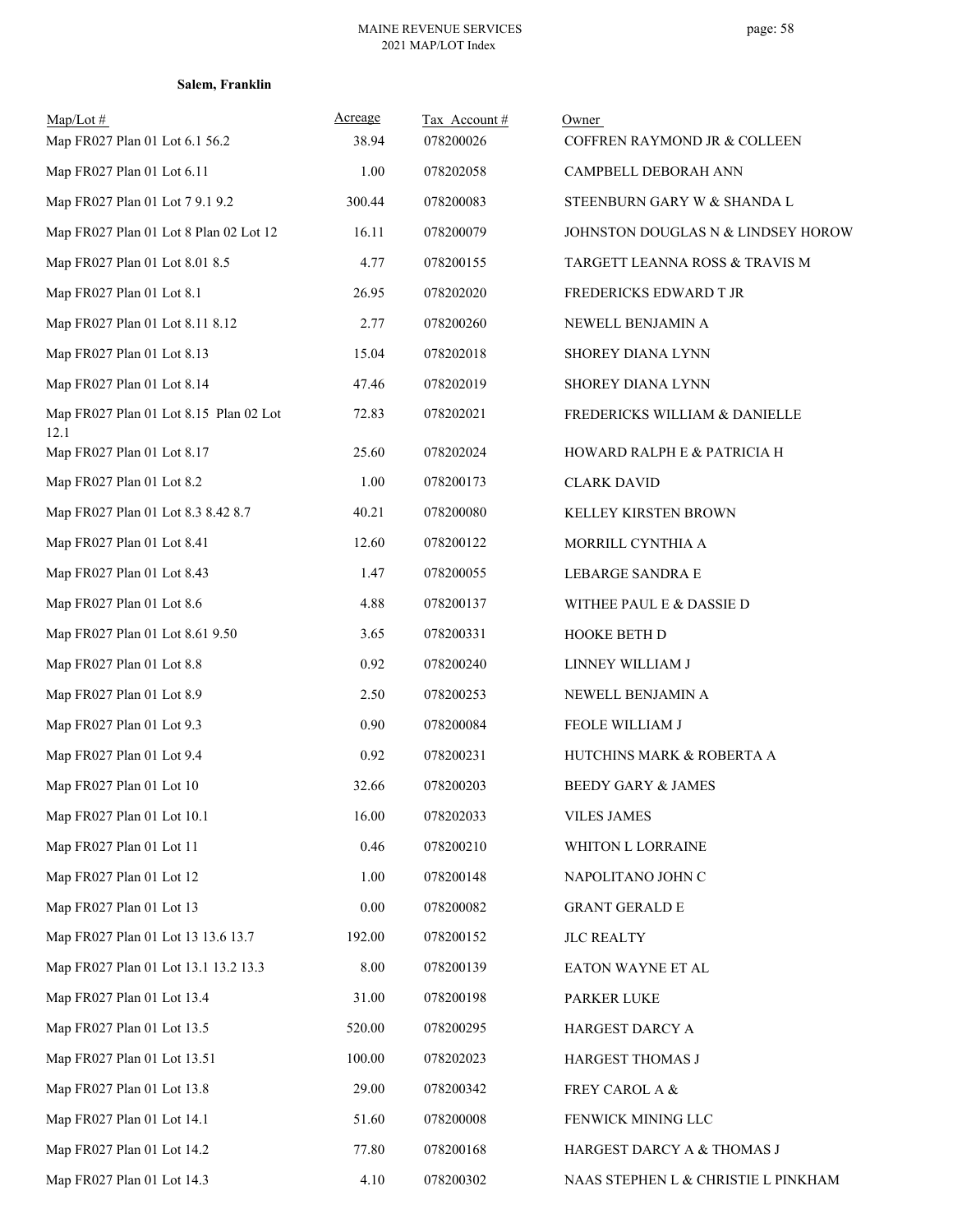**Salem, Franklin**

| Map/Lot # | Acreage | Tax Account # | Owner |
|---|---|---|---|
| Map FR027 Plan 01 Lot 6.1 56.2 | 38.94 | 078200026 | COFFREN RAYMOND JR & COLLEEN |
| Map FR027 Plan 01 Lot 6.11 | 1.00 | 078202058 | CAMPBELL DEBORAH ANN |
| Map FR027 Plan 01 Lot 7 9.1 9.2 | 300.44 | 078200083 | STEENBURN GARY W & SHANDA L |
| Map FR027 Plan 01 Lot 8 Plan 02 Lot 12 | 16.11 | 078200079 | JOHNSTON DOUGLAS N & LINDSEY HOROW |
| Map FR027 Plan 01 Lot 8.01 8.5 | 4.77 | 078200155 | TARGETT LEANNA ROSS & TRAVIS M |
| Map FR027 Plan 01 Lot 8.1 | 26.95 | 078202020 | FREDERICKS EDWARD T JR |
| Map FR027 Plan 01 Lot 8.11 8.12 | 2.77 | 078200260 | NEWELL BENJAMIN A |
| Map FR027 Plan 01 Lot 8.13 | 15.04 | 078202018 | SHOREY DIANA LYNN |
| Map FR027 Plan 01 Lot 8.14 | 47.46 | 078202019 | SHOREY DIANA LYNN |
| Map FR027 Plan 01 Lot 8.15 Plan 02 Lot 12.1 | 72.83 | 078202021 | FREDERICKS WILLIAM & DANIELLE |
| Map FR027 Plan 01 Lot 8.17 | 25.60 | 078202024 | HOWARD RALPH E & PATRICIA H |
| Map FR027 Plan 01 Lot 8.2 | 1.00 | 078200173 | CLARK DAVID |
| Map FR027 Plan 01 Lot 8.3 8.42 8.7 | 40.21 | 078200080 | KELLEY KIRSTEN BROWN |
| Map FR027 Plan 01 Lot 8.41 | 12.60 | 078200122 | MORRILL CYNTHIA A |
| Map FR027 Plan 01 Lot 8.43 | 1.47 | 078200055 | LEBARGE SANDRA E |
| Map FR027 Plan 01 Lot 8.6 | 4.88 | 078200137 | WITHEE PAUL E & DASSIE D |
| Map FR027 Plan 01 Lot 8.61 9.50 | 3.65 | 078200331 | HOOKE BETH D |
| Map FR027 Plan 01 Lot 8.8 | 0.92 | 078200240 | LINNEY WILLIAM J |
| Map FR027 Plan 01 Lot 8.9 | 2.50 | 078200253 | NEWELL BENJAMIN A |
| Map FR027 Plan 01 Lot 9.3 | 0.90 | 078200084 | FEOLE WILLIAM J |
| Map FR027 Plan 01 Lot 9.4 | 0.92 | 078200231 | HUTCHINS MARK & ROBERTA A |
| Map FR027 Plan 01 Lot 10 | 32.66 | 078200203 | BEEDY GARY & JAMES |
| Map FR027 Plan 01 Lot 10.1 | 16.00 | 078202033 | VILES JAMES |
| Map FR027 Plan 01 Lot 11 | 0.46 | 078200210 | WHITON L LORRAINE |
| Map FR027 Plan 01 Lot 12 | 1.00 | 078200148 | NAPOLITANO JOHN C |
| Map FR027 Plan 01 Lot 13 | 0.00 | 078200082 | GRANT GERALD E |
| Map FR027 Plan 01 Lot 13 13.6 13.7 | 192.00 | 078200152 | JLC REALTY |
| Map FR027 Plan 01 Lot 13.1 13.2 13.3 | 8.00 | 078200139 | EATON WAYNE ET AL |
| Map FR027 Plan 01 Lot 13.4 | 31.00 | 078200198 | PARKER LUKE |
| Map FR027 Plan 01 Lot 13.5 | 520.00 | 078200295 | HARGEST DARCY A |
| Map FR027 Plan 01 Lot 13.51 | 100.00 | 078202023 | HARGEST THOMAS J |
| Map FR027 Plan 01 Lot 13.8 | 29.00 | 078200342 | FREY CAROL A & |
| Map FR027 Plan 01 Lot 14.1 | 51.60 | 078200008 | FENWICK MINING LLC |
| Map FR027 Plan 01 Lot 14.2 | 77.80 | 078200168 | HARGEST DARCY A & THOMAS J |
| Map FR027 Plan 01 Lot 14.3 | 4.10 | 078200302 | NAAS STEPHEN L & CHRISTIE L PINKHAM |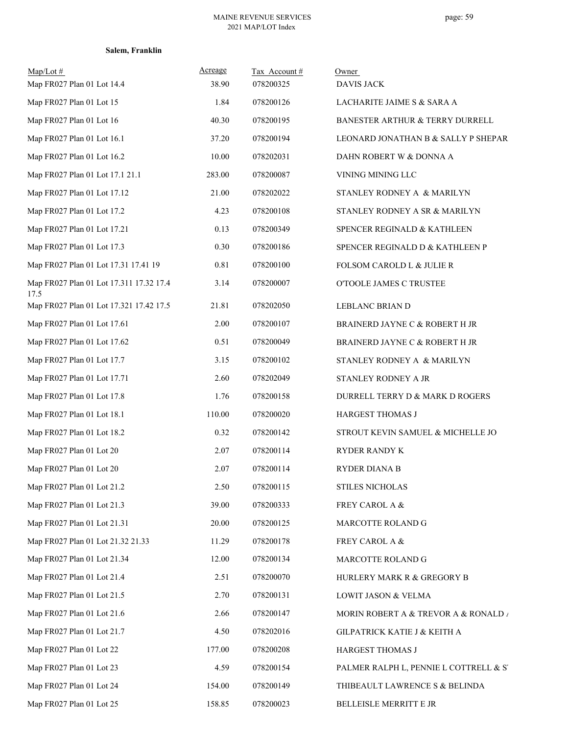**Salem, Franklin**

| Map/Lot # | Acreage | Tax Account # | Owner |
|---|---|---|---|
| Map FR027 Plan 01 Lot 14.4 | 38.90 | 078200325 | DAVIS JACK |
| Map FR027 Plan 01 Lot 15 | 1.84 | 078200126 | LACHARITE JAIME S & SARA A |
| Map FR027 Plan 01 Lot 16 | 40.30 | 078200195 | BANESTER ARTHUR & TERRY DURRELL |
| Map FR027 Plan 01 Lot 16.1 | 37.20 | 078200194 | LEONARD JONATHAN B & SALLY P SHEPAR |
| Map FR027 Plan 01 Lot 16.2 | 10.00 | 078202031 | DAHN ROBERT W & DONNA A |
| Map FR027 Plan 01 Lot 17.1 21.1 | 283.00 | 078200087 | VINING MINING LLC |
| Map FR027 Plan 01 Lot 17.12 | 21.00 | 078202022 | STANLEY RODNEY A & MARILYN |
| Map FR027 Plan 01 Lot 17.2 | 4.23 | 078200108 | STANLEY RODNEY A SR & MARILYN |
| Map FR027 Plan 01 Lot 17.21 | 0.13 | 078200349 | SPENCER REGINALD & KATHLEEN |
| Map FR027 Plan 01 Lot 17.3 | 0.30 | 078200186 | SPENCER REGINALD D & KATHLEEN P |
| Map FR027 Plan 01 Lot 17.31 17.41 19 | 0.81 | 078200100 | FOLSOM CAROLD L & JULIE R |
| Map FR027 Plan 01 Lot 17.311 17.32 17.4 17.5 | 3.14 | 078200007 | O'TOOLE JAMES C TRUSTEE |
| Map FR027 Plan 01 Lot 17.321 17.42 17.5 | 21.81 | 078202050 | LEBLANC BRIAN D |
| Map FR027 Plan 01 Lot 17.61 | 2.00 | 078200107 | BRAINERD JAYNE C & ROBERT H JR |
| Map FR027 Plan 01 Lot 17.62 | 0.51 | 078200049 | BRAINERD JAYNE C & ROBERT H JR |
| Map FR027 Plan 01 Lot 17.7 | 3.15 | 078200102 | STANLEY RODNEY A & MARILYN |
| Map FR027 Plan 01 Lot 17.71 | 2.60 | 078202049 | STANLEY RODNEY A JR |
| Map FR027 Plan 01 Lot 17.8 | 1.76 | 078200158 | DURRELL TERRY D & MARK D ROGERS |
| Map FR027 Plan 01 Lot 18.1 | 110.00 | 078200020 | HARGEST THOMAS J |
| Map FR027 Plan 01 Lot 18.2 | 0.32 | 078200142 | STROUT KEVIN SAMUEL & MICHELLE JO |
| Map FR027 Plan 01 Lot 20 | 2.07 | 078200114 | RYDER RANDY K |
| Map FR027 Plan 01 Lot 20 | 2.07 | 078200114 | RYDER DIANA B |
| Map FR027 Plan 01 Lot 21.2 | 2.50 | 078200115 | STILES NICHOLAS |
| Map FR027 Plan 01 Lot 21.3 | 39.00 | 078200333 | FREY CAROL A & |
| Map FR027 Plan 01 Lot 21.31 | 20.00 | 078200125 | MARCOTTE ROLAND G |
| Map FR027 Plan 01 Lot 21.32 21.33 | 11.29 | 078200178 | FREY CAROL A & |
| Map FR027 Plan 01 Lot 21.34 | 12.00 | 078200134 | MARCOTTE ROLAND G |
| Map FR027 Plan 01 Lot 21.4 | 2.51 | 078200070 | HURLERY MARK R & GREGORY B |
| Map FR027 Plan 01 Lot 21.5 | 2.70 | 078200131 | LOWIT JASON & VELMA |
| Map FR027 Plan 01 Lot 21.6 | 2.66 | 078200147 | MORIN ROBERT A & TREVOR A & RONALD A |
| Map FR027 Plan 01 Lot 21.7 | 4.50 | 078202016 | GILPATRICK KATIE J & KEITH A |
| Map FR027 Plan 01 Lot 22 | 177.00 | 078200208 | HARGEST THOMAS J |
| Map FR027 Plan 01 Lot 23 | 4.59 | 078200154 | PALMER RALPH L, PENNIE L COTTRELL & S |
| Map FR027 Plan 01 Lot 24 | 154.00 | 078200149 | THIBEAULT LAWRENCE S & BELINDA |
| Map FR027 Plan 01 Lot 25 | 158.85 | 078200023 | BELLEISLE MERRITT E JR |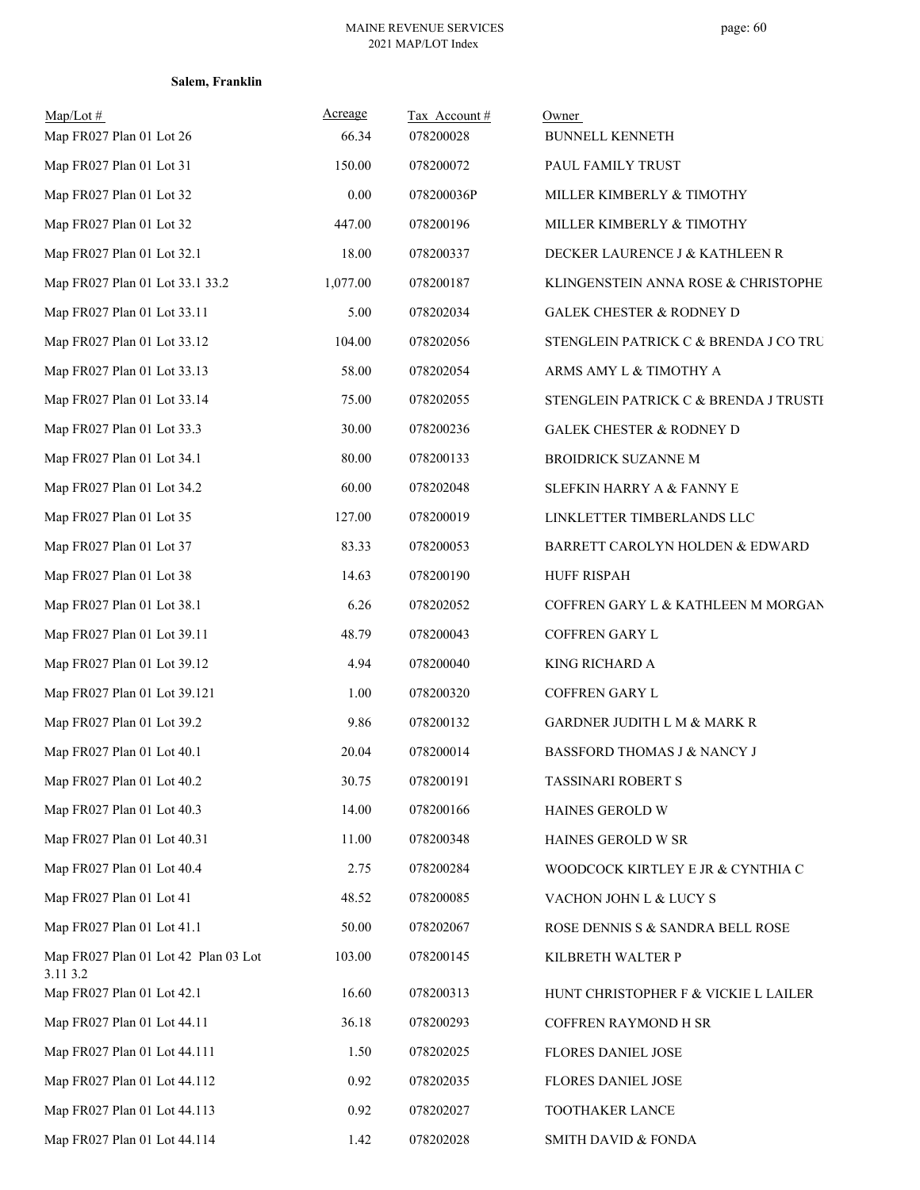**Salem, Franklin**

| Map/Lot # | Acreage | Tax Account # | Owner |
|---|---|---|---|
| Map FR027 Plan 01 Lot 26 | 66.34 | 078200028 | BUNNELL KENNETH |
| Map FR027 Plan 01 Lot 31 | 150.00 | 078200072 | PAUL FAMILY TRUST |
| Map FR027 Plan 01 Lot 32 | 0.00 | 078200036P | MILLER KIMBERLY & TIMOTHY |
| Map FR027 Plan 01 Lot 32 | 447.00 | 078200196 | MILLER KIMBERLY & TIMOTHY |
| Map FR027 Plan 01 Lot 32.1 | 18.00 | 078200337 | DECKER LAURENCE J & KATHLEEN R |
| Map FR027 Plan 01 Lot 33.1 33.2 | 1,077.00 | 078200187 | KLINGENSTEIN ANNA ROSE & CHRISTOPHE |
| Map FR027 Plan 01 Lot 33.11 | 5.00 | 078202034 | GALEK CHESTER & RODNEY D |
| Map FR027 Plan 01 Lot 33.12 | 104.00 | 078202056 | STENGLEIN PATRICK C & BRENDA J CO TRU |
| Map FR027 Plan 01 Lot 33.13 | 58.00 | 078202054 | ARMS AMY L & TIMOTHY A |
| Map FR027 Plan 01 Lot 33.14 | 75.00 | 078202055 | STENGLEIN PATRICK C & BRENDA J TRUSTI |
| Map FR027 Plan 01 Lot 33.3 | 30.00 | 078200236 | GALEK CHESTER & RODNEY D |
| Map FR027 Plan 01 Lot 34.1 | 80.00 | 078200133 | BROIDRICK SUZANNE M |
| Map FR027 Plan 01 Lot 34.2 | 60.00 | 078202048 | SLEFKIN HARRY A & FANNY E |
| Map FR027 Plan 01 Lot 35 | 127.00 | 078200019 | LINKLETTER TIMBERLANDS LLC |
| Map FR027 Plan 01 Lot 37 | 83.33 | 078200053 | BARRETT CAROLYN HOLDEN & EDWARD |
| Map FR027 Plan 01 Lot 38 | 14.63 | 078200190 | HUFF RISPAH |
| Map FR027 Plan 01 Lot 38.1 | 6.26 | 078202052 | COFFREN GARY L & KATHLEEN M MORGAN |
| Map FR027 Plan 01 Lot 39.11 | 48.79 | 078200043 | COFFREN GARY L |
| Map FR027 Plan 01 Lot 39.12 | 4.94 | 078200040 | KING RICHARD A |
| Map FR027 Plan 01 Lot 39.121 | 1.00 | 078200320 | COFFREN GARY L |
| Map FR027 Plan 01 Lot 39.2 | 9.86 | 078200132 | GARDNER JUDITH L M & MARK R |
| Map FR027 Plan 01 Lot 40.1 | 20.04 | 078200014 | BASSFORD THOMAS J & NANCY J |
| Map FR027 Plan 01 Lot 40.2 | 30.75 | 078200191 | TASSINARI ROBERT S |
| Map FR027 Plan 01 Lot 40.3 | 14.00 | 078200166 | HAINES GEROLD W |
| Map FR027 Plan 01 Lot 40.31 | 11.00 | 078200348 | HAINES GEROLD W SR |
| Map FR027 Plan 01 Lot 40.4 | 2.75 | 078200284 | WOODCOCK KIRTLEY E JR & CYNTHIA C |
| Map FR027 Plan 01 Lot 41 | 48.52 | 078200085 | VACHON JOHN L & LUCY S |
| Map FR027 Plan 01 Lot 41.1 | 50.00 | 078202067 | ROSE DENNIS S & SANDRA BELL ROSE |
| Map FR027 Plan 01 Lot 42 Plan 03 Lot 3.11 3.2 | 103.00 | 078200145 | KILBRETH WALTER P |
| Map FR027 Plan 01 Lot 42.1 | 16.60 | 078200313 | HUNT CHRISTOPHER F & VICKIE L LAILER |
| Map FR027 Plan 01 Lot 44.11 | 36.18 | 078200293 | COFFREN RAYMOND H SR |
| Map FR027 Plan 01 Lot 44.111 | 1.50 | 078202025 | FLORES DANIEL JOSE |
| Map FR027 Plan 01 Lot 44.112 | 0.92 | 078202035 | FLORES DANIEL JOSE |
| Map FR027 Plan 01 Lot 44.113 | 0.92 | 078202027 | TOOTHAKER LANCE |
| Map FR027 Plan 01 Lot 44.114 | 1.42 | 078202028 | SMITH DAVID & FONDA |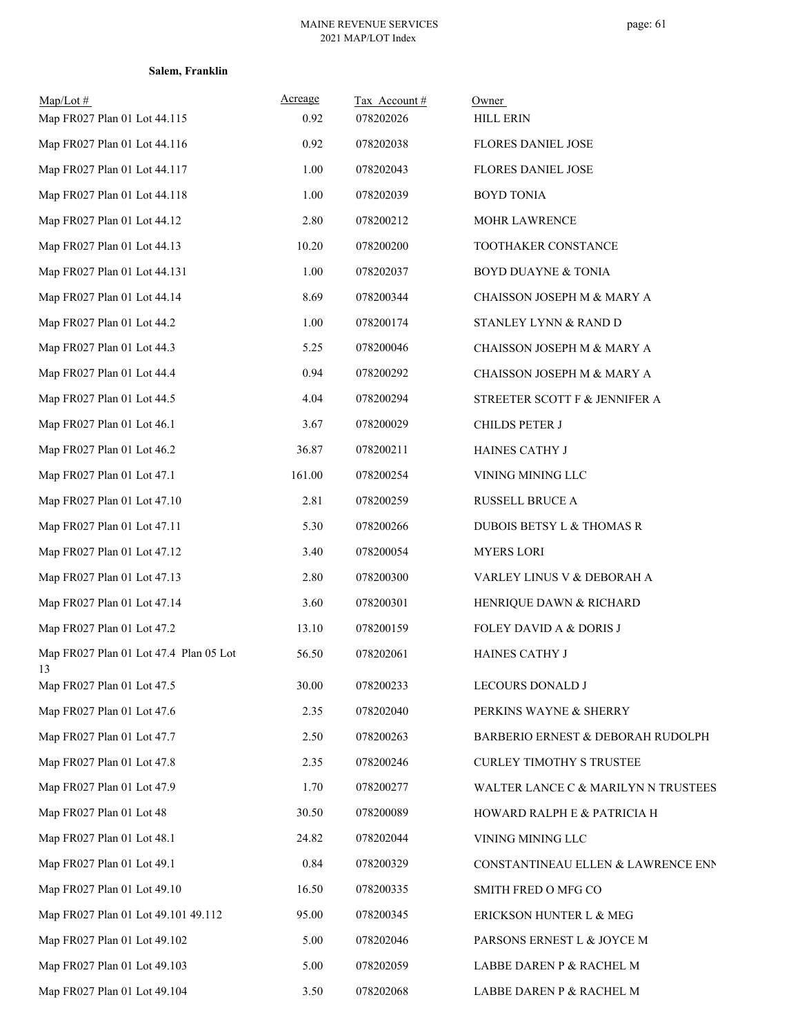**Salem, Franklin**

| Map/Lot # | Acreage | Tax Account # | Owner |
|---|---|---|---|
| Map FR027 Plan 01 Lot 44.115 | 0.92 | 078202026 | HILL ERIN |
| Map FR027 Plan 01 Lot 44.116 | 0.92 | 078202038 | FLORES DANIEL JOSE |
| Map FR027 Plan 01 Lot 44.117 | 1.00 | 078202043 | FLORES DANIEL JOSE |
| Map FR027 Plan 01 Lot 44.118 | 1.00 | 078202039 | BOYD TONIA |
| Map FR027 Plan 01 Lot 44.12 | 2.80 | 078200212 | MOHR LAWRENCE |
| Map FR027 Plan 01 Lot 44.13 | 10.20 | 078200200 | TOOTHAKER CONSTANCE |
| Map FR027 Plan 01 Lot 44.131 | 1.00 | 078202037 | BOYD DUAYNE & TONIA |
| Map FR027 Plan 01 Lot 44.14 | 8.69 | 078200344 | CHAISSON JOSEPH M & MARY A |
| Map FR027 Plan 01 Lot 44.2 | 1.00 | 078200174 | STANLEY LYNN & RAND D |
| Map FR027 Plan 01 Lot 44.3 | 5.25 | 078200046 | CHAISSON JOSEPH M & MARY A |
| Map FR027 Plan 01 Lot 44.4 | 0.94 | 078200292 | CHAISSON JOSEPH M & MARY A |
| Map FR027 Plan 01 Lot 44.5 | 4.04 | 078200294 | STREETER SCOTT F & JENNIFER A |
| Map FR027 Plan 01 Lot 46.1 | 3.67 | 078200029 | CHILDS PETER J |
| Map FR027 Plan 01 Lot 46.2 | 36.87 | 078200211 | HAINES CATHY J |
| Map FR027 Plan 01 Lot 47.1 | 161.00 | 078200254 | VINING MINING LLC |
| Map FR027 Plan 01 Lot 47.10 | 2.81 | 078200259 | RUSSELL BRUCE A |
| Map FR027 Plan 01 Lot 47.11 | 5.30 | 078200266 | DUBOIS BETSY L & THOMAS R |
| Map FR027 Plan 01 Lot 47.12 | 3.40 | 078200054 | MYERS LORI |
| Map FR027 Plan 01 Lot 47.13 | 2.80 | 078200300 | VARLEY LINUS V & DEBORAH A |
| Map FR027 Plan 01 Lot 47.14 | 3.60 | 078200301 | HENRIQUE DAWN & RICHARD |
| Map FR027 Plan 01 Lot 47.2 | 13.10 | 078200159 | FOLEY DAVID A & DORIS J |
| Map FR027 Plan 01 Lot 47.4 Plan 05 Lot 13 | 56.50 | 078202061 | HAINES CATHY J |
| Map FR027 Plan 01 Lot 47.5 | 30.00 | 078200233 | LECOURS DONALD J |
| Map FR027 Plan 01 Lot 47.6 | 2.35 | 078202040 | PERKINS WAYNE & SHERRY |
| Map FR027 Plan 01 Lot 47.7 | 2.50 | 078200263 | BARBERIO ERNEST & DEBORAH RUDOLPH |
| Map FR027 Plan 01 Lot 47.8 | 2.35 | 078200246 | CURLEY TIMOTHY S TRUSTEE |
| Map FR027 Plan 01 Lot 47.9 | 1.70 | 078200277 | WALTER LANCE C & MARILYN N TRUSTEES |
| Map FR027 Plan 01 Lot 48 | 30.50 | 078200089 | HOWARD RALPH E & PATRICIA H |
| Map FR027 Plan 01 Lot 48.1 | 24.82 | 078202044 | VINING MINING LLC |
| Map FR027 Plan 01 Lot 49.1 | 0.84 | 078200329 | CONSTANTINEAU ELLEN & LAWRENCE ENN |
| Map FR027 Plan 01 Lot 49.10 | 16.50 | 078200335 | SMITH FRED O MFG CO |
| Map FR027 Plan 01 Lot 49.101 49.112 | 95.00 | 078200345 | ERICKSON HUNTER L & MEG |
| Map FR027 Plan 01 Lot 49.102 | 5.00 | 078202046 | PARSONS ERNEST L & JOYCE M |
| Map FR027 Plan 01 Lot 49.103 | 5.00 | 078202059 | LABBE DAREN P & RACHEL M |
| Map FR027 Plan 01 Lot 49.104 | 3.50 | 078202068 | LABBE DAREN P & RACHEL M |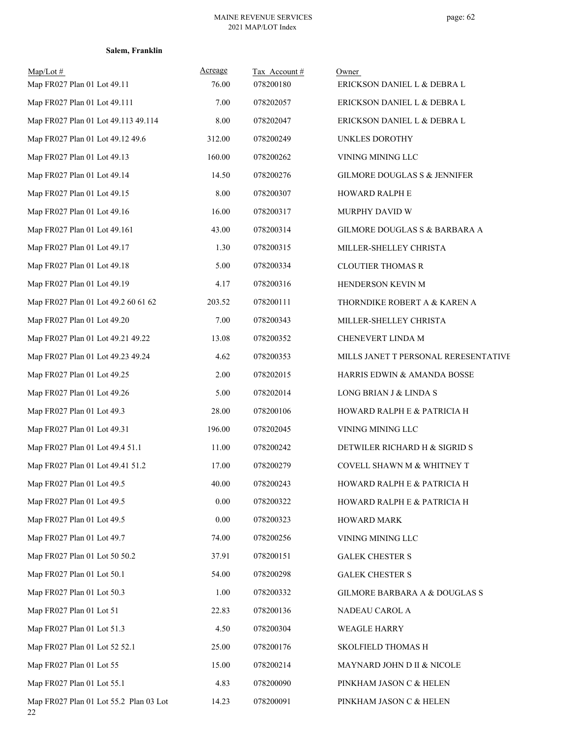**Salem, Franklin**

| Map/Lot # | Acreage | Tax Account # | Owner |
|---|---|---|---|
| Map FR027 Plan 01 Lot 49.11 | 76.00 | 078200180 | ERICKSON DANIEL L & DEBRA L |
| Map FR027 Plan 01 Lot 49.111 | 7.00 | 078202057 | ERICKSON DANIEL L & DEBRA L |
| Map FR027 Plan 01 Lot 49.113 49.114 | 8.00 | 078202047 | ERICKSON DANIEL L & DEBRA L |
| Map FR027 Plan 01 Lot 49.12 49.6 | 312.00 | 078200249 | UNKLES DOROTHY |
| Map FR027 Plan 01 Lot 49.13 | 160.00 | 078200262 | VINING MINING LLC |
| Map FR027 Plan 01 Lot 49.14 | 14.50 | 078200276 | GILMORE DOUGLAS S & JENNIFER |
| Map FR027 Plan 01 Lot 49.15 | 8.00 | 078200307 | HOWARD RALPH E |
| Map FR027 Plan 01 Lot 49.16 | 16.00 | 078200317 | MURPHY DAVID W |
| Map FR027 Plan 01 Lot 49.161 | 43.00 | 078200314 | GILMORE DOUGLAS S & BARBARA A |
| Map FR027 Plan 01 Lot 49.17 | 1.30 | 078200315 | MILLER-SHELLEY CHRISTA |
| Map FR027 Plan 01 Lot 49.18 | 5.00 | 078200334 | CLOUTIER THOMAS R |
| Map FR027 Plan 01 Lot 49.19 | 4.17 | 078200316 | HENDERSON KEVIN M |
| Map FR027 Plan 01 Lot 49.2 60 61 62 | 203.52 | 078200111 | THORNDIKE ROBERT A & KAREN A |
| Map FR027 Plan 01 Lot 49.20 | 7.00 | 078200343 | MILLER-SHELLEY CHRISTA |
| Map FR027 Plan 01 Lot 49.21 49.22 | 13.08 | 078200352 | CHENEVERT LINDA M |
| Map FR027 Plan 01 Lot 49.23 49.24 | 4.62 | 078200353 | MILLS JANET T PERSONAL RERESENTATIVE |
| Map FR027 Plan 01 Lot 49.25 | 2.00 | 078202015 | HARRIS EDWIN & AMANDA BOSSE |
| Map FR027 Plan 01 Lot 49.26 | 5.00 | 078202014 | LONG BRIAN J & LINDA S |
| Map FR027 Plan 01 Lot 49.3 | 28.00 | 078200106 | HOWARD RALPH E & PATRICIA H |
| Map FR027 Plan 01 Lot 49.31 | 196.00 | 078202045 | VINING MINING LLC |
| Map FR027 Plan 01 Lot 49.4 51.1 | 11.00 | 078200242 | DETWILER RICHARD H & SIGRID S |
| Map FR027 Plan 01 Lot 49.41 51.2 | 17.00 | 078200279 | COVELL SHAWN M & WHITNEY T |
| Map FR027 Plan 01 Lot 49.5 | 40.00 | 078200243 | HOWARD RALPH E & PATRICIA H |
| Map FR027 Plan 01 Lot 49.5 | 0.00 | 078200322 | HOWARD RALPH E & PATRICIA H |
| Map FR027 Plan 01 Lot 49.5 | 0.00 | 078200323 | HOWARD MARK |
| Map FR027 Plan 01 Lot 49.7 | 74.00 | 078200256 | VINING MINING LLC |
| Map FR027 Plan 01 Lot 50 50.2 | 37.91 | 078200151 | GALEK CHESTER S |
| Map FR027 Plan 01 Lot 50.1 | 54.00 | 078200298 | GALEK CHESTER S |
| Map FR027 Plan 01 Lot 50.3 | 1.00 | 078200332 | GILMORE BARBARA A & DOUGLAS S |
| Map FR027 Plan 01 Lot 51 | 22.83 | 078200136 | NADEAU CAROL A |
| Map FR027 Plan 01 Lot 51.3 | 4.50 | 078200304 | WEAGLE HARRY |
| Map FR027 Plan 01 Lot 52 52.1 | 25.00 | 078200176 | SKOLFIELD THOMAS H |
| Map FR027 Plan 01 Lot 55 | 15.00 | 078200214 | MAYNARD JOHN D II & NICOLE |
| Map FR027 Plan 01 Lot 55.1 | 4.83 | 078200090 | PINKHAM JASON C & HELEN |
| Map FR027 Plan 01 Lot 55.2 Plan 03 Lot 22 | 14.23 | 078200091 | PINKHAM JASON C & HELEN |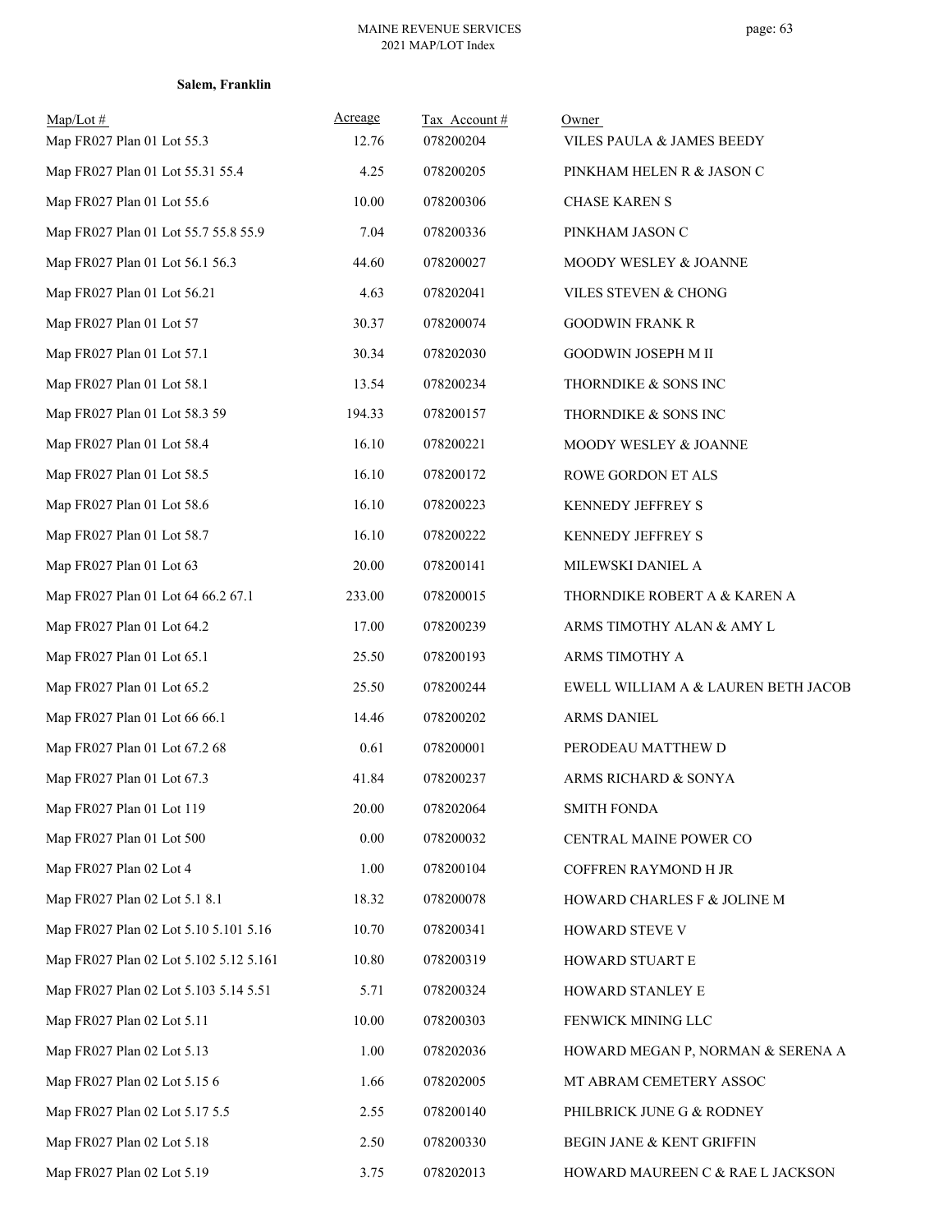**Salem, Franklin**

| Map/Lot # | Acreage | Tax Account # | Owner |
|---|---|---|---|
| Map FR027 Plan 01 Lot 55.3 | 12.76 | 078200204 | VILES PAULA & JAMES BEEDY |
| Map FR027 Plan 01 Lot 55.31 55.4 | 4.25 | 078200205 | PINKHAM HELEN R & JASON C |
| Map FR027 Plan 01 Lot 55.6 | 10.00 | 078200306 | CHASE KAREN S |
| Map FR027 Plan 01 Lot 55.7 55.8 55.9 | 7.04 | 078200336 | PINKHAM JASON C |
| Map FR027 Plan 01 Lot 56.1 56.3 | 44.60 | 078200027 | MOODY WESLEY & JOANNE |
| Map FR027 Plan 01 Lot 56.21 | 4.63 | 078202041 | VILES STEVEN & CHONG |
| Map FR027 Plan 01 Lot 57 | 30.37 | 078200074 | GOODWIN FRANK R |
| Map FR027 Plan 01 Lot 57.1 | 30.34 | 078202030 | GOODWIN JOSEPH M II |
| Map FR027 Plan 01 Lot 58.1 | 13.54 | 078200234 | THORNDIKE & SONS INC |
| Map FR027 Plan 01 Lot 58.3 59 | 194.33 | 078200157 | THORNDIKE & SONS INC |
| Map FR027 Plan 01 Lot 58.4 | 16.10 | 078200221 | MOODY WESLEY & JOANNE |
| Map FR027 Plan 01 Lot 58.5 | 16.10 | 078200172 | ROWE GORDON ET ALS |
| Map FR027 Plan 01 Lot 58.6 | 16.10 | 078200223 | KENNEDY JEFFREY S |
| Map FR027 Plan 01 Lot 58.7 | 16.10 | 078200222 | KENNEDY JEFFREY S |
| Map FR027 Plan 01 Lot 63 | 20.00 | 078200141 | MILEWSKI DANIEL A |
| Map FR027 Plan 01 Lot 64 66.2 67.1 | 233.00 | 078200015 | THORNDIKE ROBERT A & KAREN A |
| Map FR027 Plan 01 Lot 64.2 | 17.00 | 078200239 | ARMS TIMOTHY ALAN & AMY L |
| Map FR027 Plan 01 Lot 65.1 | 25.50 | 078200193 | ARMS TIMOTHY A |
| Map FR027 Plan 01 Lot 65.2 | 25.50 | 078200244 | EWELL WILLIAM A & LAUREN BETH JACOB |
| Map FR027 Plan 01 Lot 66 66.1 | 14.46 | 078200202 | ARMS DANIEL |
| Map FR027 Plan 01 Lot 67.2 68 | 0.61 | 078200001 | PERODEAU MATTHEW D |
| Map FR027 Plan 01 Lot 67.3 | 41.84 | 078200237 | ARMS RICHARD & SONYA |
| Map FR027 Plan 01 Lot 119 | 20.00 | 078202064 | SMITH FONDA |
| Map FR027 Plan 01 Lot 500 | 0.00 | 078200032 | CENTRAL MAINE POWER CO |
| Map FR027 Plan 02 Lot 4 | 1.00 | 078200104 | COFFREN RAYMOND H JR |
| Map FR027 Plan 02 Lot 5.1 8.1 | 18.32 | 078200078 | HOWARD CHARLES F & JOLINE M |
| Map FR027 Plan 02 Lot 5.10 5.101 5.16 | 10.70 | 078200341 | HOWARD STEVE V |
| Map FR027 Plan 02 Lot 5.102 5.12 5.161 | 10.80 | 078200319 | HOWARD STUART E |
| Map FR027 Plan 02 Lot 5.103 5.14 5.51 | 5.71 | 078200324 | HOWARD STANLEY E |
| Map FR027 Plan 02 Lot 5.11 | 10.00 | 078200303 | FENWICK MINING LLC |
| Map FR027 Plan 02 Lot 5.13 | 1.00 | 078202036 | HOWARD MEGAN P, NORMAN & SERENA A |
| Map FR027 Plan 02 Lot 5.15 6 | 1.66 | 078202005 | MT ABRAM CEMETERY ASSOC |
| Map FR027 Plan 02 Lot 5.17 5.5 | 2.55 | 078200140 | PHILBRICK JUNE G & RODNEY |
| Map FR027 Plan 02 Lot 5.18 | 2.50 | 078200330 | BEGIN JANE & KENT GRIFFIN |
| Map FR027 Plan 02 Lot 5.19 | 3.75 | 078202013 | HOWARD MAUREEN C & RAE L JACKSON |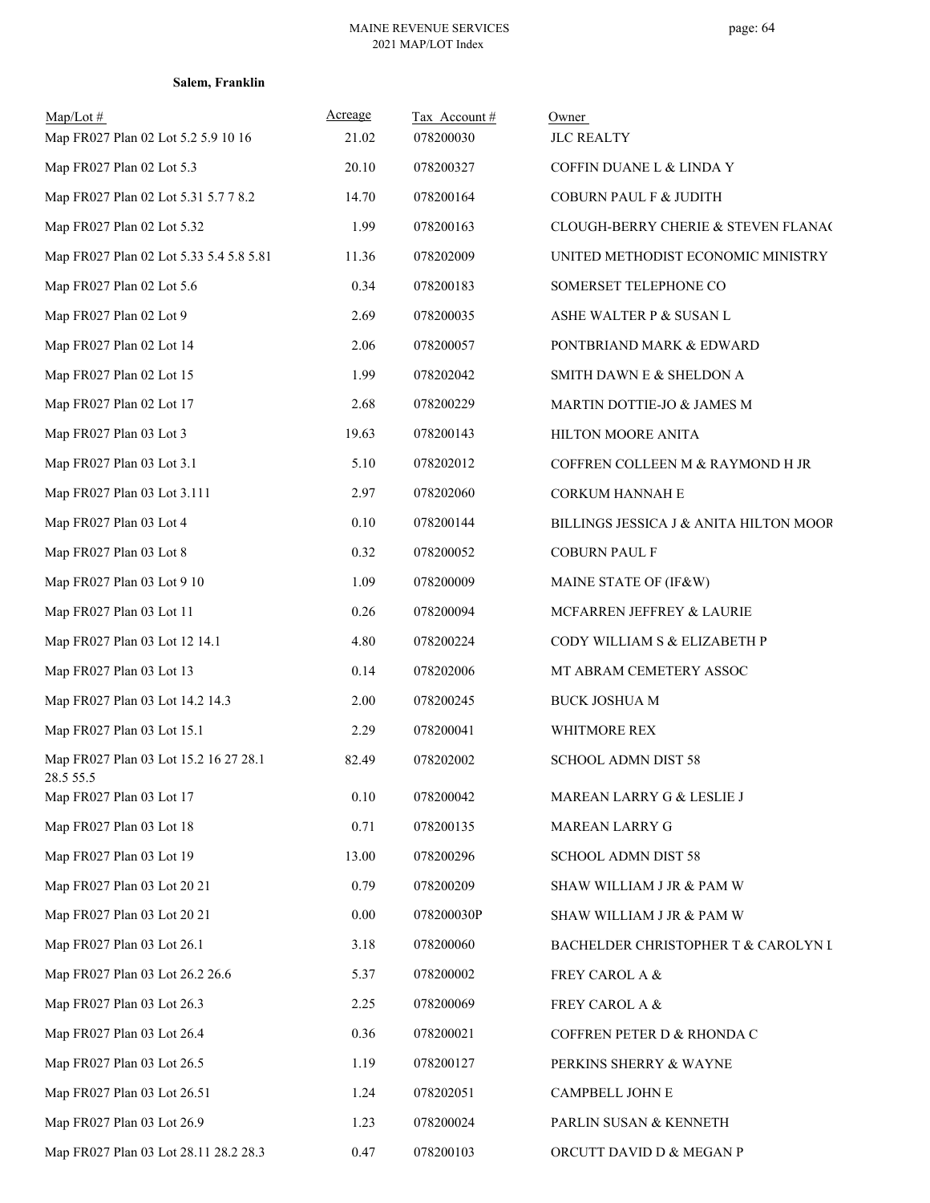**Salem, Franklin**

| Map/Lot # | Acreage | Tax Account # | Owner |
|---|---|---|---|
| Map FR027 Plan 02 Lot 5.2 5.9 10 16 | 21.02 | 078200030 | JLC REALTY |
| Map FR027 Plan 02 Lot 5.3 | 20.10 | 078200327 | COFFIN DUANE L & LINDA Y |
| Map FR027 Plan 02 Lot 5.31 5.7 7 8.2 | 14.70 | 078200164 | COBURN PAUL F & JUDITH |
| Map FR027 Plan 02 Lot 5.32 | 1.99 | 078200163 | CLOUGH-BERRY CHERIE & STEVEN FLANAC |
| Map FR027 Plan 02 Lot 5.33 5.4 5.8 5.81 | 11.36 | 078202009 | UNITED METHODIST ECONOMIC MINISTRY |
| Map FR027 Plan 02 Lot 5.6 | 0.34 | 078200183 | SOMERSET TELEPHONE CO |
| Map FR027 Plan 02 Lot 9 | 2.69 | 078200035 | ASHE WALTER P & SUSAN L |
| Map FR027 Plan 02 Lot 14 | 2.06 | 078200057 | PONTBRIAND MARK & EDWARD |
| Map FR027 Plan 02 Lot 15 | 1.99 | 078202042 | SMITH DAWN E & SHELDON A |
| Map FR027 Plan 02 Lot 17 | 2.68 | 078200229 | MARTIN DOTTIE-JO & JAMES M |
| Map FR027 Plan 03 Lot 3 | 19.63 | 078200143 | HILTON MOORE ANITA |
| Map FR027 Plan 03 Lot 3.1 | 5.10 | 078202012 | COFFREN COLLEEN M & RAYMOND H JR |
| Map FR027 Plan 03 Lot 3.111 | 2.97 | 078202060 | CORKUM HANNAH E |
| Map FR027 Plan 03 Lot 4 | 0.10 | 078200144 | BILLINGS JESSICA J & ANITA HILTON MOOR |
| Map FR027 Plan 03 Lot 8 | 0.32 | 078200052 | COBURN PAUL F |
| Map FR027 Plan 03 Lot 9 10 | 1.09 | 078200009 | MAINE STATE OF (IF&W) |
| Map FR027 Plan 03 Lot 11 | 0.26 | 078200094 | MCFARREN JEFFREY & LAURIE |
| Map FR027 Plan 03 Lot 12 14.1 | 4.80 | 078200224 | CODY WILLIAM S & ELIZABETH P |
| Map FR027 Plan 03 Lot 13 | 0.14 | 078202006 | MT ABRAM CEMETERY ASSOC |
| Map FR027 Plan 03 Lot 14.2 14.3 | 2.00 | 078200245 | BUCK JOSHUA M |
| Map FR027 Plan 03 Lot 15.1 | 2.29 | 078200041 | WHITMORE REX |
| Map FR027 Plan 03 Lot 15.2 16 27 28.1 28.5 55.5 | 82.49 | 078202002 | SCHOOL ADMN DIST 58 |
| Map FR027 Plan 03 Lot 17 | 0.10 | 078200042 | MAREAN LARRY G & LESLIE J |
| Map FR027 Plan 03 Lot 18 | 0.71 | 078200135 | MAREAN LARRY G |
| Map FR027 Plan 03 Lot 19 | 13.00 | 078200296 | SCHOOL ADMN DIST 58 |
| Map FR027 Plan 03 Lot 20 21 | 0.79 | 078200209 | SHAW WILLIAM J JR & PAM W |
| Map FR027 Plan 03 Lot 20 21 | 0.00 | 078200030P | SHAW WILLIAM J JR & PAM W |
| Map FR027 Plan 03 Lot 26.1 | 3.18 | 078200060 | BACHELDER CHRISTOPHER T & CAROLYN L |
| Map FR027 Plan 03 Lot 26.2 26.6 | 5.37 | 078200002 | FREY CAROL A & |
| Map FR027 Plan 03 Lot 26.3 | 2.25 | 078200069 | FREY CAROL A & |
| Map FR027 Plan 03 Lot 26.4 | 0.36 | 078200021 | COFFREN PETER D & RHONDA C |
| Map FR027 Plan 03 Lot 26.5 | 1.19 | 078200127 | PERKINS SHERRY & WAYNE |
| Map FR027 Plan 03 Lot 26.51 | 1.24 | 078202051 | CAMPBELL JOHN E |
| Map FR027 Plan 03 Lot 26.9 | 1.23 | 078200024 | PARLIN SUSAN & KENNETH |
| Map FR027 Plan 03 Lot 28.11 28.2 28.3 | 0.47 | 078200103 | ORCUTT DAVID D & MEGAN P |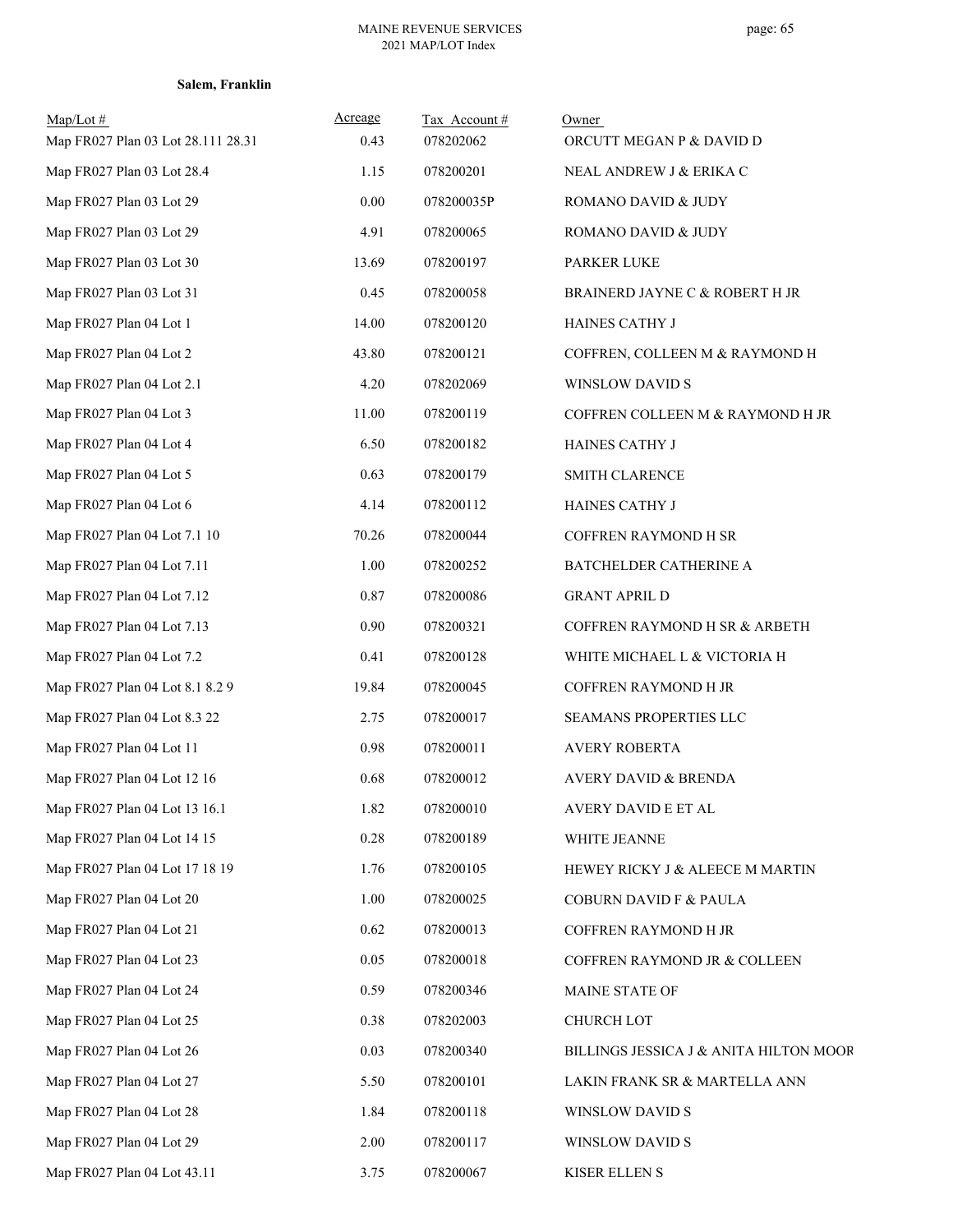**Salem, Franklin**

| Map/Lot # | Acreage | Tax Account # | Owner |
|---|---|---|---|
| Map FR027 Plan 03 Lot 28.111 28.31 | 0.43 | 078202062 | ORCUTT MEGAN P & DAVID D |
| Map FR027 Plan 03 Lot 28.4 | 1.15 | 078200201 | NEAL ANDREW J & ERIKA C |
| Map FR027 Plan 03 Lot 29 | 0.00 | 078200035P | ROMANO DAVID & JUDY |
| Map FR027 Plan 03 Lot 29 | 4.91 | 078200065 | ROMANO DAVID & JUDY |
| Map FR027 Plan 03 Lot 30 | 13.69 | 078200197 | PARKER LUKE |
| Map FR027 Plan 03 Lot 31 | 0.45 | 078200058 | BRAINERD JAYNE C & ROBERT H JR |
| Map FR027 Plan 04 Lot 1 | 14.00 | 078200120 | HAINES CATHY J |
| Map FR027 Plan 04 Lot 2 | 43.80 | 078200121 | COFFREN, COLLEEN M & RAYMOND H |
| Map FR027 Plan 04 Lot 2.1 | 4.20 | 078202069 | WINSLOW DAVID S |
| Map FR027 Plan 04 Lot 3 | 11.00 | 078200119 | COFFREN COLLEEN M & RAYMOND H JR |
| Map FR027 Plan 04 Lot 4 | 6.50 | 078200182 | HAINES CATHY J |
| Map FR027 Plan 04 Lot 5 | 0.63 | 078200179 | SMITH CLARENCE |
| Map FR027 Plan 04 Lot 6 | 4.14 | 078200112 | HAINES CATHY J |
| Map FR027 Plan 04 Lot 7.1 10 | 70.26 | 078200044 | COFFREN RAYMOND H SR |
| Map FR027 Plan 04 Lot 7.11 | 1.00 | 078200252 | BATCHELDER CATHERINE A |
| Map FR027 Plan 04 Lot 7.12 | 0.87 | 078200086 | GRANT APRIL D |
| Map FR027 Plan 04 Lot 7.13 | 0.90 | 078200321 | COFFREN RAYMOND H SR & ARBETH |
| Map FR027 Plan 04 Lot 7.2 | 0.41 | 078200128 | WHITE MICHAEL L & VICTORIA H |
| Map FR027 Plan 04 Lot 8.1 8.2 9 | 19.84 | 078200045 | COFFREN RAYMOND H JR |
| Map FR027 Plan 04 Lot 8.3 22 | 2.75 | 078200017 | SEAMANS PROPERTIES LLC |
| Map FR027 Plan 04 Lot 11 | 0.98 | 078200011 | AVERY ROBERTA |
| Map FR027 Plan 04 Lot 12 16 | 0.68 | 078200012 | AVERY DAVID & BRENDA |
| Map FR027 Plan 04 Lot 13 16.1 | 1.82 | 078200010 | AVERY DAVID E ET AL |
| Map FR027 Plan 04 Lot 14 15 | 0.28 | 078200189 | WHITE JEANNE |
| Map FR027 Plan 04 Lot 17 18 19 | 1.76 | 078200105 | HEWEY RICKY J & ALEECE M MARTIN |
| Map FR027 Plan 04 Lot 20 | 1.00 | 078200025 | COBURN DAVID F & PAULA |
| Map FR027 Plan 04 Lot 21 | 0.62 | 078200013 | COFFREN RAYMOND H JR |
| Map FR027 Plan 04 Lot 23 | 0.05 | 078200018 | COFFREN RAYMOND JR & COLLEEN |
| Map FR027 Plan 04 Lot 24 | 0.59 | 078200346 | MAINE STATE OF |
| Map FR027 Plan 04 Lot 25 | 0.38 | 078202003 | CHURCH LOT |
| Map FR027 Plan 04 Lot 26 | 0.03 | 078200340 | BILLINGS JESSICA J & ANITA HILTON MOOR |
| Map FR027 Plan 04 Lot 27 | 5.50 | 078200101 | LAKIN FRANK SR & MARTELLA ANN |
| Map FR027 Plan 04 Lot 28 | 1.84 | 078200118 | WINSLOW DAVID S |
| Map FR027 Plan 04 Lot 29 | 2.00 | 078200117 | WINSLOW DAVID S |
| Map FR027 Plan 04 Lot 43.11 | 3.75 | 078200067 | KISER ELLEN S |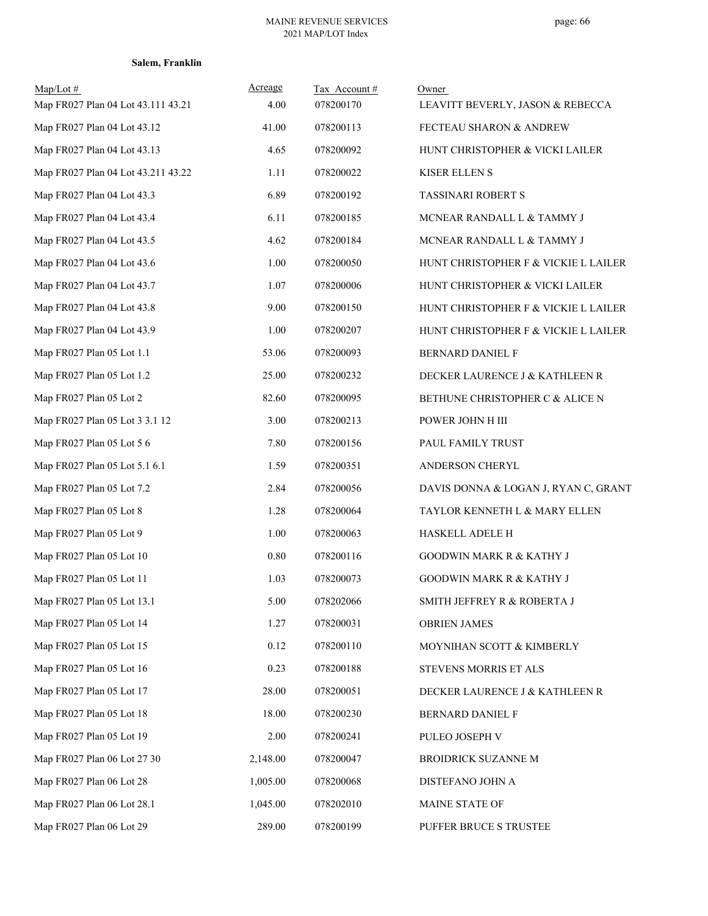**Salem, Franklin**

| Map/Lot # | Acreage | Tax Account # | Owner |
|---|---|---|---|
| Map FR027 Plan 04 Lot 43.111 43.21 | 4.00 | 078200170 | LEAVITT BEVERLY, JASON & REBECCA |
| Map FR027 Plan 04 Lot 43.12 | 41.00 | 078200113 | FECTEAU SHARON & ANDREW |
| Map FR027 Plan 04 Lot 43.13 | 4.65 | 078200092 | HUNT CHRISTOPHER & VICKI LAILER |
| Map FR027 Plan 04 Lot 43.211 43.22 | 1.11 | 078200022 | KISER ELLEN S |
| Map FR027 Plan 04 Lot 43.3 | 6.89 | 078200192 | TASSINARI ROBERT S |
| Map FR027 Plan 04 Lot 43.4 | 6.11 | 078200185 | MCNEAR RANDALL L & TAMMY J |
| Map FR027 Plan 04 Lot 43.5 | 4.62 | 078200184 | MCNEAR RANDALL L & TAMMY J |
| Map FR027 Plan 04 Lot 43.6 | 1.00 | 078200050 | HUNT CHRISTOPHER F & VICKIE L LAILER |
| Map FR027 Plan 04 Lot 43.7 | 1.07 | 078200006 | HUNT CHRISTOPHER & VICKI LAILER |
| Map FR027 Plan 04 Lot 43.8 | 9.00 | 078200150 | HUNT CHRISTOPHER F & VICKIE L LAILER |
| Map FR027 Plan 04 Lot 43.9 | 1.00 | 078200207 | HUNT CHRISTOPHER F & VICKIE L LAILER |
| Map FR027 Plan 05 Lot 1.1 | 53.06 | 078200093 | BERNARD DANIEL F |
| Map FR027 Plan 05 Lot 1.2 | 25.00 | 078200232 | DECKER LAURENCE J & KATHLEEN R |
| Map FR027 Plan 05 Lot 2 | 82.60 | 078200095 | BETHUNE CHRISTOPHER C & ALICE N |
| Map FR027 Plan 05 Lot 3 3.1 12 | 3.00 | 078200213 | POWER JOHN H III |
| Map FR027 Plan 05 Lot 5 6 | 7.80 | 078200156 | PAUL FAMILY TRUST |
| Map FR027 Plan 05 Lot 5.1 6.1 | 1.59 | 078200351 | ANDERSON CHERYL |
| Map FR027 Plan 05 Lot 7.2 | 2.84 | 078200056 | DAVIS DONNA & LOGAN J, RYAN C, GRANT |
| Map FR027 Plan 05 Lot 8 | 1.28 | 078200064 | TAYLOR KENNETH L & MARY ELLEN |
| Map FR027 Plan 05 Lot 9 | 1.00 | 078200063 | HASKELL ADELE H |
| Map FR027 Plan 05 Lot 10 | 0.80 | 078200116 | GOODWIN MARK R & KATHY J |
| Map FR027 Plan 05 Lot 11 | 1.03 | 078200073 | GOODWIN MARK R & KATHY J |
| Map FR027 Plan 05 Lot 13.1 | 5.00 | 078202066 | SMITH JEFFREY R & ROBERTA J |
| Map FR027 Plan 05 Lot 14 | 1.27 | 078200031 | OBRIEN JAMES |
| Map FR027 Plan 05 Lot 15 | 0.12 | 078200110 | MOYNIHAN SCOTT & KIMBERLY |
| Map FR027 Plan 05 Lot 16 | 0.23 | 078200188 | STEVENS MORRIS ET ALS |
| Map FR027 Plan 05 Lot 17 | 28.00 | 078200051 | DECKER LAURENCE J & KATHLEEN R |
| Map FR027 Plan 05 Lot 18 | 18.00 | 078200230 | BERNARD DANIEL F |
| Map FR027 Plan 05 Lot 19 | 2.00 | 078200241 | PULEO JOSEPH V |
| Map FR027 Plan 06 Lot 27 30 | 2,148.00 | 078200047 | BROIDRICK SUZANNE M |
| Map FR027 Plan 06 Lot 28 | 1,005.00 | 078200068 | DISTEFANO JOHN A |
| Map FR027 Plan 06 Lot 28.1 | 1,045.00 | 078202010 | MAINE STATE OF |
| Map FR027 Plan 06 Lot 29 | 289.00 | 078200199 | PUFFER BRUCE S TRUSTEE |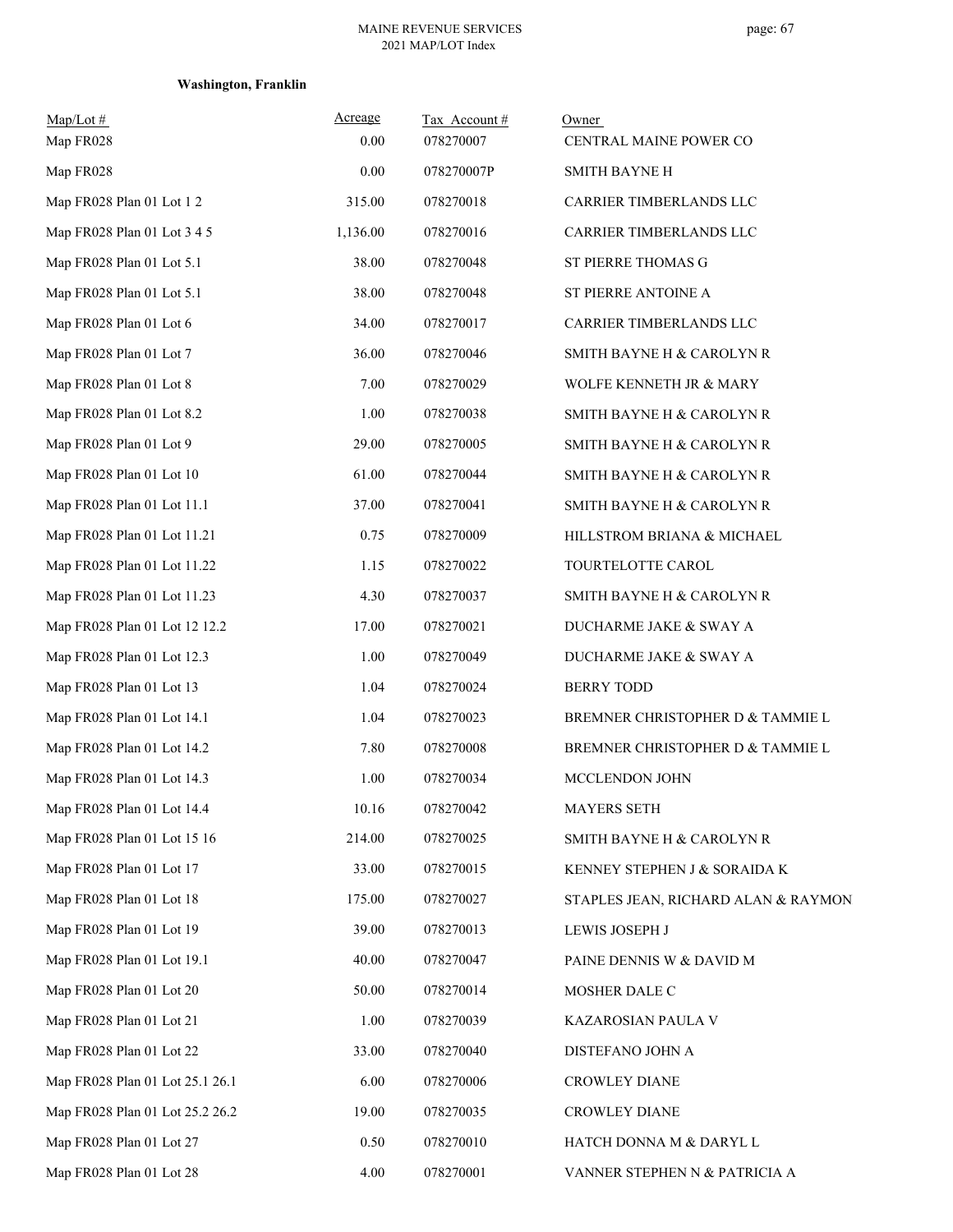**Washington, Franklin**

| Map/Lot # | Acreage | Tax Account # | Owner |
|---|---|---|---|
| Map FR028 | 0.00 | 078270007 | CENTRAL MAINE POWER CO |
| Map FR028 | 0.00 | 078270007P | SMITH BAYNE H |
| Map FR028 Plan 01 Lot 1 2 | 315.00 | 078270018 | CARRIER TIMBERLANDS LLC |
| Map FR028 Plan 01 Lot 3 4 5 | 1,136.00 | 078270016 | CARRIER TIMBERLANDS LLC |
| Map FR028 Plan 01 Lot 5.1 | 38.00 | 078270048 | ST PIERRE THOMAS G |
| Map FR028 Plan 01 Lot 5.1 | 38.00 | 078270048 | ST PIERRE ANTOINE A |
| Map FR028 Plan 01 Lot 6 | 34.00 | 078270017 | CARRIER TIMBERLANDS LLC |
| Map FR028 Plan 01 Lot 7 | 36.00 | 078270046 | SMITH BAYNE H & CAROLYN R |
| Map FR028 Plan 01 Lot 8 | 7.00 | 078270029 | WOLFE KENNETH JR & MARY |
| Map FR028 Plan 01 Lot 8.2 | 1.00 | 078270038 | SMITH BAYNE H & CAROLYN R |
| Map FR028 Plan 01 Lot 9 | 29.00 | 078270005 | SMITH BAYNE H & CAROLYN R |
| Map FR028 Plan 01 Lot 10 | 61.00 | 078270044 | SMITH BAYNE H & CAROLYN R |
| Map FR028 Plan 01 Lot 11.1 | 37.00 | 078270041 | SMITH BAYNE H & CAROLYN R |
| Map FR028 Plan 01 Lot 11.21 | 0.75 | 078270009 | HILLSTROM BRIANA & MICHAEL |
| Map FR028 Plan 01 Lot 11.22 | 1.15 | 078270022 | TOURTELOTTE CAROL |
| Map FR028 Plan 01 Lot 11.23 | 4.30 | 078270037 | SMITH BAYNE H & CAROLYN R |
| Map FR028 Plan 01 Lot 12 12.2 | 17.00 | 078270021 | DUCHARME JAKE & SWAY A |
| Map FR028 Plan 01 Lot 12.3 | 1.00 | 078270049 | DUCHARME JAKE & SWAY A |
| Map FR028 Plan 01 Lot 13 | 1.04 | 078270024 | BERRY TODD |
| Map FR028 Plan 01 Lot 14.1 | 1.04 | 078270023 | BREMNER CHRISTOPHER D & TAMMIE L |
| Map FR028 Plan 01 Lot 14.2 | 7.80 | 078270008 | BREMNER CHRISTOPHER D & TAMMIE L |
| Map FR028 Plan 01 Lot 14.3 | 1.00 | 078270034 | MCCLENDON JOHN |
| Map FR028 Plan 01 Lot 14.4 | 10.16 | 078270042 | MAYERS SETH |
| Map FR028 Plan 01 Lot 15 16 | 214.00 | 078270025 | SMITH BAYNE H & CAROLYN R |
| Map FR028 Plan 01 Lot 17 | 33.00 | 078270015 | KENNEY STEPHEN J & SORAIDA K |
| Map FR028 Plan 01 Lot 18 | 175.00 | 078270027 | STAPLES JEAN, RICHARD ALAN & RAYMON |
| Map FR028 Plan 01 Lot 19 | 39.00 | 078270013 | LEWIS JOSEPH J |
| Map FR028 Plan 01 Lot 19.1 | 40.00 | 078270047 | PAINE DENNIS W & DAVID M |
| Map FR028 Plan 01 Lot 20 | 50.00 | 078270014 | MOSHER DALE C |
| Map FR028 Plan 01 Lot 21 | 1.00 | 078270039 | KAZAROSIAN PAULA V |
| Map FR028 Plan 01 Lot 22 | 33.00 | 078270040 | DISTEFANO JOHN A |
| Map FR028 Plan 01 Lot 25.1 26.1 | 6.00 | 078270006 | CROWLEY DIANE |
| Map FR028 Plan 01 Lot 25.2 26.2 | 19.00 | 078270035 | CROWLEY DIANE |
| Map FR028 Plan 01 Lot 27 | 0.50 | 078270010 | HATCH DONNA M & DARYL L |
| Map FR028 Plan 01 Lot 28 | 4.00 | 078270001 | VANNER STEPHEN N & PATRICIA A |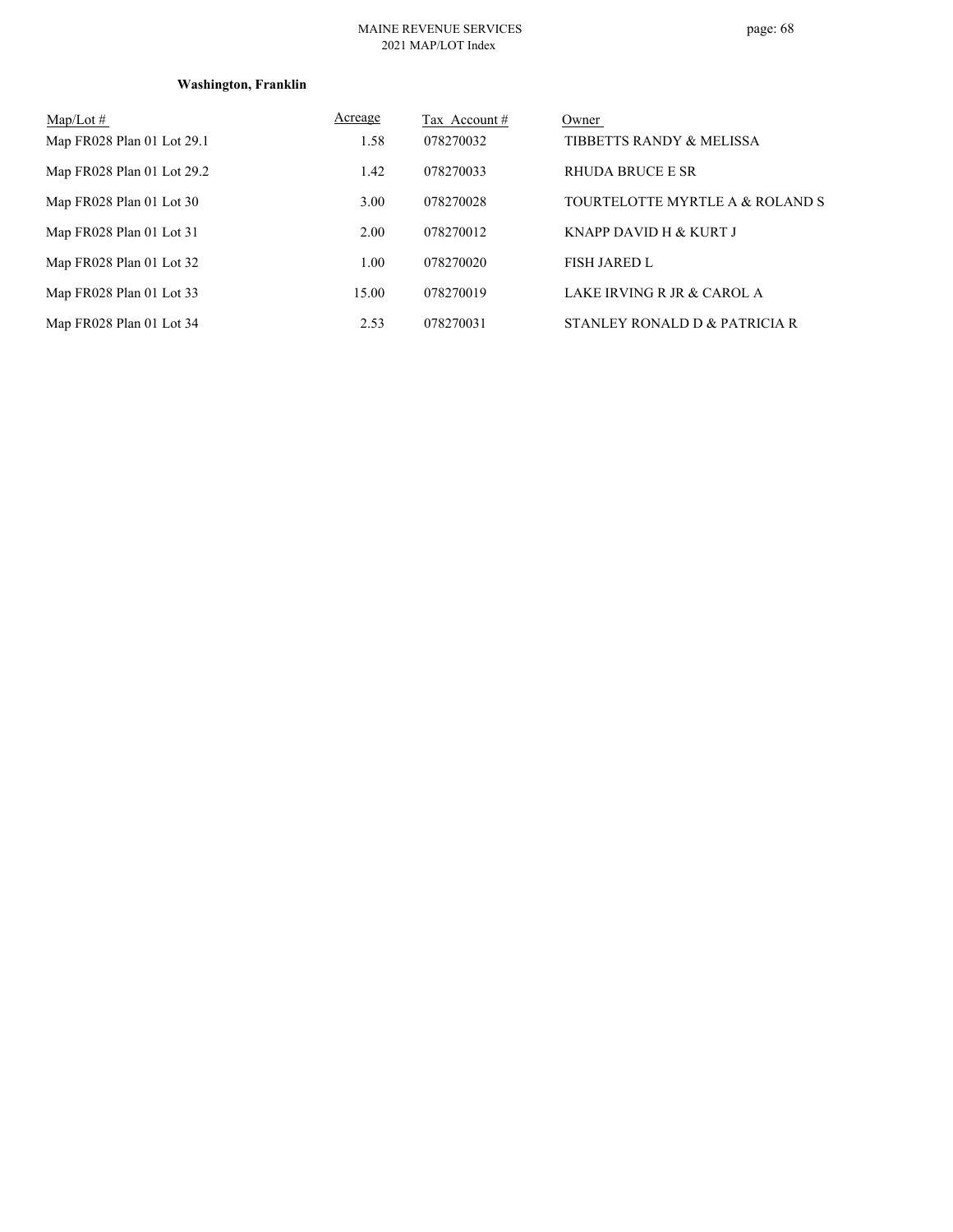**Washington, Franklin**

| Map/Lot # | Acreage | Tax Account # | Owner |
|---|---|---|---|
| Map FR028 Plan 01 Lot 29.1 | 1.58 | 078270032 | TIBBETTS RANDY & MELISSA |
| Map FR028 Plan 01 Lot 29.2 | 1.42 | 078270033 | RHUDA BRUCE E SR |
| Map FR028 Plan 01 Lot 30 | 3.00 | 078270028 | TOURTELOTTE MYRTLE A & ROLAND S |
| Map FR028 Plan 01 Lot 31 | 2.00 | 078270012 | KNAPP DAVID H & KURT J |
| Map FR028 Plan 01 Lot 32 | 1.00 | 078270020 | FISH JARED L |
| Map FR028 Plan 01 Lot 33 | 15.00 | 078270019 | LAKE IRVING R JR & CAROL A |
| Map FR028 Plan 01 Lot 34 | 2.53 | 078270031 | STANLEY RONALD D & PATRICIA R |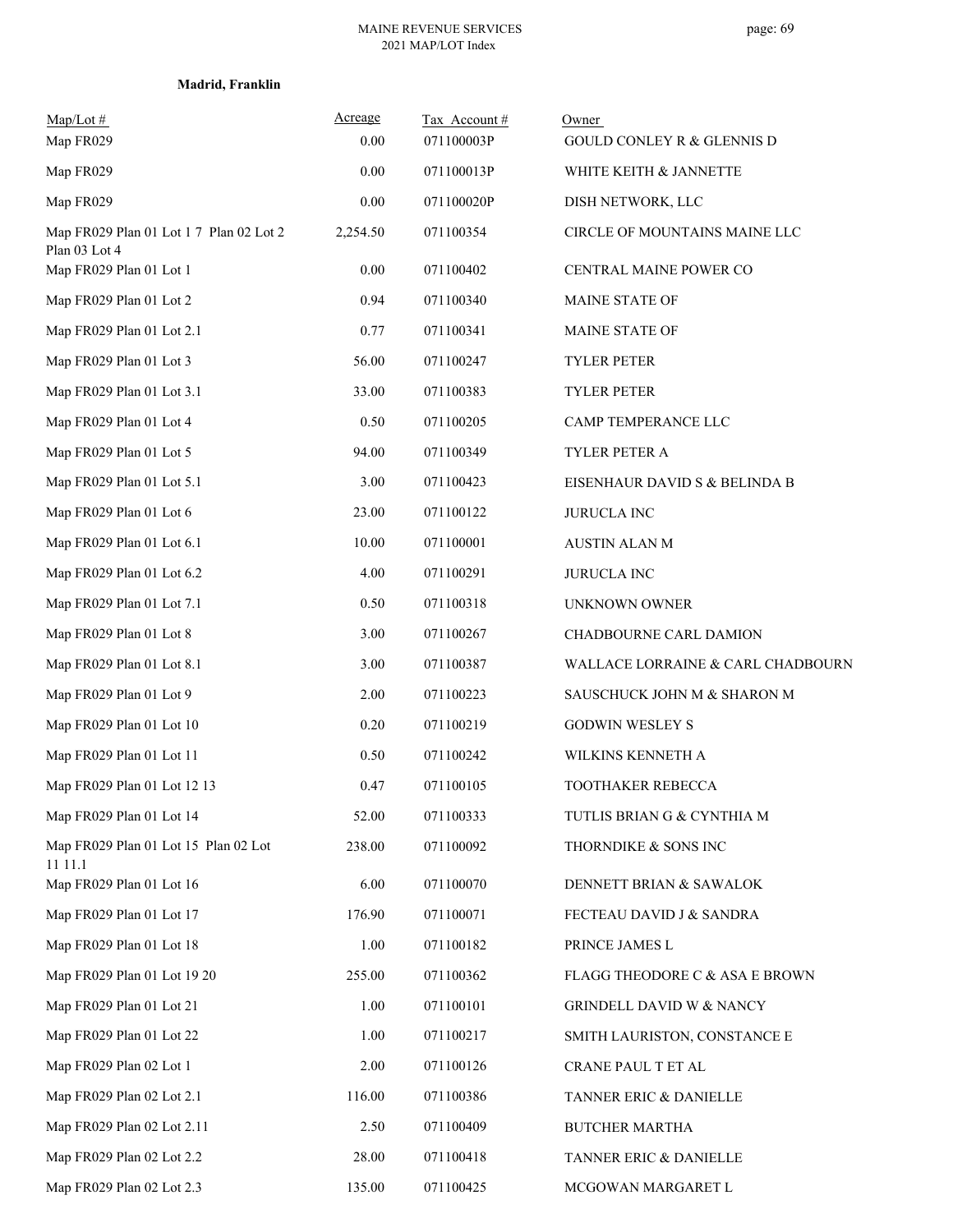**Madrid, Franklin**

| Map/Lot # | Acreage | Tax Account # | Owner |
|---|---|---|---|
| Map FR029 | 0.00 | 071100003P | GOULD CONLEY R & GLENNIS D |
| Map FR029 | 0.00 | 071100013P | WHITE KEITH & JANNETTE |
| Map FR029 | 0.00 | 071100020P | DISH NETWORK, LLC |
| Map FR029 Plan 01 Lot 1 7 Plan 02 Lot 2 Plan 03 Lot 4 | 2,254.50 | 071100354 | CIRCLE OF MOUNTAINS MAINE LLC |
| Map FR029 Plan 01 Lot 1 | 0.00 | 071100402 | CENTRAL MAINE POWER CO |
| Map FR029 Plan 01 Lot 2 | 0.94 | 071100340 | MAINE STATE OF |
| Map FR029 Plan 01 Lot 2.1 | 0.77 | 071100341 | MAINE STATE OF |
| Map FR029 Plan 01 Lot 3 | 56.00 | 071100247 | TYLER PETER |
| Map FR029 Plan 01 Lot 3.1 | 33.00 | 071100383 | TYLER PETER |
| Map FR029 Plan 01 Lot 4 | 0.50 | 071100205 | CAMP TEMPERANCE LLC |
| Map FR029 Plan 01 Lot 5 | 94.00 | 071100349 | TYLER PETER A |
| Map FR029 Plan 01 Lot 5.1 | 3.00 | 071100423 | EISENHAUR DAVID S & BELINDA B |
| Map FR029 Plan 01 Lot 6 | 23.00 | 071100122 | JURUCLA INC |
| Map FR029 Plan 01 Lot 6.1 | 10.00 | 071100001 | AUSTIN ALAN M |
| Map FR029 Plan 01 Lot 6.2 | 4.00 | 071100291 | JURUCLA INC |
| Map FR029 Plan 01 Lot 7.1 | 0.50 | 071100318 | UNKNOWN OWNER |
| Map FR029 Plan 01 Lot 8 | 3.00 | 071100267 | CHADBOURNE CARL DAMION |
| Map FR029 Plan 01 Lot 8.1 | 3.00 | 071100387 | WALLACE LORRAINE & CARL CHADBOURN |
| Map FR029 Plan 01 Lot 9 | 2.00 | 071100223 | SAUSCHUCK JOHN M & SHARON M |
| Map FR029 Plan 01 Lot 10 | 0.20 | 071100219 | GODWIN WESLEY S |
| Map FR029 Plan 01 Lot 11 | 0.50 | 071100242 | WILKINS KENNETH A |
| Map FR029 Plan 01 Lot 12 13 | 0.47 | 071100105 | TOOTHAKER REBECCA |
| Map FR029 Plan 01 Lot 14 | 52.00 | 071100333 | TUTLIS BRIAN G & CYNTHIA M |
| Map FR029 Plan 01 Lot 15 Plan 02 Lot 11 11.1 | 238.00 | 071100092 | THORNDIKE & SONS INC |
| Map FR029 Plan 01 Lot 16 | 6.00 | 071100070 | DENNETT BRIAN & SAWALOK |
| Map FR029 Plan 01 Lot 17 | 176.90 | 071100071 | FECTEAU DAVID J & SANDRA |
| Map FR029 Plan 01 Lot 18 | 1.00 | 071100182 | PRINCE JAMES L |
| Map FR029 Plan 01 Lot 19 20 | 255.00 | 071100362 | FLAGG THEODORE C & ASA E BROWN |
| Map FR029 Plan 01 Lot 21 | 1.00 | 071100101 | GRINDELL DAVID W & NANCY |
| Map FR029 Plan 01 Lot 22 | 1.00 | 071100217 | SMITH LAURISTON, CONSTANCE E |
| Map FR029 Plan 02 Lot 1 | 2.00 | 071100126 | CRANE PAUL T ET AL |
| Map FR029 Plan 02 Lot 2.1 | 116.00 | 071100386 | TANNER ERIC & DANIELLE |
| Map FR029 Plan 02 Lot 2.11 | 2.50 | 071100409 | BUTCHER MARTHA |
| Map FR029 Plan 02 Lot 2.2 | 28.00 | 071100418 | TANNER ERIC & DANIELLE |
| Map FR029 Plan 02 Lot 2.3 | 135.00 | 071100425 | MCGOWAN MARGARET L |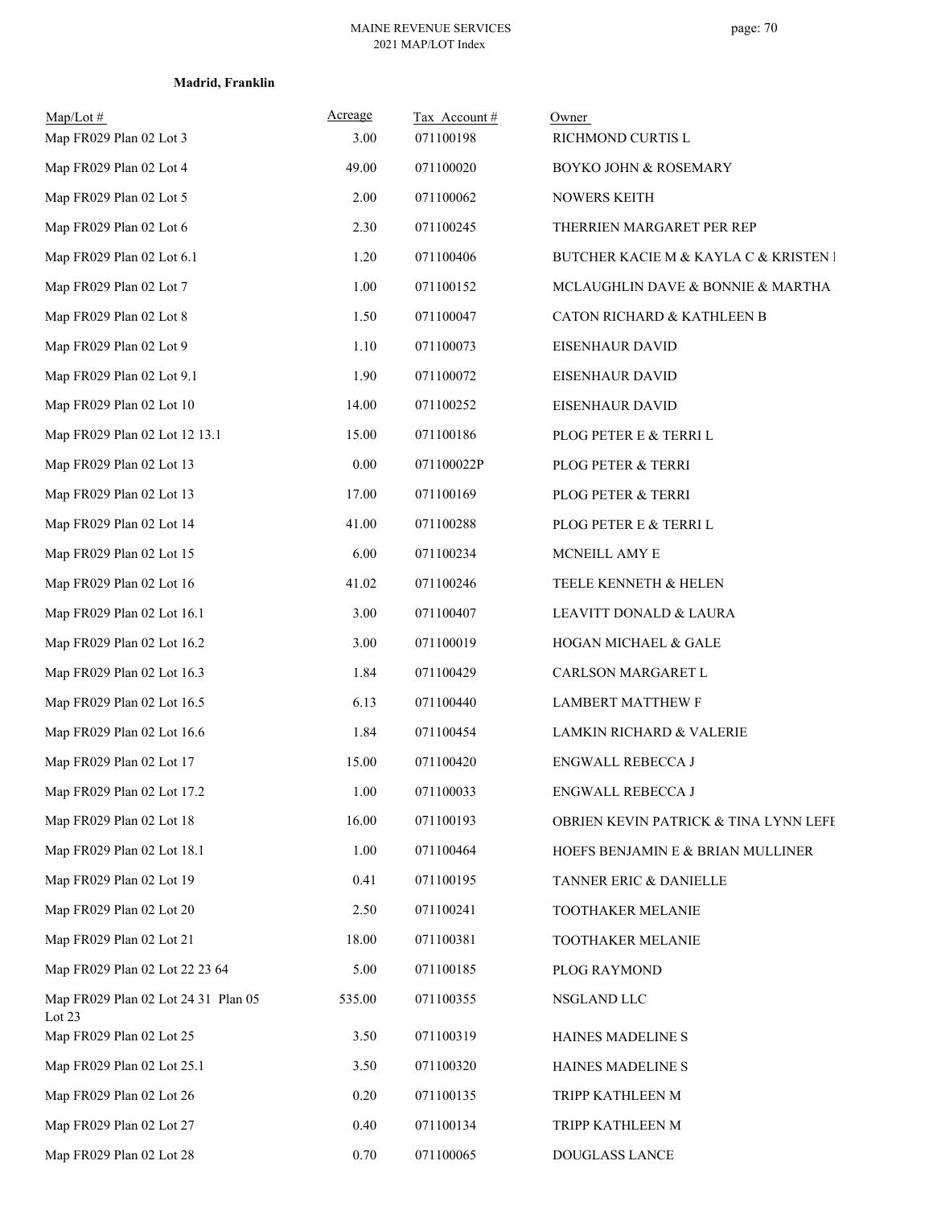**Madrid, Franklin**

| Map/Lot # | Acreage | Tax Account # | Owner |
|---|---|---|---|
| Map FR029 Plan 02 Lot 3 | 3.00 | 071100198 | RICHMOND CURTIS L |
| Map FR029 Plan 02 Lot 4 | 49.00 | 071100020 | BOYKO JOHN & ROSEMARY |
| Map FR029 Plan 02 Lot 5 | 2.00 | 071100062 | NOWERS KEITH |
| Map FR029 Plan 02 Lot 6 | 2.30 | 071100245 | THERRIEN MARGARET PER REP |
| Map FR029 Plan 02 Lot 6.1 | 1.20 | 071100406 | BUTCHER KACIE M & KAYLA C & KRISTEN I |
| Map FR029 Plan 02 Lot 7 | 1.00 | 071100152 | MCLAUGHLIN DAVE & BONNIE & MARTHA |
| Map FR029 Plan 02 Lot 8 | 1.50 | 071100047 | CATON RICHARD & KATHLEEN B |
| Map FR029 Plan 02 Lot 9 | 1.10 | 071100073 | EISENHAUR DAVID |
| Map FR029 Plan 02 Lot 9.1 | 1.90 | 071100072 | EISENHAUR DAVID |
| Map FR029 Plan 02 Lot 10 | 14.00 | 071100252 | EISENHAUR DAVID |
| Map FR029 Plan 02 Lot 12 13.1 | 15.00 | 071100186 | PLOG PETER E & TERRI L |
| Map FR029 Plan 02 Lot 13 | 0.00 | 071100022P | PLOG PETER & TERRI |
| Map FR029 Plan 02 Lot 13 | 17.00 | 071100169 | PLOG PETER & TERRI |
| Map FR029 Plan 02 Lot 14 | 41.00 | 071100288 | PLOG PETER E & TERRI L |
| Map FR029 Plan 02 Lot 15 | 6.00 | 071100234 | MCNEILL AMY E |
| Map FR029 Plan 02 Lot 16 | 41.02 | 071100246 | TEELE KENNETH & HELEN |
| Map FR029 Plan 02 Lot 16.1 | 3.00 | 071100407 | LEAVITT DONALD & LAURA |
| Map FR029 Plan 02 Lot 16.2 | 3.00 | 071100019 | HOGAN MICHAEL & GALE |
| Map FR029 Plan 02 Lot 16.3 | 1.84 | 071100429 | CARLSON MARGARET L |
| Map FR029 Plan 02 Lot 16.5 | 6.13 | 071100440 | LAMBERT MATTHEW F |
| Map FR029 Plan 02 Lot 16.6 | 1.84 | 071100454 | LAMKIN RICHARD & VALERIE |
| Map FR029 Plan 02 Lot 17 | 15.00 | 071100420 | ENGWALL REBECCA J |
| Map FR029 Plan 02 Lot 17.2 | 1.00 | 071100033 | ENGWALL REBECCA J |
| Map FR029 Plan 02 Lot 18 | 16.00 | 071100193 | OBRIEN KEVIN PATRICK & TINA LYNN LEFE |
| Map FR029 Plan 02 Lot 18.1 | 1.00 | 071100464 | HOEFS BENJAMIN E & BRIAN MULLINER |
| Map FR029 Plan 02 Lot 19 | 0.41 | 071100195 | TANNER ERIC & DANIELLE |
| Map FR029 Plan 02 Lot 20 | 2.50 | 071100241 | TOOTHAKER MELANIE |
| Map FR029 Plan 02 Lot 21 | 18.00 | 071100381 | TOOTHAKER MELANIE |
| Map FR029 Plan 02 Lot 22 23 64 | 5.00 | 071100185 | PLOG RAYMOND |
| Map FR029 Plan 02 Lot 24 31 Plan 05 Lot 23 | 535.00 | 071100355 | NSGLAND LLC |
| Map FR029 Plan 02 Lot 25 | 3.50 | 071100319 | HAINES MADELINE S |
| Map FR029 Plan 02 Lot 25.1 | 3.50 | 071100320 | HAINES MADELINE S |
| Map FR029 Plan 02 Lot 26 | 0.20 | 071100135 | TRIPP KATHLEEN M |
| Map FR029 Plan 02 Lot 27 | 0.40 | 071100134 | TRIPP KATHLEEN M |
| Map FR029 Plan 02 Lot 28 | 0.70 | 071100065 | DOUGLASS LANCE |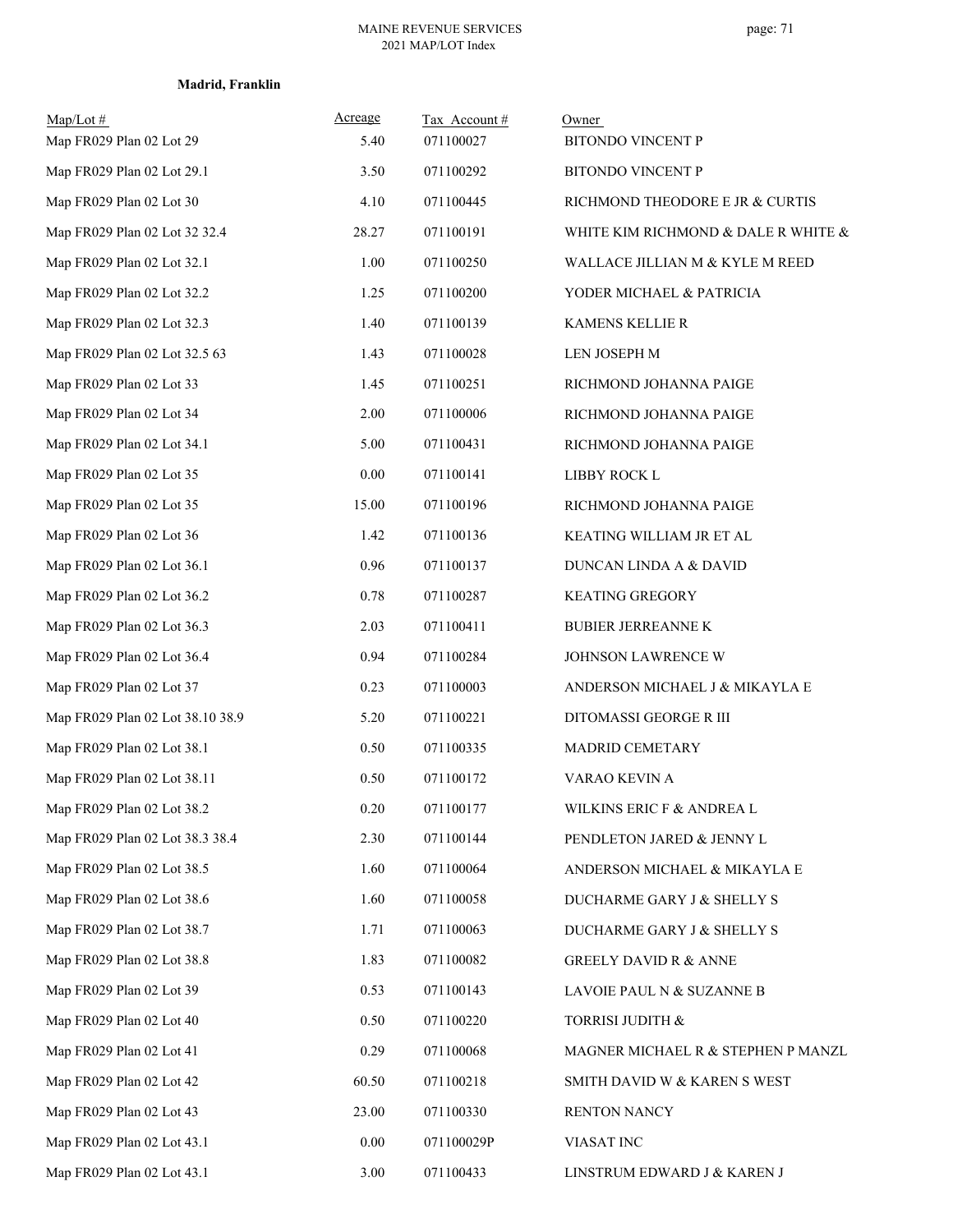**Madrid, Franklin**

| Map/Lot # | Acreage | Tax Account # | Owner |
|---|---|---|---|
| Map FR029 Plan 02 Lot 29 | 5.40 | 071100027 | BITONDO VINCENT P |
| Map FR029 Plan 02 Lot 29.1 | 3.50 | 071100292 | BITONDO VINCENT P |
| Map FR029 Plan 02 Lot 30 | 4.10 | 071100445 | RICHMOND THEODORE E JR & CURTIS |
| Map FR029 Plan 02 Lot 32 32.4 | 28.27 | 071100191 | WHITE KIM RICHMOND & DALE R WHITE & |
| Map FR029 Plan 02 Lot 32.1 | 1.00 | 071100250 | WALLACE JILLIAN M & KYLE M REED |
| Map FR029 Plan 02 Lot 32.2 | 1.25 | 071100200 | YODER MICHAEL & PATRICIA |
| Map FR029 Plan 02 Lot 32.3 | 1.40 | 071100139 | KAMENS KELLIE R |
| Map FR029 Plan 02 Lot 32.5 63 | 1.43 | 071100028 | LEN JOSEPH M |
| Map FR029 Plan 02 Lot 33 | 1.45 | 071100251 | RICHMOND JOHANNA PAIGE |
| Map FR029 Plan 02 Lot 34 | 2.00 | 071100006 | RICHMOND JOHANNA PAIGE |
| Map FR029 Plan 02 Lot 34.1 | 5.00 | 071100431 | RICHMOND JOHANNA PAIGE |
| Map FR029 Plan 02 Lot 35 | 0.00 | 071100141 | LIBBY ROCK L |
| Map FR029 Plan 02 Lot 35 | 15.00 | 071100196 | RICHMOND JOHANNA PAIGE |
| Map FR029 Plan 02 Lot 36 | 1.42 | 071100136 | KEATING WILLIAM JR ET AL |
| Map FR029 Plan 02 Lot 36.1 | 0.96 | 071100137 | DUNCAN LINDA A & DAVID |
| Map FR029 Plan 02 Lot 36.2 | 0.78 | 071100287 | KEATING GREGORY |
| Map FR029 Plan 02 Lot 36.3 | 2.03 | 071100411 | BUBIER JERREANNE K |
| Map FR029 Plan 02 Lot 36.4 | 0.94 | 071100284 | JOHNSON LAWRENCE W |
| Map FR029 Plan 02 Lot 37 | 0.23 | 071100003 | ANDERSON MICHAEL J & MIKAYLA E |
| Map FR029 Plan 02 Lot 38.10 38.9 | 5.20 | 071100221 | DITOMASSI GEORGE R III |
| Map FR029 Plan 02 Lot 38.1 | 0.50 | 071100335 | MADRID CEMETARY |
| Map FR029 Plan 02 Lot 38.11 | 0.50 | 071100172 | VARAO KEVIN A |
| Map FR029 Plan 02 Lot 38.2 | 0.20 | 071100177 | WILKINS ERIC F & ANDREA L |
| Map FR029 Plan 02 Lot 38.3 38.4 | 2.30 | 071100144 | PENDLETON JARED & JENNY L |
| Map FR029 Plan 02 Lot 38.5 | 1.60 | 071100064 | ANDERSON MICHAEL & MIKAYLA E |
| Map FR029 Plan 02 Lot 38.6 | 1.60 | 071100058 | DUCHARME GARY J & SHELLY S |
| Map FR029 Plan 02 Lot 38.7 | 1.71 | 071100063 | DUCHARME GARY J & SHELLY S |
| Map FR029 Plan 02 Lot 38.8 | 1.83 | 071100082 | GREELY DAVID R & ANNE |
| Map FR029 Plan 02 Lot 39 | 0.53 | 071100143 | LAVOIE PAUL N & SUZANNE B |
| Map FR029 Plan 02 Lot 40 | 0.50 | 071100220 | TORRISI JUDITH & |
| Map FR029 Plan 02 Lot 41 | 0.29 | 071100068 | MAGNER MICHAEL R & STEPHEN P MANZL |
| Map FR029 Plan 02 Lot 42 | 60.50 | 071100218 | SMITH DAVID W & KAREN S WEST |
| Map FR029 Plan 02 Lot 43 | 23.00 | 071100330 | RENTON NANCY |
| Map FR029 Plan 02 Lot 43.1 | 0.00 | 071100029P | VIASAT INC |
| Map FR029 Plan 02 Lot 43.1 | 3.00 | 071100433 | LINSTRUM EDWARD J & KAREN J |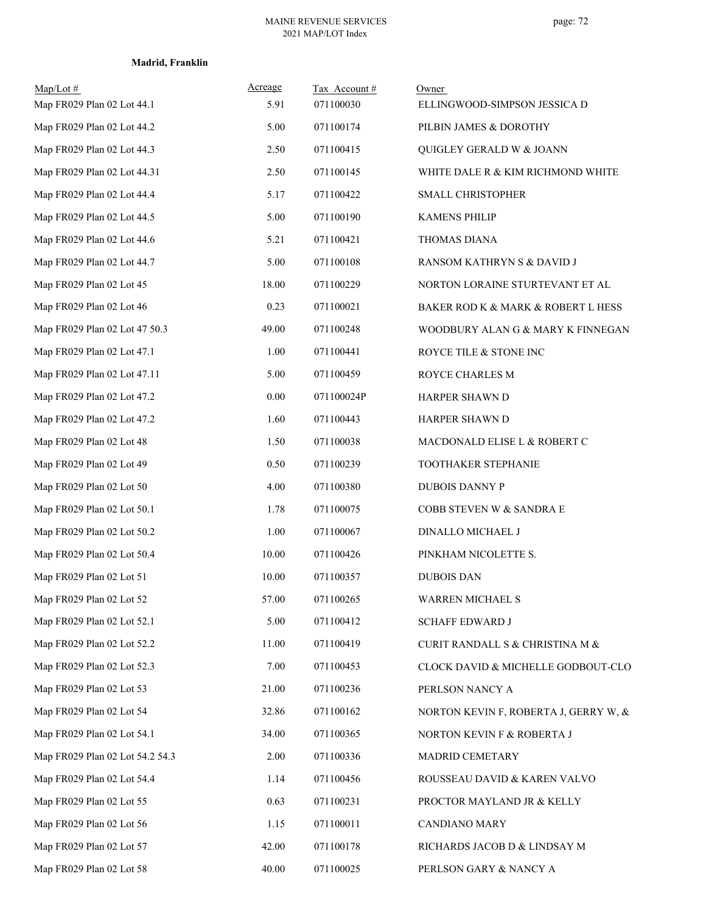**Madrid, Franklin**

| Map/Lot # | Acreage | Tax Account # | Owner |
|---|---|---|---|
| Map FR029 Plan 02 Lot 44.1 | 5.91 | 071100030 | ELLINGWOOD-SIMPSON JESSICA D |
| Map FR029 Plan 02 Lot 44.2 | 5.00 | 071100174 | PILBIN JAMES & DOROTHY |
| Map FR029 Plan 02 Lot 44.3 | 2.50 | 071100415 | QUIGLEY GERALD W & JOANN |
| Map FR029 Plan 02 Lot 44.31 | 2.50 | 071100145 | WHITE DALE R & KIM RICHMOND WHITE |
| Map FR029 Plan 02 Lot 44.4 | 5.17 | 071100422 | SMALL CHRISTOPHER |
| Map FR029 Plan 02 Lot 44.5 | 5.00 | 071100190 | KAMENS PHILIP |
| Map FR029 Plan 02 Lot 44.6 | 5.21 | 071100421 | THOMAS DIANA |
| Map FR029 Plan 02 Lot 44.7 | 5.00 | 071100108 | RANSOM KATHRYN S & DAVID J |
| Map FR029 Plan 02 Lot 45 | 18.00 | 071100229 | NORTON LORAINE STURTEVANT ET AL |
| Map FR029 Plan 02 Lot 46 | 0.23 | 071100021 | BAKER ROD K & MARK & ROBERT L HESS |
| Map FR029 Plan 02 Lot 47 50.3 | 49.00 | 071100248 | WOODBURY ALAN G & MARY K FINNEGAN |
| Map FR029 Plan 02 Lot 47.1 | 1.00 | 071100441 | ROYCE TILE & STONE INC |
| Map FR029 Plan 02 Lot 47.11 | 5.00 | 071100459 | ROYCE CHARLES M |
| Map FR029 Plan 02 Lot 47.2 | 0.00 | 071100024P | HARPER SHAWN D |
| Map FR029 Plan 02 Lot 47.2 | 1.60 | 071100443 | HARPER SHAWN D |
| Map FR029 Plan 02 Lot 48 | 1.50 | 071100038 | MACDONALD ELISE L & ROBERT C |
| Map FR029 Plan 02 Lot 49 | 0.50 | 071100239 | TOOTHAKER STEPHANIE |
| Map FR029 Plan 02 Lot 50 | 4.00 | 071100380 | DUBOIS DANNY P |
| Map FR029 Plan 02 Lot 50.1 | 1.78 | 071100075 | COBB STEVEN W & SANDRA E |
| Map FR029 Plan 02 Lot 50.2 | 1.00 | 071100067 | DINALLO MICHAEL J |
| Map FR029 Plan 02 Lot 50.4 | 10.00 | 071100426 | PINKHAM NICOLETTE S. |
| Map FR029 Plan 02 Lot 51 | 10.00 | 071100357 | DUBOIS DAN |
| Map FR029 Plan 02 Lot 52 | 57.00 | 071100265 | WARREN MICHAEL S |
| Map FR029 Plan 02 Lot 52.1 | 5.00 | 071100412 | SCHAFF EDWARD J |
| Map FR029 Plan 02 Lot 52.2 | 11.00 | 071100419 | CURIT RANDALL S & CHRISTINA M & |
| Map FR029 Plan 02 Lot 52.3 | 7.00 | 071100453 | CLOCK DAVID & MICHELLE GODBOUT-CLO |
| Map FR029 Plan 02 Lot 53 | 21.00 | 071100236 | PERLSON NANCY A |
| Map FR029 Plan 02 Lot 54 | 32.86 | 071100162 | NORTON KEVIN F, ROBERTA J, GERRY W, & |
| Map FR029 Plan 02 Lot 54.1 | 34.00 | 071100365 | NORTON KEVIN F & ROBERTA J |
| Map FR029 Plan 02 Lot 54.2 54.3 | 2.00 | 071100336 | MADRID CEMETARY |
| Map FR029 Plan 02 Lot 54.4 | 1.14 | 071100456 | ROUSSEAU DAVID & KAREN VALVO |
| Map FR029 Plan 02 Lot 55 | 0.63 | 071100231 | PROCTOR MAYLAND JR & KELLY |
| Map FR029 Plan 02 Lot 56 | 1.15 | 071100011 | CANDIANO MARY |
| Map FR029 Plan 02 Lot 57 | 42.00 | 071100178 | RICHARDS JACOB D & LINDSAY M |
| Map FR029 Plan 02 Lot 58 | 40.00 | 071100025 | PERLSON GARY & NANCY A |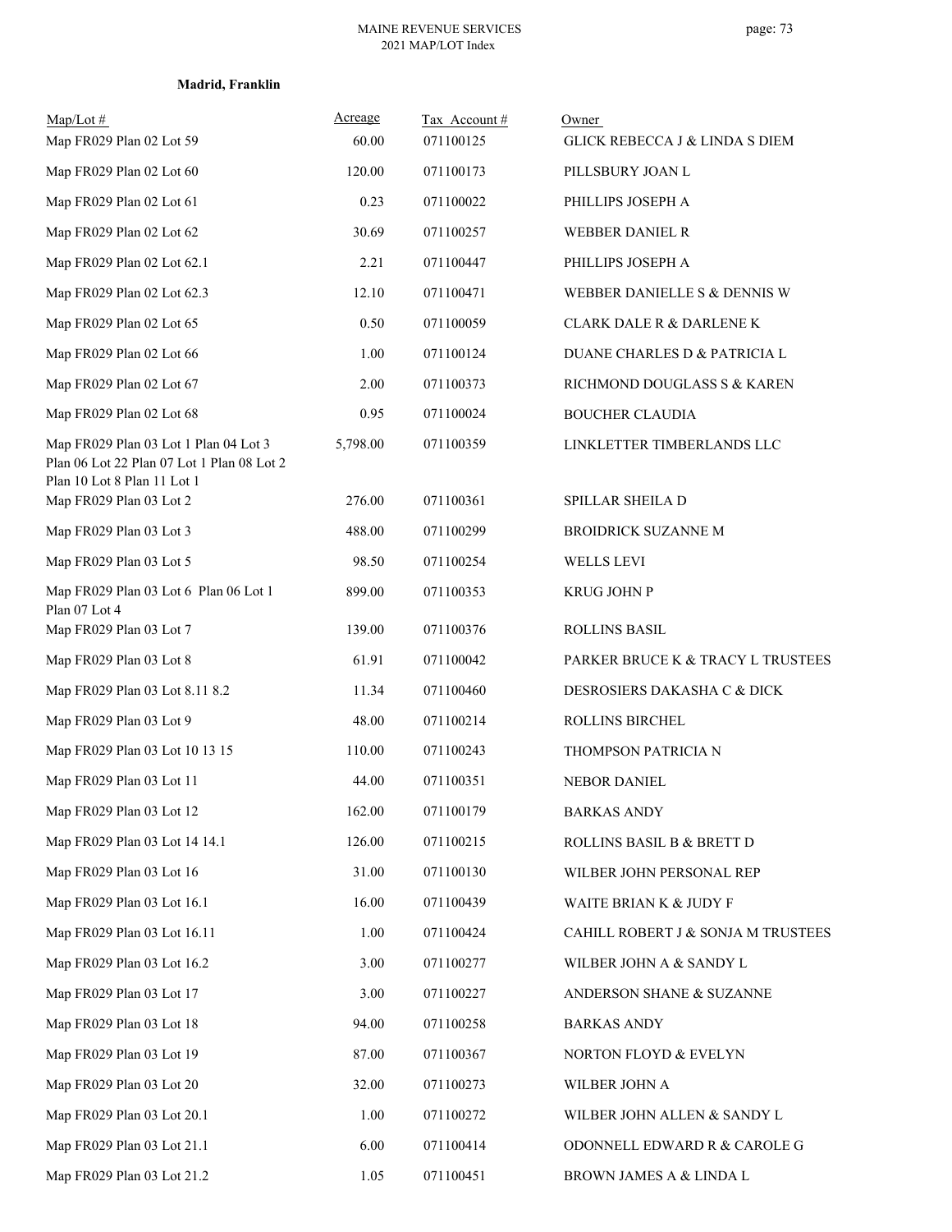**Madrid, Franklin**

| Map/Lot # | Acreage | Tax Account # | Owner |
|---|---|---|---|
| Map FR029 Plan 02 Lot 59 | 60.00 | 071100125 | GLICK REBECCA J & LINDA S DIEM |
| Map FR029 Plan 02 Lot 60 | 120.00 | 071100173 | PILLSBURY JOAN L |
| Map FR029 Plan 02 Lot 61 | 0.23 | 071100022 | PHILLIPS JOSEPH A |
| Map FR029 Plan 02 Lot 62 | 30.69 | 071100257 | WEBBER DANIEL R |
| Map FR029 Plan 02 Lot 62.1 | 2.21 | 071100447 | PHILLIPS JOSEPH A |
| Map FR029 Plan 02 Lot 62.3 | 12.10 | 071100471 | WEBBER DANIELLE S & DENNIS W |
| Map FR029 Plan 02 Lot 65 | 0.50 | 071100059 | CLARK DALE R & DARLENE K |
| Map FR029 Plan 02 Lot 66 | 1.00 | 071100124 | DUANE CHARLES D & PATRICIA L |
| Map FR029 Plan 02 Lot 67 | 2.00 | 071100373 | RICHMOND DOUGLASS S & KAREN |
| Map FR029 Plan 02 Lot 68 | 0.95 | 071100024 | BOUCHER CLAUDIA |
| Map FR029 Plan 03 Lot 1 Plan 04 Lot 3 Plan 06 Lot 22 Plan 07 Lot 1 Plan 08 Lot 2 Plan 10 Lot 8 Plan 11 Lot 1 | 5,798.00 | 071100359 | LINKLETTER TIMBERLANDS LLC |
| Map FR029 Plan 03 Lot 2 | 276.00 | 071100361 | SPILLAR SHEILA D |
| Map FR029 Plan 03 Lot 3 | 488.00 | 071100299 | BROIDRICK SUZANNE M |
| Map FR029 Plan 03 Lot 5 | 98.50 | 071100254 | WELLS LEVI |
| Map FR029 Plan 03 Lot 6 Plan 06 Lot 1 Plan 07 Lot 4 | 899.00 | 071100353 | KRUG JOHN P |
| Map FR029 Plan 03 Lot 7 | 139.00 | 071100376 | ROLLINS BASIL |
| Map FR029 Plan 03 Lot 8 | 61.91 | 071100042 | PARKER BRUCE K & TRACY L TRUSTEES |
| Map FR029 Plan 03 Lot 8.11 8.2 | 11.34 | 071100460 | DESROSIERS DAKASHA C & DICK |
| Map FR029 Plan 03 Lot 9 | 48.00 | 071100214 | ROLLINS BIRCHEL |
| Map FR029 Plan 03 Lot 10 13 15 | 110.00 | 071100243 | THOMPSON PATRICIA N |
| Map FR029 Plan 03 Lot 11 | 44.00 | 071100351 | NEBOR DANIEL |
| Map FR029 Plan 03 Lot 12 | 162.00 | 071100179 | BARKAS ANDY |
| Map FR029 Plan 03 Lot 14 14.1 | 126.00 | 071100215 | ROLLINS BASIL B & BRETT D |
| Map FR029 Plan 03 Lot 16 | 31.00 | 071100130 | WILBER JOHN PERSONAL REP |
| Map FR029 Plan 03 Lot 16.1 | 16.00 | 071100439 | WAITE BRIAN K & JUDY F |
| Map FR029 Plan 03 Lot 16.11 | 1.00 | 071100424 | CAHILL ROBERT J & SONJA M TRUSTEES |
| Map FR029 Plan 03 Lot 16.2 | 3.00 | 071100277 | WILBER JOHN A & SANDY L |
| Map FR029 Plan 03 Lot 17 | 3.00 | 071100227 | ANDERSON SHANE & SUZANNE |
| Map FR029 Plan 03 Lot 18 | 94.00 | 071100258 | BARKAS ANDY |
| Map FR029 Plan 03 Lot 19 | 87.00 | 071100367 | NORTON FLOYD & EVELYN |
| Map FR029 Plan 03 Lot 20 | 32.00 | 071100273 | WILBER JOHN A |
| Map FR029 Plan 03 Lot 20.1 | 1.00 | 071100272 | WILBER JOHN ALLEN & SANDY L |
| Map FR029 Plan 03 Lot 21.1 | 6.00 | 071100414 | ODONNELL EDWARD R & CAROLE G |
| Map FR029 Plan 03 Lot 21.2 | 1.05 | 071100451 | BROWN JAMES A & LINDA L |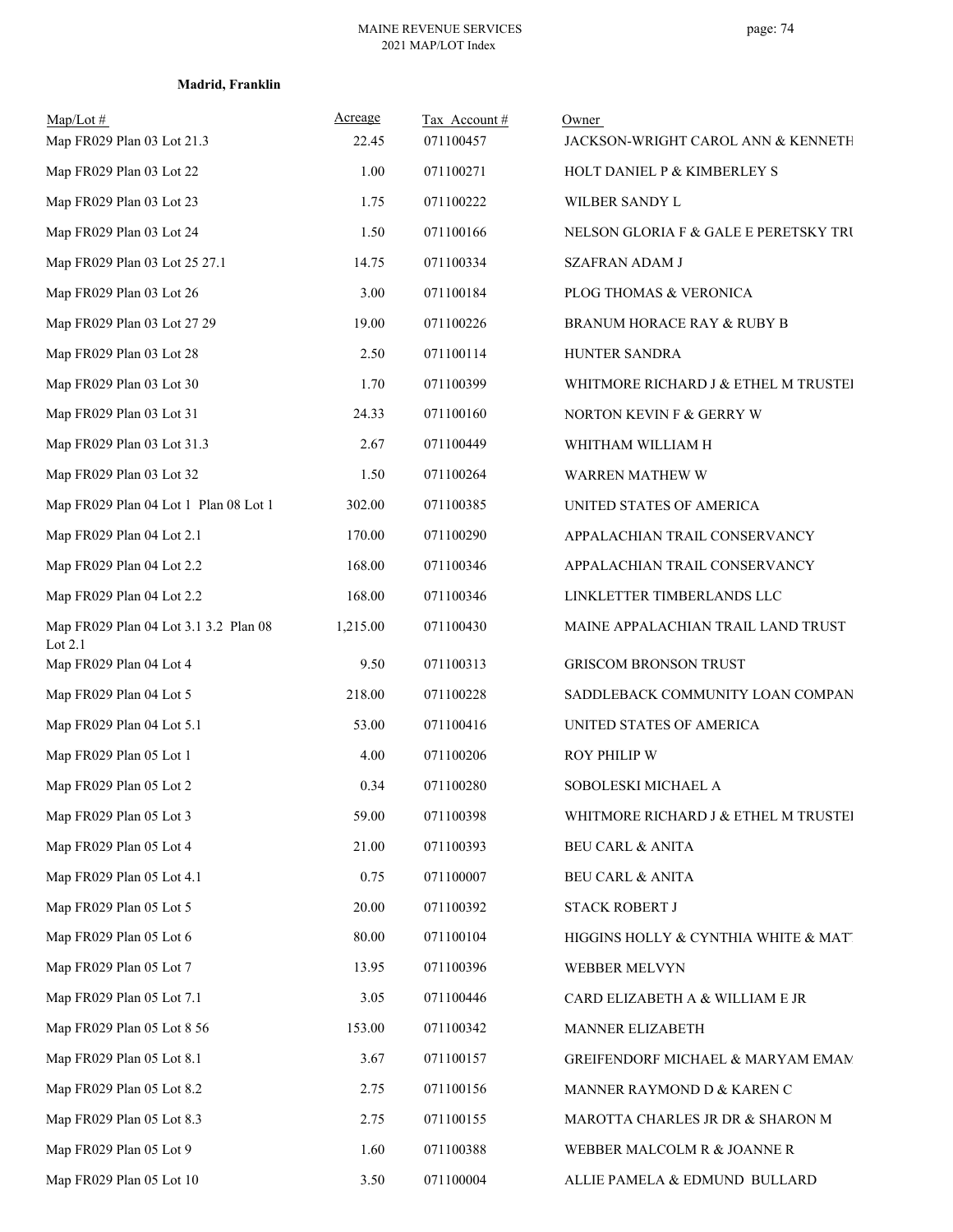**Madrid, Franklin**

| Map/Lot # | Acreage | Tax Account # | Owner |
|---|---|---|---|
| Map FR029 Plan 03 Lot 21.3 | 22.45 | 071100457 | JACKSON-WRIGHT CAROL ANN & KENNETH |
| Map FR029 Plan 03 Lot 22 | 1.00 | 071100271 | HOLT DANIEL P & KIMBERLEY S |
| Map FR029 Plan 03 Lot 23 | 1.75 | 071100222 | WILBER SANDY L |
| Map FR029 Plan 03 Lot 24 | 1.50 | 071100166 | NELSON GLORIA F & GALE E PERETSKY TRU |
| Map FR029 Plan 03 Lot 25 27.1 | 14.75 | 071100334 | SZAFRAN ADAM J |
| Map FR029 Plan 03 Lot 26 | 3.00 | 071100184 | PLOG THOMAS & VERONICA |
| Map FR029 Plan 03 Lot 27 29 | 19.00 | 071100226 | BRANUM HORACE RAY & RUBY B |
| Map FR029 Plan 03 Lot 28 | 2.50 | 071100114 | HUNTER SANDRA |
| Map FR029 Plan 03 Lot 30 | 1.70 | 071100399 | WHITMORE RICHARD J & ETHEL M TRUSTEI |
| Map FR029 Plan 03 Lot 31 | 24.33 | 071100160 | NORTON KEVIN F & GERRY W |
| Map FR029 Plan 03 Lot 31.3 | 2.67 | 071100449 | WHITHAM WILLIAM H |
| Map FR029 Plan 03 Lot 32 | 1.50 | 071100264 | WARREN MATHEW W |
| Map FR029 Plan 04 Lot 1 Plan 08 Lot 1 | 302.00 | 071100385 | UNITED STATES OF AMERICA |
| Map FR029 Plan 04 Lot 2.1 | 170.00 | 071100290 | APPALACHIAN TRAIL CONSERVANCY |
| Map FR029 Plan 04 Lot 2.2 | 168.00 | 071100346 | APPALACHIAN TRAIL CONSERVANCY |
| Map FR029 Plan 04 Lot 2.2 | 168.00 | 071100346 | LINKLETTER TIMBERLANDS LLC |
| Map FR029 Plan 04 Lot 3.1 3.2 Plan 08 Lot 2.1 | 1,215.00 | 071100430 | MAINE APPALACHIAN TRAIL LAND TRUST |
| Map FR029 Plan 04 Lot 4 | 9.50 | 071100313 | GRISCOM BRONSON TRUST |
| Map FR029 Plan 04 Lot 5 | 218.00 | 071100228 | SADDLEBACK COMMUNITY LOAN COMPAN |
| Map FR029 Plan 04 Lot 5.1 | 53.00 | 071100416 | UNITED STATES OF AMERICA |
| Map FR029 Plan 05 Lot 1 | 4.00 | 071100206 | ROY PHILIP W |
| Map FR029 Plan 05 Lot 2 | 0.34 | 071100280 | SOBOLESKI MICHAEL A |
| Map FR029 Plan 05 Lot 3 | 59.00 | 071100398 | WHITMORE RICHARD J & ETHEL M TRUSTEI |
| Map FR029 Plan 05 Lot 4 | 21.00 | 071100393 | BEU CARL & ANITA |
| Map FR029 Plan 05 Lot 4.1 | 0.75 | 071100007 | BEU CARL & ANITA |
| Map FR029 Plan 05 Lot 5 | 20.00 | 071100392 | STACK ROBERT J |
| Map FR029 Plan 05 Lot 6 | 80.00 | 071100104 | HIGGINS HOLLY & CYNTHIA WHITE & MATT |
| Map FR029 Plan 05 Lot 7 | 13.95 | 071100396 | WEBBER MELVYN |
| Map FR029 Plan 05 Lot 7.1 | 3.05 | 071100446 | CARD ELIZABETH A & WILLIAM E JR |
| Map FR029 Plan 05 Lot 8 56 | 153.00 | 071100342 | MANNER ELIZABETH |
| Map FR029 Plan 05 Lot 8.1 | 3.67 | 071100157 | GREIFENDORF MICHAEL & MARYAM EMAM |
| Map FR029 Plan 05 Lot 8.2 | 2.75 | 071100156 | MANNER RAYMOND D & KAREN C |
| Map FR029 Plan 05 Lot 8.3 | 2.75 | 071100155 | MAROTTA CHARLES JR DR & SHARON M |
| Map FR029 Plan 05 Lot 9 | 1.60 | 071100388 | WEBBER MALCOLM R & JOANNE R |
| Map FR029 Plan 05 Lot 10 | 3.50 | 071100004 | ALLIE PAMELA & EDMUND BULLARD |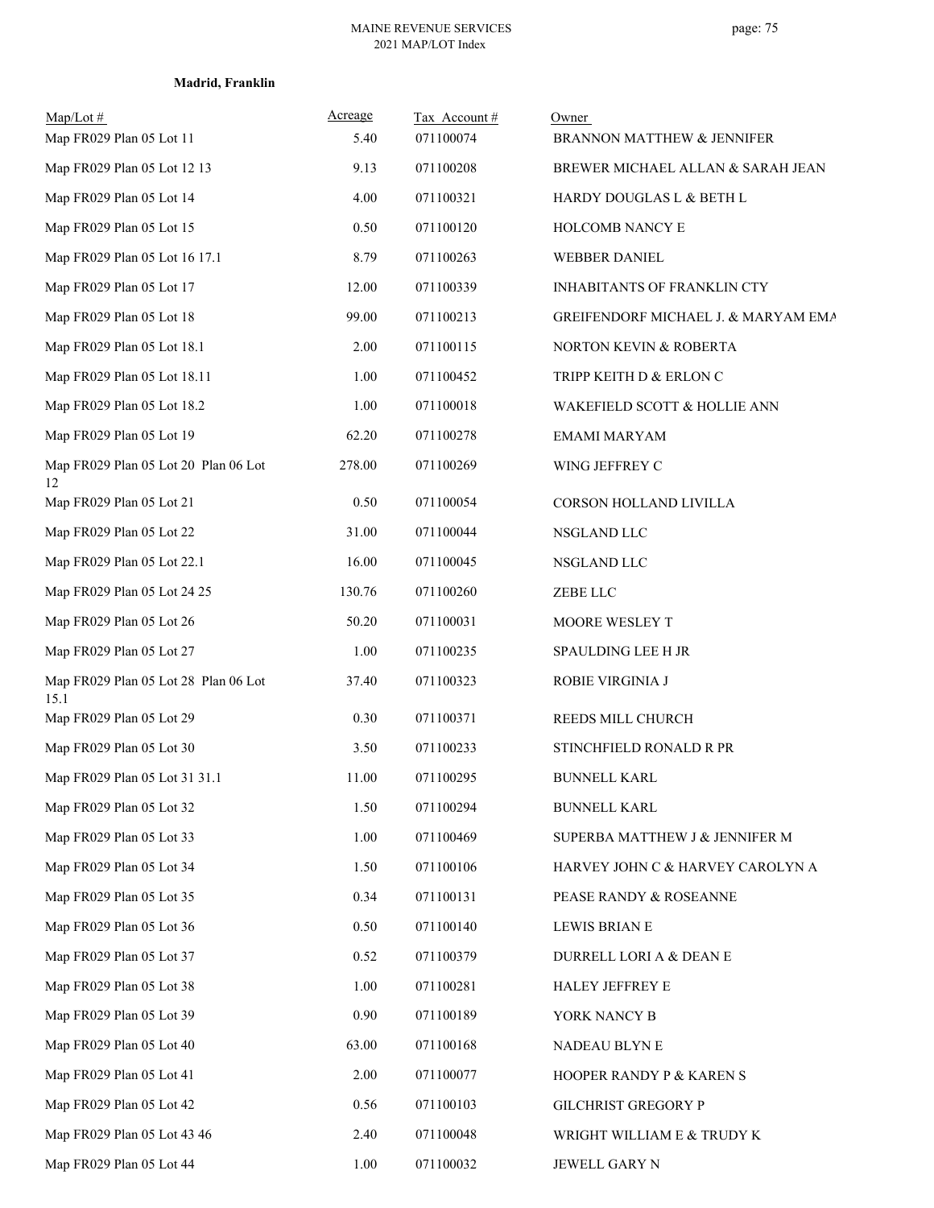**Madrid, Franklin**

| Map/Lot # | Acreage | Tax Account # | Owner |
|---|---|---|---|
| Map FR029 Plan 05 Lot 11 | 5.40 | 071100074 | BRANNON MATTHEW & JENNIFER |
| Map FR029 Plan 05 Lot 12 13 | 9.13 | 071100208 | BREWER MICHAEL ALLAN & SARAH JEAN |
| Map FR029 Plan 05 Lot 14 | 4.00 | 071100321 | HARDY DOUGLAS L & BETH L |
| Map FR029 Plan 05 Lot 15 | 0.50 | 071100120 | HOLCOMB NANCY E |
| Map FR029 Plan 05 Lot 16 17.1 | 8.79 | 071100263 | WEBBER DANIEL |
| Map FR029 Plan 05 Lot 17 | 12.00 | 071100339 | INHABITANTS OF FRANKLIN CTY |
| Map FR029 Plan 05 Lot 18 | 99.00 | 071100213 | GREIFENDORF MICHAEL J. & MARYAM EMA |
| Map FR029 Plan 05 Lot 18.1 | 2.00 | 071100115 | NORTON KEVIN & ROBERTA |
| Map FR029 Plan 05 Lot 18.11 | 1.00 | 071100452 | TRIPP KEITH D & ERLON C |
| Map FR029 Plan 05 Lot 18.2 | 1.00 | 071100018 | WAKEFIELD SCOTT & HOLLIE ANN |
| Map FR029 Plan 05 Lot 19 | 62.20 | 071100278 | EMAMI MARYAM |
| Map FR029 Plan 05 Lot 20 Plan 06 Lot 12 | 278.00 | 071100269 | WING JEFFREY C |
| Map FR029 Plan 05 Lot 21 | 0.50 | 071100054 | CORSON HOLLAND LIVILLA |
| Map FR029 Plan 05 Lot 22 | 31.00 | 071100044 | NSGLAND LLC |
| Map FR029 Plan 05 Lot 22.1 | 16.00 | 071100045 | NSGLAND LLC |
| Map FR029 Plan 05 Lot 24 25 | 130.76 | 071100260 | ZEBE LLC |
| Map FR029 Plan 05 Lot 26 | 50.20 | 071100031 | MOORE WESLEY T |
| Map FR029 Plan 05 Lot 27 | 1.00 | 071100235 | SPAULDING LEE H JR |
| Map FR029 Plan 05 Lot 28 Plan 06 Lot 15.1 | 37.40 | 071100323 | ROBIE VIRGINIA J |
| Map FR029 Plan 05 Lot 29 | 0.30 | 071100371 | REEDS MILL CHURCH |
| Map FR029 Plan 05 Lot 30 | 3.50 | 071100233 | STINCHFIELD RONALD R PR |
| Map FR029 Plan 05 Lot 31 31.1 | 11.00 | 071100295 | BUNNELL KARL |
| Map FR029 Plan 05 Lot 32 | 1.50 | 071100294 | BUNNELL KARL |
| Map FR029 Plan 05 Lot 33 | 1.00 | 071100469 | SUPERBA MATTHEW J & JENNIFER M |
| Map FR029 Plan 05 Lot 34 | 1.50 | 071100106 | HARVEY JOHN C & HARVEY CAROLYN A |
| Map FR029 Plan 05 Lot 35 | 0.34 | 071100131 | PEASE RANDY & ROSEANNE |
| Map FR029 Plan 05 Lot 36 | 0.50 | 071100140 | LEWIS BRIAN E |
| Map FR029 Plan 05 Lot 37 | 0.52 | 071100379 | DURRELL LORI A & DEAN E |
| Map FR029 Plan 05 Lot 38 | 1.00 | 071100281 | HALEY JEFFREY E |
| Map FR029 Plan 05 Lot 39 | 0.90 | 071100189 | YORK NANCY B |
| Map FR029 Plan 05 Lot 40 | 63.00 | 071100168 | NADEAU BLYN E |
| Map FR029 Plan 05 Lot 41 | 2.00 | 071100077 | HOOPER RANDY P & KAREN S |
| Map FR029 Plan 05 Lot 42 | 0.56 | 071100103 | GILCHRIST GREGORY P |
| Map FR029 Plan 05 Lot 43 46 | 2.40 | 071100048 | WRIGHT WILLIAM E & TRUDY K |
| Map FR029 Plan 05 Lot 44 | 1.00 | 071100032 | JEWELL GARY N |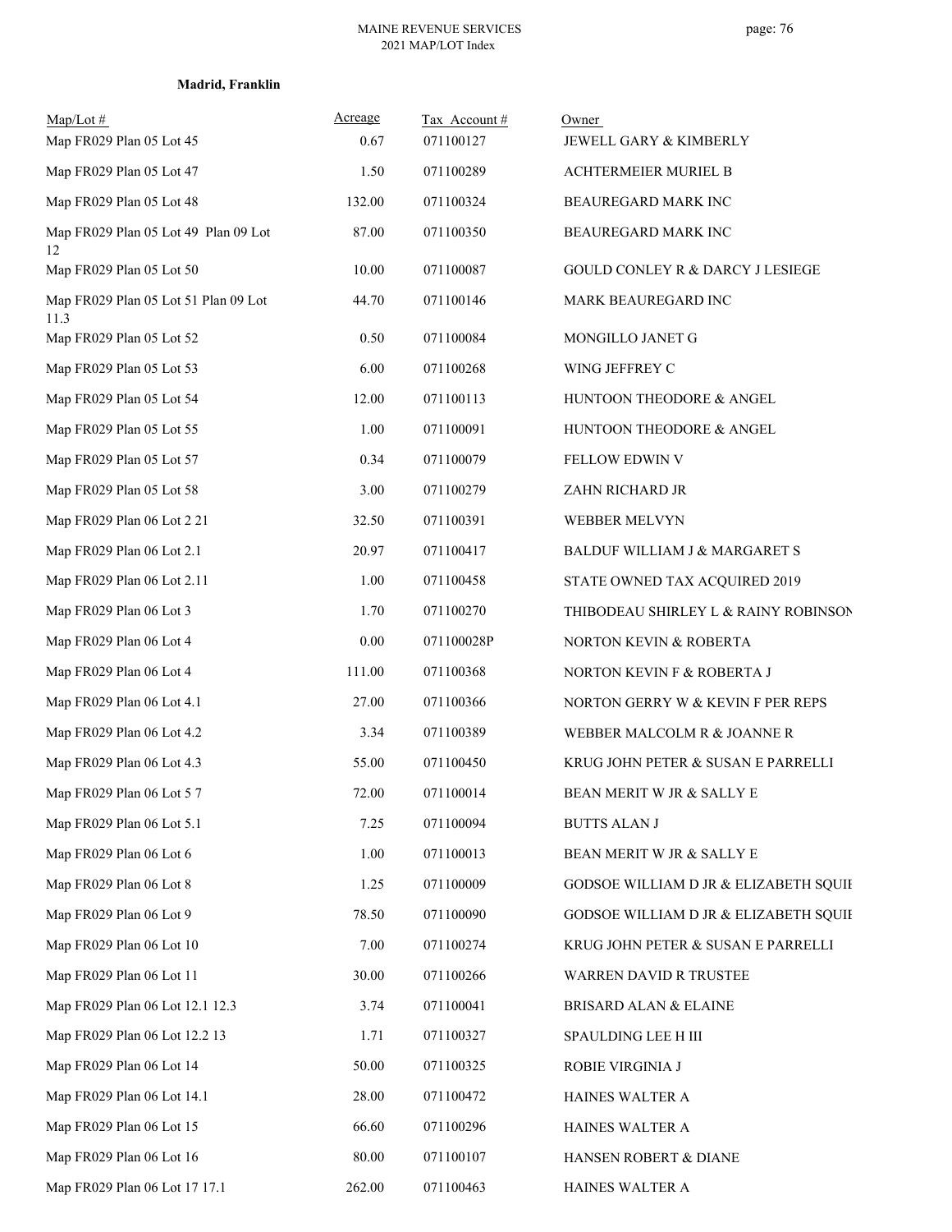**Madrid, Franklin**

| Map/Lot # | Acreage | Tax Account # | Owner |
|---|---|---|---|
| Map FR029 Plan 05 Lot 45 | 0.67 | 071100127 | JEWELL GARY & KIMBERLY |
| Map FR029 Plan 05 Lot 47 | 1.50 | 071100289 | ACHTERMEIER MURIEL B |
| Map FR029 Plan 05 Lot 48 | 132.00 | 071100324 | BEAUREGARD MARK INC |
| Map FR029 Plan 05 Lot 49 Plan 09 Lot 12 | 87.00 | 071100350 | BEAUREGARD MARK INC |
| Map FR029 Plan 05 Lot 50 | 10.00 | 071100087 | GOULD CONLEY R & DARCY J LESIEGE |
| Map FR029 Plan 05 Lot 51 Plan 09 Lot 11.3 | 44.70 | 071100146 | MARK BEAUREGARD INC |
| Map FR029 Plan 05 Lot 52 | 0.50 | 071100084 | MONGILLO JANET G |
| Map FR029 Plan 05 Lot 53 | 6.00 | 071100268 | WING JEFFREY C |
| Map FR029 Plan 05 Lot 54 | 12.00 | 071100113 | HUNTOON THEODORE & ANGEL |
| Map FR029 Plan 05 Lot 55 | 1.00 | 071100091 | HUNTOON THEODORE & ANGEL |
| Map FR029 Plan 05 Lot 57 | 0.34 | 071100079 | FELLOW EDWIN V |
| Map FR029 Plan 05 Lot 58 | 3.00 | 071100279 | ZAHN RICHARD JR |
| Map FR029 Plan 06 Lot 2 21 | 32.50 | 071100391 | WEBBER MELVYN |
| Map FR029 Plan 06 Lot 2.1 | 20.97 | 071100417 | BALDUF WILLIAM J & MARGARET S |
| Map FR029 Plan 06 Lot 2.11 | 1.00 | 071100458 | STATE OWNED TAX ACQUIRED 2019 |
| Map FR029 Plan 06 Lot 3 | 1.70 | 071100270 | THIBODEAU SHIRLEY L & RAINY ROBINSON |
| Map FR029 Plan 06 Lot 4 | 0.00 | 071100028P | NORTON KEVIN & ROBERTA |
| Map FR029 Plan 06 Lot 4 | 111.00 | 071100368 | NORTON KEVIN F & ROBERTA J |
| Map FR029 Plan 06 Lot 4.1 | 27.00 | 071100366 | NORTON GERRY W & KEVIN F PER REPS |
| Map FR029 Plan 06 Lot 4.2 | 3.34 | 071100389 | WEBBER MALCOLM R & JOANNE R |
| Map FR029 Plan 06 Lot 4.3 | 55.00 | 071100450 | KRUG JOHN PETER & SUSAN E PARRELLI |
| Map FR029 Plan 06 Lot 5 7 | 72.00 | 071100014 | BEAN MERIT W JR & SALLY E |
| Map FR029 Plan 06 Lot 5.1 | 7.25 | 071100094 | BUTTS ALAN J |
| Map FR029 Plan 06 Lot 6 | 1.00 | 071100013 | BEAN MERIT W JR & SALLY E |
| Map FR029 Plan 06 Lot 8 | 1.25 | 071100009 | GODSOE WILLIAM D JR & ELIZABETH SQUII |
| Map FR029 Plan 06 Lot 9 | 78.50 | 071100090 | GODSOE WILLIAM D JR & ELIZABETH SQUII |
| Map FR029 Plan 06 Lot 10 | 7.00 | 071100274 | KRUG JOHN PETER & SUSAN E PARRELLI |
| Map FR029 Plan 06 Lot 11 | 30.00 | 071100266 | WARREN DAVID R TRUSTEE |
| Map FR029 Plan 06 Lot 12.1 12.3 | 3.74 | 071100041 | BRISARD ALAN & ELAINE |
| Map FR029 Plan 06 Lot 12.2 13 | 1.71 | 071100327 | SPAULDING LEE H III |
| Map FR029 Plan 06 Lot 14 | 50.00 | 071100325 | ROBIE VIRGINIA J |
| Map FR029 Plan 06 Lot 14.1 | 28.00 | 071100472 | HAINES WALTER A |
| Map FR029 Plan 06 Lot 15 | 66.60 | 071100296 | HAINES WALTER A |
| Map FR029 Plan 06 Lot 16 | 80.00 | 071100107 | HANSEN ROBERT & DIANE |
| Map FR029 Plan 06 Lot 17 17.1 | 262.00 | 071100463 | HAINES WALTER A |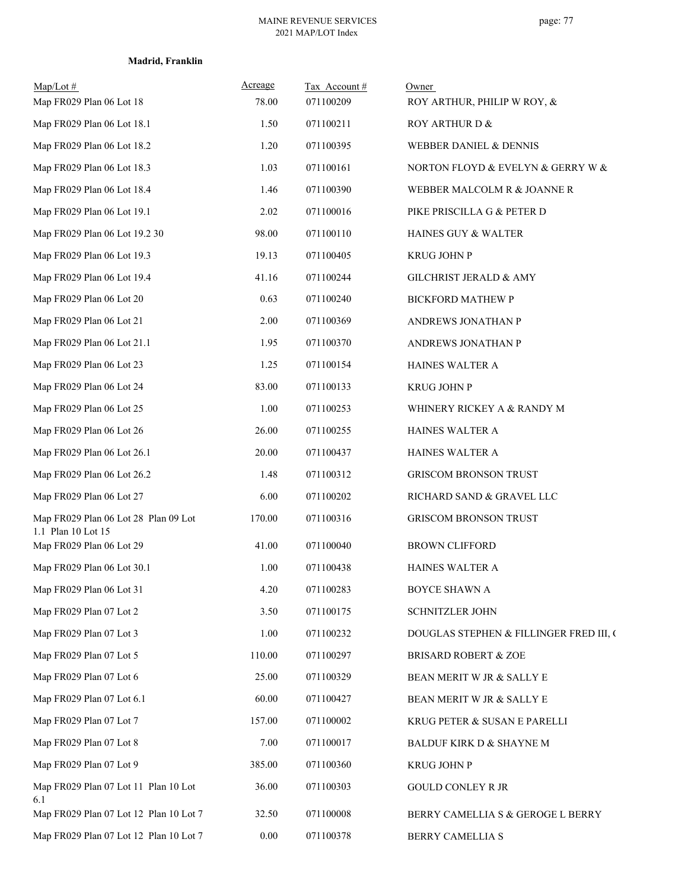**Madrid, Franklin**

| Map/Lot # | Acreage | Tax Account # | Owner |
|---|---|---|---|
| Map FR029 Plan 06 Lot 18 | 78.00 | 071100209 | ROY ARTHUR, PHILIP W ROY, & |
| Map FR029 Plan 06 Lot 18.1 | 1.50 | 071100211 | ROY ARTHUR D & |
| Map FR029 Plan 06 Lot 18.2 | 1.20 | 071100395 | WEBBER DANIEL & DENNIS |
| Map FR029 Plan 06 Lot 18.3 | 1.03 | 071100161 | NORTON FLOYD & EVELYN & GERRY W & |
| Map FR029 Plan 06 Lot 18.4 | 1.46 | 071100390 | WEBBER MALCOLM R & JOANNE R |
| Map FR029 Plan 06 Lot 19.1 | 2.02 | 071100016 | PIKE PRISCILLA G & PETER D |
| Map FR029 Plan 06 Lot 19.2 30 | 98.00 | 071100110 | HAINES GUY & WALTER |
| Map FR029 Plan 06 Lot 19.3 | 19.13 | 071100405 | KRUG JOHN P |
| Map FR029 Plan 06 Lot 19.4 | 41.16 | 071100244 | GILCHRIST JERALD & AMY |
| Map FR029 Plan 06 Lot 20 | 0.63 | 071100240 | BICKFORD MATHEW P |
| Map FR029 Plan 06 Lot 21 | 2.00 | 071100369 | ANDREWS JONATHAN P |
| Map FR029 Plan 06 Lot 21.1 | 1.95 | 071100370 | ANDREWS JONATHAN P |
| Map FR029 Plan 06 Lot 23 | 1.25 | 071100154 | HAINES WALTER A |
| Map FR029 Plan 06 Lot 24 | 83.00 | 071100133 | KRUG JOHN P |
| Map FR029 Plan 06 Lot 25 | 1.00 | 071100253 | WHINERY RICKEY A & RANDY M |
| Map FR029 Plan 06 Lot 26 | 26.00 | 071100255 | HAINES WALTER A |
| Map FR029 Plan 06 Lot 26.1 | 20.00 | 071100437 | HAINES WALTER A |
| Map FR029 Plan 06 Lot 26.2 | 1.48 | 071100312 | GRISCOM BRONSON TRUST |
| Map FR029 Plan 06 Lot 27 | 6.00 | 071100202 | RICHARD SAND & GRAVEL LLC |
| Map FR029 Plan 06 Lot 28 Plan 09 Lot 1.1 Plan 10 Lot 15 | 170.00 | 071100316 | GRISCOM BRONSON TRUST |
| Map FR029 Plan 06 Lot 29 | 41.00 | 071100040 | BROWN CLIFFORD |
| Map FR029 Plan 06 Lot 30.1 | 1.00 | 071100438 | HAINES WALTER A |
| Map FR029 Plan 06 Lot 31 | 4.20 | 071100283 | BOYCE SHAWN A |
| Map FR029 Plan 07 Lot 2 | 3.50 | 071100175 | SCHNITZLER JOHN |
| Map FR029 Plan 07 Lot 3 | 1.00 | 071100232 | DOUGLAS STEPHEN & FILLINGER FRED III, ( |
| Map FR029 Plan 07 Lot 5 | 110.00 | 071100297 | BRISARD ROBERT & ZOE |
| Map FR029 Plan 07 Lot 6 | 25.00 | 071100329 | BEAN MERIT W JR & SALLY E |
| Map FR029 Plan 07 Lot 6.1 | 60.00 | 071100427 | BEAN MERIT W JR & SALLY E |
| Map FR029 Plan 07 Lot 7 | 157.00 | 071100002 | KRUG PETER & SUSAN E PARELLI |
| Map FR029 Plan 07 Lot 8 | 7.00 | 071100017 | BALDUF KIRK D & SHAYNE M |
| Map FR029 Plan 07 Lot 9 | 385.00 | 071100360 | KRUG JOHN P |
| Map FR029 Plan 07 Lot 11 Plan 10 Lot 6.1 | 36.00 | 071100303 | GOULD CONLEY R JR |
| Map FR029 Plan 07 Lot 12 Plan 10 Lot 7 | 32.50 | 071100008 | BERRY CAMELLIA S & GEROGE L BERRY |
| Map FR029 Plan 07 Lot 12 Plan 10 Lot 7 | 0.00 | 071100378 | BERRY CAMELLIA S |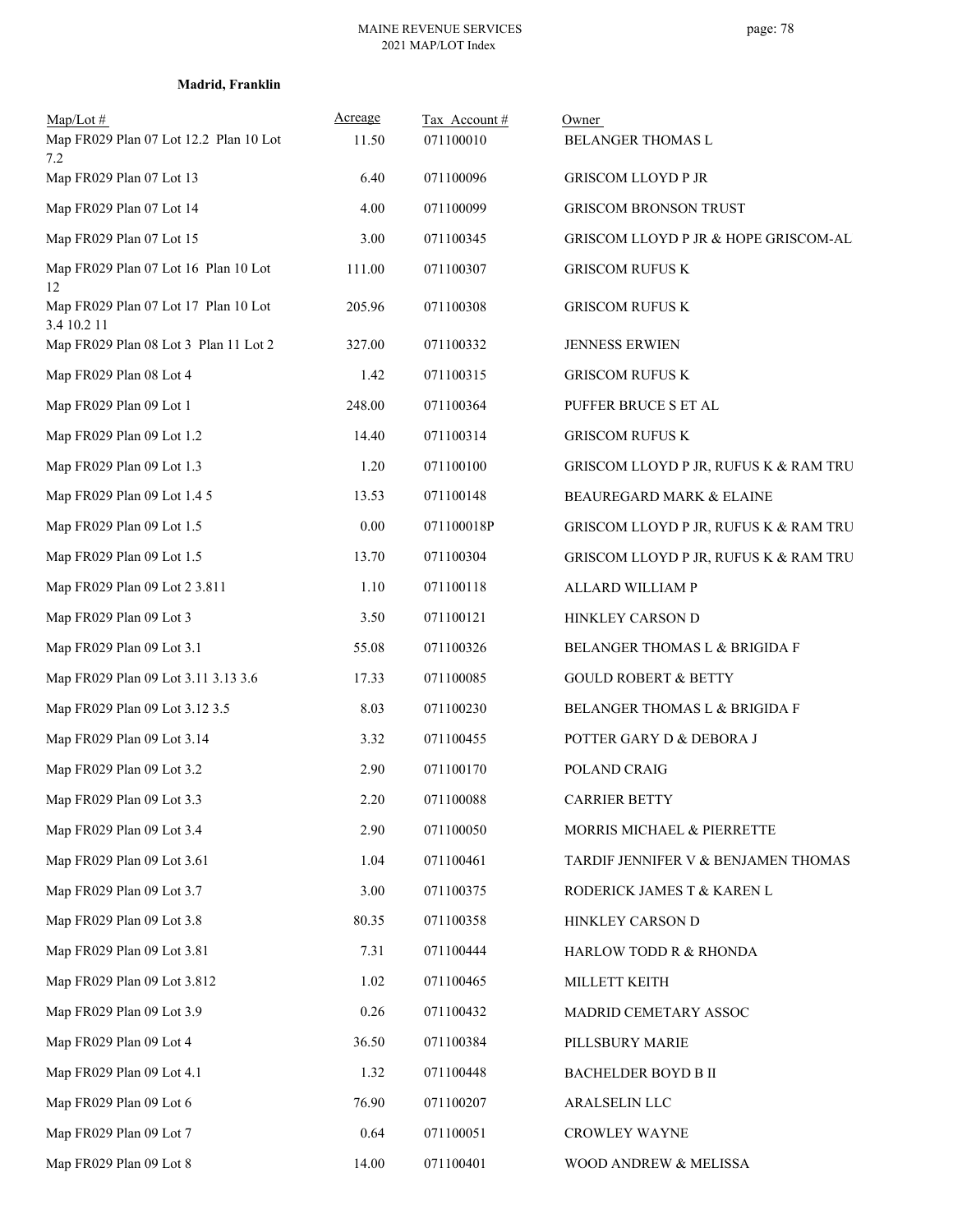**Madrid, Franklin**

| Map/Lot # | Acreage | Tax Account # | Owner |
|---|---|---|---|
| Map FR029 Plan 07 Lot 12.2 Plan 10 Lot 7.2 | 11.50 | 071100010 | BELANGER THOMAS L |
| Map FR029 Plan 07 Lot 13 | 6.40 | 071100096 | GRISCOM LLOYD P JR |
| Map FR029 Plan 07 Lot 14 | 4.00 | 071100099 | GRISCOM BRONSON TRUST |
| Map FR029 Plan 07 Lot 15 | 3.00 | 071100345 | GRISCOM LLOYD P JR & HOPE GRISCOM-AL |
| Map FR029 Plan 07 Lot 16 Plan 10 Lot 12 | 111.00 | 071100307 | GRISCOM RUFUS K |
| Map FR029 Plan 07 Lot 17 Plan 10 Lot 3.4 10.2 11 | 205.96 | 071100308 | GRISCOM RUFUS K |
| Map FR029 Plan 08 Lot 3 Plan 11 Lot 2 | 327.00 | 071100332 | JENNESS ERWIEN |
| Map FR029 Plan 08 Lot 4 | 1.42 | 071100315 | GRISCOM RUFUS K |
| Map FR029 Plan 09 Lot 1 | 248.00 | 071100364 | PUFFER BRUCE S ET AL |
| Map FR029 Plan 09 Lot 1.2 | 14.40 | 071100314 | GRISCOM RUFUS K |
| Map FR029 Plan 09 Lot 1.3 | 1.20 | 071100100 | GRISCOM LLOYD P JR, RUFUS K & RAM TRU |
| Map FR029 Plan 09 Lot 1.4 5 | 13.53 | 071100148 | BEAUREGARD MARK & ELAINE |
| Map FR029 Plan 09 Lot 1.5 | 0.00 | 071100018P | GRISCOM LLOYD P JR, RUFUS K & RAM TRU |
| Map FR029 Plan 09 Lot 1.5 | 13.70 | 071100304 | GRISCOM LLOYD P JR, RUFUS K & RAM TRU |
| Map FR029 Plan 09 Lot 2 3.811 | 1.10 | 071100118 | ALLARD WILLIAM P |
| Map FR029 Plan 09 Lot 3 | 3.50 | 071100121 | HINKLEY CARSON D |
| Map FR029 Plan 09 Lot 3.1 | 55.08 | 071100326 | BELANGER THOMAS L & BRIGIDA F |
| Map FR029 Plan 09 Lot 3.11 3.13 3.6 | 17.33 | 071100085 | GOULD ROBERT & BETTY |
| Map FR029 Plan 09 Lot 3.12 3.5 | 8.03 | 071100230 | BELANGER THOMAS L & BRIGIDA F |
| Map FR029 Plan 09 Lot 3.14 | 3.32 | 071100455 | POTTER GARY D & DEBORA J |
| Map FR029 Plan 09 Lot 3.2 | 2.90 | 071100170 | POLAND CRAIG |
| Map FR029 Plan 09 Lot 3.3 | 2.20 | 071100088 | CARRIER BETTY |
| Map FR029 Plan 09 Lot 3.4 | 2.90 | 071100050 | MORRIS MICHAEL & PIERRETTE |
| Map FR029 Plan 09 Lot 3.61 | 1.04 | 071100461 | TARDIF JENNIFER V & BENJAMEN THOMAS |
| Map FR029 Plan 09 Lot 3.7 | 3.00 | 071100375 | RODERICK JAMES T & KAREN L |
| Map FR029 Plan 09 Lot 3.8 | 80.35 | 071100358 | HINKLEY CARSON D |
| Map FR029 Plan 09 Lot 3.81 | 7.31 | 071100444 | HARLOW TODD R & RHONDA |
| Map FR029 Plan 09 Lot 3.812 | 1.02 | 071100465 | MILLETT KEITH |
| Map FR029 Plan 09 Lot 3.9 | 0.26 | 071100432 | MADRID CEMETARY ASSOC |
| Map FR029 Plan 09 Lot 4 | 36.50 | 071100384 | PILLSBURY MARIE |
| Map FR029 Plan 09 Lot 4.1 | 1.32 | 071100448 | BACHELDER BOYD B II |
| Map FR029 Plan 09 Lot 6 | 76.90 | 071100207 | ARALSELIN LLC |
| Map FR029 Plan 09 Lot 7 | 0.64 | 071100051 | CROWLEY WAYNE |
| Map FR029 Plan 09 Lot 8 | 14.00 | 071100401 | WOOD ANDREW & MELISSA |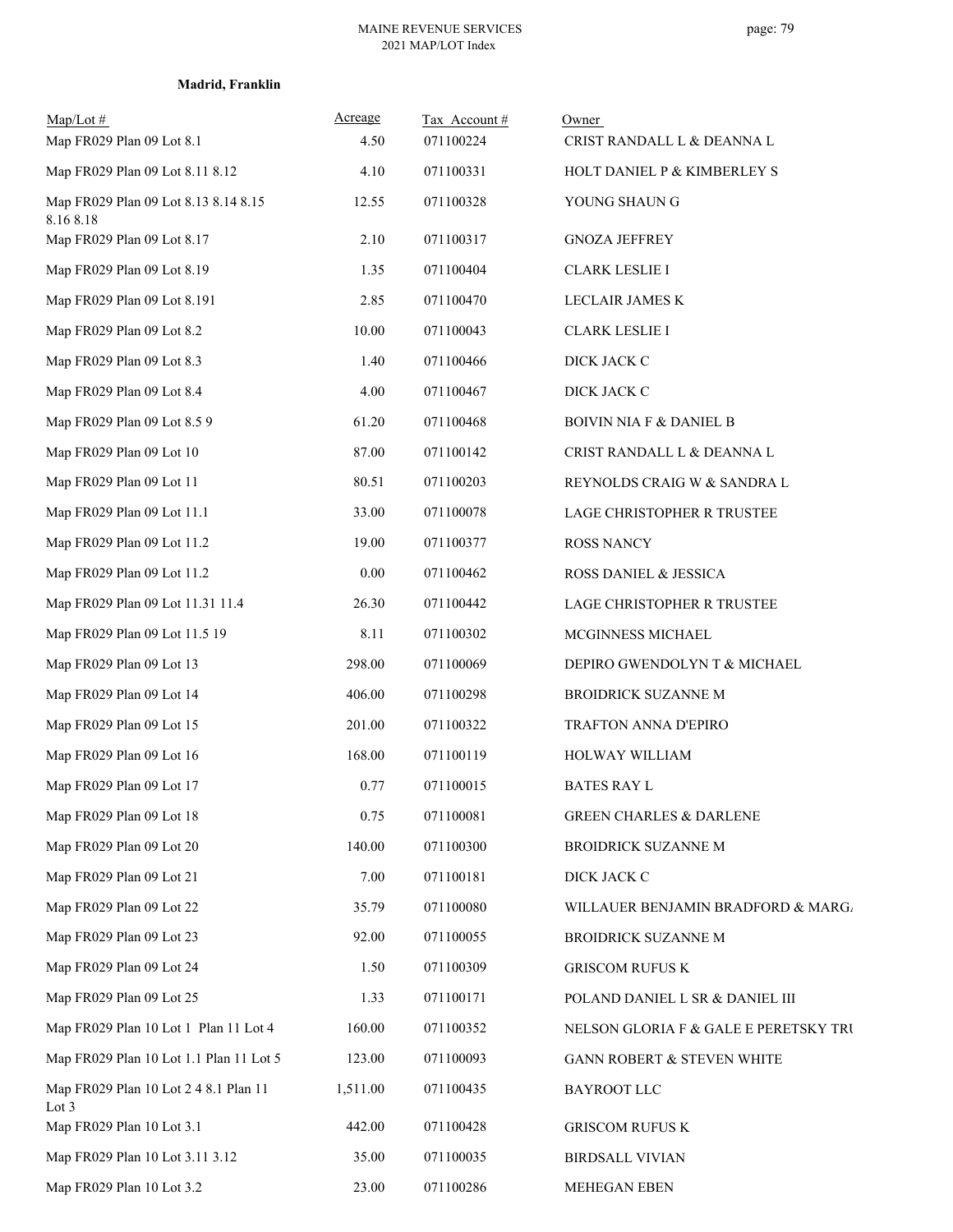**Madrid, Franklin**

| Map/Lot # | Acreage | Tax Account # | Owner |
|---|---|---|---|
| Map FR029 Plan 09 Lot 8.1 | 4.50 | 071100224 | CRIST RANDALL L & DEANNA L |
| Map FR029 Plan 09 Lot 8.11 8.12 | 4.10 | 071100331 | HOLT DANIEL P & KIMBERLEY S |
| Map FR029 Plan 09 Lot 8.13 8.14 8.15 8.16 8.18 | 12.55 | 071100328 | YOUNG SHAUN G |
| Map FR029 Plan 09 Lot 8.17 | 2.10 | 071100317 | GNOZA JEFFREY |
| Map FR029 Plan 09 Lot 8.19 | 1.35 | 071100404 | CLARK LESLIE I |
| Map FR029 Plan 09 Lot 8.191 | 2.85 | 071100470 | LECLAIR JAMES K |
| Map FR029 Plan 09 Lot 8.2 | 10.00 | 071100043 | CLARK LESLIE I |
| Map FR029 Plan 09 Lot 8.3 | 1.40 | 071100466 | DICK JACK C |
| Map FR029 Plan 09 Lot 8.4 | 4.00 | 071100467 | DICK JACK C |
| Map FR029 Plan 09 Lot 8.5 9 | 61.20 | 071100468 | BOIVIN NIA F & DANIEL B |
| Map FR029 Plan 09 Lot 10 | 87.00 | 071100142 | CRIST RANDALL L & DEANNA L |
| Map FR029 Plan 09 Lot 11 | 80.51 | 071100203 | REYNOLDS CRAIG W & SANDRA L |
| Map FR029 Plan 09 Lot 11.1 | 33.00 | 071100078 | LAGE CHRISTOPHER R TRUSTEE |
| Map FR029 Plan 09 Lot 11.2 | 19.00 | 071100377 | ROSS NANCY |
| Map FR029 Plan 09 Lot 11.2 | 0.00 | 071100462 | ROSS DANIEL & JESSICA |
| Map FR029 Plan 09 Lot 11.31 11.4 | 26.30 | 071100442 | LAGE CHRISTOPHER R TRUSTEE |
| Map FR029 Plan 09 Lot 11.5 19 | 8.11 | 071100302 | MCGINNESS MICHAEL |
| Map FR029 Plan 09 Lot 13 | 298.00 | 071100069 | DEPIRO GWENDOLYN T & MICHAEL |
| Map FR029 Plan 09 Lot 14 | 406.00 | 071100298 | BROIDRICK SUZANNE M |
| Map FR029 Plan 09 Lot 15 | 201.00 | 071100322 | TRAFTON ANNA D'EPIRO |
| Map FR029 Plan 09 Lot 16 | 168.00 | 071100119 | HOLWAY WILLIAM |
| Map FR029 Plan 09 Lot 17 | 0.77 | 071100015 | BATES RAY L |
| Map FR029 Plan 09 Lot 18 | 0.75 | 071100081 | GREEN CHARLES & DARLENE |
| Map FR029 Plan 09 Lot 20 | 140.00 | 071100300 | BROIDRICK SUZANNE M |
| Map FR029 Plan 09 Lot 21 | 7.00 | 071100181 | DICK JACK C |
| Map FR029 Plan 09 Lot 22 | 35.79 | 071100080 | WILLAUER BENJAMIN BRADFORD & MARG/ |
| Map FR029 Plan 09 Lot 23 | 92.00 | 071100055 | BROIDRICK SUZANNE M |
| Map FR029 Plan 09 Lot 24 | 1.50 | 071100309 | GRISCOM RUFUS K |
| Map FR029 Plan 09 Lot 25 | 1.33 | 071100171 | POLAND DANIEL L SR & DANIEL III |
| Map FR029 Plan 10 Lot 1 Plan 11 Lot 4 | 160.00 | 071100352 | NELSON GLORIA F & GALE E PERETSKY TRU |
| Map FR029 Plan 10 Lot 1.1 Plan 11 Lot 5 | 123.00 | 071100093 | GANN ROBERT & STEVEN WHITE |
| Map FR029 Plan 10 Lot 2 4 8.1 Plan 11 Lot 3 | 1,511.00 | 071100435 | BAYROOT LLC |
| Map FR029 Plan 10 Lot 3.1 | 442.00 | 071100428 | GRISCOM RUFUS K |
| Map FR029 Plan 10 Lot 3.11 3.12 | 35.00 | 071100035 | BIRDSALL VIVIAN |
| Map FR029 Plan 10 Lot 3.2 | 23.00 | 071100286 | MEHEGAN EBEN |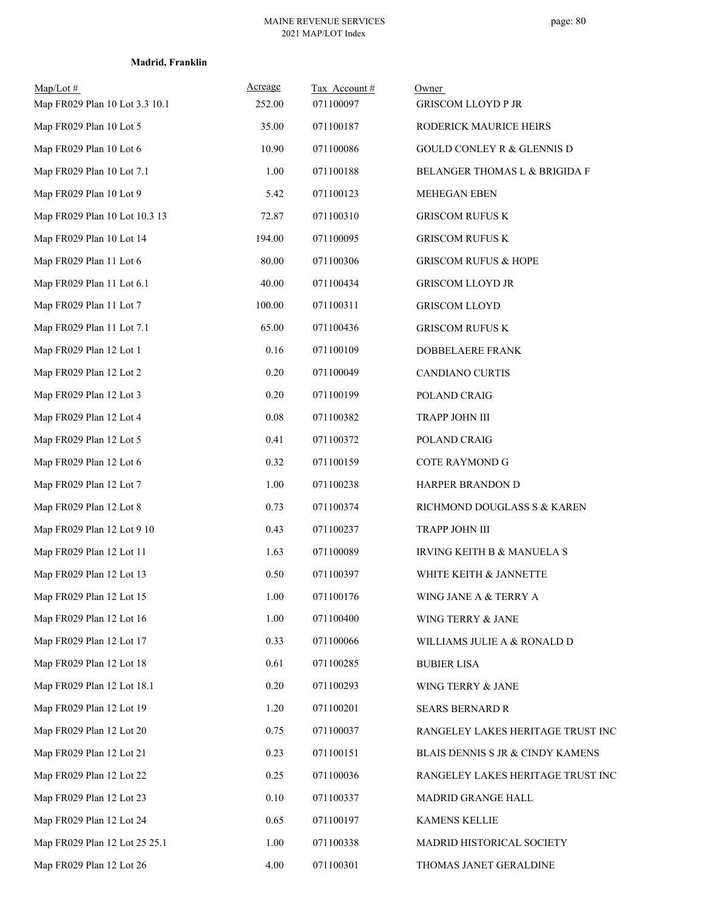**Madrid, Franklin**

| Map/Lot # | Acreage | Tax Account # | Owner |
|---|---|---|---|
| Map FR029 Plan 10 Lot 3.3 10.1 | 252.00 | 071100097 | GRISCOM LLOYD P JR |
| Map FR029 Plan 10 Lot 5 | 35.00 | 071100187 | RODERICK MAURICE HEIRS |
| Map FR029 Plan 10 Lot 6 | 10.90 | 071100086 | GOULD CONLEY R & GLENNIS D |
| Map FR029 Plan 10 Lot 7.1 | 1.00 | 071100188 | BELANGER THOMAS L & BRIGIDA F |
| Map FR029 Plan 10 Lot 9 | 5.42 | 071100123 | MEHEGAN EBEN |
| Map FR029 Plan 10 Lot 10.3 13 | 72.87 | 071100310 | GRISCOM RUFUS K |
| Map FR029 Plan 10 Lot 14 | 194.00 | 071100095 | GRISCOM RUFUS K |
| Map FR029 Plan 11 Lot 6 | 80.00 | 071100306 | GRISCOM RUFUS & HOPE |
| Map FR029 Plan 11 Lot 6.1 | 40.00 | 071100434 | GRISCOM LLOYD JR |
| Map FR029 Plan 11 Lot 7 | 100.00 | 071100311 | GRISCOM LLOYD |
| Map FR029 Plan 11 Lot 7.1 | 65.00 | 071100436 | GRISCOM RUFUS K |
| Map FR029 Plan 12 Lot 1 | 0.16 | 071100109 | DOBBELAERE FRANK |
| Map FR029 Plan 12 Lot 2 | 0.20 | 071100049 | CANDIANO CURTIS |
| Map FR029 Plan 12 Lot 3 | 0.20 | 071100199 | POLAND CRAIG |
| Map FR029 Plan 12 Lot 4 | 0.08 | 071100382 | TRAPP JOHN III |
| Map FR029 Plan 12 Lot 5 | 0.41 | 071100372 | POLAND CRAIG |
| Map FR029 Plan 12 Lot 6 | 0.32 | 071100159 | COTE RAYMOND G |
| Map FR029 Plan 12 Lot 7 | 1.00 | 071100238 | HARPER BRANDON D |
| Map FR029 Plan 12 Lot 8 | 0.73 | 071100374 | RICHMOND DOUGLASS S & KAREN |
| Map FR029 Plan 12 Lot 9 10 | 0.43 | 071100237 | TRAPP JOHN III |
| Map FR029 Plan 12 Lot 11 | 1.63 | 071100089 | IRVING KEITH B & MANUELA S |
| Map FR029 Plan 12 Lot 13 | 0.50 | 071100397 | WHITE KEITH & JANNETTE |
| Map FR029 Plan 12 Lot 15 | 1.00 | 071100176 | WING JANE A & TERRY A |
| Map FR029 Plan 12 Lot 16 | 1.00 | 071100400 | WING TERRY & JANE |
| Map FR029 Plan 12 Lot 17 | 0.33 | 071100066 | WILLIAMS JULIE A & RONALD D |
| Map FR029 Plan 12 Lot 18 | 0.61 | 071100285 | BUBIER LISA |
| Map FR029 Plan 12 Lot 18.1 | 0.20 | 071100293 | WING TERRY & JANE |
| Map FR029 Plan 12 Lot 19 | 1.20 | 071100201 | SEARS BERNARD R |
| Map FR029 Plan 12 Lot 20 | 0.75 | 071100037 | RANGELEY LAKES HERITAGE TRUST INC |
| Map FR029 Plan 12 Lot 21 | 0.23 | 071100151 | BLAIS DENNIS S JR & CINDY KAMENS |
| Map FR029 Plan 12 Lot 22 | 0.25 | 071100036 | RANGELEY LAKES HERITAGE TRUST INC |
| Map FR029 Plan 12 Lot 23 | 0.10 | 071100337 | MADRID GRANGE HALL |
| Map FR029 Plan 12 Lot 24 | 0.65 | 071100197 | KAMENS KELLIE |
| Map FR029 Plan 12 Lot 25 25.1 | 1.00 | 071100338 | MADRID HISTORICAL SOCIETY |
| Map FR029 Plan 12 Lot 26 | 4.00 | 071100301 | THOMAS JANET GERALDINE |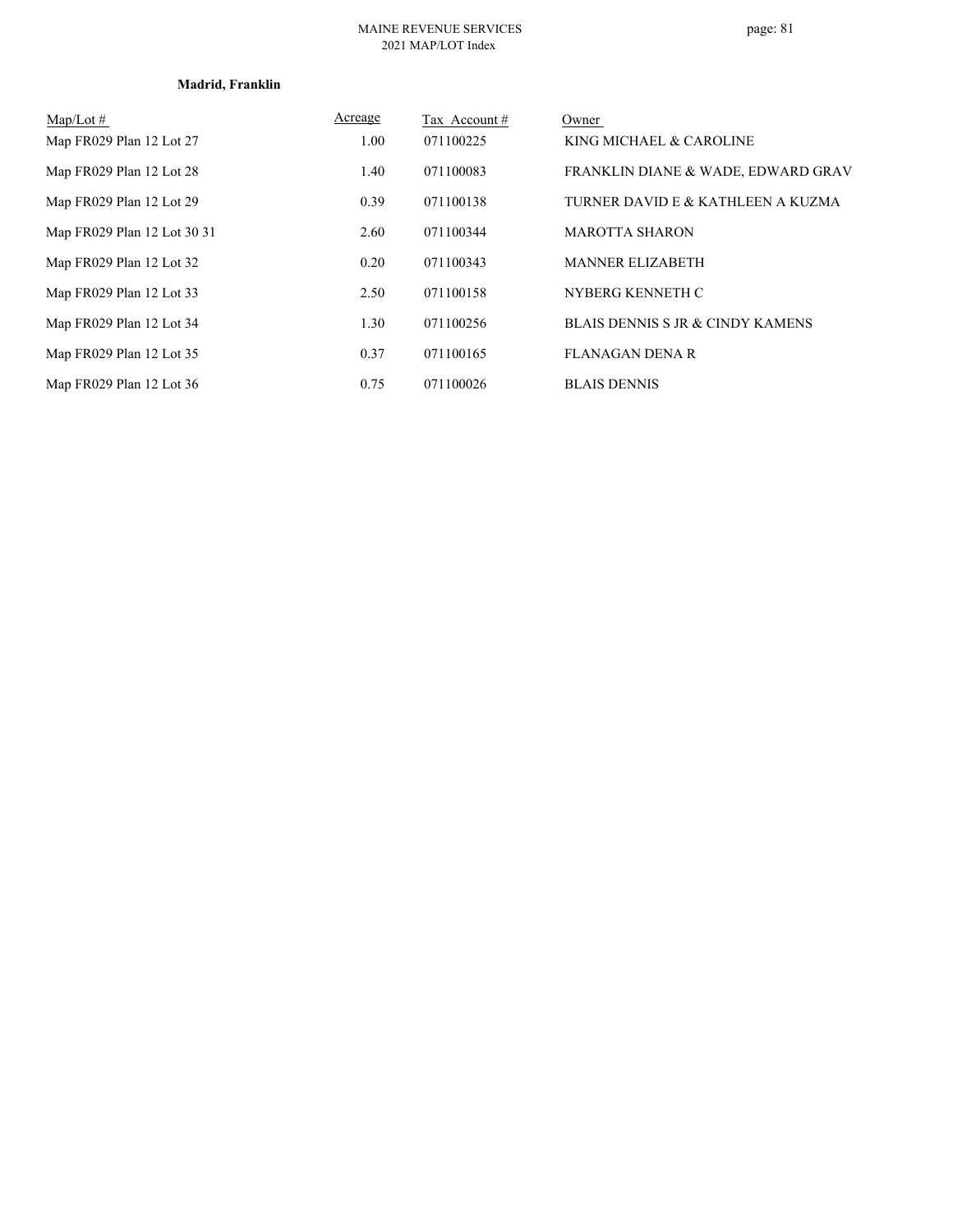**Madrid, Franklin**

| Map/Lot # | Acreage | Tax Account # | Owner |
|---|---|---|---|
| Map FR029 Plan 12 Lot 27 | 1.00 | 071100225 | KING MICHAEL & CAROLINE |
| Map FR029 Plan 12 Lot 28 | 1.40 | 071100083 | FRANKLIN DIANE & WADE, EDWARD GRAV |
| Map FR029 Plan 12 Lot 29 | 0.39 | 071100138 | TURNER DAVID E & KATHLEEN A KUZMA |
| Map FR029 Plan 12 Lot 30 31 | 2.60 | 071100344 | MAROTTA SHARON |
| Map FR029 Plan 12 Lot 32 | 0.20 | 071100343 | MANNER ELIZABETH |
| Map FR029 Plan 12 Lot 33 | 2.50 | 071100158 | NYBERG KENNETH C |
| Map FR029 Plan 12 Lot 34 | 1.30 | 071100256 | BLAIS DENNIS S JR & CINDY KAMENS |
| Map FR029 Plan 12 Lot 35 | 0.37 | 071100165 | FLANAGAN DENA R |
| Map FR029 Plan 12 Lot 36 | 0.75 | 071100026 | BLAIS DENNIS |